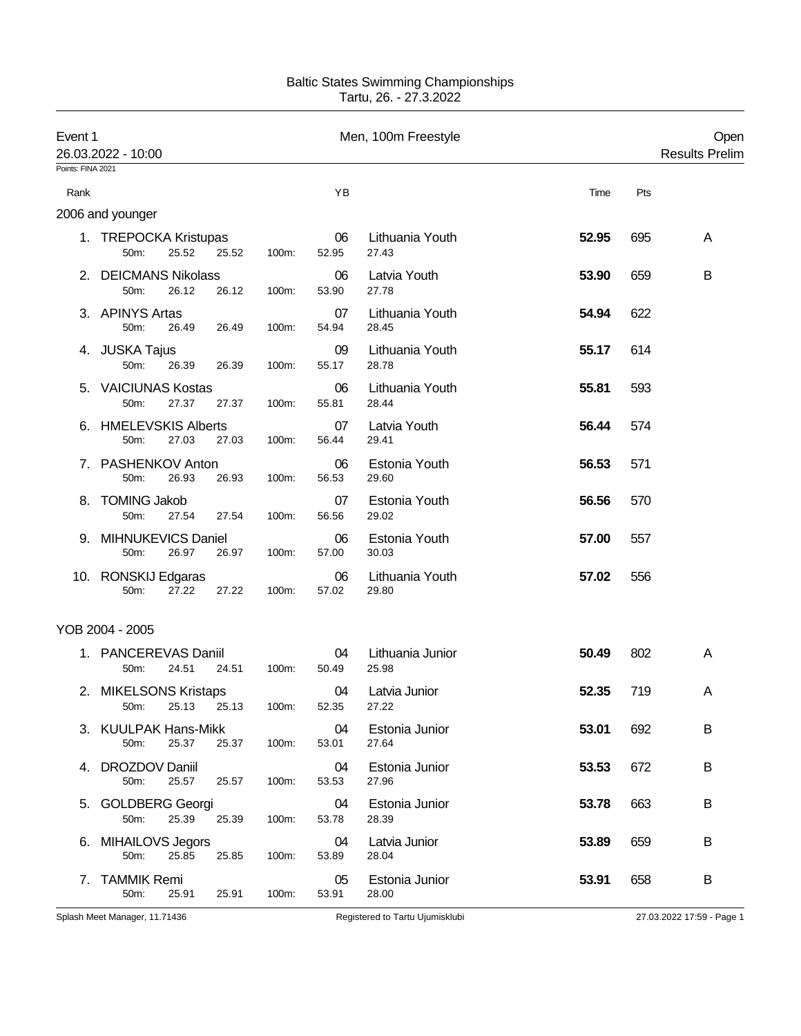Baltic States Swimming Championships
Tartu, 26. - 27.3.2022

Event 1 — Men, 100m Freestyle — Open

26.03.2022 - 10:00 — Results Prelim

Points: FINA 2021

## 2006 and younger

| Rank | Name | YB | Team | 50m | 100m | Split | Time | Pts | |
|---|---|---|---|---|---|---|---|---|---|
| 1. | TREPOCKA Kristupas | 06 | Lithuania Youth | 25.52 | 52.95 | 27.43 | **52.95** | 695 | A |
| 2. | DEICMANS Nikolass | 06 | Latvia Youth | 26.12 | 53.90 | 27.78 | **53.90** | 659 | B |
| 3. | APINYS Artas | 07 | Lithuania Youth | 26.49 | 54.94 | 28.45 | **54.94** | 622 | |
| 4. | JUSKA Tajus | 09 | Lithuania Youth | 26.39 | 55.17 | 28.78 | **55.17** | 614 | |
| 5. | VAICIUNAS Kostas | 06 | Lithuania Youth | 27.37 | 55.81 | 28.44 | **55.81** | 593 | |
| 6. | HMELEVSKIS Alberts | 07 | Latvia Youth | 27.03 | 56.44 | 29.41 | **56.44** | 574 | |
| 7. | PASHENKOV Anton | 06 | Estonia Youth | 26.93 | 56.53 | 29.60 | **56.53** | 571 | |
| 8. | TOMING Jakob | 07 | Estonia Youth | 27.54 | 56.56 | 29.02 | **56.56** | 570 | |
| 9. | MIHNUKEVICS Daniel | 06 | Estonia Youth | 26.97 | 57.00 | 30.03 | **57.00** | 557 | |
| 10. | RONSKIJ Edgaras | 06 | Lithuania Youth | 27.22 | 57.02 | 29.80 | **57.02** | 556 | |

## YOB 2004 - 2005

| Rank | Name | YB | Team | 50m | 100m | Split | Time | Pts | |
|---|---|---|---|---|---|---|---|---|---|
| 1. | PANCEREVAS Daniil | 04 | Lithuania Junior | 24.51 | 50.49 | 25.98 | **50.49** | 802 | A |
| 2. | MIKELSONS Kristaps | 04 | Latvia Junior | 25.13 | 52.35 | 27.22 | **52.35** | 719 | A |
| 3. | KUULPAK Hans-Mikk | 04 | Estonia Junior | 25.37 | 53.01 | 27.64 | **53.01** | 692 | B |
| 4. | DROZDOV Daniil | 04 | Estonia Junior | 25.57 | 53.53 | 27.96 | **53.53** | 672 | B |
| 5. | GOLDBERG Georgi | 04 | Estonia Junior | 25.39 | 53.78 | 28.39 | **53.78** | 663 | B |
| 6. | MIHAILOVS Jegors | 04 | Latvia Junior | 25.85 | 53.89 | 28.04 | **53.89** | 659 | B |
| 7. | TAMMIK Remi | 05 | Estonia Junior | 25.91 | 53.91 | 28.00 | **53.91** | 658 | B |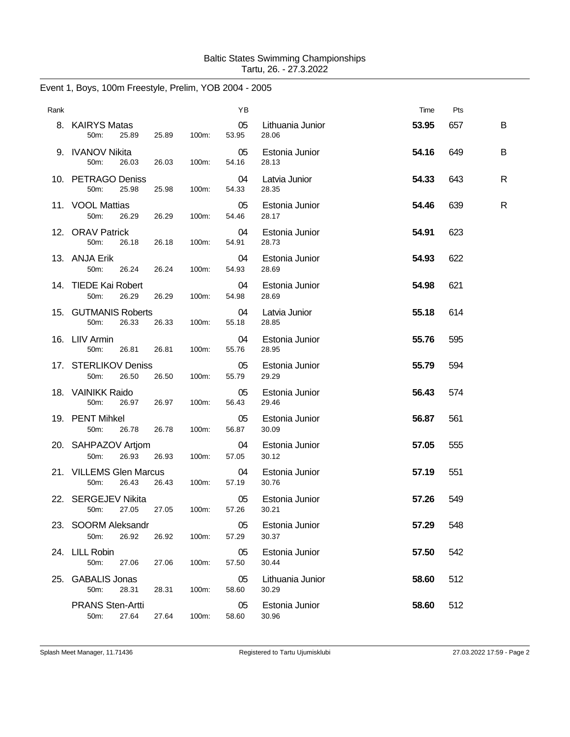Baltic States Swimming Championships
Tartu, 26. - 27.3.2022

## Event 1, Boys, 100m Freestyle, Prelim, YOB 2004 - 2005

| Rank | Name | | | | | YB | Club | Time | Pts | |
|---|---|---|---|---|---|---|---|---|---|---|
| 8. | KAIRYS Matas | | | | | 05 | Lithuania Junior | **53.95** | 657 | B |
| | 50m: | 25.89 | 25.89 | 100m: | 53.95 | | 28.06 | | | |
| 9. | IVANOV Nikita | | | | | 05 | Estonia Junior | **54.16** | 649 | B |
| | 50m: | 26.03 | 26.03 | 100m: | 54.16 | | 28.13 | | | |
| 10. | PETRAGO Deniss | | | | | 04 | Latvia Junior | **54.33** | 643 | R |
| | 50m: | 25.98 | 25.98 | 100m: | 54.33 | | 28.35 | | | |
| 11. | VOOL Mattias | | | | | 05 | Estonia Junior | **54.46** | 639 | R |
| | 50m: | 26.29 | 26.29 | 100m: | 54.46 | | 28.17 | | | |
| 12. | ORAV Patrick | | | | | 04 | Estonia Junior | **54.91** | 623 | |
| | 50m: | 26.18 | 26.18 | 100m: | 54.91 | | 28.73 | | | |
| 13. | ANJA Erik | | | | | 04 | Estonia Junior | **54.93** | 622 | |
| | 50m: | 26.24 | 26.24 | 100m: | 54.93 | | 28.69 | | | |
| 14. | TIEDE Kai Robert | | | | | 04 | Estonia Junior | **54.98** | 621 | |
| | 50m: | 26.29 | 26.29 | 100m: | 54.98 | | 28.69 | | | |
| 15. | GUTMANIS Roberts | | | | | 04 | Latvia Junior | **55.18** | 614 | |
| | 50m: | 26.33 | 26.33 | 100m: | 55.18 | | 28.85 | | | |
| 16. | LIIV Armin | | | | | 04 | Estonia Junior | **55.76** | 595 | |
| | 50m: | 26.81 | 26.81 | 100m: | 55.76 | | 28.95 | | | |
| 17. | STERLIKOV Deniss | | | | | 05 | Estonia Junior | **55.79** | 594 | |
| | 50m: | 26.50 | 26.50 | 100m: | 55.79 | | 29.29 | | | |
| 18. | VAINIKK Raido | | | | | 05 | Estonia Junior | **56.43** | 574 | |
| | 50m: | 26.97 | 26.97 | 100m: | 56.43 | | 29.46 | | | |
| 19. | PENT Mihkel | | | | | 05 | Estonia Junior | **56.87** | 561 | |
| | 50m: | 26.78 | 26.78 | 100m: | 56.87 | | 30.09 | | | |
| 20. | SAHPAZOV Artjom | | | | | 04 | Estonia Junior | **57.05** | 555 | |
| | 50m: | 26.93 | 26.93 | 100m: | 57.05 | | 30.12 | | | |
| 21. | VILLEMS Glen Marcus | | | | | 04 | Estonia Junior | **57.19** | 551 | |
| | 50m: | 26.43 | 26.43 | 100m: | 57.19 | | 30.76 | | | |
| 22. | SERGEJEV Nikita | | | | | 05 | Estonia Junior | **57.26** | 549 | |
| | 50m: | 27.05 | 27.05 | 100m: | 57.26 | | 30.21 | | | |
| 23. | SOORM Aleksandr | | | | | 05 | Estonia Junior | **57.29** | 548 | |
| | 50m: | 26.92 | 26.92 | 100m: | 57.29 | | 30.37 | | | |
| 24. | LILL Robin | | | | | 05 | Estonia Junior | **57.50** | 542 | |
| | 50m: | 27.06 | 27.06 | 100m: | 57.50 | | 30.44 | | | |
| 25. | GABALIS Jonas | | | | | 05 | Lithuania Junior | **58.60** | 512 | |
| | 50m: | 28.31 | 28.31 | 100m: | 58.60 | | 30.29 | | | |
| | PRANS Sten-Artti | | | | | 05 | Estonia Junior | **58.60** | 512 | |
| | 50m: | 27.64 | 27.64 | 100m: | 58.60 | | 30.96 | | | |

Splash Meet Manager, 11.71436 Registered to Tartu Ujumisklubi 27.03.2022 17:59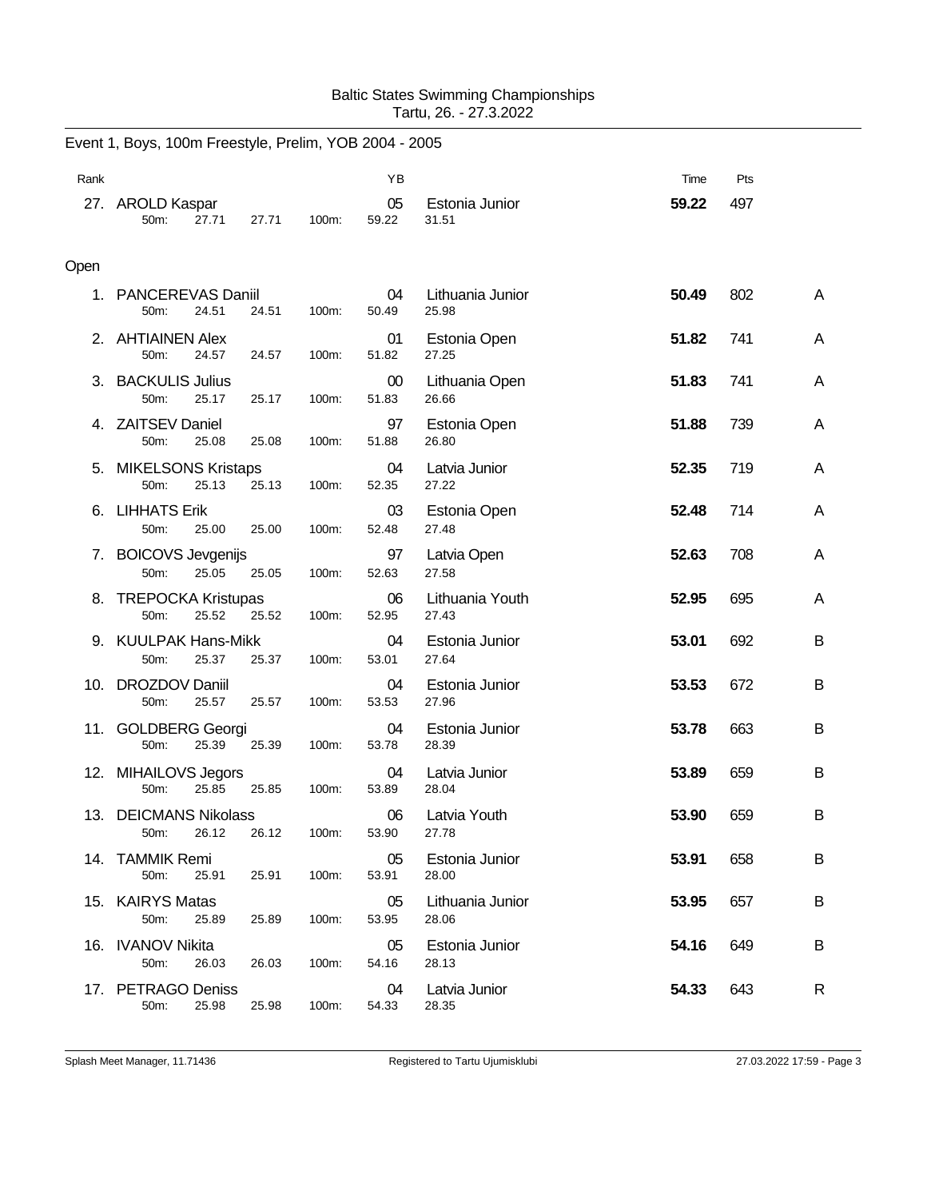Baltic States Swimming Championships
Tartu, 26. - 27.3.2022

## Event 1, Boys, 100m Freestyle, Prelim, YOB 2004 - 2005

| Rank | Name | YB | Team | Time | Pts | |
|---|---|---|---|---|---|---|
| 27. | AROLD Kaspar | 05 | Estonia Junior | **59.22** | 497 | |
| | 50m: 27.71 27.71 100m: 59.22 31.51 | | | | | |

### Open

| Rank | Name | YB | Team | Time | Pts | |
|---|---|---|---|---|---|---|
| 1. | PANCEREVAS Daniil | 04 | Lithuania Junior | **50.49** | 802 | A |
| | 50m: 24.51 24.51 100m: 50.49 25.98 | | | | | |
| 2. | AHTIAINEN Alex | 01 | Estonia Open | **51.82** | 741 | A |
| | 50m: 24.57 24.57 100m: 51.82 27.25 | | | | | |
| 3. | BACKULIS Julius | 00 | Lithuania Open | **51.83** | 741 | A |
| | 50m: 25.17 25.17 100m: 51.83 26.66 | | | | | |
| 4. | ZAITSEV Daniel | 97 | Estonia Open | **51.88** | 739 | A |
| | 50m: 25.08 25.08 100m: 51.88 26.80 | | | | | |
| 5. | MIKELSONS Kristaps | 04 | Latvia Junior | **52.35** | 719 | A |
| | 50m: 25.13 25.13 100m: 52.35 27.22 | | | | | |
| 6. | LIHHATS Erik | 03 | Estonia Open | **52.48** | 714 | A |
| | 50m: 25.00 25.00 100m: 52.48 27.48 | | | | | |
| 7. | BOICOVS Jevgenijs | 97 | Latvia Open | **52.63** | 708 | A |
| | 50m: 25.05 25.05 100m: 52.63 27.58 | | | | | |
| 8. | TREPOCKA Kristupas | 06 | Lithuania Youth | **52.95** | 695 | A |
| | 50m: 25.52 25.52 100m: 52.95 27.43 | | | | | |
| 9. | KUULPAK Hans-Mikk | 04 | Estonia Junior | **53.01** | 692 | B |
| | 50m: 25.37 25.37 100m: 53.01 27.64 | | | | | |
| 10. | DROZDOV Daniil | 04 | Estonia Junior | **53.53** | 672 | B |
| | 50m: 25.57 25.57 100m: 53.53 27.96 | | | | | |
| 11. | GOLDBERG Georgi | 04 | Estonia Junior | **53.78** | 663 | B |
| | 50m: 25.39 25.39 100m: 53.78 28.39 | | | | | |
| 12. | MIHAILOVS Jegors | 04 | Latvia Junior | **53.89** | 659 | B |
| | 50m: 25.85 25.85 100m: 53.89 28.04 | | | | | |
| 13. | DEICMANS Nikolass | 06 | Latvia Youth | **53.90** | 659 | B |
| | 50m: 26.12 26.12 100m: 53.90 27.78 | | | | | |
| 14. | TAMMIK Remi | 05 | Estonia Junior | **53.91** | 658 | B |
| | 50m: 25.91 25.91 100m: 53.91 28.00 | | | | | |
| 15. | KAIRYS Matas | 05 | Lithuania Junior | **53.95** | 657 | B |
| | 50m: 25.89 25.89 100m: 53.95 28.06 | | | | | |
| 16. | IVANOV Nikita | 05 | Estonia Junior | **54.16** | 649 | B |
| | 50m: 26.03 26.03 100m: 54.16 28.13 | | | | | |
| 17. | PETRAGO Deniss | 04 | Latvia Junior | **54.33** | 643 | R |
| | 50m: 25.98 25.98 100m: 54.33 28.35 | | | | | |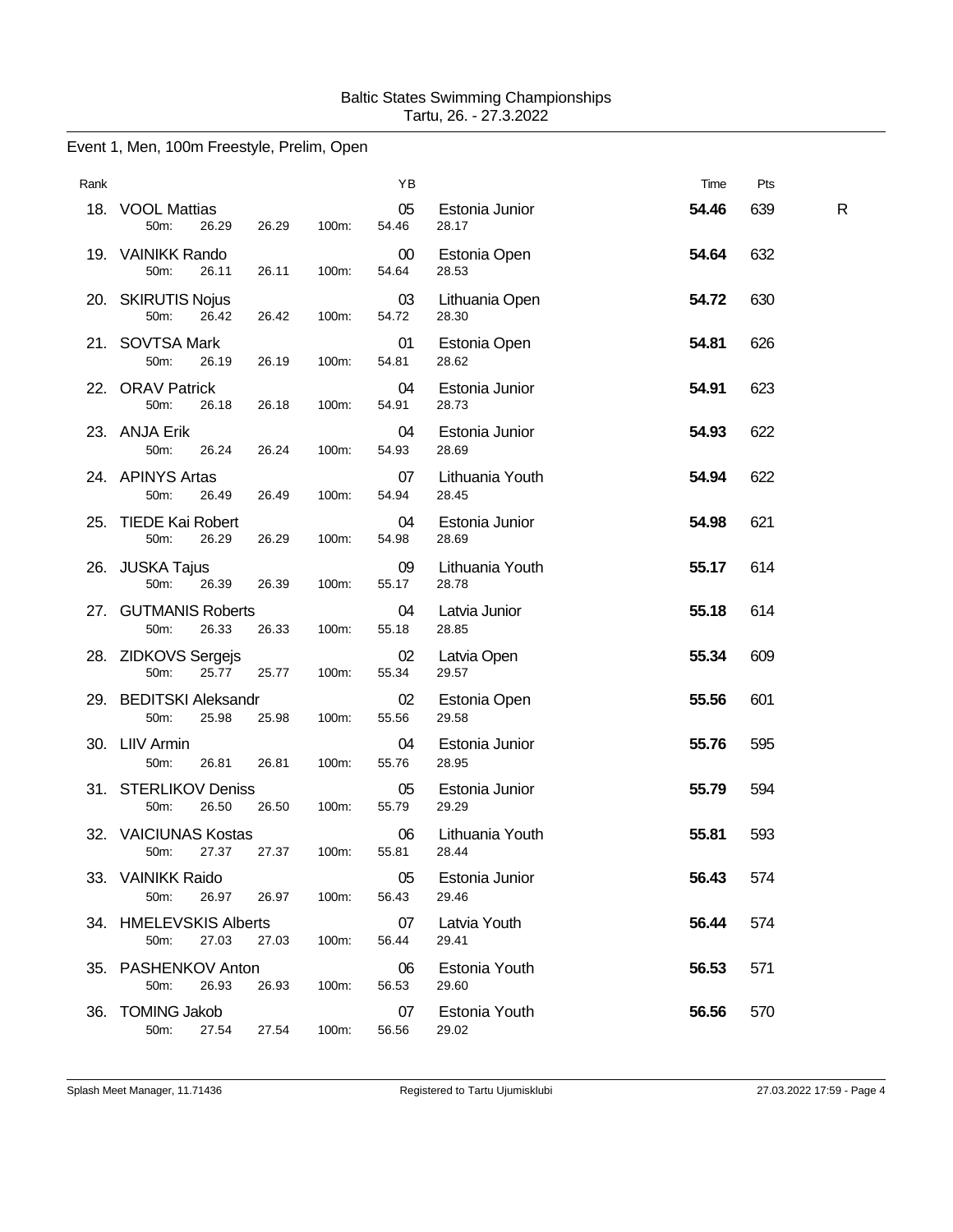Baltic States Swimming Championships
Tartu, 26. - 27.3.2022

## Event 1, Men, 100m Freestyle, Prelim, Open

| Rank | Name | 50m | | 100m | YB | Club | Time | Pts | |
|---|---|---|---|---|---|---|---|---|---|
| 18. | VOOL Mattias | 26.29 | 26.29 | 54.46 | 05 | Estonia Junior | **54.46** | 639 | R |
| | | | | | | 28.17 | | | |
| 19. | VAINIKK Rando | 26.11 | 26.11 | 54.64 | 00 | Estonia Open | **54.64** | 632 | |
| | | | | | | 28.53 | | | |
| 20. | SKIRUTIS Nojus | 26.42 | 26.42 | 54.72 | 03 | Lithuania Open | **54.72** | 630 | |
| | | | | | | 28.30 | | | |
| 21. | SOVTSA Mark | 26.19 | 26.19 | 54.81 | 01 | Estonia Open | **54.81** | 626 | |
| | | | | | | 28.62 | | | |
| 22. | ORAV Patrick | 26.18 | 26.18 | 54.91 | 04 | Estonia Junior | **54.91** | 623 | |
| | | | | | | 28.73 | | | |
| 23. | ANJA Erik | 26.24 | 26.24 | 54.93 | 04 | Estonia Junior | **54.93** | 622 | |
| | | | | | | 28.69 | | | |
| 24. | APINYS Artas | 26.49 | 26.49 | 54.94 | 07 | Lithuania Youth | **54.94** | 622 | |
| | | | | | | 28.45 | | | |
| 25. | TIEDE Kai Robert | 26.29 | 26.29 | 54.98 | 04 | Estonia Junior | **54.98** | 621 | |
| | | | | | | 28.69 | | | |
| 26. | JUSKA Tajus | 26.39 | 26.39 | 55.17 | 09 | Lithuania Youth | **55.17** | 614 | |
| | | | | | | 28.78 | | | |
| 27. | GUTMANIS Roberts | 26.33 | 26.33 | 55.18 | 04 | Latvia Junior | **55.18** | 614 | |
| | | | | | | 28.85 | | | |
| 28. | ZIDKOVS Sergejs | 25.77 | 25.77 | 55.34 | 02 | Latvia Open | **55.34** | 609 | |
| | | | | | | 29.57 | | | |
| 29. | BEDITSKI Aleksandr | 25.98 | 25.98 | 55.56 | 02 | Estonia Open | **55.56** | 601 | |
| | | | | | | 29.58 | | | |
| 30. | LIIV Armin | 26.81 | 26.81 | 55.76 | 04 | Estonia Junior | **55.76** | 595 | |
| | | | | | | 28.95 | | | |
| 31. | STERLIKOV Deniss | 26.50 | 26.50 | 55.79 | 05 | Estonia Junior | **55.79** | 594 | |
| | | | | | | 29.29 | | | |
| 32. | VAICIUNAS Kostas | 27.37 | 27.37 | 55.81 | 06 | Lithuania Youth | **55.81** | 593 | |
| | | | | | | 28.44 | | | |
| 33. | VAINIKK Raido | 26.97 | 26.97 | 56.43 | 05 | Estonia Junior | **56.43** | 574 | |
| | | | | | | 29.46 | | | |
| 34. | HMELEVSKIS Alberts | 27.03 | 27.03 | 56.44 | 07 | Latvia Youth | **56.44** | 574 | |
| | | | | | | 29.41 | | | |
| 35. | PASHENKOV Anton | 26.93 | 26.93 | 56.53 | 06 | Estonia Youth | **56.53** | 571 | |
| | | | | | | 29.60 | | | |
| 36. | TOMING Jakob | 27.54 | 27.54 | 56.56 | 07 | Estonia Youth | **56.56** | 570 | |
| | | | | | | 29.02 | | | |

Splash Meet Manager, 11.71436 Registered to Tartu Ujumisklubi 27.03.2022 17:59 - Page 4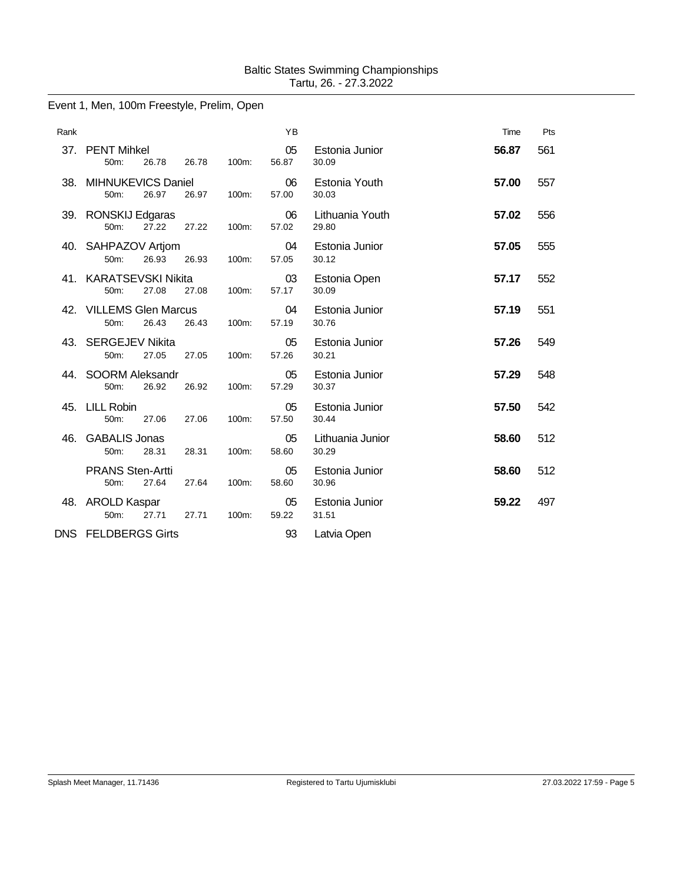Baltic States Swimming Championships
Tartu, 26. - 27.3.2022

Event 1, Men, 100m Freestyle, Prelim, Open

| Rank | Name | 50m | | 100m | YB | Team / Split | Time | Pts |
|---|---|---|---|---|---|---|---|---|
| 37. | PENT Mihkel | 26.78 | 26.78 | 56.87 | 05 | Estonia Junior / 30.09 | **56.87** | 561 |
| 38. | MIHNUKEVICS Daniel | 26.97 | 26.97 | 57.00 | 06 | Estonia Youth / 30.03 | **57.00** | 557 |
| 39. | RONSKIJ Edgaras | 27.22 | 27.22 | 57.02 | 06 | Lithuania Youth / 29.80 | **57.02** | 556 |
| 40. | SAHPAZOV Artjom | 26.93 | 26.93 | 57.05 | 04 | Estonia Junior / 30.12 | **57.05** | 555 |
| 41. | KARATSEVSKI Nikita | 27.08 | 27.08 | 57.17 | 03 | Estonia Open / 30.09 | **57.17** | 552 |
| 42. | VILLEMS Glen Marcus | 26.43 | 26.43 | 57.19 | 04 | Estonia Junior / 30.76 | **57.19** | 551 |
| 43. | SERGEJEV Nikita | 27.05 | 27.05 | 57.26 | 05 | Estonia Junior / 30.21 | **57.26** | 549 |
| 44. | SOORM Aleksandr | 26.92 | 26.92 | 57.29 | 05 | Estonia Junior / 30.37 | **57.29** | 548 |
| 45. | LILL Robin | 27.06 | 27.06 | 57.50 | 05 | Estonia Junior / 30.44 | **57.50** | 542 |
| 46. | GABALIS Jonas | 28.31 | 28.31 | 58.60 | 05 | Lithuania Junior / 30.29 | **58.60** | 512 |
| | PRANS Sten-Artti | 27.64 | 27.64 | 58.60 | 05 | Estonia Junior / 30.96 | **58.60** | 512 |
| 48. | AROLD Kaspar | 27.71 | 27.71 | 59.22 | 05 | Estonia Junior / 31.51 | **59.22** | 497 |
| DNS | FELDBERGS Girts | | | | 93 | Latvia Open | | |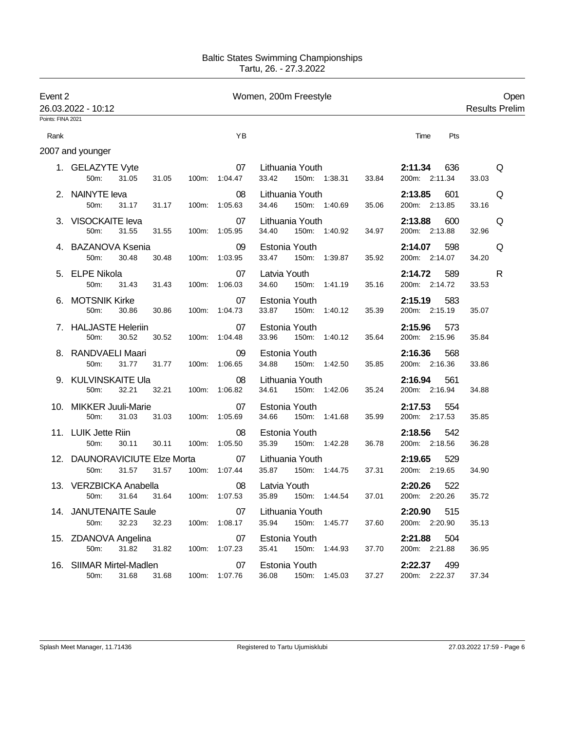Baltic States Swimming Championships
Tartu, 26. - 27.3.2022

## Event 2 — Women, 200m Freestyle — Open

26.03.2022 - 10:12 — Results Prelim

Points: FINA 2021

### 2007 and younger

| Rank | Name | YB | Club | Time | Pts | |
|---|---|---|---|---|---|---|
| 1. | GELAZYTE Vyte | 07 | Lithuania Youth | 2:11.34 | 636 | Q |
| | 50m: 31.05 31.05 | 100m: 1:04.47 33.42 | 150m: 1:38.31 33.84 | 200m: 2:11.34 33.03 | | |
| 2. | NAINYTE Ieva | 08 | Lithuania Youth | 2:13.85 | 601 | Q |
| | 50m: 31.17 31.17 | 100m: 1:05.63 34.46 | 150m: 1:40.69 35.06 | 200m: 2:13.85 33.16 | | |
| 3. | VISOCKAITE Ieva | 07 | Lithuania Youth | 2:13.88 | 600 | Q |
| | 50m: 31.55 31.55 | 100m: 1:05.95 34.40 | 150m: 1:40.92 34.97 | 200m: 2:13.88 32.96 | | |
| 4. | BAZANOVA Ksenia | 09 | Estonia Youth | 2:14.07 | 598 | Q |
| | 50m: 30.48 30.48 | 100m: 1:03.95 33.47 | 150m: 1:39.87 35.92 | 200m: 2:14.07 34.20 | | |
| 5. | ELPE Nikola | 07 | Latvia Youth | 2:14.72 | 589 | R |
| | 50m: 31.43 31.43 | 100m: 1:06.03 34.60 | 150m: 1:41.19 35.16 | 200m: 2:14.72 33.53 | | |
| 6. | MOTSNIK Kirke | 07 | Estonia Youth | 2:15.19 | 583 | |
| | 50m: 30.86 30.86 | 100m: 1:04.73 33.87 | 150m: 1:40.12 35.39 | 200m: 2:15.19 35.07 | | |
| 7. | HALJASTE Heleriin | 07 | Estonia Youth | 2:15.96 | 573 | |
| | 50m: 30.52 30.52 | 100m: 1:04.48 33.96 | 150m: 1:40.12 35.64 | 200m: 2:15.96 35.84 | | |
| 8. | RANDVAELI Maari | 09 | Estonia Youth | 2:16.36 | 568 | |
| | 50m: 31.77 31.77 | 100m: 1:06.65 34.88 | 150m: 1:42.50 35.85 | 200m: 2:16.36 33.86 | | |
| 9. | KULVINSKAITE Ula | 08 | Lithuania Youth | 2:16.94 | 561 | |
| | 50m: 32.21 32.21 | 100m: 1:06.82 34.61 | 150m: 1:42.06 35.24 | 200m: 2:16.94 34.88 | | |
| 10. | MIKKER Juuli-Marie | 07 | Estonia Youth | 2:17.53 | 554 | |
| | 50m: 31.03 31.03 | 100m: 1:05.69 34.66 | 150m: 1:41.68 35.99 | 200m: 2:17.53 35.85 | | |
| 11. | LUIK Jette Riin | 08 | Estonia Youth | 2:18.56 | 542 | |
| | 50m: 30.11 30.11 | 100m: 1:05.50 35.39 | 150m: 1:42.28 36.78 | 200m: 2:18.56 36.28 | | |
| 12. | DAUNORAVICIUTE Elze Morta | 07 | Lithuania Youth | 2:19.65 | 529 | |
| | 50m: 31.57 31.57 | 100m: 1:07.44 35.87 | 150m: 1:44.75 37.31 | 200m: 2:19.65 34.90 | | |
| 13. | VERZBICKA Anabella | 08 | Latvia Youth | 2:20.26 | 522 | |
| | 50m: 31.64 31.64 | 100m: 1:07.53 35.89 | 150m: 1:44.54 37.01 | 200m: 2:20.26 35.72 | | |
| 14. | JANUTENAITE Saule | 07 | Lithuania Youth | 2:20.90 | 515 | |
| | 50m: 32.23 32.23 | 100m: 1:08.17 35.94 | 150m: 1:45.77 37.60 | 200m: 2:20.90 35.13 | | |
| 15. | ZDANOVA Angelina | 07 | Estonia Youth | 2:21.88 | 504 | |
| | 50m: 31.82 31.82 | 100m: 1:07.23 35.41 | 150m: 1:44.93 37.70 | 200m: 2:21.88 36.95 | | |
| 16. | SIIMAR Mirtel-Madlen | 07 | Estonia Youth | 2:22.37 | 499 | |
| | 50m: 31.68 31.68 | 100m: 1:07.76 36.08 | 150m: 1:45.03 37.27 | 200m: 2:22.37 37.34 | | |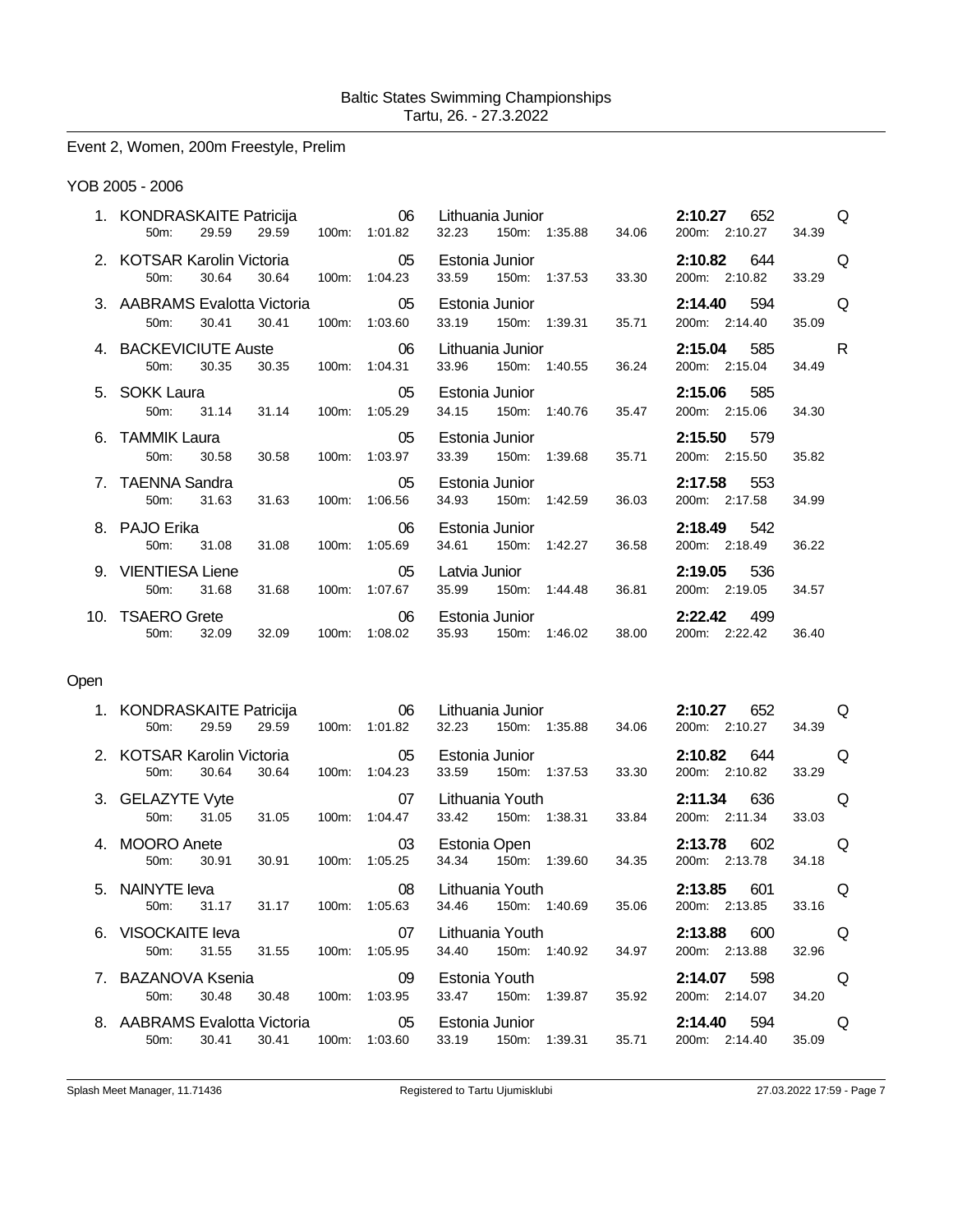Baltic States Swimming Championships
Tartu, 26. - 27.3.2022

## Event 2, Women, 200m Freestyle, Prelim

### YOB 2005 - 2006

| Place | Name | YOB | Club | Time | Points | |
|---|---|---|---|---|---|---|
| 1. | KONDRASKAITE Patricija | 06 | Lithuania Junior | 2:10.27 | 652 | Q |
| | 50m: 29.59 29.59 | 100m: 1:01.82 32.23 | 150m: 1:35.88 34.06 | 200m: 2:10.27 34.39 | | |
| 2. | KOTSAR Karolin Victoria | 05 | Estonia Junior | 2:10.82 | 644 | Q |
| | 50m: 30.64 30.64 | 100m: 1:04.23 33.59 | 150m: 1:37.53 33.30 | 200m: 2:10.82 33.29 | | |
| 3. | AABRAMS Evalotta Victoria | 05 | Estonia Junior | 2:14.40 | 594 | Q |
| | 50m: 30.41 30.41 | 100m: 1:03.60 33.19 | 150m: 1:39.31 35.71 | 200m: 2:14.40 35.09 | | |
| 4. | BACKEVICIUTE Auste | 06 | Lithuania Junior | 2:15.04 | 585 | R |
| | 50m: 30.35 30.35 | 100m: 1:04.31 33.96 | 150m: 1:40.55 36.24 | 200m: 2:15.04 34.49 | | |
| 5. | SOKK Laura | 05 | Estonia Junior | 2:15.06 | 585 | |
| | 50m: 31.14 31.14 | 100m: 1:05.29 34.15 | 150m: 1:40.76 35.47 | 200m: 2:15.06 34.30 | | |
| 6. | TAMMIK Laura | 05 | Estonia Junior | 2:15.50 | 579 | |
| | 50m: 30.58 30.58 | 100m: 1:03.97 33.39 | 150m: 1:39.68 35.71 | 200m: 2:15.50 35.82 | | |
| 7. | TAENNA Sandra | 05 | Estonia Junior | 2:17.58 | 553 | |
| | 50m: 31.63 31.63 | 100m: 1:06.56 34.93 | 150m: 1:42.59 36.03 | 200m: 2:17.58 34.99 | | |
| 8. | PAJO Erika | 06 | Estonia Junior | 2:18.49 | 542 | |
| | 50m: 31.08 31.08 | 100m: 1:05.69 34.61 | 150m: 1:42.27 36.58 | 200m: 2:18.49 36.22 | | |
| 9. | VIENTIESA Liene | 05 | Latvia Junior | 2:19.05 | 536 | |
| | 50m: 31.68 31.68 | 100m: 1:07.67 35.99 | 150m: 1:44.48 36.81 | 200m: 2:19.05 34.57 | | |
| 10. | TSAERO Grete | 06 | Estonia Junior | 2:22.42 | 499 | |
| | 50m: 32.09 32.09 | 100m: 1:08.02 35.93 | 150m: 1:46.02 38.00 | 200m: 2:22.42 36.40 | | |

### Open

| Place | Name | YOB | Club | Time | Points | |
|---|---|---|---|---|---|---|
| 1. | KONDRASKAITE Patricija | 06 | Lithuania Junior | 2:10.27 | 652 | Q |
| | 50m: 29.59 29.59 | 100m: 1:01.82 32.23 | 150m: 1:35.88 34.06 | 200m: 2:10.27 34.39 | | |
| 2. | KOTSAR Karolin Victoria | 05 | Estonia Junior | 2:10.82 | 644 | Q |
| | 50m: 30.64 30.64 | 100m: 1:04.23 33.59 | 150m: 1:37.53 33.30 | 200m: 2:10.82 33.29 | | |
| 3. | GELAZYTE Vyte | 07 | Lithuania Youth | 2:11.34 | 636 | Q |
| | 50m: 31.05 31.05 | 100m: 1:04.47 33.42 | 150m: 1:38.31 33.84 | 200m: 2:11.34 33.03 | | |
| 4. | MOORO Anete | 03 | Estonia Open | 2:13.78 | 602 | Q |
| | 50m: 30.91 30.91 | 100m: 1:05.25 34.34 | 150m: 1:39.60 34.35 | 200m: 2:13.78 34.18 | | |
| 5. | NAINYTE Ieva | 08 | Lithuania Youth | 2:13.85 | 601 | Q |
| | 50m: 31.17 31.17 | 100m: 1:05.63 34.46 | 150m: 1:40.69 35.06 | 200m: 2:13.85 33.16 | | |
| 6. | VISOCKAITE Ieva | 07 | Lithuania Youth | 2:13.88 | 600 | Q |
| | 50m: 31.55 31.55 | 100m: 1:05.95 34.40 | 150m: 1:40.92 34.97 | 200m: 2:13.88 32.96 | | |
| 7. | BAZANOVA Ksenia | 09 | Estonia Youth | 2:14.07 | 598 | Q |
| | 50m: 30.48 30.48 | 100m: 1:03.95 33.47 | 150m: 1:39.87 35.92 | 200m: 2:14.07 34.20 | | |
| 8. | AABRAMS Evalotta Victoria | 05 | Estonia Junior | 2:14.40 | 594 | Q |
| | 50m: 30.41 30.41 | 100m: 1:03.60 33.19 | 150m: 1:39.31 35.71 | 200m: 2:14.40 35.09 | | |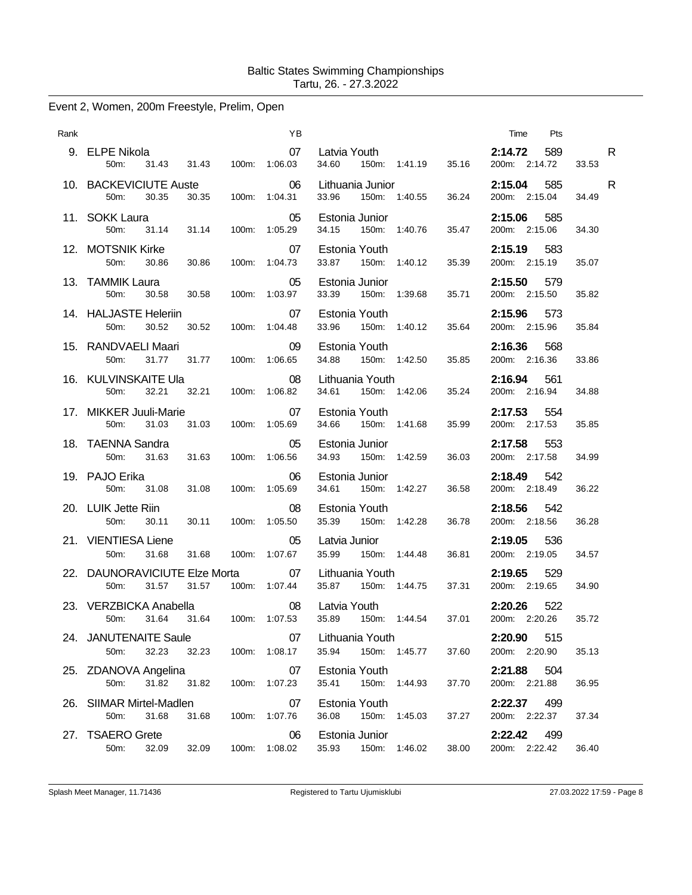Baltic States Swimming Championships
Tartu, 26. - 27.3.2022

## Event 2, Women, 200m Freestyle, Prelim, Open

| Rank | Name | YB | Club | Time | Pts | |
|---|---|---|---|---|---|---|
| 9. | ELPE Nikola | 07 | Latvia Youth | **2:14.72** | 589 | R |
| | 50m: 31.43 31.43 | 100m: 1:06.03 34.60 | 150m: 1:41.19 35.16 | 200m: 2:14.72 33.53 | | |
| 10. | BACKEVICIUTE Auste | 06 | Lithuania Junior | **2:15.04** | 585 | R |
| | 50m: 30.35 30.35 | 100m: 1:04.31 33.96 | 150m: 1:40.55 36.24 | 200m: 2:15.04 34.49 | | |
| 11. | SOKK Laura | 05 | Estonia Junior | **2:15.06** | 585 | |
| | 50m: 31.14 31.14 | 100m: 1:05.29 34.15 | 150m: 1:40.76 35.47 | 200m: 2:15.06 34.30 | | |
| 12. | MOTSNIK Kirke | 07 | Estonia Youth | **2:15.19** | 583 | |
| | 50m: 30.86 30.86 | 100m: 1:04.73 33.87 | 150m: 1:40.12 35.39 | 200m: 2:15.19 35.07 | | |
| 13. | TAMMIK Laura | 05 | Estonia Junior | **2:15.50** | 579 | |
| | 50m: 30.58 30.58 | 100m: 1:03.97 33.39 | 150m: 1:39.68 35.71 | 200m: 2:15.50 35.82 | | |
| 14. | HALJASTE Heleriin | 07 | Estonia Youth | **2:15.96** | 573 | |
| | 50m: 30.52 30.52 | 100m: 1:04.48 33.96 | 150m: 1:40.12 35.64 | 200m: 2:15.96 35.84 | | |
| 15. | RANDVAELI Maari | 09 | Estonia Youth | **2:16.36** | 568 | |
| | 50m: 31.77 31.77 | 100m: 1:06.65 34.88 | 150m: 1:42.50 35.85 | 200m: 2:16.36 33.86 | | |
| 16. | KULVINSKAITE Ula | 08 | Lithuania Youth | **2:16.94** | 561 | |
| | 50m: 32.21 32.21 | 100m: 1:06.82 34.61 | 150m: 1:42.06 35.24 | 200m: 2:16.94 34.88 | | |
| 17. | MIKKER Juuli-Marie | 07 | Estonia Youth | **2:17.53** | 554 | |
| | 50m: 31.03 31.03 | 100m: 1:05.69 34.66 | 150m: 1:41.68 35.99 | 200m: 2:17.53 35.85 | | |
| 18. | TAENNA Sandra | 05 | Estonia Junior | **2:17.58** | 553 | |
| | 50m: 31.63 31.63 | 100m: 1:06.56 34.93 | 150m: 1:42.59 36.03 | 200m: 2:17.58 34.99 | | |
| 19. | PAJO Erika | 06 | Estonia Junior | **2:18.49** | 542 | |
| | 50m: 31.08 31.08 | 100m: 1:05.69 34.61 | 150m: 1:42.27 36.58 | 200m: 2:18.49 36.22 | | |
| 20. | LUIK Jette Riin | 08 | Estonia Youth | **2:18.56** | 542 | |
| | 50m: 30.11 30.11 | 100m: 1:05.50 35.39 | 150m: 1:42.28 36.78 | 200m: 2:18.56 36.28 | | |
| 21. | VIENTIESA Liene | 05 | Latvia Junior | **2:19.05** | 536 | |
| | 50m: 31.68 31.68 | 100m: 1:07.67 35.99 | 150m: 1:44.48 36.81 | 200m: 2:19.05 34.57 | | |
| 22. | DAUNORAVICIUTE Elze Morta | 07 | Lithuania Youth | **2:19.65** | 529 | |
| | 50m: 31.57 31.57 | 100m: 1:07.44 35.87 | 150m: 1:44.75 37.31 | 200m: 2:19.65 34.90 | | |
| 23. | VERZBICKA Anabella | 08 | Latvia Youth | **2:20.26** | 522 | |
| | 50m: 31.64 31.64 | 100m: 1:07.53 35.89 | 150m: 1:44.54 37.01 | 200m: 2:20.26 35.72 | | |
| 24. | JANUTENAITE Saule | 07 | Lithuania Youth | **2:20.90** | 515 | |
| | 50m: 32.23 32.23 | 100m: 1:08.17 35.94 | 150m: 1:45.77 37.60 | 200m: 2:20.90 35.13 | | |
| 25. | ZDANOVA Angelina | 07 | Estonia Youth | **2:21.88** | 504 | |
| | 50m: 31.82 31.82 | 100m: 1:07.23 35.41 | 150m: 1:44.93 37.70 | 200m: 2:21.88 36.95 | | |
| 26. | SIIMAR Mirtel-Madlen | 07 | Estonia Youth | **2:22.37** | 499 | |
| | 50m: 31.68 31.68 | 100m: 1:07.76 36.08 | 150m: 1:45.03 37.27 | 200m: 2:22.37 37.34 | | |
| 27. | TSAERO Grete | 06 | Estonia Junior | **2:22.42** | 499 | |
| | 50m: 32.09 32.09 | 100m: 1:08.02 35.93 | 150m: 1:46.02 38.00 | 200m: 2:22.42 36.40 | | |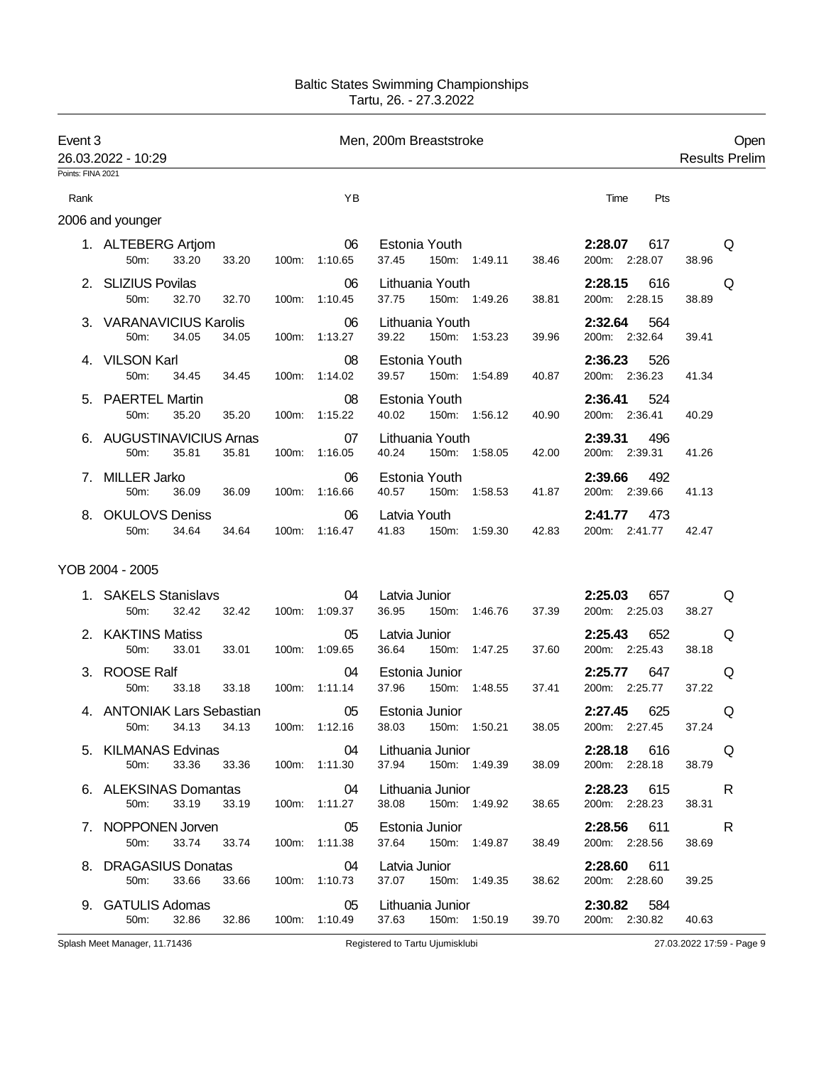Baltic States Swimming Championships
Tartu, 26. - 27.3.2022

## Event 3 — Men, 200m Breaststroke — Open

26.03.2022 - 10:29 — Results Prelim

Points: FINA 2021

### 2006 and younger

| Rank | Name | YB | Club | Time | Pts | |
|---|---|---|---|---|---|---|
| 1. | ALTEBERG Artjom | 06 | Estonia Youth | 2:28.07 | 617 | Q |
| | 50m: 33.20 33.20 | 100m: 1:10.65 37.45 | 150m: 1:49.11 38.46 | 200m: 2:28.07 38.96 | | |
| 2. | SLIZIUS Povilas | 06 | Lithuania Youth | 2:28.15 | 616 | Q |
| | 50m: 32.70 32.70 | 100m: 1:10.45 37.75 | 150m: 1:49.26 38.81 | 200m: 2:28.15 38.89 | | |
| 3. | VARANAVICIUS Karolis | 06 | Lithuania Youth | 2:32.64 | 564 | |
| | 50m: 34.05 34.05 | 100m: 1:13.27 39.22 | 150m: 1:53.23 39.96 | 200m: 2:32.64 39.41 | | |
| 4. | VILSON Karl | 08 | Estonia Youth | 2:36.23 | 526 | |
| | 50m: 34.45 34.45 | 100m: 1:14.02 39.57 | 150m: 1:54.89 40.87 | 200m: 2:36.23 41.34 | | |
| 5. | PAERTEL Martin | 08 | Estonia Youth | 2:36.41 | 524 | |
| | 50m: 35.20 35.20 | 100m: 1:15.22 40.02 | 150m: 1:56.12 40.90 | 200m: 2:36.41 40.29 | | |
| 6. | AUGUSTINAVICIUS Arnas | 07 | Lithuania Youth | 2:39.31 | 496 | |
| | 50m: 35.81 35.81 | 100m: 1:16.05 40.24 | 150m: 1:58.05 42.00 | 200m: 2:39.31 41.26 | | |
| 7. | MILLER Jarko | 06 | Estonia Youth | 2:39.66 | 492 | |
| | 50m: 36.09 36.09 | 100m: 1:16.66 40.57 | 150m: 1:58.53 41.87 | 200m: 2:39.66 41.13 | | |
| 8. | OKULOVS Deniss | 06 | Latvia Youth | 2:41.77 | 473 | |
| | 50m: 34.64 34.64 | 100m: 1:16.47 41.83 | 150m: 1:59.30 42.83 | 200m: 2:41.77 42.47 | | |

### YOB 2004 - 2005

| Rank | Name | YB | Club | Time | Pts | |
|---|---|---|---|---|---|---|
| 1. | SAKELS Stanislavs | 04 | Latvia Junior | 2:25.03 | 657 | Q |
| | 50m: 32.42 32.42 | 100m: 1:09.37 36.95 | 150m: 1:46.76 37.39 | 200m: 2:25.03 38.27 | | |
| 2. | KAKTINS Matiss | 05 | Latvia Junior | 2:25.43 | 652 | Q |
| | 50m: 33.01 33.01 | 100m: 1:09.65 36.64 | 150m: 1:47.25 37.60 | 200m: 2:25.43 38.18 | | |
| 3. | ROOSE Ralf | 04 | Estonia Junior | 2:25.77 | 647 | Q |
| | 50m: 33.18 33.18 | 100m: 1:11.14 37.96 | 150m: 1:48.55 37.41 | 200m: 2:25.77 37.22 | | |
| 4. | ANTONIAK Lars Sebastian | 05 | Estonia Junior | 2:27.45 | 625 | Q |
| | 50m: 34.13 34.13 | 100m: 1:12.16 38.03 | 150m: 1:50.21 38.05 | 200m: 2:27.45 37.24 | | |
| 5. | KILMANAS Edvinas | 04 | Lithuania Junior | 2:28.18 | 616 | Q |
| | 50m: 33.36 33.36 | 100m: 1:11.30 37.94 | 150m: 1:49.39 38.09 | 200m: 2:28.18 38.79 | | |
| 6. | ALEKSINAS Domantas | 04 | Lithuania Junior | 2:28.23 | 615 | R |
| | 50m: 33.19 33.19 | 100m: 1:11.27 38.08 | 150m: 1:49.92 38.65 | 200m: 2:28.23 38.31 | | |
| 7. | NOPPONEN Jorven | 05 | Estonia Junior | 2:28.56 | 611 | R |
| | 50m: 33.74 33.74 | 100m: 1:11.38 37.64 | 150m: 1:49.87 38.49 | 200m: 2:28.56 38.69 | | |
| 8. | DRAGASIUS Donatas | 04 | Latvia Junior | 2:28.60 | 611 | |
| | 50m: 33.66 33.66 | 100m: 1:10.73 37.07 | 150m: 1:49.35 38.62 | 200m: 2:28.60 39.25 | | |
| 9. | GATULIS Adomas | 05 | Lithuania Junior | 2:30.82 | 584 | |
| | 50m: 32.86 32.86 | 100m: 1:10.49 37.63 | 150m: 1:50.19 39.70 | 200m: 2:30.82 40.63 | | |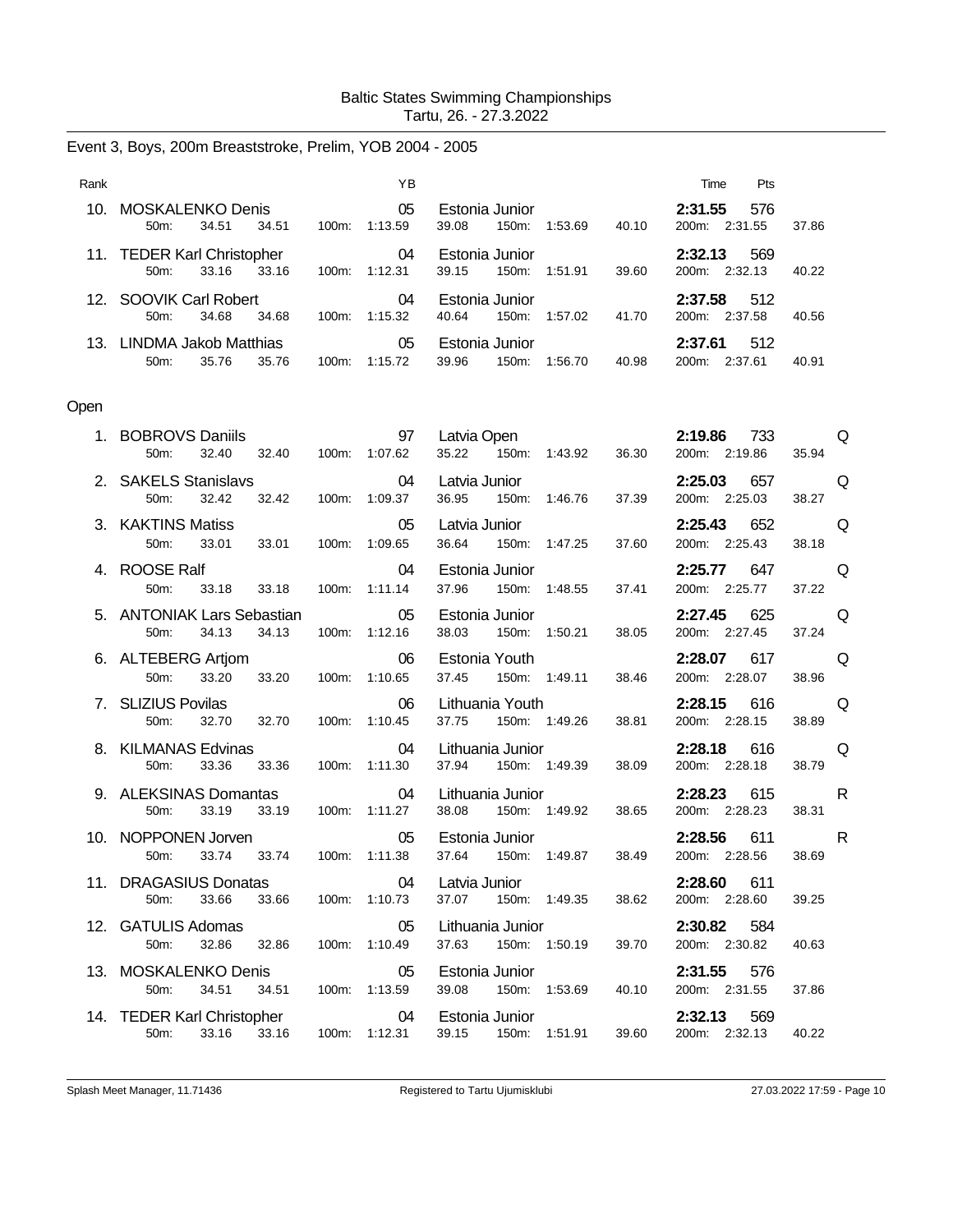Baltic States Swimming Championships
Tartu, 26. - 27.3.2022

## Event 3, Boys, 200m Breaststroke, Prelim, YOB 2004 - 2005

| Rank | Name | YB | Club | 50m | 100m | 150m | 200m | Time | Pts | |
|---|---|---|---|---|---|---|---|---|---|---|
| 10. | MOSKALENKO Denis | 05 | Estonia Junior | 34.51 (34.51) | 1:13.59 (39.08) | 1:53.69 (40.10) | 2:31.55 (37.86) | **2:31.55** | 576 | |
| 11. | TEDER Karl Christopher | 04 | Estonia Junior | 33.16 (33.16) | 1:12.31 (39.15) | 1:51.91 (39.60) | 2:32.13 (40.22) | **2:32.13** | 569 | |
| 12. | SOOVIK Carl Robert | 04 | Estonia Junior | 34.68 (34.68) | 1:15.32 (40.64) | 1:57.02 (41.70) | 2:37.58 (40.56) | **2:37.58** | 512 | |
| 13. | LINDMA Jakob Matthias | 05 | Estonia Junior | 35.76 (35.76) | 1:15.72 (39.96) | 1:56.70 (40.98) | 2:37.61 (40.91) | **2:37.61** | 512 | |

### Open

| Rank | Name | YB | Club | 50m | 100m | 150m | 200m | Time | Pts | |
|---|---|---|---|---|---|---|---|---|---|---|
| 1. | BOBROVS Daniils | 97 | Latvia Open | 32.40 (32.40) | 1:07.62 (35.22) | 1:43.92 (36.30) | 2:19.86 (35.94) | **2:19.86** | 733 | Q |
| 2. | SAKELS Stanislavs | 04 | Latvia Junior | 32.42 (32.42) | 1:09.37 (36.95) | 1:46.76 (37.39) | 2:25.03 (38.27) | **2:25.03** | 657 | Q |
| 3. | KAKTINS Matiss | 05 | Latvia Junior | 33.01 (33.01) | 1:09.65 (36.64) | 1:47.25 (37.60) | 2:25.43 (38.18) | **2:25.43** | 652 | Q |
| 4. | ROOSE Ralf | 04 | Estonia Junior | 33.18 (33.18) | 1:11.14 (37.96) | 1:48.55 (37.41) | 2:25.77 (37.22) | **2:25.77** | 647 | Q |
| 5. | ANTONIAK Lars Sebastian | 05 | Estonia Junior | 34.13 (34.13) | 1:12.16 (38.03) | 1:50.21 (38.05) | 2:27.45 (37.24) | **2:27.45** | 625 | Q |
| 6. | ALTEBERG Artjom | 06 | Estonia Youth | 33.20 (33.20) | 1:10.65 (37.45) | 1:49.11 (38.46) | 2:28.07 (38.96) | **2:28.07** | 617 | Q |
| 7. | SLIZIUS Povilas | 06 | Lithuania Youth | 32.70 (32.70) | 1:10.45 (37.75) | 1:49.26 (38.81) | 2:28.15 (38.89) | **2:28.15** | 616 | Q |
| 8. | KILMANAS Edvinas | 04 | Lithuania Junior | 33.36 (33.36) | 1:11.30 (37.94) | 1:49.39 (38.09) | 2:28.18 (38.79) | **2:28.18** | 616 | Q |
| 9. | ALEKSINAS Domantas | 04 | Lithuania Junior | 33.19 (33.19) | 1:11.27 (38.08) | 1:49.92 (38.65) | 2:28.23 (38.31) | **2:28.23** | 615 | R |
| 10. | NOPPONEN Jorven | 05 | Estonia Junior | 33.74 (33.74) | 1:11.38 (37.64) | 1:49.87 (38.49) | 2:28.56 (38.69) | **2:28.56** | 611 | R |
| 11. | DRAGASIUS Donatas | 04 | Latvia Junior | 33.66 (33.66) | 1:10.73 (37.07) | 1:49.35 (38.62) | 2:28.60 (39.25) | **2:28.60** | 611 | |
| 12. | GATULIS Adomas | 05 | Lithuania Junior | 32.86 (32.86) | 1:10.49 (37.63) | 1:50.19 (39.70) | 2:30.82 (40.63) | **2:30.82** | 584 | |
| 13. | MOSKALENKO Denis | 05 | Estonia Junior | 34.51 (34.51) | 1:13.59 (39.08) | 1:53.69 (40.10) | 2:31.55 (37.86) | **2:31.55** | 576 | |
| 14. | TEDER Karl Christopher | 04 | Estonia Junior | 33.16 (33.16) | 1:12.31 (39.15) | 1:51.91 (39.60) | 2:32.13 (40.22) | **2:32.13** | 569 | |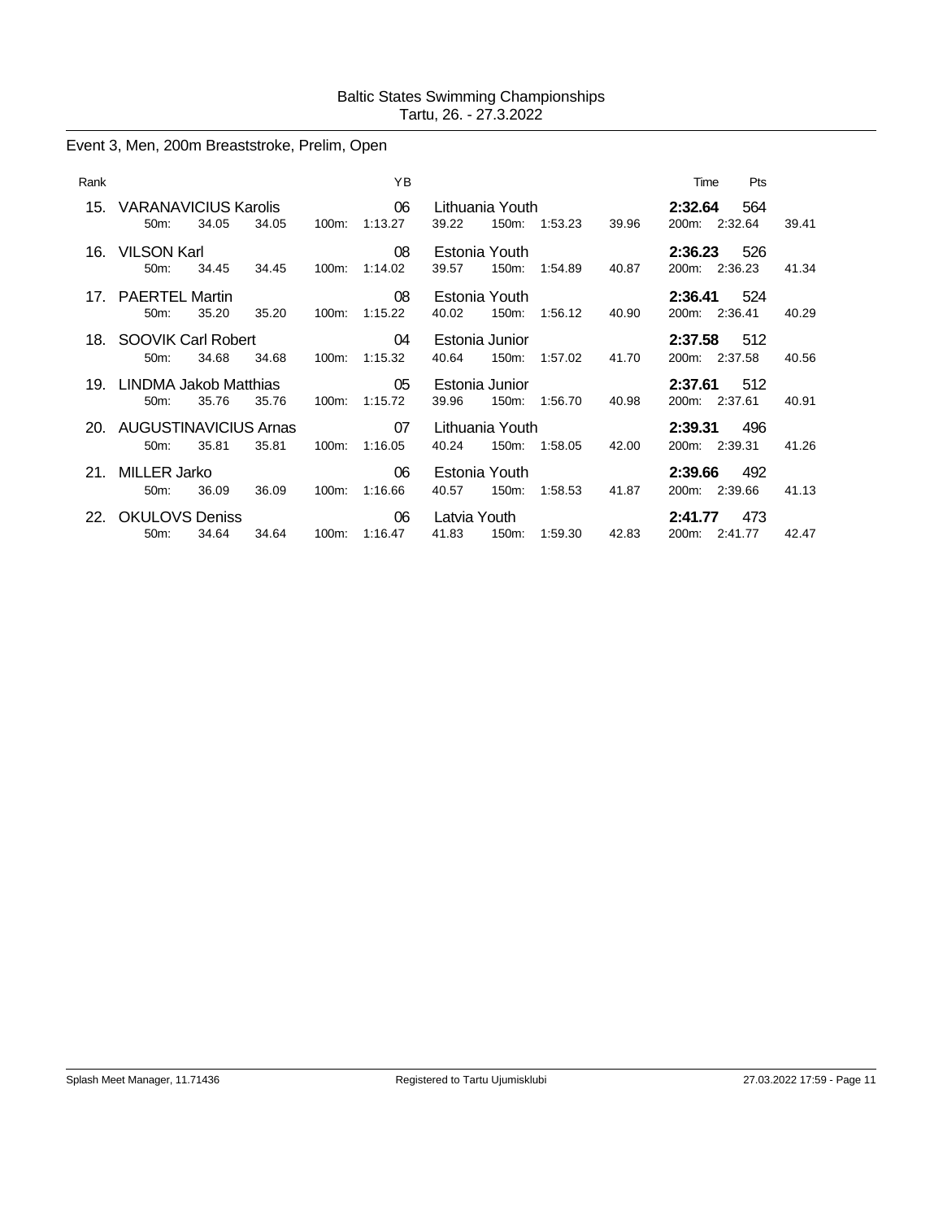Baltic States Swimming Championships
Tartu, 26. - 27.3.2022

## Event 3, Men, 200m Breaststroke, Prelim, Open

| Rank | Name | YB | Team | Time | Pts |
|---|---|---|---|---|---|
| 15. | VARANAVICIUS Karolis | 06 | Lithuania Youth | 2:32.64 | 564 |
| | 50m: 34.05 34.05 | 100m: 1:13.27 39.22 | 150m: 1:53.23 39.96 | 200m: 2:32.64 39.41 | |
| 16. | VILSON Karl | 08 | Estonia Youth | 2:36.23 | 526 |
| | 50m: 34.45 34.45 | 100m: 1:14.02 39.57 | 150m: 1:54.89 40.87 | 200m: 2:36.23 41.34 | |
| 17. | PAERTEL Martin | 08 | Estonia Youth | 2:36.41 | 524 |
| | 50m: 35.20 35.20 | 100m: 1:15.22 40.02 | 150m: 1:56.12 40.90 | 200m: 2:36.41 40.29 | |
| 18. | SOOVIK Carl Robert | 04 | Estonia Junior | 2:37.58 | 512 |
| | 50m: 34.68 34.68 | 100m: 1:15.32 40.64 | 150m: 1:57.02 41.70 | 200m: 2:37.58 40.56 | |
| 19. | LINDMA Jakob Matthias | 05 | Estonia Junior | 2:37.61 | 512 |
| | 50m: 35.76 35.76 | 100m: 1:15.72 39.96 | 150m: 1:56.70 40.98 | 200m: 2:37.61 40.91 | |
| 20. | AUGUSTINAVICIUS Arnas | 07 | Lithuania Youth | 2:39.31 | 496 |
| | 50m: 35.81 35.81 | 100m: 1:16.05 40.24 | 150m: 1:58.05 42.00 | 200m: 2:39.31 41.26 | |
| 21. | MILLER Jarko | 06 | Estonia Youth | 2:39.66 | 492 |
| | 50m: 36.09 36.09 | 100m: 1:16.66 40.57 | 150m: 1:58.53 41.87 | 200m: 2:39.66 41.13 | |
| 22. | OKULOVS Deniss | 06 | Latvia Youth | 2:41.77 | 473 |
| | 50m: 34.64 34.64 | 100m: 1:16.47 41.83 | 150m: 1:59.30 42.83 | 200m: 2:41.77 42.47 | |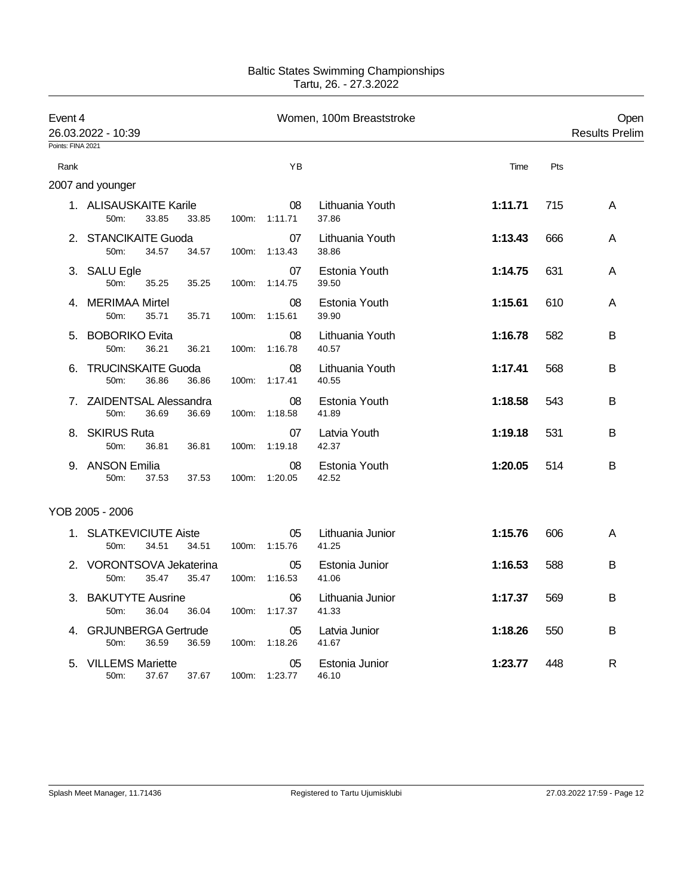Baltic States Swimming Championships
Tartu, 26. - 27.3.2022

## Event 4 — Women, 100m Breaststroke — Open

26.03.2022 - 10:39 — Results Prelim

Points: FINA 2021

### 2007 and younger

| Rank | Name | YB | Team | Time | Pts | |
|---|---|---|---|---|---|---|
| 1. | ALISAUSKAITE Karile | 08 | Lithuania Youth | 1:11.71 | 715 | A |
| | 50m: 33.85 33.85 100m: 1:11.71 37.86 | | | | | |
| 2. | STANCIKAITE Guoda | 07 | Lithuania Youth | 1:13.43 | 666 | A |
| | 50m: 34.57 34.57 100m: 1:13.43 38.86 | | | | | |
| 3. | SALU Egle | 07 | Estonia Youth | 1:14.75 | 631 | A |
| | 50m: 35.25 35.25 100m: 1:14.75 39.50 | | | | | |
| 4. | MERIMAA Mirtel | 08 | Estonia Youth | 1:15.61 | 610 | A |
| | 50m: 35.71 35.71 100m: 1:15.61 39.90 | | | | | |
| 5. | BOBORIKO Evita | 08 | Lithuania Youth | 1:16.78 | 582 | B |
| | 50m: 36.21 36.21 100m: 1:16.78 40.57 | | | | | |
| 6. | TRUCINSKAITE Guoda | 08 | Lithuania Youth | 1:17.41 | 568 | B |
| | 50m: 36.86 36.86 100m: 1:17.41 40.55 | | | | | |
| 7. | ZAIDENTSAL Alessandra | 08 | Estonia Youth | 1:18.58 | 543 | B |
| | 50m: 36.69 36.69 100m: 1:18.58 41.89 | | | | | |
| 8. | SKIRUS Ruta | 07 | Latvia Youth | 1:19.18 | 531 | B |
| | 50m: 36.81 36.81 100m: 1:19.18 42.37 | | | | | |
| 9. | ANSON Emilia | 08 | Estonia Youth | 1:20.05 | 514 | B |
| | 50m: 37.53 37.53 100m: 1:20.05 42.52 | | | | | |

### YOB 2005 - 2006

| Rank | Name | YB | Team | Time | Pts | |
|---|---|---|---|---|---|---|
| 1. | SLATKEVICIUTE Aiste | 05 | Lithuania Junior | 1:15.76 | 606 | A |
| | 50m: 34.51 34.51 100m: 1:15.76 41.25 | | | | | |
| 2. | VORONTSOVA Jekaterina | 05 | Estonia Junior | 1:16.53 | 588 | B |
| | 50m: 35.47 35.47 100m: 1:16.53 41.06 | | | | | |
| 3. | BAKUTYTE Ausrine | 06 | Lithuania Junior | 1:17.37 | 569 | B |
| | 50m: 36.04 36.04 100m: 1:17.37 41.33 | | | | | |
| 4. | GRJUNBERGA Gertrude | 05 | Latvia Junior | 1:18.26 | 550 | B |
| | 50m: 36.59 36.59 100m: 1:18.26 41.67 | | | | | |
| 5. | VILLEMS Mariette | 05 | Estonia Junior | 1:23.77 | 448 | R |
| | 50m: 37.67 37.67 100m: 1:23.77 46.10 | | | | | |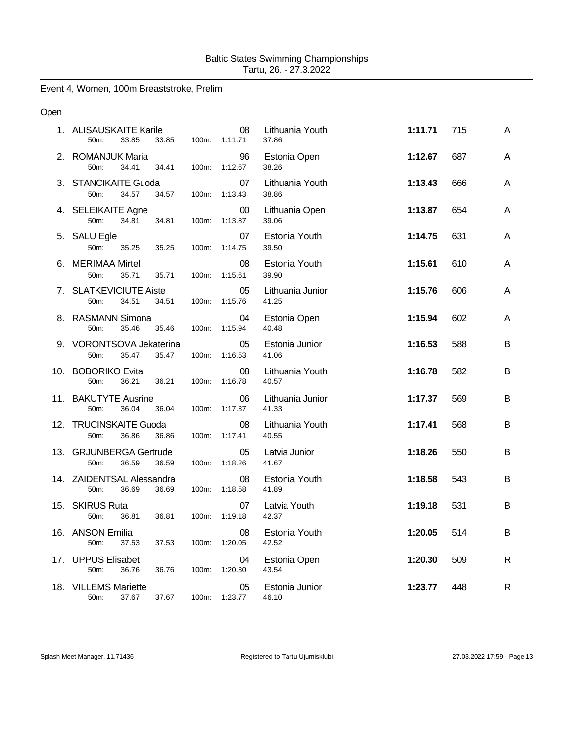Baltic States Swimming Championships
Tartu, 26. - 27.3.2022

## Event 4, Women, 100m Breaststroke, Prelim

### Open

| Place | Name | YoB | Team | Time | Points | |
|---|---|---|---|---|---|---|
| 1. | ALISAUSKAITE Karile | 08 | Lithuania Youth | **1:11.71** | 715 | A |
| | 50m: 33.85 33.85 100m: 1:11.71 37.86 | | | | | |
| 2. | ROMANJUK Maria | 96 | Estonia Open | **1:12.67** | 687 | A |
| | 50m: 34.41 34.41 100m: 1:12.67 38.26 | | | | | |
| 3. | STANCIKAITE Guoda | 07 | Lithuania Youth | **1:13.43** | 666 | A |
| | 50m: 34.57 34.57 100m: 1:13.43 38.86 | | | | | |
| 4. | SELEIKAITE Agne | 00 | Lithuania Open | **1:13.87** | 654 | A |
| | 50m: 34.81 34.81 100m: 1:13.87 39.06 | | | | | |
| 5. | SALU Egle | 07 | Estonia Youth | **1:14.75** | 631 | A |
| | 50m: 35.25 35.25 100m: 1:14.75 39.50 | | | | | |
| 6. | MERIMAA Mirtel | 08 | Estonia Youth | **1:15.61** | 610 | A |
| | 50m: 35.71 35.71 100m: 1:15.61 39.90 | | | | | |
| 7. | SLATKEVICIUTE Aiste | 05 | Lithuania Junior | **1:15.76** | 606 | A |
| | 50m: 34.51 34.51 100m: 1:15.76 41.25 | | | | | |
| 8. | RASMANN Simona | 04 | Estonia Open | **1:15.94** | 602 | A |
| | 50m: 35.46 35.46 100m: 1:15.94 40.48 | | | | | |
| 9. | VORONTSOVA Jekaterina | 05 | Estonia Junior | **1:16.53** | 588 | B |
| | 50m: 35.47 35.47 100m: 1:16.53 41.06 | | | | | |
| 10. | BOBORIKO Evita | 08 | Lithuania Youth | **1:16.78** | 582 | B |
| | 50m: 36.21 36.21 100m: 1:16.78 40.57 | | | | | |
| 11. | BAKUTYTE Ausrine | 06 | Lithuania Junior | **1:17.37** | 569 | B |
| | 50m: 36.04 36.04 100m: 1:17.37 41.33 | | | | | |
| 12. | TRUCINSKAITE Guoda | 08 | Lithuania Youth | **1:17.41** | 568 | B |
| | 50m: 36.86 36.86 100m: 1:17.41 40.55 | | | | | |
| 13. | GRJUNBERGA Gertrude | 05 | Latvia Junior | **1:18.26** | 550 | B |
| | 50m: 36.59 36.59 100m: 1:18.26 41.67 | | | | | |
| 14. | ZAIDENTSAL Alessandra | 08 | Estonia Youth | **1:18.58** | 543 | B |
| | 50m: 36.69 36.69 100m: 1:18.58 41.89 | | | | | |
| 15. | SKIRUS Ruta | 07 | Latvia Youth | **1:19.18** | 531 | B |
| | 50m: 36.81 36.81 100m: 1:19.18 42.37 | | | | | |
| 16. | ANSON Emilia | 08 | Estonia Youth | **1:20.05** | 514 | B |
| | 50m: 37.53 37.53 100m: 1:20.05 42.52 | | | | | |
| 17. | UPPUS Elisabet | 04 | Estonia Open | **1:20.30** | 509 | R |
| | 50m: 36.76 36.76 100m: 1:20.30 43.54 | | | | | |
| 18. | VILLEMS Mariette | 05 | Estonia Junior | **1:23.77** | 448 | R |
| | 50m: 37.67 37.67 100m: 1:23.77 46.10 | | | | | |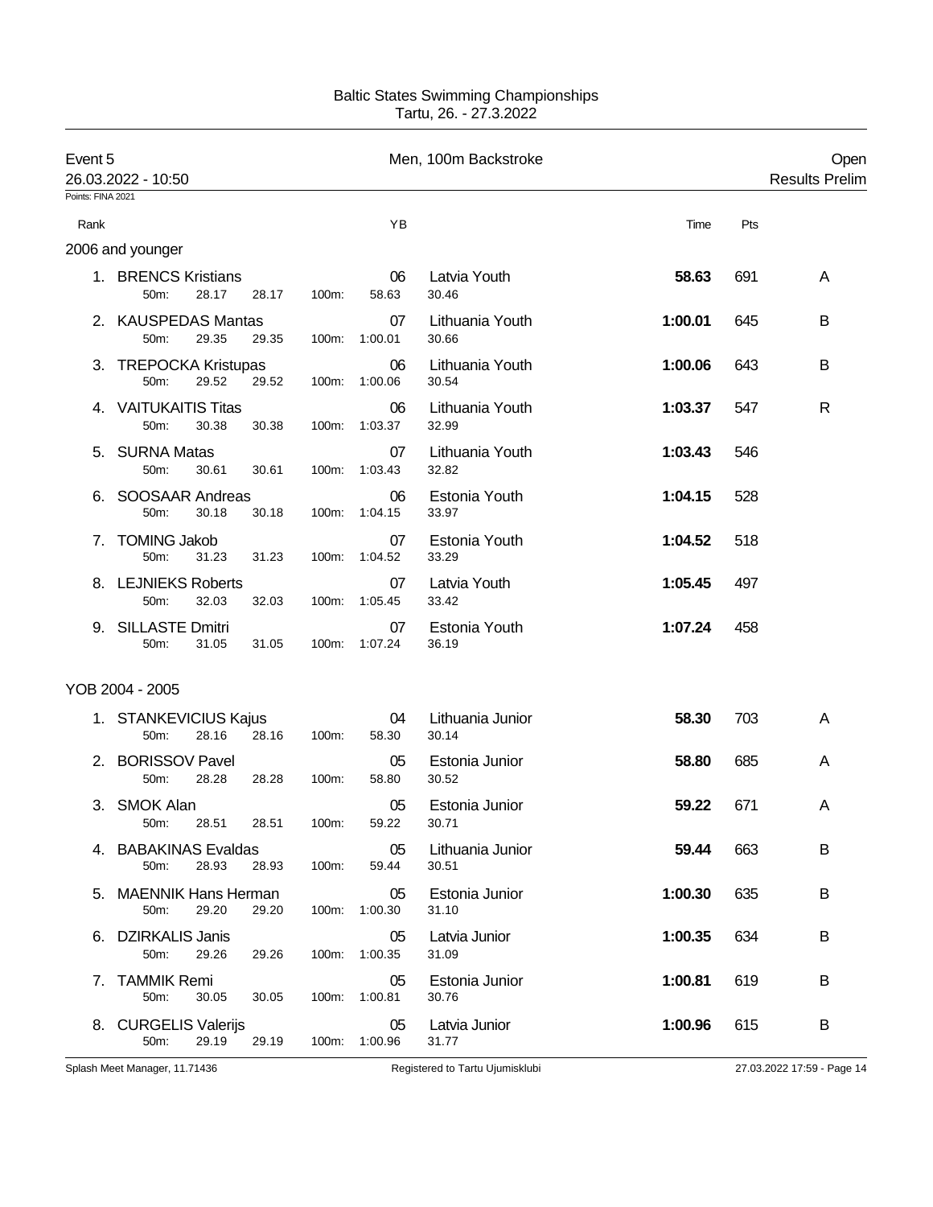Baltic States Swimming Championships
Tartu, 26. - 27.3.2022

## Event 5 — Men, 100m Backstroke — Open

26.03.2022 - 10:50 — Results Prelim

Points: FINA 2021

### 2006 and younger

| Rank | Name | YB | Team | 50m | 100m | Split | Time | Pts | |
|---|---|---|---|---|---|---|---|---|---|
| 1. | BRENCS Kristians | 06 | Latvia Youth | 28.17 | 58.63 | 30.46 | **58.63** | 691 | A |
| 2. | KAUSPEDAS Mantas | 07 | Lithuania Youth | 29.35 | 1:00.01 | 30.66 | **1:00.01** | 645 | B |
| 3. | TREPOCKA Kristupas | 06 | Lithuania Youth | 29.52 | 1:00.06 | 30.54 | **1:00.06** | 643 | B |
| 4. | VAITUKAITIS Titas | 06 | Lithuania Youth | 30.38 | 1:03.37 | 32.99 | **1:03.37** | 547 | R |
| 5. | SURNA Matas | 07 | Lithuania Youth | 30.61 | 1:03.43 | 32.82 | **1:03.43** | 546 | |
| 6. | SOOSAAR Andreas | 06 | Estonia Youth | 30.18 | 1:04.15 | 33.97 | **1:04.15** | 528 | |
| 7. | TOMING Jakob | 07 | Estonia Youth | 31.23 | 1:04.52 | 33.29 | **1:04.52** | 518 | |
| 8. | LEJNIEKS Roberts | 07 | Latvia Youth | 32.03 | 1:05.45 | 33.42 | **1:05.45** | 497 | |
| 9. | SILLASTE Dmitri | 07 | Estonia Youth | 31.05 | 1:07.24 | 36.19 | **1:07.24** | 458 | |

### YOB 2004 - 2005

| Rank | Name | YB | Team | 50m | 100m | Split | Time | Pts | |
|---|---|---|---|---|---|---|---|---|---|
| 1. | STANKEVICIUS Kajus | 04 | Lithuania Junior | 28.16 | 58.30 | 30.14 | **58.30** | 703 | A |
| 2. | BORISSOV Pavel | 05 | Estonia Junior | 28.28 | 58.80 | 30.52 | **58.80** | 685 | A |
| 3. | SMOK Alan | 05 | Estonia Junior | 28.51 | 59.22 | 30.71 | **59.22** | 671 | A |
| 4. | BABAKINAS Evaldas | 05 | Lithuania Junior | 28.93 | 59.44 | 30.51 | **59.44** | 663 | B |
| 5. | MAENNIK Hans Herman | 05 | Estonia Junior | 29.20 | 1:00.30 | 31.10 | **1:00.30** | 635 | B |
| 6. | DZIRKALIS Janis | 05 | Latvia Junior | 29.26 | 1:00.35 | 31.09 | **1:00.35** | 634 | B |
| 7. | TAMMIK Remi | 05 | Estonia Junior | 30.05 | 1:00.81 | 30.76 | **1:00.81** | 619 | B |
| 8. | CURGELIS Valerijs | 05 | Latvia Junior | 29.19 | 1:00.96 | 31.77 | **1:00.96** | 615 | B |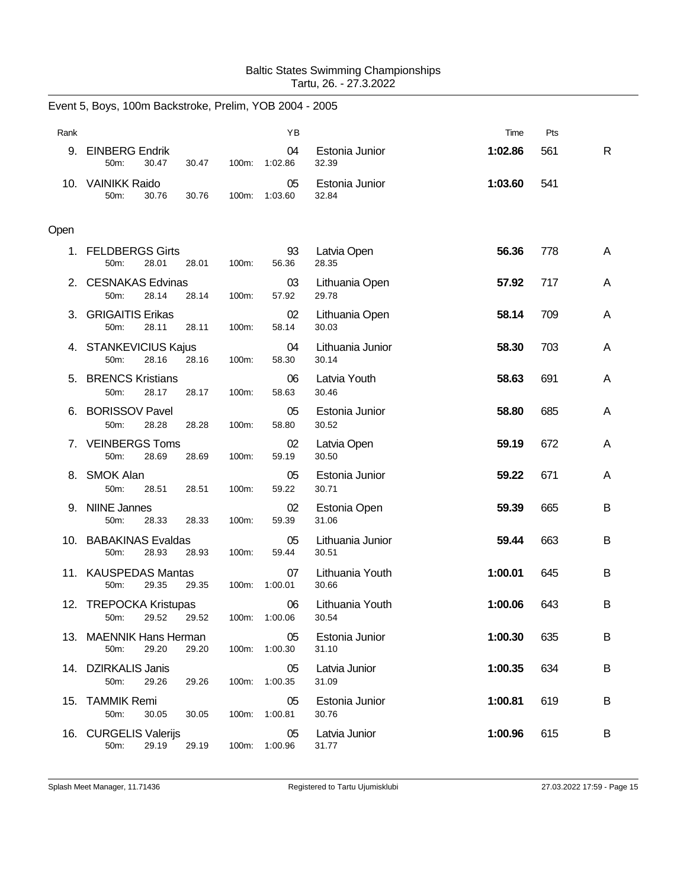Baltic States Swimming Championships
Tartu, 26. - 27.3.2022

## Event 5, Boys, 100m Backstroke, Prelim, YOB 2004 - 2005

| Rank | Name | YB | Team | Time | Pts | |
|---|---|---|---|---|---|---|
| 9. | EINBERG Endrik | 04 | Estonia Junior | 1:02.86 | 561 | R |
| | 50m: 30.47 30.47 100m: 1:02.86 32.39 | | | | | |
| 10. | VAINIKK Raido | 05 | Estonia Junior | 1:03.60 | 541 | |
| | 50m: 30.76 30.76 100m: 1:03.60 32.84 | | | | | |

### Open

| Rank | Name | YB | Team | Time | Pts | |
|---|---|---|---|---|---|---|
| 1. | FELDBERGS Girts | 93 | Latvia Open | **56.36** | 778 | A |
| | 50m: 28.01 28.01 100m: 56.36 28.35 | | | | | |
| 2. | CESNAKAS Edvinas | 03 | Lithuania Open | **57.92** | 717 | A |
| | 50m: 28.14 28.14 100m: 57.92 29.78 | | | | | |
| 3. | GRIGAITIS Erikas | 02 | Lithuania Open | **58.14** | 709 | A |
| | 50m: 28.11 28.11 100m: 58.14 30.03 | | | | | |
| 4. | STANKEVICIUS Kajus | 04 | Lithuania Junior | **58.30** | 703 | A |
| | 50m: 28.16 28.16 100m: 58.30 30.14 | | | | | |
| 5. | BRENCS Kristians | 06 | Latvia Youth | **58.63** | 691 | A |
| | 50m: 28.17 28.17 100m: 58.63 30.46 | | | | | |
| 6. | BORISSOV Pavel | 05 | Estonia Junior | **58.80** | 685 | A |
| | 50m: 28.28 28.28 100m: 58.80 30.52 | | | | | |
| 7. | VEINBERGS Toms | 02 | Latvia Open | **59.19** | 672 | A |
| | 50m: 28.69 28.69 100m: 59.19 30.50 | | | | | |
| 8. | SMOK Alan | 05 | Estonia Junior | **59.22** | 671 | A |
| | 50m: 28.51 28.51 100m: 59.22 30.71 | | | | | |
| 9. | NIINE Jannes | 02 | Estonia Open | **59.39** | 665 | B |
| | 50m: 28.33 28.33 100m: 59.39 31.06 | | | | | |
| 10. | BABAKINAS Evaldas | 05 | Lithuania Junior | **59.44** | 663 | B |
| | 50m: 28.93 28.93 100m: 59.44 30.51 | | | | | |
| 11. | KAUSPEDAS Mantas | 07 | Lithuania Youth | **1:00.01** | 645 | B |
| | 50m: 29.35 29.35 100m: 1:00.01 30.66 | | | | | |
| 12. | TREPOCKA Kristupas | 06 | Lithuania Youth | **1:00.06** | 643 | B |
| | 50m: 29.52 29.52 100m: 1:00.06 30.54 | | | | | |
| 13. | MAENNIK Hans Herman | 05 | Estonia Junior | **1:00.30** | 635 | B |
| | 50m: 29.20 29.20 100m: 1:00.30 31.10 | | | | | |
| 14. | DZIRKALIS Janis | 05 | Latvia Junior | **1:00.35** | 634 | B |
| | 50m: 29.26 29.26 100m: 1:00.35 31.09 | | | | | |
| 15. | TAMMIK Remi | 05 | Estonia Junior | **1:00.81** | 619 | B |
| | 50m: 30.05 30.05 100m: 1:00.81 30.76 | | | | | |
| 16. | CURGELIS Valerijs | 05 | Latvia Junior | **1:00.96** | 615 | B |
| | 50m: 29.19 29.19 100m: 1:00.96 31.77 | | | | | |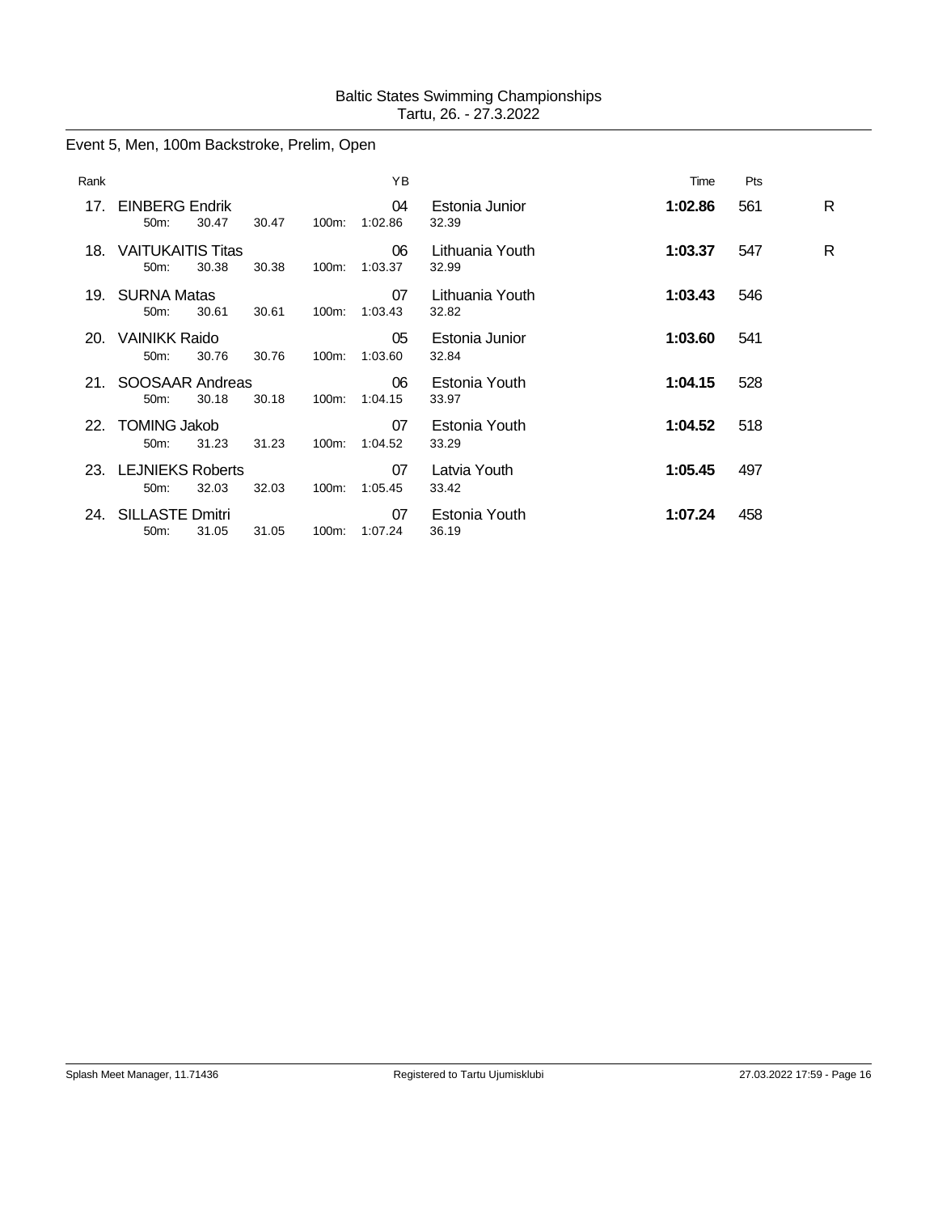Baltic States Swimming Championships
Tartu, 26. - 27.3.2022

## Event 5, Men, 100m Backstroke, Prelim, Open

| Rank | | | | | YB | | Time | Pts | |
|---|---|---|---|---|---|---|---|---|---|
| 17. | EINBERG Endrik | | | | 04 | Estonia Junior | **1:02.86** | 561 | R |
| | 50m: | 30.47 | 30.47 | 100m: | 1:02.86 | 32.39 | | | |
| 18. | VAITUKAITIS Titas | | | | 06 | Lithuania Youth | **1:03.37** | 547 | R |
| | 50m: | 30.38 | 30.38 | 100m: | 1:03.37 | 32.99 | | | |
| 19. | SURNA Matas | | | | 07 | Lithuania Youth | **1:03.43** | 546 | |
| | 50m: | 30.61 | 30.61 | 100m: | 1:03.43 | 32.82 | | | |
| 20. | VAINIKK Raido | | | | 05 | Estonia Junior | **1:03.60** | 541 | |
| | 50m: | 30.76 | 30.76 | 100m: | 1:03.60 | 32.84 | | | |
| 21. | SOOSAAR Andreas | | | | 06 | Estonia Youth | **1:04.15** | 528 | |
| | 50m: | 30.18 | 30.18 | 100m: | 1:04.15 | 33.97 | | | |
| 22. | TOMING Jakob | | | | 07 | Estonia Youth | **1:04.52** | 518 | |
| | 50m: | 31.23 | 31.23 | 100m: | 1:04.52 | 33.29 | | | |
| 23. | LEJNIEKS Roberts | | | | 07 | Latvia Youth | **1:05.45** | 497 | |
| | 50m: | 32.03 | 32.03 | 100m: | 1:05.45 | 33.42 | | | |
| 24. | SILLASTE Dmitri | | | | 07 | Estonia Youth | **1:07.24** | 458 | |
| | 50m: | 31.05 | 31.05 | 100m: | 1:07.24 | 36.19 | | | |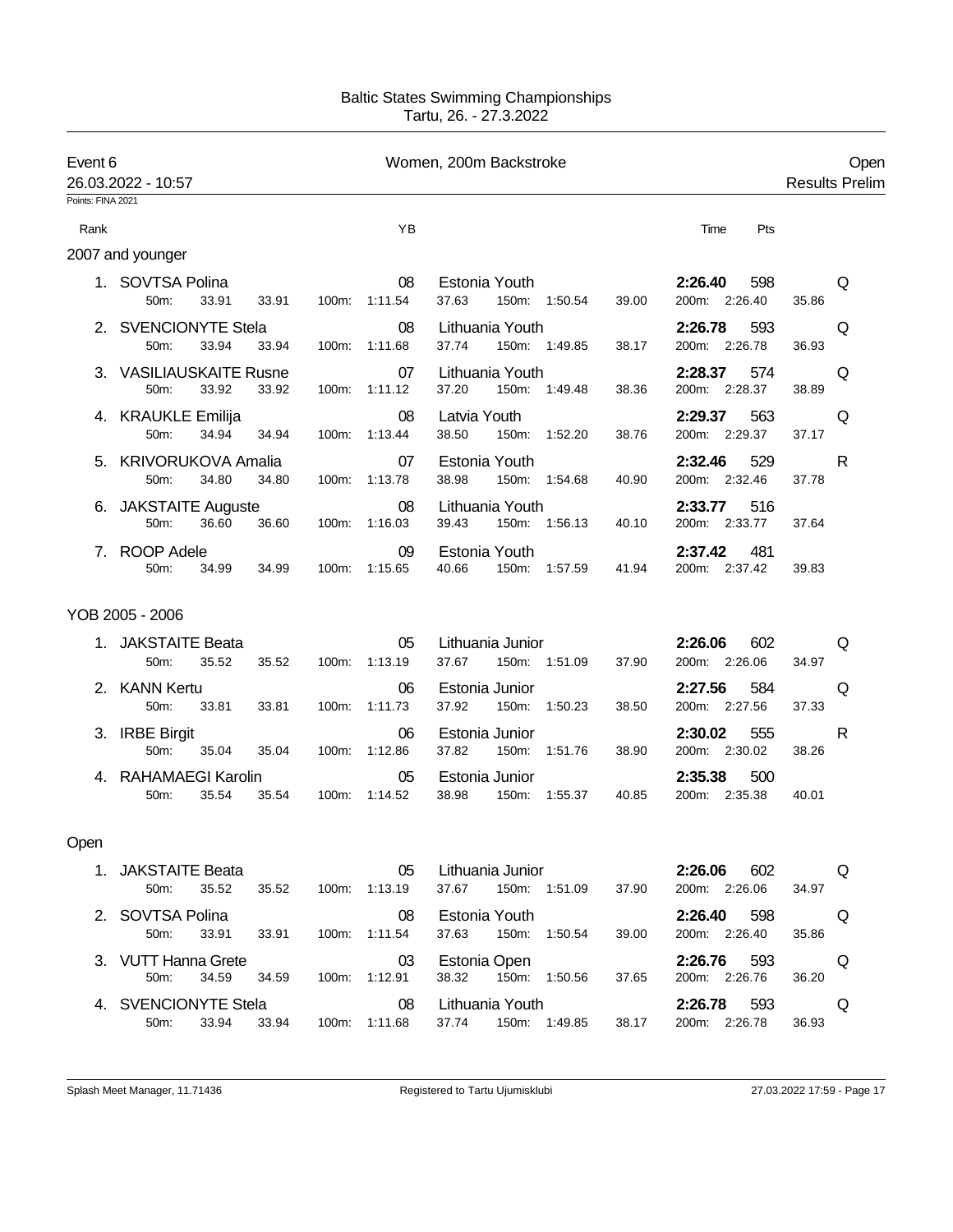Baltic States Swimming Championships
Tartu, 26. - 27.3.2022

## Event 6 — Women, 200m Backstroke — Open

26.03.2022 - 10:57 — Results Prelim

Points: FINA 2021

### 2007 and younger

| Rank | Name | YB | Club | Time | Pts | |
|---|---|---|---|---|---|---|
| 1. | SOVTSA Polina | 08 | Estonia Youth | 2:26.40 | 598 | Q |
| | 50m: 33.91 33.91 | 100m: 1:11.54 37.63 | 150m: 1:50.54 39.00 | 200m: 2:26.40 35.86 | | |
| 2. | SVENCIONYTE Stela | 08 | Lithuania Youth | 2:26.78 | 593 | Q |
| | 50m: 33.94 33.94 | 100m: 1:11.68 37.74 | 150m: 1:49.85 38.17 | 200m: 2:26.78 36.93 | | |
| 3. | VASILIAUSKAITE Rusne | 07 | Lithuania Youth | 2:28.37 | 574 | Q |
| | 50m: 33.92 33.92 | 100m: 1:11.12 37.20 | 150m: 1:49.48 38.36 | 200m: 2:28.37 38.89 | | |
| 4. | KRAUKLE Emilija | 08 | Latvia Youth | 2:29.37 | 563 | Q |
| | 50m: 34.94 34.94 | 100m: 1:13.44 38.50 | 150m: 1:52.20 38.76 | 200m: 2:29.37 37.17 | | |
| 5. | KRIVORUKOVA Amalia | 07 | Estonia Youth | 2:32.46 | 529 | R |
| | 50m: 34.80 34.80 | 100m: 1:13.78 38.98 | 150m: 1:54.68 40.90 | 200m: 2:32.46 37.78 | | |
| 6. | JAKSTAITE Auguste | 08 | Lithuania Youth | 2:33.77 | 516 | |
| | 50m: 36.60 36.60 | 100m: 1:16.03 39.43 | 150m: 1:56.13 40.10 | 200m: 2:33.77 37.64 | | |
| 7. | ROOP Adele | 09 | Estonia Youth | 2:37.42 | 481 | |
| | 50m: 34.99 34.99 | 100m: 1:15.65 40.66 | 150m: 1:57.59 41.94 | 200m: 2:37.42 39.83 | | |

### YOB 2005 - 2006

| Rank | Name | YB | Club | Time | Pts | |
|---|---|---|---|---|---|---|
| 1. | JAKSTAITE Beata | 05 | Lithuania Junior | 2:26.06 | 602 | Q |
| | 50m: 35.52 35.52 | 100m: 1:13.19 37.67 | 150m: 1:51.09 37.90 | 200m: 2:26.06 34.97 | | |
| 2. | KANN Kertu | 06 | Estonia Junior | 2:27.56 | 584 | Q |
| | 50m: 33.81 33.81 | 100m: 1:11.73 37.92 | 150m: 1:50.23 38.50 | 200m: 2:27.56 37.33 | | |
| 3. | IRBE Birgit | 06 | Estonia Junior | 2:30.02 | 555 | R |
| | 50m: 35.04 35.04 | 100m: 1:12.86 37.82 | 150m: 1:51.76 38.90 | 200m: 2:30.02 38.26 | | |
| 4. | RAHAMAEGI Karolin | 05 | Estonia Junior | 2:35.38 | 500 | |
| | 50m: 35.54 35.54 | 100m: 1:14.52 38.98 | 150m: 1:55.37 40.85 | 200m: 2:35.38 40.01 | | |

### Open

| Rank | Name | YB | Club | Time | Pts | |
|---|---|---|---|---|---|---|
| 1. | JAKSTAITE Beata | 05 | Lithuania Junior | 2:26.06 | 602 | Q |
| | 50m: 35.52 35.52 | 100m: 1:13.19 37.67 | 150m: 1:51.09 37.90 | 200m: 2:26.06 34.97 | | |
| 2. | SOVTSA Polina | 08 | Estonia Youth | 2:26.40 | 598 | Q |
| | 50m: 33.91 33.91 | 100m: 1:11.54 37.63 | 150m: 1:50.54 39.00 | 200m: 2:26.40 35.86 | | |
| 3. | VUTT Hanna Grete | 03 | Estonia Open | 2:26.76 | 593 | Q |
| | 50m: 34.59 34.59 | 100m: 1:12.91 38.32 | 150m: 1:50.56 37.65 | 200m: 2:26.76 36.20 | | |
| 4. | SVENCIONYTE Stela | 08 | Lithuania Youth | 2:26.78 | 593 | Q |
| | 50m: 33.94 33.94 | 100m: 1:11.68 37.74 | 150m: 1:49.85 38.17 | 200m: 2:26.78 36.93 | | |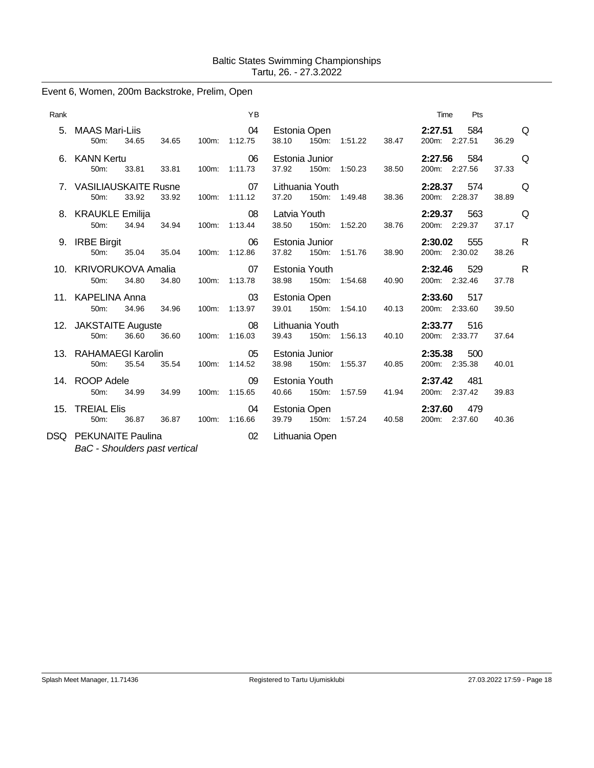Baltic States Swimming Championships
Tartu, 26. - 27.3.2022

## Event 6, Women, 200m Backstroke, Prelim, Open

| Rank | Name | YB | Team | Time | Pts | |
|---|---|---|---|---|---|---|
| 5. | MAAS Mari-Liis | 04 | Estonia Open | **2:27.51** | 584 | Q |
| | 50m: 34.65 34.65 | 100m: 1:12.75 | 38.10 150m: 1:51.22 38.47 | 200m: 2:27.51 | 36.29 | |
| 6. | KANN Kertu | 06 | Estonia Junior | **2:27.56** | 584 | Q |
| | 50m: 33.81 33.81 | 100m: 1:11.73 | 37.92 150m: 1:50.23 38.50 | 200m: 2:27.56 | 37.33 | |
| 7. | VASILIAUSKAITE Rusne | 07 | Lithuania Youth | **2:28.37** | 574 | Q |
| | 50m: 33.92 33.92 | 100m: 1:11.12 | 37.20 150m: 1:49.48 38.36 | 200m: 2:28.37 | 38.89 | |
| 8. | KRAUKLE Emilija | 08 | Latvia Youth | **2:29.37** | 563 | Q |
| | 50m: 34.94 34.94 | 100m: 1:13.44 | 38.50 150m: 1:52.20 38.76 | 200m: 2:29.37 | 37.17 | |
| 9. | IRBE Birgit | 06 | Estonia Junior | **2:30.02** | 555 | R |
| | 50m: 35.04 35.04 | 100m: 1:12.86 | 37.82 150m: 1:51.76 38.90 | 200m: 2:30.02 | 38.26 | |
| 10. | KRIVORUKOVA Amalia | 07 | Estonia Youth | **2:32.46** | 529 | R |
| | 50m: 34.80 34.80 | 100m: 1:13.78 | 38.98 150m: 1:54.68 40.90 | 200m: 2:32.46 | 37.78 | |
| 11. | KAPELINA Anna | 03 | Estonia Open | **2:33.60** | 517 | |
| | 50m: 34.96 34.96 | 100m: 1:13.97 | 39.01 150m: 1:54.10 40.13 | 200m: 2:33.60 | 39.50 | |
| 12. | JAKSTAITE Auguste | 08 | Lithuania Youth | **2:33.77** | 516 | |
| | 50m: 36.60 36.60 | 100m: 1:16.03 | 39.43 150m: 1:56.13 40.10 | 200m: 2:33.77 | 37.64 | |
| 13. | RAHAMAEGI Karolin | 05 | Estonia Junior | **2:35.38** | 500 | |
| | 50m: 35.54 35.54 | 100m: 1:14.52 | 38.98 150m: 1:55.37 40.85 | 200m: 2:35.38 | 40.01 | |
| 14. | ROOP Adele | 09 | Estonia Youth | **2:37.42** | 481 | |
| | 50m: 34.99 34.99 | 100m: 1:15.65 | 40.66 150m: 1:57.59 41.94 | 200m: 2:37.42 | 39.83 | |
| 15. | TREIAL Elis | 04 | Estonia Open | **2:37.60** | 479 | |
| | 50m: 36.87 36.87 | 100m: 1:16.66 | 39.79 150m: 1:57.24 40.58 | 200m: 2:37.60 | 40.36 | |
| DSQ | PEKUNAITE Paulina | 02 | Lithuania Open | | | |
| | *BaC - Shoulders past vertical* | | | | | |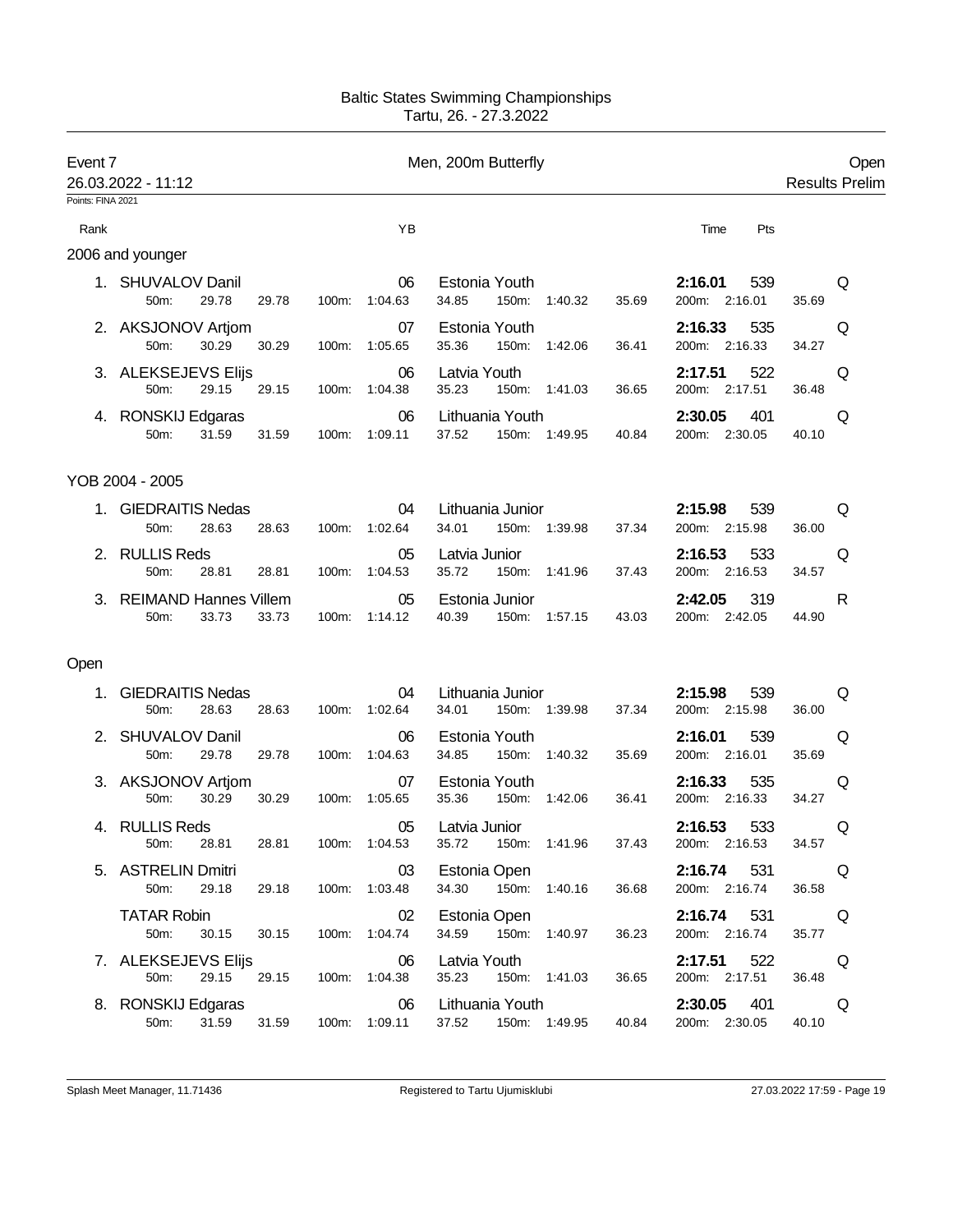Baltic States Swimming Championships
Tartu, 26. - 27.3.2022

**Event 7** — Men, 200m Butterfly — Open

26.03.2022 - 11:12 — Results Prelim

Points: FINA 2021

## 2006 and younger

| Rank | Name | YB | Club | Time | Pts | |
|---|---|---|---|---|---|---|
| 1. | SHUVALOV Danil | 06 | Estonia Youth | **2:16.01** | 539 | Q |
| | 50m: 29.78 29.78 / 100m: 1:04.63 34.85 / 150m: 1:40.32 35.69 / 200m: 2:16.01 35.69 | | | | | |
| 2. | AKSJONOV Artjom | 07 | Estonia Youth | **2:16.33** | 535 | Q |
| | 50m: 30.29 30.29 / 100m: 1:05.65 35.36 / 150m: 1:42.06 36.41 / 200m: 2:16.33 34.27 | | | | | |
| 3. | ALEKSEJEVS Elijs | 06 | Latvia Youth | **2:17.51** | 522 | Q |
| | 50m: 29.15 29.15 / 100m: 1:04.38 35.23 / 150m: 1:41.03 36.65 / 200m: 2:17.51 36.48 | | | | | |
| 4. | RONSKIJ Edgaras | 06 | Lithuania Youth | **2:30.05** | 401 | Q |
| | 50m: 31.59 31.59 / 100m: 1:09.11 37.52 / 150m: 1:49.95 40.84 / 200m: 2:30.05 40.10 | | | | | |

## YOB 2004 - 2005

| Rank | Name | YB | Club | Time | Pts | |
|---|---|---|---|---|---|---|
| 1. | GIEDRAITIS Nedas | 04 | Lithuania Junior | **2:15.98** | 539 | Q |
| | 50m: 28.63 28.63 / 100m: 1:02.64 34.01 / 150m: 1:39.98 37.34 / 200m: 2:15.98 36.00 | | | | | |
| 2. | RULLIS Reds | 05 | Latvia Junior | **2:16.53** | 533 | Q |
| | 50m: 28.81 28.81 / 100m: 1:04.53 35.72 / 150m: 1:41.96 37.43 / 200m: 2:16.53 34.57 | | | | | |
| 3. | REIMAND Hannes Villem | 05 | Estonia Junior | **2:42.05** | 319 | R |
| | 50m: 33.73 33.73 / 100m: 1:14.12 40.39 / 150m: 1:57.15 43.03 / 200m: 2:42.05 44.90 | | | | | |

## Open

| Rank | Name | YB | Club | Time | Pts | |
|---|---|---|---|---|---|---|
| 1. | GIEDRAITIS Nedas | 04 | Lithuania Junior | **2:15.98** | 539 | Q |
| | 50m: 28.63 28.63 / 100m: 1:02.64 34.01 / 150m: 1:39.98 37.34 / 200m: 2:15.98 36.00 | | | | | |
| 2. | SHUVALOV Danil | 06 | Estonia Youth | **2:16.01** | 539 | Q |
| | 50m: 29.78 29.78 / 100m: 1:04.63 34.85 / 150m: 1:40.32 35.69 / 200m: 2:16.01 35.69 | | | | | |
| 3. | AKSJONOV Artjom | 07 | Estonia Youth | **2:16.33** | 535 | Q |
| | 50m: 30.29 30.29 / 100m: 1:05.65 35.36 / 150m: 1:42.06 36.41 / 200m: 2:16.33 34.27 | | | | | |
| 4. | RULLIS Reds | 05 | Latvia Junior | **2:16.53** | 533 | Q |
| | 50m: 28.81 28.81 / 100m: 1:04.53 35.72 / 150m: 1:41.96 37.43 / 200m: 2:16.53 34.57 | | | | | |
| 5. | ASTRELIN Dmitri | 03 | Estonia Open | **2:16.74** | 531 | Q |
| | 50m: 29.18 29.18 / 100m: 1:03.48 34.30 / 150m: 1:40.16 36.68 / 200m: 2:16.74 36.58 | | | | | |
| | TATAR Robin | 02 | Estonia Open | **2:16.74** | 531 | Q |
| | 50m: 30.15 30.15 / 100m: 1:04.74 34.59 / 150m: 1:40.97 36.23 / 200m: 2:16.74 35.77 | | | | | |
| 7. | ALEKSEJEVS Elijs | 06 | Latvia Youth | **2:17.51** | 522 | Q |
| | 50m: 29.15 29.15 / 100m: 1:04.38 35.23 / 150m: 1:41.03 36.65 / 200m: 2:17.51 36.48 | | | | | |
| 8. | RONSKIJ Edgaras | 06 | Lithuania Youth | **2:30.05** | 401 | Q |
| | 50m: 31.59 31.59 / 100m: 1:09.11 37.52 / 150m: 1:49.95 40.84 / 200m: 2:30.05 40.10 | | | | | |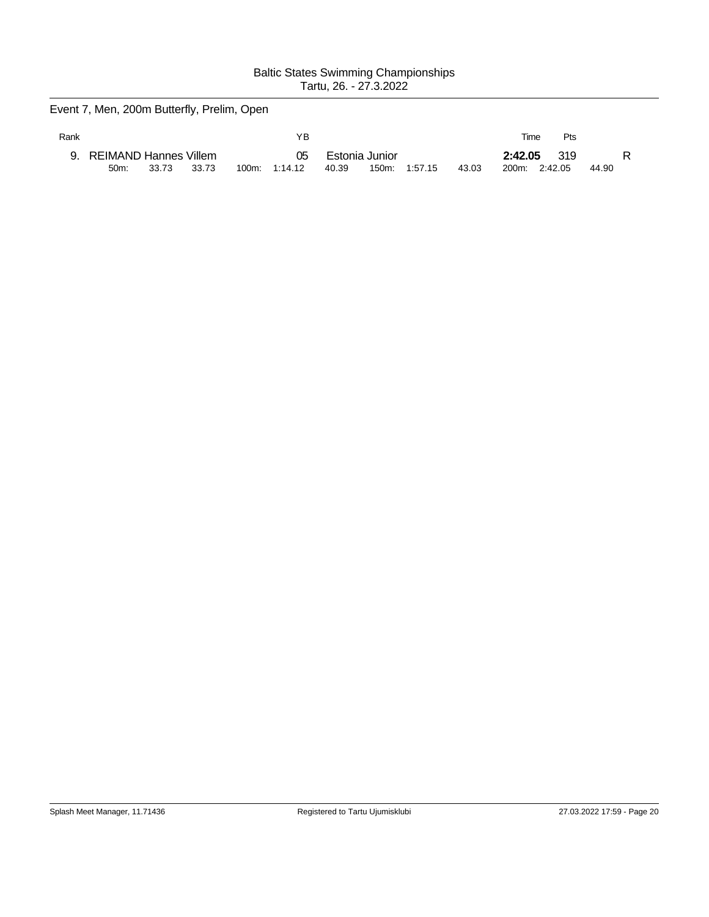Baltic States Swimming Championships
Tartu, 26. - 27.3.2022

## Event 7, Men, 200m Butterfly, Prelim, Open

| Rank | | YB | | Time | Pts | |
|---|---|---|---|---|---|---|
| 9. | REIMAND Hannes Villem | 05 | Estonia Junior | **2:42.05** | 319 | R |

| 50m: | 33.73 | 33.73 | 100m: | 1:14.12 | 40.39 | 150m: | 1:57.15 | 43.03 | 200m: | 2:42.05 | 44.90 |
|---|---|---|---|---|---|---|---|---|---|---|---|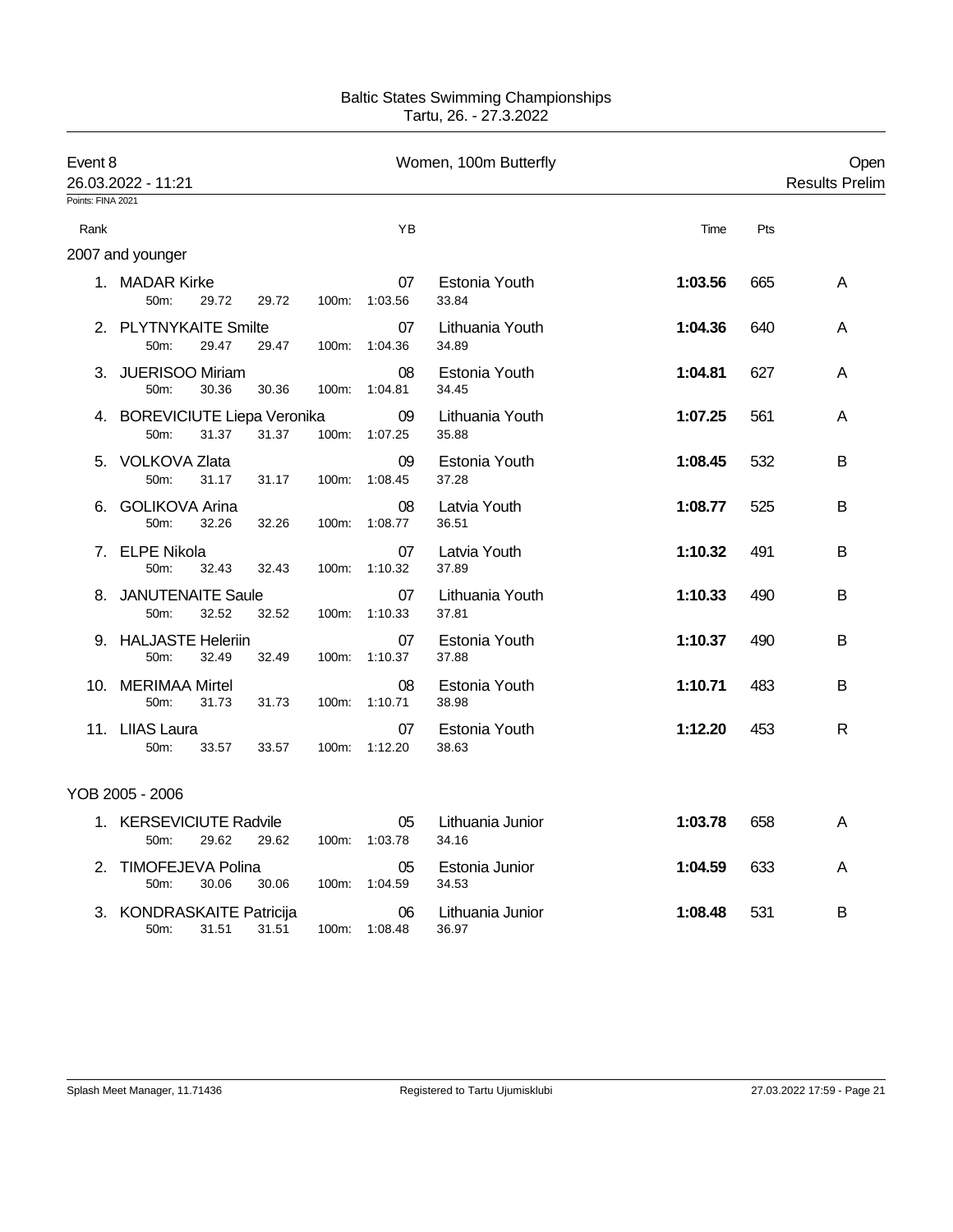Baltic States Swimming Championships
Tartu, 26. - 27.3.2022

**Event 8** — Women, 100m Butterfly — Open

26.03.2022 - 11:21 — Results Prelim

Points: FINA 2021

| Rank | Name | YB | Club | Time | Pts | |
|---|---|---|---|---|---|---|
| **2007 and younger** | | | | | | |
| 1. | MADAR Kirke | 07 | Estonia Youth | 1:03.56 | 665 | A |
| | 50m: 29.72 29.72 100m: 1:03.56 33.84 | | | | | |
| 2. | PLYTNYKAITE Smilte | 07 | Lithuania Youth | 1:04.36 | 640 | A |
| | 50m: 29.47 29.47 100m: 1:04.36 34.89 | | | | | |
| 3. | JUERISOO Miriam | 08 | Estonia Youth | 1:04.81 | 627 | A |
| | 50m: 30.36 30.36 100m: 1:04.81 34.45 | | | | | |
| 4. | BOREVICIUTE Liepa Veronika | 09 | Lithuania Youth | 1:07.25 | 561 | A |
| | 50m: 31.37 31.37 100m: 1:07.25 35.88 | | | | | |
| 5. | VOLKOVA Zlata | 09 | Estonia Youth | 1:08.45 | 532 | B |
| | 50m: 31.17 31.17 100m: 1:08.45 37.28 | | | | | |
| 6. | GOLIKOVA Arina | 08 | Latvia Youth | 1:08.77 | 525 | B |
| | 50m: 32.26 32.26 100m: 1:08.77 36.51 | | | | | |
| 7. | ELPE Nikola | 07 | Latvia Youth | 1:10.32 | 491 | B |
| | 50m: 32.43 32.43 100m: 1:10.32 37.89 | | | | | |
| 8. | JANUTENAITE Saule | 07 | Lithuania Youth | 1:10.33 | 490 | B |
| | 50m: 32.52 32.52 100m: 1:10.33 37.81 | | | | | |
| 9. | HALJASTE Heleriin | 07 | Estonia Youth | 1:10.37 | 490 | B |
| | 50m: 32.49 32.49 100m: 1:10.37 37.88 | | | | | |
| 10. | MERIMAA Mirtel | 08 | Estonia Youth | 1:10.71 | 483 | B |
| | 50m: 31.73 31.73 100m: 1:10.71 38.98 | | | | | |
| 11. | LIIAS Laura | 07 | Estonia Youth | 1:12.20 | 453 | R |
| | 50m: 33.57 33.57 100m: 1:12.20 38.63 | | | | | |
| **YOB 2005 - 2006** | | | | | | |
| 1. | KERSEVICIUTE Radvile | 05 | Lithuania Junior | 1:03.78 | 658 | A |
| | 50m: 29.62 29.62 100m: 1:03.78 34.16 | | | | | |
| 2. | TIMOFEJEVA Polina | 05 | Estonia Junior | 1:04.59 | 633 | A |
| | 50m: 30.06 30.06 100m: 1:04.59 34.53 | | | | | |
| 3. | KONDRASKAITE Patricija | 06 | Lithuania Junior | 1:08.48 | 531 | B |
| | 50m: 31.51 31.51 100m: 1:08.48 36.97 | | | | | |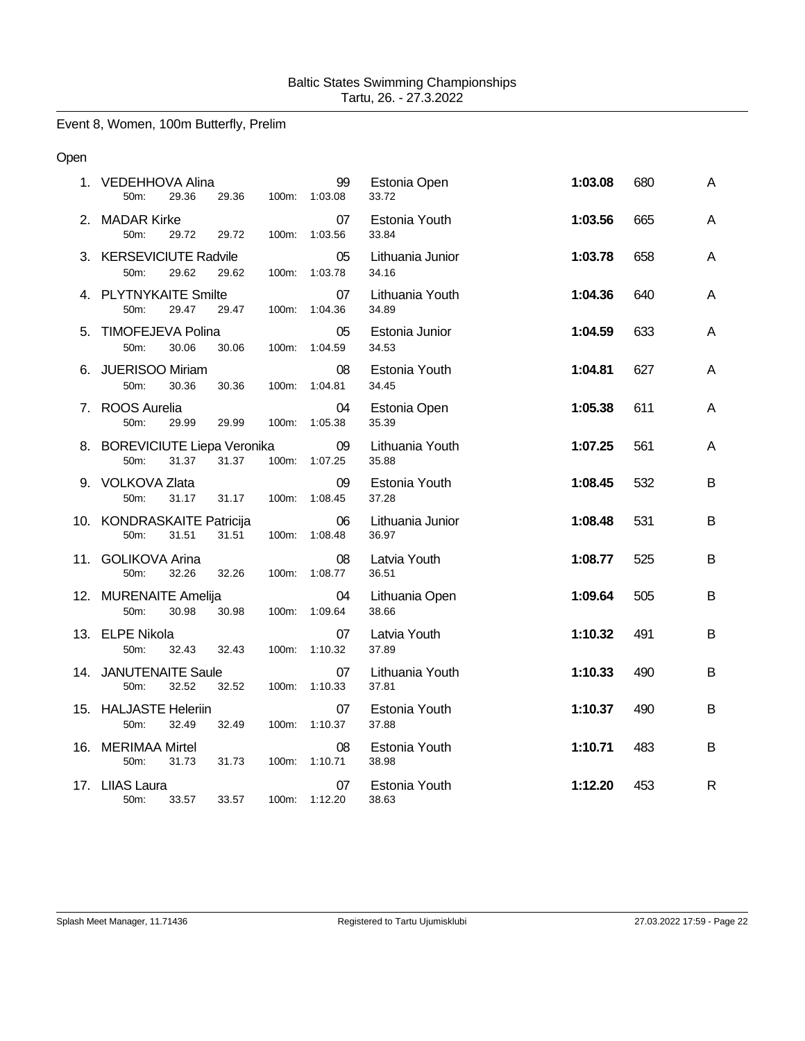Baltic States Swimming Championships
Tartu, 26. - 27.3.2022

## Event 8, Women, 100m Butterfly, Prelim

### Open

| Place | Name | YoB | Team | Time | Points | Final |
|---|---|---|---|---|---|---|
| 1. | VEDEHHOVA Alina | 99 | Estonia Open | **1:03.08** | 680 | A |
| | 50m: 29.36 29.36 100m: 1:03.08 33.72 | | | | | |
| 2. | MADAR Kirke | 07 | Estonia Youth | **1:03.56** | 665 | A |
| | 50m: 29.72 29.72 100m: 1:03.56 33.84 | | | | | |
| 3. | KERSEVICIUTE Radvile | 05 | Lithuania Junior | **1:03.78** | 658 | A |
| | 50m: 29.62 29.62 100m: 1:03.78 34.16 | | | | | |
| 4. | PLYTNYKAITE Smilte | 07 | Lithuania Youth | **1:04.36** | 640 | A |
| | 50m: 29.47 29.47 100m: 1:04.36 34.89 | | | | | |
| 5. | TIMOFEJEVA Polina | 05 | Estonia Junior | **1:04.59** | 633 | A |
| | 50m: 30.06 30.06 100m: 1:04.59 34.53 | | | | | |
| 6. | JUERISOO Miriam | 08 | Estonia Youth | **1:04.81** | 627 | A |
| | 50m: 30.36 30.36 100m: 1:04.81 34.45 | | | | | |
| 7. | ROOS Aurelia | 04 | Estonia Open | **1:05.38** | 611 | A |
| | 50m: 29.99 29.99 100m: 1:05.38 35.39 | | | | | |
| 8. | BOREVICIUTE Liepa Veronika | 09 | Lithuania Youth | **1:07.25** | 561 | A |
| | 50m: 31.37 31.37 100m: 1:07.25 35.88 | | | | | |
| 9. | VOLKOVA Zlata | 09 | Estonia Youth | **1:08.45** | 532 | B |
| | 50m: 31.17 31.17 100m: 1:08.45 37.28 | | | | | |
| 10. | KONDRASKAITE Patricija | 06 | Lithuania Junior | **1:08.48** | 531 | B |
| | 50m: 31.51 31.51 100m: 1:08.48 36.97 | | | | | |
| 11. | GOLIKOVA Arina | 08 | Latvia Youth | **1:08.77** | 525 | B |
| | 50m: 32.26 32.26 100m: 1:08.77 36.51 | | | | | |
| 12. | MURENAITE Amelija | 04 | Lithuania Open | **1:09.64** | 505 | B |
| | 50m: 30.98 30.98 100m: 1:09.64 38.66 | | | | | |
| 13. | ELPE Nikola | 07 | Latvia Youth | **1:10.32** | 491 | B |
| | 50m: 32.43 32.43 100m: 1:10.32 37.89 | | | | | |
| 14. | JANUTENAITE Saule | 07 | Lithuania Youth | **1:10.33** | 490 | B |
| | 50m: 32.52 32.52 100m: 1:10.33 37.81 | | | | | |
| 15. | HALJASTE Heleriin | 07 | Estonia Youth | **1:10.37** | 490 | B |
| | 50m: 32.49 32.49 100m: 1:10.37 37.88 | | | | | |
| 16. | MERIMAA Mirtel | 08 | Estonia Youth | **1:10.71** | 483 | B |
| | 50m: 31.73 31.73 100m: 1:10.71 38.98 | | | | | |
| 17. | LIIAS Laura | 07 | Estonia Youth | **1:12.20** | 453 | R |
| | 50m: 33.57 33.57 100m: 1:12.20 38.63 | | | | | |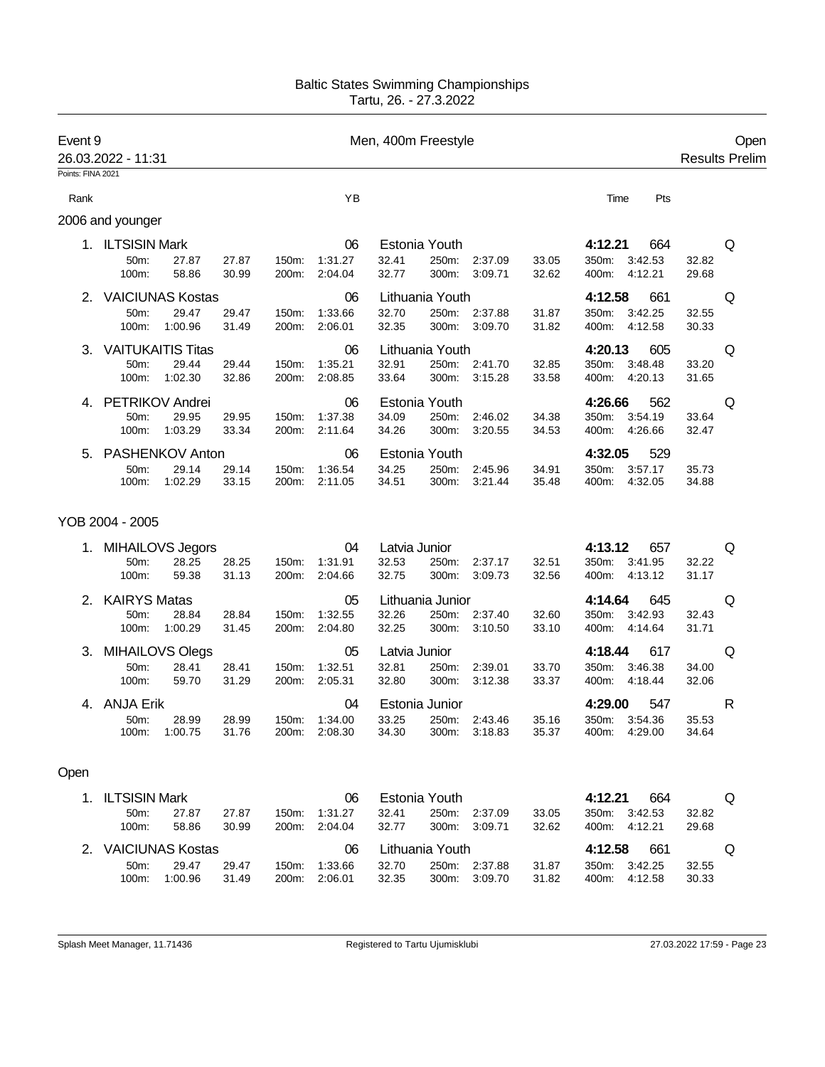Baltic States Swimming Championships
Tartu, 26. - 27.3.2022

# Event 9 — Men, 400m Freestyle — Open

26.03.2022 - 11:31 — Results Prelim

Points: FINA 2021

## 2006 and younger

| Rank | Name | YB | Club | Time | Pts | |
|---|---|---|---|---|---|---|
| 1. | ILTSISIN Mark | 06 | Estonia Youth | 4:12.21 | 664 | Q |
| 2. | VAICIUNAS Kostas | 06 | Lithuania Youth | 4:12.58 | 661 | Q |
| 3. | VAITUKAITIS Titas | 06 | Lithuania Youth | 4:20.13 | 605 | Q |
| 4. | PETRIKOV Andrei | 06 | Estonia Youth | 4:26.66 | 562 | Q |
| 5. | PASHENKOV Anton | 06 | Estonia Youth | 4:32.05 | 529 | |

Splits:

| Name | 50m | 100m | 150m | 200m | 250m | 300m | 350m | 400m |
|---|---|---|---|---|---|---|---|---|
| ILTSISIN Mark | 27.87 (27.87) | 58.86 (30.99) | 1:31.27 (32.41) | 2:04.04 (32.77) | 2:37.09 (33.05) | 3:09.71 (32.62) | 3:42.53 (32.82) | 4:12.21 (29.68) |
| VAICIUNAS Kostas | 29.47 (29.47) | 1:00.96 (31.49) | 1:33.66 (32.70) | 2:06.01 (32.35) | 2:37.88 (31.87) | 3:09.70 (31.82) | 3:42.25 (32.55) | 4:12.58 (30.33) |
| VAITUKAITIS Titas | 29.44 (29.44) | 1:02.30 (32.86) | 1:35.21 (32.91) | 2:08.85 (33.64) | 2:41.70 (32.85) | 3:15.28 (33.58) | 3:48.48 (33.20) | 4:20.13 (31.65) |
| PETRIKOV Andrei | 29.95 (29.95) | 1:03.29 (33.34) | 1:37.38 (34.09) | 2:11.64 (34.26) | 2:46.02 (34.38) | 3:20.55 (34.53) | 3:54.19 (33.64) | 4:26.66 (32.47) |
| PASHENKOV Anton | 29.14 (29.14) | 1:02.29 (33.15) | 1:36.54 (34.25) | 2:11.05 (34.51) | 2:45.96 (34.91) | 3:21.44 (35.48) | 3:57.17 (35.73) | 4:32.05 (34.88) |

## YOB 2004 - 2005

| Rank | Name | YB | Club | Time | Pts | |
|---|---|---|---|---|---|---|
| 1. | MIHAILOVS Jegors | 04 | Latvia Junior | 4:13.12 | 657 | Q |
| 2. | KAIRYS Matas | 05 | Lithuania Junior | 4:14.64 | 645 | Q |
| 3. | MIHAILOVS Olegs | 05 | Latvia Junior | 4:18.44 | 617 | Q |
| 4. | ANJA Erik | 04 | Estonia Junior | 4:29.00 | 547 | R |

Splits:

| Name | 50m | 100m | 150m | 200m | 250m | 300m | 350m | 400m |
|---|---|---|---|---|---|---|---|---|
| MIHAILOVS Jegors | 28.25 (28.25) | 59.38 (31.13) | 1:31.91 (32.53) | 2:04.66 (32.75) | 2:37.17 (32.51) | 3:09.73 (32.56) | 3:41.95 (32.22) | 4:13.12 (31.17) |
| KAIRYS Matas | 28.84 (28.84) | 1:00.29 (31.45) | 1:32.55 (32.26) | 2:04.80 (32.25) | 2:37.40 (32.60) | 3:10.50 (33.10) | 3:42.93 (32.43) | 4:14.64 (31.71) |
| MIHAILOVS Olegs | 28.41 (28.41) | 59.70 (31.29) | 1:32.51 (32.81) | 2:05.31 (32.80) | 2:39.01 (33.70) | 3:12.38 (33.37) | 3:46.38 (34.00) | 4:18.44 (32.06) |
| ANJA Erik | 28.99 (28.99) | 1:00.75 (31.76) | 1:34.00 (33.25) | 2:08.30 (34.30) | 2:43.46 (35.16) | 3:18.83 (35.37) | 3:54.36 (35.53) | 4:29.00 (34.64) |

## Open

| Rank | Name | YB | Club | Time | Pts | |
|---|---|---|---|---|---|---|
| 1. | ILTSISIN Mark | 06 | Estonia Youth | 4:12.21 | 664 | Q |
| 2. | VAICIUNAS Kostas | 06 | Lithuania Youth | 4:12.58 | 661 | Q |

Splits:

| Name | 50m | 100m | 150m | 200m | 250m | 300m | 350m | 400m |
|---|---|---|---|---|---|---|---|---|
| ILTSISIN Mark | 27.87 (27.87) | 58.86 (30.99) | 1:31.27 (32.41) | 2:04.04 (32.77) | 2:37.09 (33.05) | 3:09.71 (32.62) | 3:42.53 (32.82) | 4:12.21 (29.68) |
| VAICIUNAS Kostas | 29.47 (29.47) | 1:00.96 (31.49) | 1:33.66 (32.70) | 2:06.01 (32.35) | 2:37.88 (31.87) | 3:09.70 (31.82) | 3:42.25 (32.55) | 4:12.58 (30.33) |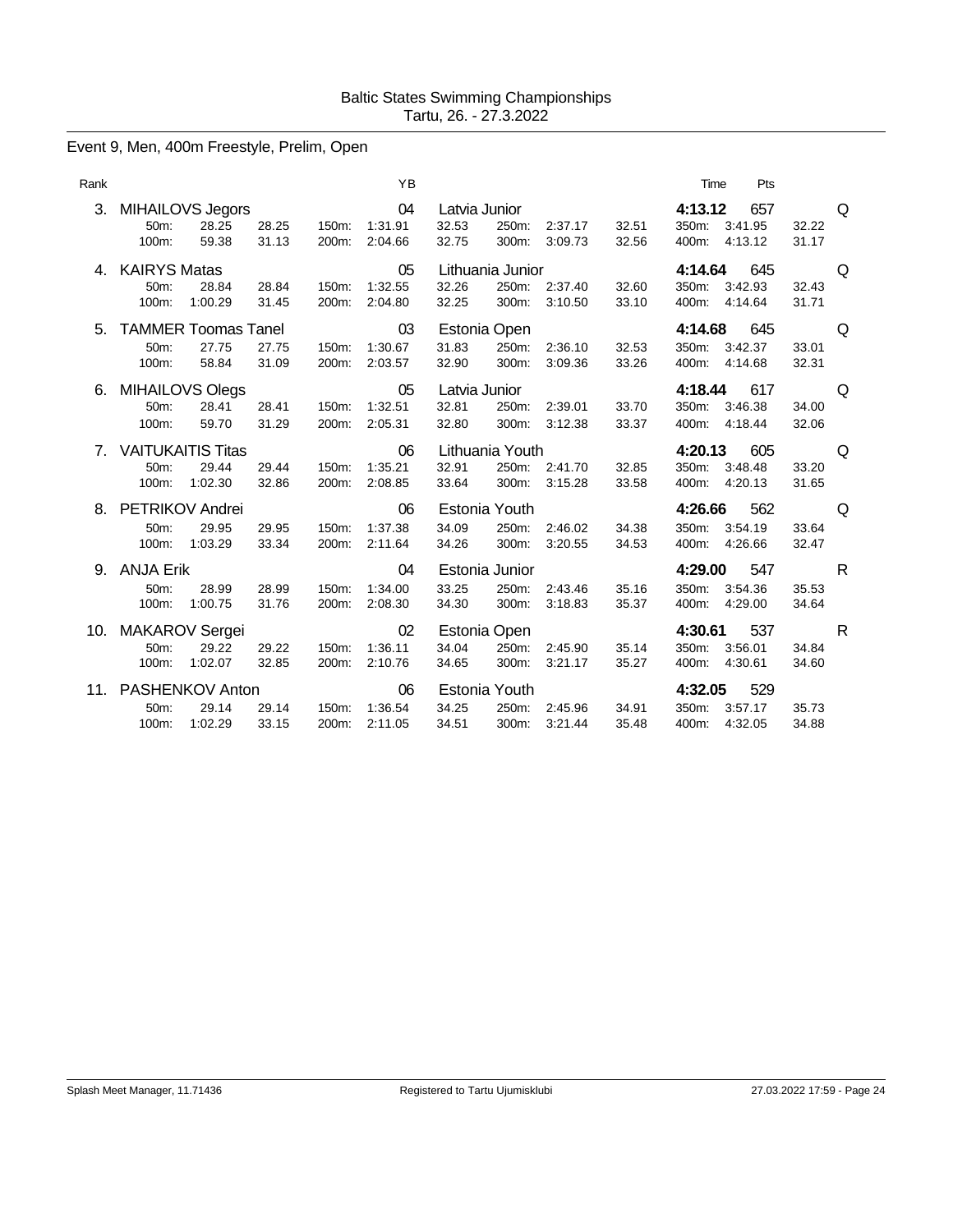Baltic States Swimming Championships
Tartu, 26. - 27.3.2022

## Event 9, Men, 400m Freestyle, Prelim, Open

| Rank | Name | YB | Club | Time | Pts | |
|---|---|---|---|---|---|---|
| 3. | MIHAILOVS Jegors | 04 | Latvia Junior | 4:13.12 | 657 | Q |
| | 50m: 28.25 28.25 / 100m: 59.38 31.13 / 150m: 1:31.91 32.53 / 200m: 2:04.66 32.75 / 250m: 2:37.17 32.51 / 300m: 3:09.73 32.56 / 350m: 3:41.95 32.22 / 400m: 4:13.12 31.17 | | | | | |
| 4. | KAIRYS Matas | 05 | Lithuania Junior | 4:14.64 | 645 | Q |
| | 50m: 28.84 28.84 / 100m: 1:00.29 31.45 / 150m: 1:32.55 32.26 / 200m: 2:04.80 32.25 / 250m: 2:37.40 32.60 / 300m: 3:10.50 33.10 / 350m: 3:42.93 32.43 / 400m: 4:14.64 31.71 | | | | | |
| 5. | TAMMER Toomas Tanel | 03 | Estonia Open | 4:14.68 | 645 | Q |
| | 50m: 27.75 27.75 / 100m: 58.84 31.09 / 150m: 1:30.67 31.83 / 200m: 2:03.57 32.90 / 250m: 2:36.10 32.53 / 300m: 3:09.36 33.26 / 350m: 3:42.37 33.01 / 400m: 4:14.68 32.31 | | | | | |
| 6. | MIHAILOVS Olegs | 05 | Latvia Junior | 4:18.44 | 617 | Q |
| | 50m: 28.41 28.41 / 100m: 59.70 31.29 / 150m: 1:32.51 32.81 / 200m: 2:05.31 32.80 / 250m: 2:39.01 33.70 / 300m: 3:12.38 33.37 / 350m: 3:46.38 34.00 / 400m: 4:18.44 32.06 | | | | | |
| 7. | VAITUKAITIS Titas | 06 | Lithuania Youth | 4:20.13 | 605 | Q |
| | 50m: 29.44 29.44 / 100m: 1:02.30 32.86 / 150m: 1:35.21 32.91 / 200m: 2:08.85 33.64 / 250m: 2:41.70 32.85 / 300m: 3:15.28 33.58 / 350m: 3:48.48 33.20 / 400m: 4:20.13 31.65 | | | | | |
| 8. | PETRIKOV Andrei | 06 | Estonia Youth | 4:26.66 | 562 | Q |
| | 50m: 29.95 29.95 / 100m: 1:03.29 33.34 / 150m: 1:37.38 34.09 / 200m: 2:11.64 34.26 / 250m: 2:46.02 34.38 / 300m: 3:20.55 34.53 / 350m: 3:54.19 33.64 / 400m: 4:26.66 32.47 | | | | | |
| 9. | ANJA Erik | 04 | Estonia Junior | 4:29.00 | 547 | R |
| | 50m: 28.99 28.99 / 100m: 1:00.75 31.76 / 150m: 1:34.00 33.25 / 200m: 2:08.30 34.30 / 250m: 2:43.46 35.16 / 300m: 3:18.83 35.37 / 350m: 3:54.36 35.53 / 400m: 4:29.00 34.64 | | | | | |
| 10. | MAKAROV Sergei | 02 | Estonia Open | 4:30.61 | 537 | R |
| | 50m: 29.22 29.22 / 100m: 1:02.07 32.85 / 150m: 1:36.11 34.04 / 200m: 2:10.76 34.65 / 250m: 2:45.90 35.14 / 300m: 3:21.17 35.27 / 350m: 3:56.01 34.84 / 400m: 4:30.61 34.60 | | | | | |
| 11. | PASHENKOV Anton | 06 | Estonia Youth | 4:32.05 | 529 | |
| | 50m: 29.14 29.14 / 100m: 1:02.29 33.15 / 150m: 1:36.54 34.25 / 200m: 2:11.05 34.51 / 250m: 2:45.96 34.91 / 300m: 3:21.44 35.48 / 350m: 3:57.17 35.73 / 400m: 4:32.05 34.88 | | | | | |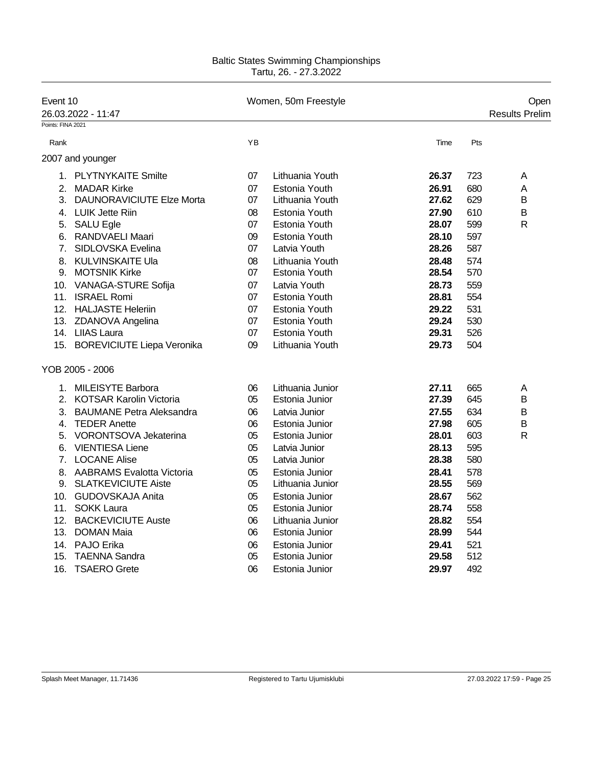Baltic States Swimming Championships
Tartu, 26. - 27.3.2022

## Event 10 — Women, 50m Freestyle — Open

26.03.2022 - 11:47 — Results Prelim

Points: FINA 2021

### 2007 and younger

| Rank | Name | YB | Team | Time | Pts | |
|---|---|---|---|---|---|---|
| 1. | PLYTNYKAITE Smilte | 07 | Lithuania Youth | **26.37** | 723 | A |
| 2. | MADAR Kirke | 07 | Estonia Youth | **26.91** | 680 | A |
| 3. | DAUNORAVICIUTE Elze Morta | 07 | Lithuania Youth | **27.62** | 629 | B |
| 4. | LUIK Jette Riin | 08 | Estonia Youth | **27.90** | 610 | B |
| 5. | SALU Egle | 07 | Estonia Youth | **28.07** | 599 | R |
| 6. | RANDVAELI Maari | 09 | Estonia Youth | **28.10** | 597 | |
| 7. | SIDLOVSKA Evelina | 07 | Latvia Youth | **28.26** | 587 | |
| 8. | KULVINSKAITE Ula | 08 | Lithuania Youth | **28.48** | 574 | |
| 9. | MOTSNIK Kirke | 07 | Estonia Youth | **28.54** | 570 | |
| 10. | VANAGA-STURE Sofija | 07 | Latvia Youth | **28.73** | 559 | |
| 11. | ISRAEL Romi | 07 | Estonia Youth | **28.81** | 554 | |
| 12. | HALJASTE Heleriin | 07 | Estonia Youth | **29.22** | 531 | |
| 13. | ZDANOVA Angelina | 07 | Estonia Youth | **29.24** | 530 | |
| 14. | LIIAS Laura | 07 | Estonia Youth | **29.31** | 526 | |
| 15. | BOREVICIUTE Liepa Veronika | 09 | Lithuania Youth | **29.73** | 504 | |

### YOB 2005 - 2006

| Rank | Name | YB | Team | Time | Pts | |
|---|---|---|---|---|---|---|
| 1. | MILEISYTE Barbora | 06 | Lithuania Junior | **27.11** | 665 | A |
| 2. | KOTSAR Karolin Victoria | 05 | Estonia Junior | **27.39** | 645 | B |
| 3. | BAUMANE Petra Aleksandra | 06 | Latvia Junior | **27.55** | 634 | B |
| 4. | TEDER Anette | 06 | Estonia Junior | **27.98** | 605 | B |
| 5. | VORONTSOVA Jekaterina | 05 | Estonia Junior | **28.01** | 603 | R |
| 6. | VIENTIESA Liene | 05 | Latvia Junior | **28.13** | 595 | |
| 7. | LOCANE Alise | 05 | Latvia Junior | **28.38** | 580 | |
| 8. | AABRAMS Evalotta Victoria | 05 | Estonia Junior | **28.41** | 578 | |
| 9. | SLATKEVICIUTE Aiste | 05 | Lithuania Junior | **28.55** | 569 | |
| 10. | GUDOVSKAJA Anita | 05 | Estonia Junior | **28.67** | 562 | |
| 11. | SOKK Laura | 05 | Estonia Junior | **28.74** | 558 | |
| 12. | BACKEVICIUTE Auste | 06 | Lithuania Junior | **28.82** | 554 | |
| 13. | DOMAN Maia | 06 | Estonia Junior | **28.99** | 544 | |
| 14. | PAJO Erika | 06 | Estonia Junior | **29.41** | 521 | |
| 15. | TAENNA Sandra | 05 | Estonia Junior | **29.58** | 512 | |
| 16. | TSAERO Grete | 06 | Estonia Junior | **29.97** | 492 | |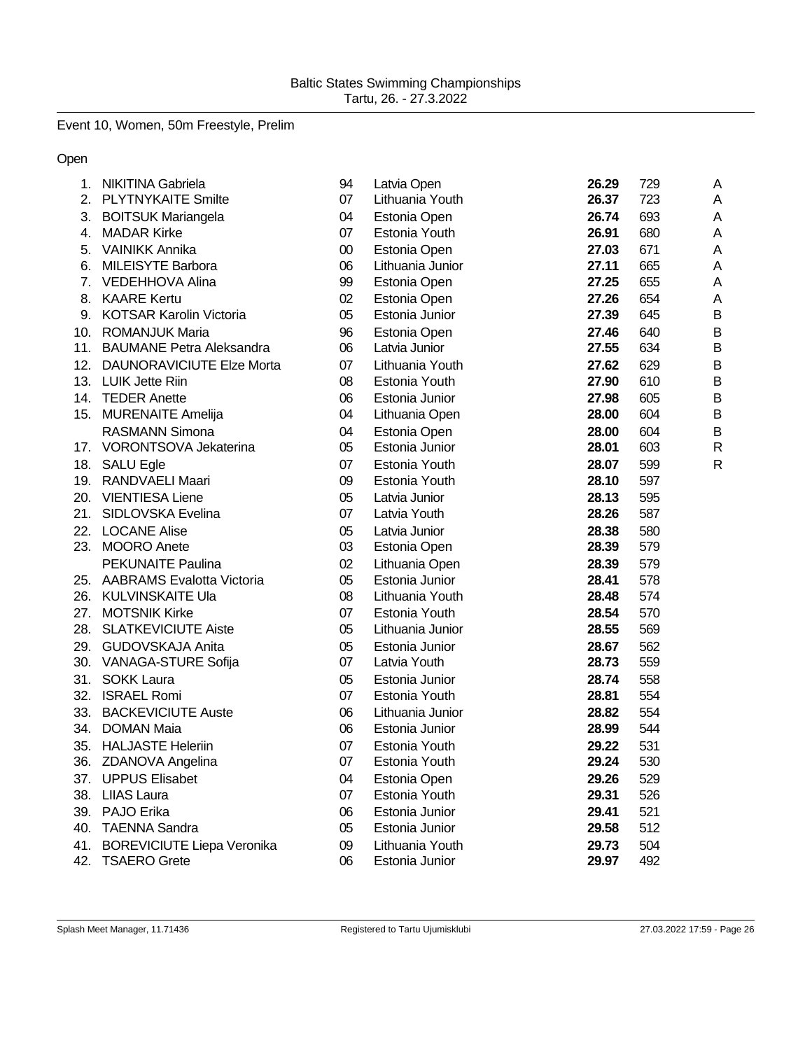Baltic States Swimming Championships
Tartu, 26. - 27.3.2022

Event 10, Women, 50m Freestyle, Prelim

Open

| | | | | | | |
|---|---|---|---|---|---|---|
| 1. | NIKITINA Gabriela | 94 | Latvia Open | **26.29** | 729 | A |
| 2. | PLYTNYKAITE Smilte | 07 | Lithuania Youth | **26.37** | 723 | A |
| 3. | BOITSUK Mariangela | 04 | Estonia Open | **26.74** | 693 | A |
| 4. | MADAR Kirke | 07 | Estonia Youth | **26.91** | 680 | A |
| 5. | VAINIKK Annika | 00 | Estonia Open | **27.03** | 671 | A |
| 6. | MILEISYTE Barbora | 06 | Lithuania Junior | **27.11** | 665 | A |
| 7. | VEDEHHOVA Alina | 99 | Estonia Open | **27.25** | 655 | A |
| 8. | KAARE Kertu | 02 | Estonia Open | **27.26** | 654 | A |
| 9. | KOTSAR Karolin Victoria | 05 | Estonia Junior | **27.39** | 645 | B |
| 10. | ROMANJUK Maria | 96 | Estonia Open | **27.46** | 640 | B |
| 11. | BAUMANE Petra Aleksandra | 06 | Latvia Junior | **27.55** | 634 | B |
| 12. | DAUNORAVICIUTE Elze Morta | 07 | Lithuania Youth | **27.62** | 629 | B |
| 13. | LUIK Jette Riin | 08 | Estonia Youth | **27.90** | 610 | B |
| 14. | TEDER Anette | 06 | Estonia Junior | **27.98** | 605 | B |
| 15. | MURENAITE Amelija | 04 | Lithuania Open | **28.00** | 604 | B |
| | RASMANN Simona | 04 | Estonia Open | **28.00** | 604 | B |
| 17. | VORONTSOVA Jekaterina | 05 | Estonia Junior | **28.01** | 603 | R |
| 18. | SALU Egle | 07 | Estonia Youth | **28.07** | 599 | R |
| 19. | RANDVAELI Maari | 09 | Estonia Youth | **28.10** | 597 | |
| 20. | VIENTIESA Liene | 05 | Latvia Junior | **28.13** | 595 | |
| 21. | SIDLOVSKA Evelina | 07 | Latvia Youth | **28.26** | 587 | |
| 22. | LOCANE Alise | 05 | Latvia Junior | **28.38** | 580 | |
| 23. | MOORO Anete | 03 | Estonia Open | **28.39** | 579 | |
| | PEKUNAITE Paulina | 02 | Lithuania Open | **28.39** | 579 | |
| 25. | AABRAMS Evalotta Victoria | 05 | Estonia Junior | **28.41** | 578 | |
| 26. | KULVINSKAITE Ula | 08 | Lithuania Youth | **28.48** | 574 | |
| 27. | MOTSNIK Kirke | 07 | Estonia Youth | **28.54** | 570 | |
| 28. | SLATKEVICIUTE Aiste | 05 | Lithuania Junior | **28.55** | 569 | |
| 29. | GUDOVSKAJA Anita | 05 | Estonia Junior | **28.67** | 562 | |
| 30. | VANAGA-STURE Sofija | 07 | Latvia Youth | **28.73** | 559 | |
| 31. | SOKK Laura | 05 | Estonia Junior | **28.74** | 558 | |
| 32. | ISRAEL Romi | 07 | Estonia Youth | **28.81** | 554 | |
| 33. | BACKEVICIUTE Auste | 06 | Lithuania Junior | **28.82** | 554 | |
| 34. | DOMAN Maia | 06 | Estonia Junior | **28.99** | 544 | |
| 35. | HALJASTE Heleriin | 07 | Estonia Youth | **29.22** | 531 | |
| 36. | ZDANOVA Angelina | 07 | Estonia Youth | **29.24** | 530 | |
| 37. | UPPUS Elisabet | 04 | Estonia Open | **29.26** | 529 | |
| 38. | LIIAS Laura | 07 | Estonia Youth | **29.31** | 526 | |
| 39. | PAJO Erika | 06 | Estonia Junior | **29.41** | 521 | |
| 40. | TAENNA Sandra | 05 | Estonia Junior | **29.58** | 512 | |
| 41. | BOREVICIUTE Liepa Veronika | 09 | Lithuania Youth | **29.73** | 504 | |
| 42. | TSAERO Grete | 06 | Estonia Junior | **29.97** | 492 | |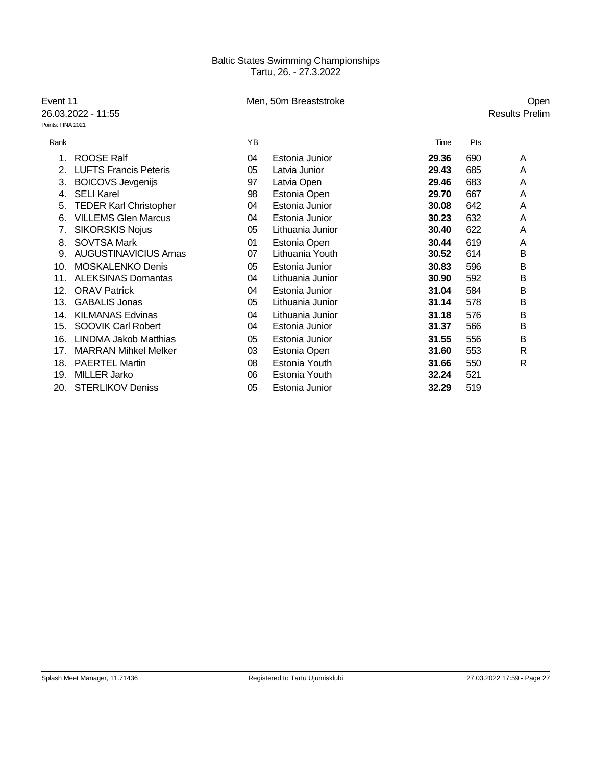# Baltic States Swimming Championships

Tartu, 26. - 27.3.2022

| Event 11 | Men, 50m Breaststroke | Open |
|---|---|---|
| 26.03.2022 - 11:55 | | Results Prelim |

Points: FINA 2021

| Rank | | YB | | Time | Pts | |
|---|---|---|---|---|---|---|
| 1. | ROOSE Ralf | 04 | Estonia Junior | **29.36** | 690 | A |
| 2. | LUFTS Francis Peteris | 05 | Latvia Junior | **29.43** | 685 | A |
| 3. | BOICOVS Jevgenijs | 97 | Latvia Open | **29.46** | 683 | A |
| 4. | SELI Karel | 98 | Estonia Open | **29.70** | 667 | A |
| 5. | TEDER Karl Christopher | 04 | Estonia Junior | **30.08** | 642 | A |
| 6. | VILLEMS Glen Marcus | 04 | Estonia Junior | **30.23** | 632 | A |
| 7. | SIKORSKIS Nojus | 05 | Lithuania Junior | **30.40** | 622 | A |
| 8. | SOVTSA Mark | 01 | Estonia Open | **30.44** | 619 | A |
| 9. | AUGUSTINAVICIUS Arnas | 07 | Lithuania Youth | **30.52** | 614 | B |
| 10. | MOSKALENKO Denis | 05 | Estonia Junior | **30.83** | 596 | B |
| 11. | ALEKSINAS Domantas | 04 | Lithuania Junior | **30.90** | 592 | B |
| 12. | ORAV Patrick | 04 | Estonia Junior | **31.04** | 584 | B |
| 13. | GABALIS Jonas | 05 | Lithuania Junior | **31.14** | 578 | B |
| 14. | KILMANAS Edvinas | 04 | Lithuania Junior | **31.18** | 576 | B |
| 15. | SOOVIK Carl Robert | 04 | Estonia Junior | **31.37** | 566 | B |
| 16. | LINDMA Jakob Matthias | 05 | Estonia Junior | **31.55** | 556 | B |
| 17. | MARRAN Mihkel Melker | 03 | Estonia Open | **31.60** | 553 | R |
| 18. | PAERTEL Martin | 08 | Estonia Youth | **31.66** | 550 | R |
| 19. | MILLER Jarko | 06 | Estonia Youth | **32.24** | 521 | |
| 20. | STERLIKOV Deniss | 05 | Estonia Junior | **32.29** | 519 | |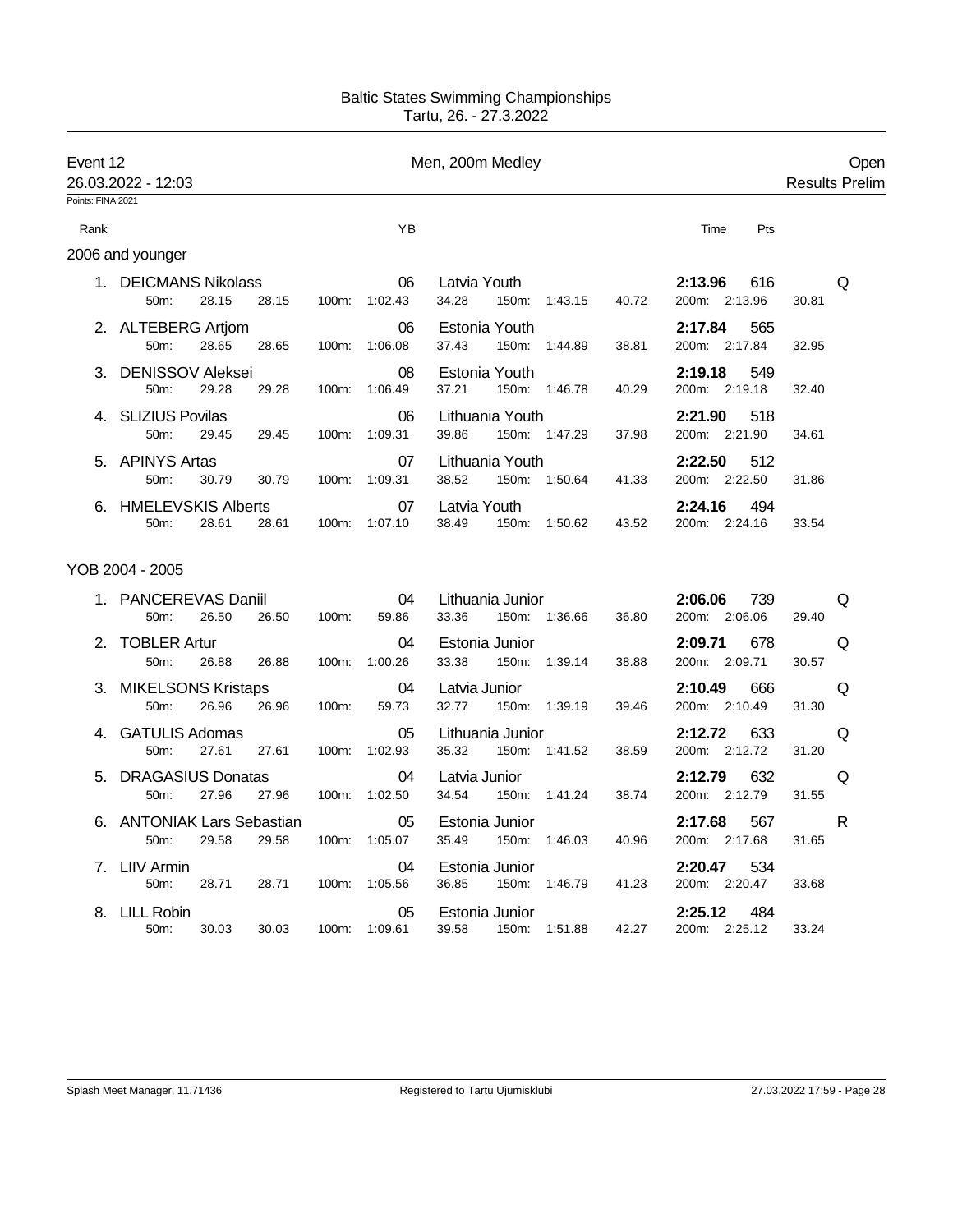# Baltic States Swimming Championships

Tartu, 26. - 27.3.2022

**Event 12** — Men, 200m Medley — Open

26.03.2022 - 12:03 — Results Prelim

Points: FINA 2021

### 2006 and younger

| Rank | Name | YB | Club | 50m | 100m | 150m | 200m | Time | Pts | |
|---|---|---|---|---|---|---|---|---|---|---|
| 1. | DEICMANS Nikolass | 06 | Latvia Youth | 28.15 (28.15) | 1:02.43 (34.28) | 1:43.15 (40.72) | 2:13.96 (30.81) | **2:13.96** | 616 | Q |
| 2. | ALTEBERG Artjom | 06 | Estonia Youth | 28.65 (28.65) | 1:06.08 (37.43) | 1:44.89 (38.81) | 2:17.84 (32.95) | **2:17.84** | 565 | |
| 3. | DENISSOV Aleksei | 08 | Estonia Youth | 29.28 (29.28) | 1:06.49 (37.21) | 1:46.78 (40.29) | 2:19.18 (32.40) | **2:19.18** | 549 | |
| 4. | SLIZIUS Povilas | 06 | Lithuania Youth | 29.45 (29.45) | 1:09.31 (39.86) | 1:47.29 (37.98) | 2:21.90 (34.61) | **2:21.90** | 518 | |
| 5. | APINYS Artas | 07 | Lithuania Youth | 30.79 (30.79) | 1:09.31 (38.52) | 1:50.64 (41.33) | 2:22.50 (31.86) | **2:22.50** | 512 | |
| 6. | HMELEVSKIS Alberts | 07 | Latvia Youth | 28.61 (28.61) | 1:07.10 (38.49) | 1:50.62 (43.52) | 2:24.16 (33.54) | **2:24.16** | 494 | |

### YOB 2004 - 2005

| Rank | Name | YB | Club | 50m | 100m | 150m | 200m | Time | Pts | |
|---|---|---|---|---|---|---|---|---|---|---|
| 1. | PANCEREVAS Daniil | 04 | Lithuania Junior | 26.50 (26.50) | 59.86 (33.36) | 1:36.66 (36.80) | 2:06.06 (29.40) | **2:06.06** | 739 | Q |
| 2. | TOBLER Artur | 04 | Estonia Junior | 26.88 (26.88) | 1:00.26 (33.38) | 1:39.14 (38.88) | 2:09.71 (30.57) | **2:09.71** | 678 | Q |
| 3. | MIKELSONS Kristaps | 04 | Latvia Junior | 26.96 (26.96) | 59.73 (32.77) | 1:39.19 (39.46) | 2:10.49 (31.30) | **2:10.49** | 666 | Q |
| 4. | GATULIS Adomas | 05 | Lithuania Junior | 27.61 (27.61) | 1:02.93 (35.32) | 1:41.52 (38.59) | 2:12.72 (31.20) | **2:12.72** | 633 | Q |
| 5. | DRAGASIUS Donatas | 04 | Latvia Junior | 27.96 (27.96) | 1:02.50 (34.54) | 1:41.24 (38.74) | 2:12.79 (31.55) | **2:12.79** | 632 | Q |
| 6. | ANTONIAK Lars Sebastian | 05 | Estonia Junior | 29.58 (29.58) | 1:05.07 (35.49) | 1:46.03 (40.96) | 2:17.68 (31.65) | **2:17.68** | 567 | R |
| 7. | LIIV Armin | 04 | Estonia Junior | 28.71 (28.71) | 1:05.56 (36.85) | 1:46.79 (41.23) | 2:20.47 (33.68) | **2:20.47** | 534 | |
| 8. | LILL Robin | 05 | Estonia Junior | 30.03 (30.03) | 1:09.61 (39.58) | 1:51.88 (42.27) | 2:25.12 (33.24) | **2:25.12** | 484 | |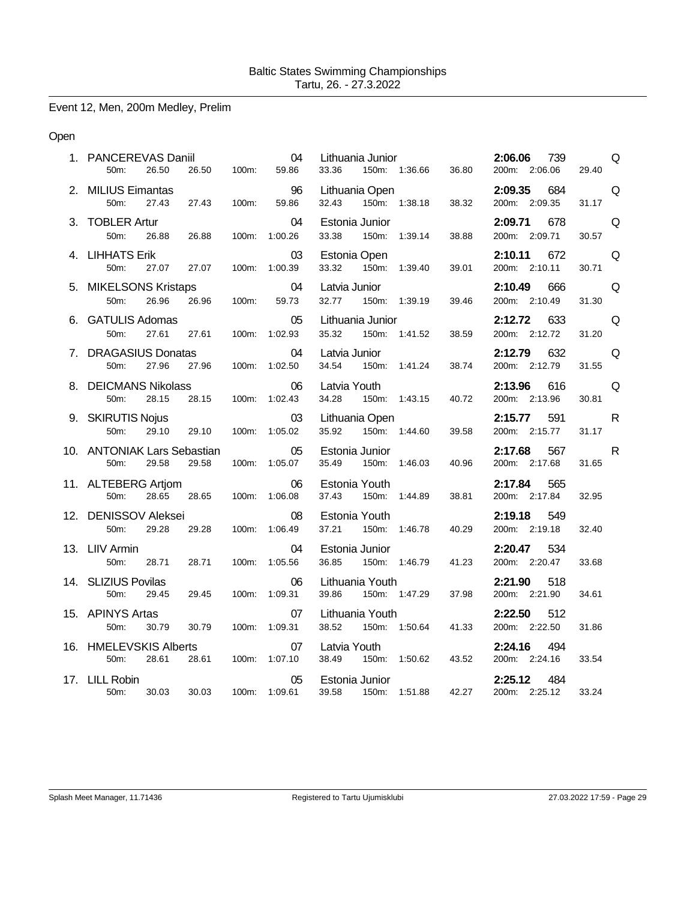Baltic States Swimming Championships
Tartu, 26. - 27.3.2022

## Event 12, Men, 200m Medley, Prelim

### Open

| Rank | Name | YoB | Team | Time | Points | |
|---|---|---|---|---|---|---|
| 1. | PANCEREVAS Daniil | 04 | Lithuania Junior | 2:06.06 | 739 | Q |
| | 50m: 26.50 26.50 | 100m: 59.86 33.36 | 150m: 1:36.66 36.80 | 200m: 2:06.06 29.40 | | |
| 2. | MILIUS Eimantas | 96 | Lithuania Open | 2:09.35 | 684 | Q |
| | 50m: 27.43 27.43 | 100m: 59.86 32.43 | 150m: 1:38.18 38.32 | 200m: 2:09.35 31.17 | | |
| 3. | TOBLER Artur | 04 | Estonia Junior | 2:09.71 | 678 | Q |
| | 50m: 26.88 26.88 | 100m: 1:00.26 33.38 | 150m: 1:39.14 38.88 | 200m: 2:09.71 30.57 | | |
| 4. | LIHHATS Erik | 03 | Estonia Open | 2:10.11 | 672 | Q |
| | 50m: 27.07 27.07 | 100m: 1:00.39 33.32 | 150m: 1:39.40 39.01 | 200m: 2:10.11 30.71 | | |
| 5. | MIKELSONS Kristaps | 04 | Latvia Junior | 2:10.49 | 666 | Q |
| | 50m: 26.96 26.96 | 100m: 59.73 32.77 | 150m: 1:39.19 39.46 | 200m: 2:10.49 31.30 | | |
| 6. | GATULIS Adomas | 05 | Lithuania Junior | 2:12.72 | 633 | Q |
| | 50m: 27.61 27.61 | 100m: 1:02.93 35.32 | 150m: 1:41.52 38.59 | 200m: 2:12.72 31.20 | | |
| 7. | DRAGASIUS Donatas | 04 | Latvia Junior | 2:12.79 | 632 | Q |
| | 50m: 27.96 27.96 | 100m: 1:02.50 34.54 | 150m: 1:41.24 38.74 | 200m: 2:12.79 31.55 | | |
| 8. | DEICMANS Nikolass | 06 | Latvia Youth | 2:13.96 | 616 | Q |
| | 50m: 28.15 28.15 | 100m: 1:02.43 34.28 | 150m: 1:43.15 40.72 | 200m: 2:13.96 30.81 | | |
| 9. | SKIRUTIS Nojus | 03 | Lithuania Open | 2:15.77 | 591 | R |
| | 50m: 29.10 29.10 | 100m: 1:05.02 35.92 | 150m: 1:44.60 39.58 | 200m: 2:15.77 31.17 | | |
| 10. | ANTONIAK Lars Sebastian | 05 | Estonia Junior | 2:17.68 | 567 | R |
| | 50m: 29.58 29.58 | 100m: 1:05.07 35.49 | 150m: 1:46.03 40.96 | 200m: 2:17.68 31.65 | | |
| 11. | ALTEBERG Artjom | 06 | Estonia Youth | 2:17.84 | 565 | |
| | 50m: 28.65 28.65 | 100m: 1:06.08 37.43 | 150m: 1:44.89 38.81 | 200m: 2:17.84 32.95 | | |
| 12. | DENISSOV Aleksei | 08 | Estonia Youth | 2:19.18 | 549 | |
| | 50m: 29.28 29.28 | 100m: 1:06.49 37.21 | 150m: 1:46.78 40.29 | 200m: 2:19.18 32.40 | | |
| 13. | LIIV Armin | 04 | Estonia Junior | 2:20.47 | 534 | |
| | 50m: 28.71 28.71 | 100m: 1:05.56 36.85 | 150m: 1:46.79 41.23 | 200m: 2:20.47 33.68 | | |
| 14. | SLIZIUS Povilas | 06 | Lithuania Youth | 2:21.90 | 518 | |
| | 50m: 29.45 29.45 | 100m: 1:09.31 39.86 | 150m: 1:47.29 37.98 | 200m: 2:21.90 34.61 | | |
| 15. | APINYS Artas | 07 | Lithuania Youth | 2:22.50 | 512 | |
| | 50m: 30.79 30.79 | 100m: 1:09.31 38.52 | 150m: 1:50.64 41.33 | 200m: 2:22.50 31.86 | | |
| 16. | HMELEVSKIS Alberts | 07 | Latvia Youth | 2:24.16 | 494 | |
| | 50m: 28.61 28.61 | 100m: 1:07.10 38.49 | 150m: 1:50.62 43.52 | 200m: 2:24.16 33.54 | | |
| 17. | LILL Robin | 05 | Estonia Junior | 2:25.12 | 484 | |
| | 50m: 30.03 30.03 | 100m: 1:09.61 39.58 | 150m: 1:51.88 42.27 | 200m: 2:25.12 33.24 | | |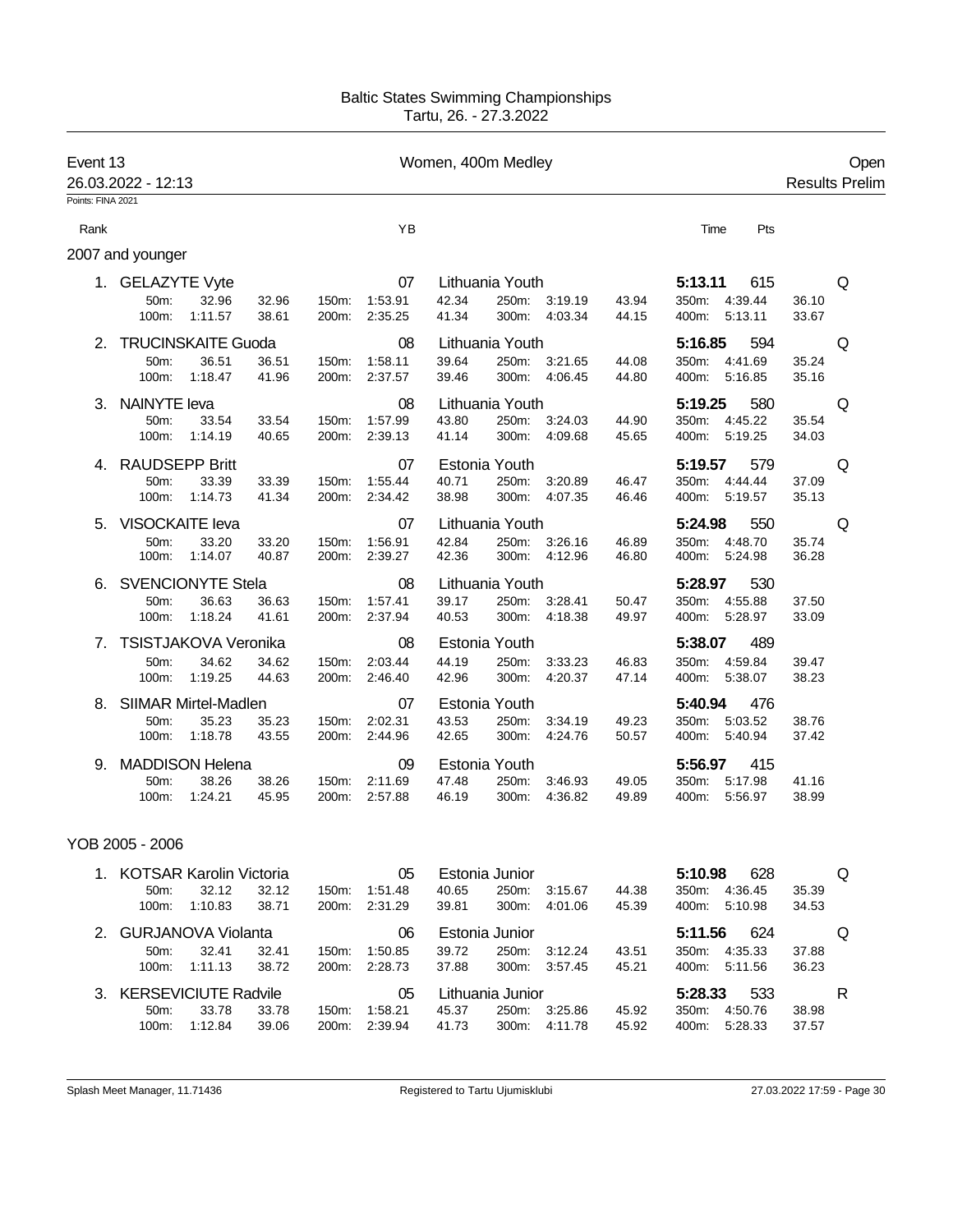Baltic States Swimming Championships
Tartu, 26. - 27.3.2022

## Event 13 — Women, 400m Medley — Open

26.03.2022 - 12:13 — Results Prelim

Points: FINA 2021

### 2007 and younger

| Rank | Name | YB | Club | Time | Pts | |
|---|---|---|---|---|---|---|
| 1. | GELAZYTE Vyte | 07 | Lithuania Youth | 5:13.11 | 615 | Q |
| | 50m: 32.96 (32.96), 100m: 1:11.57 (38.61), 150m: 1:53.91 (42.34), 200m: 2:35.25 (41.34), 250m: 3:19.19 (43.94), 300m: 4:03.34 (44.15), 350m: 4:39.44 (36.10), 400m: 5:13.11 (33.67) | | | | | |
| 2. | TRUCINSKAITE Guoda | 08 | Lithuania Youth | 5:16.85 | 594 | Q |
| | 50m: 36.51 (36.51), 100m: 1:18.47 (41.96), 150m: 1:58.11 (39.64), 200m: 2:37.57 (39.46), 250m: 3:21.65 (44.08), 300m: 4:06.45 (44.80), 350m: 4:41.69 (35.24), 400m: 5:16.85 (35.16) | | | | | |
| 3. | NAINYTE Ieva | 08 | Lithuania Youth | 5:19.25 | 580 | Q |
| | 50m: 33.54 (33.54), 100m: 1:14.19 (40.65), 150m: 1:57.99 (43.80), 200m: 2:39.13 (41.14), 250m: 3:24.03 (44.90), 300m: 4:09.68 (45.65), 350m: 4:45.22 (35.54), 400m: 5:19.25 (34.03) | | | | | |
| 4. | RAUDSEPP Britt | 07 | Estonia Youth | 5:19.57 | 579 | Q |
| | 50m: 33.39 (33.39), 100m: 1:14.73 (41.34), 150m: 1:55.44 (40.71), 200m: 2:34.42 (38.98), 250m: 3:20.89 (46.47), 300m: 4:07.35 (46.46), 350m: 4:44.44 (37.09), 400m: 5:19.57 (35.13) | | | | | |
| 5. | VISOCKAITE Ieva | 07 | Lithuania Youth | 5:24.98 | 550 | Q |
| | 50m: 33.20 (33.20), 100m: 1:14.07 (40.87), 150m: 1:56.91 (42.84), 200m: 2:39.27 (42.36), 250m: 3:26.16 (46.89), 300m: 4:12.96 (46.80), 350m: 4:48.70 (35.74), 400m: 5:24.98 (36.28) | | | | | |
| 6. | SVENCIONYTE Stela | 08 | Lithuania Youth | 5:28.97 | 530 | |
| | 50m: 36.63 (36.63), 100m: 1:18.24 (41.61), 150m: 1:57.41 (39.17), 200m: 2:37.94 (40.53), 250m: 3:28.41 (50.47), 300m: 4:18.38 (49.97), 350m: 4:55.88 (37.50), 400m: 5:28.97 (33.09) | | | | | |
| 7. | TSISTJAKOVA Veronika | 08 | Estonia Youth | 5:38.07 | 489 | |
| | 50m: 34.62 (34.62), 100m: 1:19.25 (44.63), 150m: 2:03.44 (44.19), 200m: 2:46.40 (42.96), 250m: 3:33.23 (46.83), 300m: 4:20.37 (47.14), 350m: 4:59.84 (39.47), 400m: 5:38.07 (38.23) | | | | | |
| 8. | SIIMAR Mirtel-Madlen | 07 | Estonia Youth | 5:40.94 | 476 | |
| | 50m: 35.23 (35.23), 100m: 1:18.78 (43.55), 150m: 2:02.31 (43.53), 200m: 2:44.96 (42.65), 250m: 3:34.19 (49.23), 300m: 4:24.76 (50.57), 350m: 5:03.52 (38.76), 400m: 5:40.94 (37.42) | | | | | |
| 9. | MADDISON Helena | 09 | Estonia Youth | 5:56.97 | 415 | |
| | 50m: 38.26 (38.26), 100m: 1:24.21 (45.95), 150m: 2:11.69 (47.48), 200m: 2:57.88 (46.19), 250m: 3:46.93 (49.05), 300m: 4:36.82 (49.89), 350m: 5:17.98 (41.16), 400m: 5:56.97 (38.99) | | | | | |

### YOB 2005 - 2006

| Rank | Name | YB | Club | Time | Pts | |
|---|---|---|---|---|---|---|
| 1. | KOTSAR Karolin Victoria | 05 | Estonia Junior | 5:10.98 | 628 | Q |
| | 50m: 32.12 (32.12), 100m: 1:10.83 (38.71), 150m: 1:51.48 (40.65), 200m: 2:31.29 (39.81), 250m: 3:15.67 (44.38), 300m: 4:01.06 (45.39), 350m: 4:36.45 (35.39), 400m: 5:10.98 (34.53) | | | | | |
| 2. | GURJANOVA Violanta | 06 | Estonia Junior | 5:11.56 | 624 | Q |
| | 50m: 32.41 (32.41), 100m: 1:11.13 (38.72), 150m: 1:50.85 (39.72), 200m: 2:28.73 (37.88), 250m: 3:12.24 (43.51), 300m: 3:57.45 (45.21), 350m: 4:35.33 (37.88), 400m: 5:11.56 (36.23) | | | | | |
| 3. | KERSEVICIUTE Radvile | 05 | Lithuania Junior | 5:28.33 | 533 | R |
| | 50m: 33.78 (33.78), 100m: 1:12.84 (39.06), 150m: 1:58.21 (45.37), 200m: 2:39.94 (41.73), 250m: 3:25.86 (45.92), 300m: 4:11.78 (45.92), 350m: 4:50.76 (38.98), 400m: 5:28.33 (37.57) | | | | | |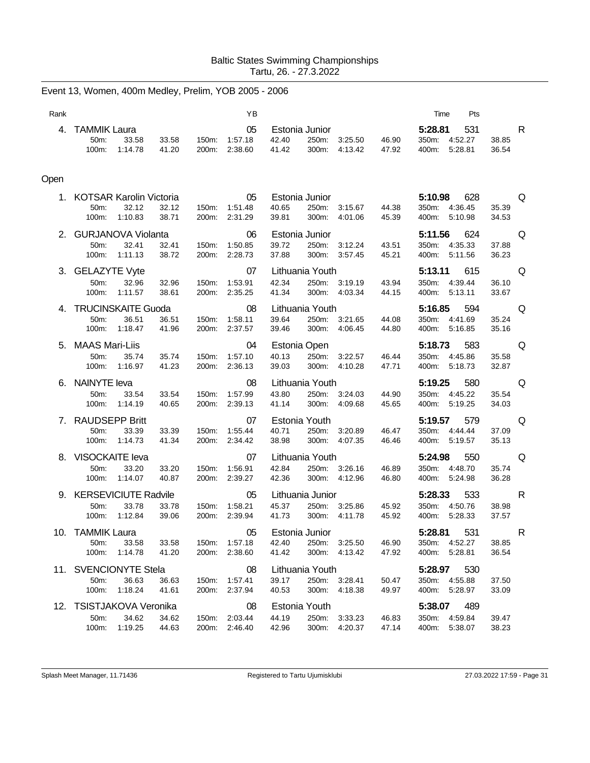Baltic States Swimming Championships
Tartu, 26. - 27.3.2022

## Event 13, Women, 400m Medley, Prelim, YOB 2005 - 2006

| Rank | Name | YB | Club | Time | Pts | |
|---|---|---|---|---|---|---|
| 4. | TAMMIK Laura | 05 | Estonia Junior | 5:28.81 | 531 | R |
| | 50m: 33.58 33.58 / 100m: 1:14.78 41.20 | 150m: 1:57.18 42.40 / 200m: 2:38.60 41.42 | 250m: 3:25.50 46.90 / 300m: 4:13.42 47.92 | 350m: 4:52.27 38.85 / 400m: 5:28.81 36.54 | | |

## Open

| Rank | Name | YB | Club | Time | Pts | |
|---|---|---|---|---|---|---|
| 1. | KOTSAR Karolin Victoria | 05 | Estonia Junior | 5:10.98 | 628 | Q |
| | 50m: 32.12 32.12 / 100m: 1:10.83 38.71 | 150m: 1:51.48 40.65 / 200m: 2:31.29 39.81 | 250m: 3:15.67 44.38 / 300m: 4:01.06 45.39 | 350m: 4:36.45 35.39 / 400m: 5:10.98 34.53 | | |
| 2. | GURJANOVA Violanta | 06 | Estonia Junior | 5:11.56 | 624 | Q |
| | 50m: 32.41 32.41 / 100m: 1:11.13 38.72 | 150m: 1:50.85 39.72 / 200m: 2:28.73 37.88 | 250m: 3:12.24 43.51 / 300m: 3:57.45 45.21 | 350m: 4:35.33 37.88 / 400m: 5:11.56 36.23 | | |
| 3. | GELAZYTE Vyte | 07 | Lithuania Youth | 5:13.11 | 615 | Q |
| | 50m: 32.96 32.96 / 100m: 1:11.57 38.61 | 150m: 1:53.91 42.34 / 200m: 2:35.25 41.34 | 250m: 3:19.19 43.94 / 300m: 4:03.34 44.15 | 350m: 4:39.44 36.10 / 400m: 5:13.11 33.67 | | |
| 4. | TRUCINSKAITE Guoda | 08 | Lithuania Youth | 5:16.85 | 594 | Q |
| | 50m: 36.51 36.51 / 100m: 1:18.47 41.96 | 150m: 1:58.11 39.64 / 200m: 2:37.57 39.46 | 250m: 3:21.65 44.08 / 300m: 4:06.45 44.80 | 350m: 4:41.69 35.24 / 400m: 5:16.85 35.16 | | |
| 5. | MAAS Mari-Liis | 04 | Estonia Open | 5:18.73 | 583 | Q |
| | 50m: 35.74 35.74 / 100m: 1:16.97 41.23 | 150m: 1:57.10 40.13 / 200m: 2:36.13 39.03 | 250m: 3:22.57 46.44 / 300m: 4:10.28 47.71 | 350m: 4:45.86 35.58 / 400m: 5:18.73 32.87 | | |
| 6. | NAINYTE Ieva | 08 | Lithuania Youth | 5:19.25 | 580 | Q |
| | 50m: 33.54 33.54 / 100m: 1:14.19 40.65 | 150m: 1:57.99 43.80 / 200m: 2:39.13 41.14 | 250m: 3:24.03 44.90 / 300m: 4:09.68 45.65 | 350m: 4:45.22 35.54 / 400m: 5:19.25 34.03 | | |
| 7. | RAUDSEPP Britt | 07 | Estonia Youth | 5:19.57 | 579 | Q |
| | 50m: 33.39 33.39 / 100m: 1:14.73 41.34 | 150m: 1:55.44 40.71 / 200m: 2:34.42 38.98 | 250m: 3:20.89 46.47 / 300m: 4:07.35 46.46 | 350m: 4:44.44 37.09 / 400m: 5:19.57 35.13 | | |
| 8. | VISOCKAITE Ieva | 07 | Lithuania Youth | 5:24.98 | 550 | Q |
| | 50m: 33.20 33.20 / 100m: 1:14.07 40.87 | 150m: 1:56.91 42.84 / 200m: 2:39.27 42.36 | 250m: 3:26.16 46.89 / 300m: 4:12.96 46.80 | 350m: 4:48.70 35.74 / 400m: 5:24.98 36.28 | | |
| 9. | KERSEVICIUTE Radvile | 05 | Lithuania Junior | 5:28.33 | 533 | R |
| | 50m: 33.78 33.78 / 100m: 1:12.84 39.06 | 150m: 1:58.21 45.37 / 200m: 2:39.94 41.73 | 250m: 3:25.86 45.92 / 300m: 4:11.78 45.92 | 350m: 4:50.76 38.98 / 400m: 5:28.33 37.57 | | |
| 10. | TAMMIK Laura | 05 | Estonia Junior | 5:28.81 | 531 | R |
| | 50m: 33.58 33.58 / 100m: 1:14.78 41.20 | 150m: 1:57.18 42.40 / 200m: 2:38.60 41.42 | 250m: 3:25.50 46.90 / 300m: 4:13.42 47.92 | 350m: 4:52.27 38.85 / 400m: 5:28.81 36.54 | | |
| 11. | SVENCIONYTE Stela | 08 | Lithuania Youth | 5:28.97 | 530 | |
| | 50m: 36.63 36.63 / 100m: 1:18.24 41.61 | 150m: 1:57.41 39.17 / 200m: 2:37.94 40.53 | 250m: 3:28.41 50.47 / 300m: 4:18.38 49.97 | 350m: 4:55.88 37.50 / 400m: 5:28.97 33.09 | | |
| 12. | TSISTJAKOVA Veronika | 08 | Estonia Youth | 5:38.07 | 489 | |
| | 50m: 34.62 34.62 / 100m: 1:19.25 44.63 | 150m: 2:03.44 44.19 / 200m: 2:46.40 42.96 | 250m: 3:33.23 46.83 / 300m: 4:20.37 47.14 | 350m: 4:59.84 39.47 / 400m: 5:38.07 38.23 | | |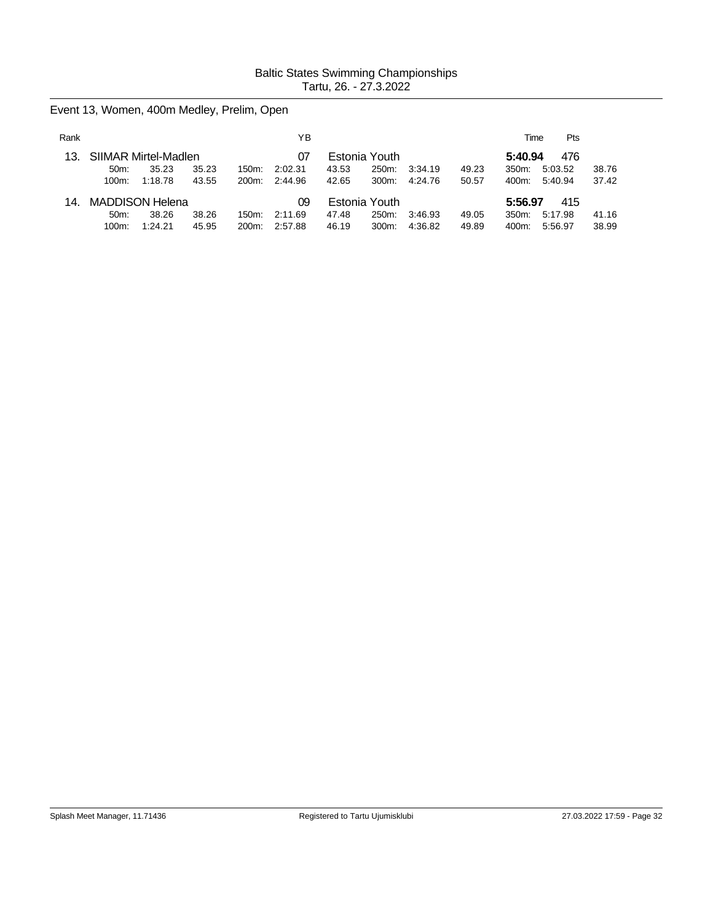Baltic States Swimming Championships
Tartu, 26. - 27.3.2022

## Event 13, Women, 400m Medley, Prelim, Open

| Rank | | | | | | YB | | | | | | Time | Pts | |
|---|---|---|---|---|---|---|---|---|---|---|---|---|---|---|
| 13. | SIIMAR Mirtel-Madlen | | | | | 07 | Estonia Youth | | | | | **5:40.94** | 476 | |
| | 50m: | 35.23 | 35.23 | 150m: | 2:02.31 | | 43.53 | 250m: | 3:34.19 | 49.23 | 350m: | 5:03.52 | | 38.76 |
| | 100m: | 1:18.78 | 43.55 | 200m: | 2:44.96 | | 42.65 | 300m: | 4:24.76 | 50.57 | 400m: | 5:40.94 | | 37.42 |
| 14. | MADDISON Helena | | | | | 09 | Estonia Youth | | | | | **5:56.97** | 415 | |
| | 50m: | 38.26 | 38.26 | 150m: | 2:11.69 | | 47.48 | 250m: | 3:46.93 | 49.05 | 350m: | 5:17.98 | | 41.16 |
| | 100m: | 1:24.21 | 45.95 | 200m: | 2:57.88 | | 46.19 | 300m: | 4:36.82 | 49.89 | 400m: | 5:56.97 | | 38.99 |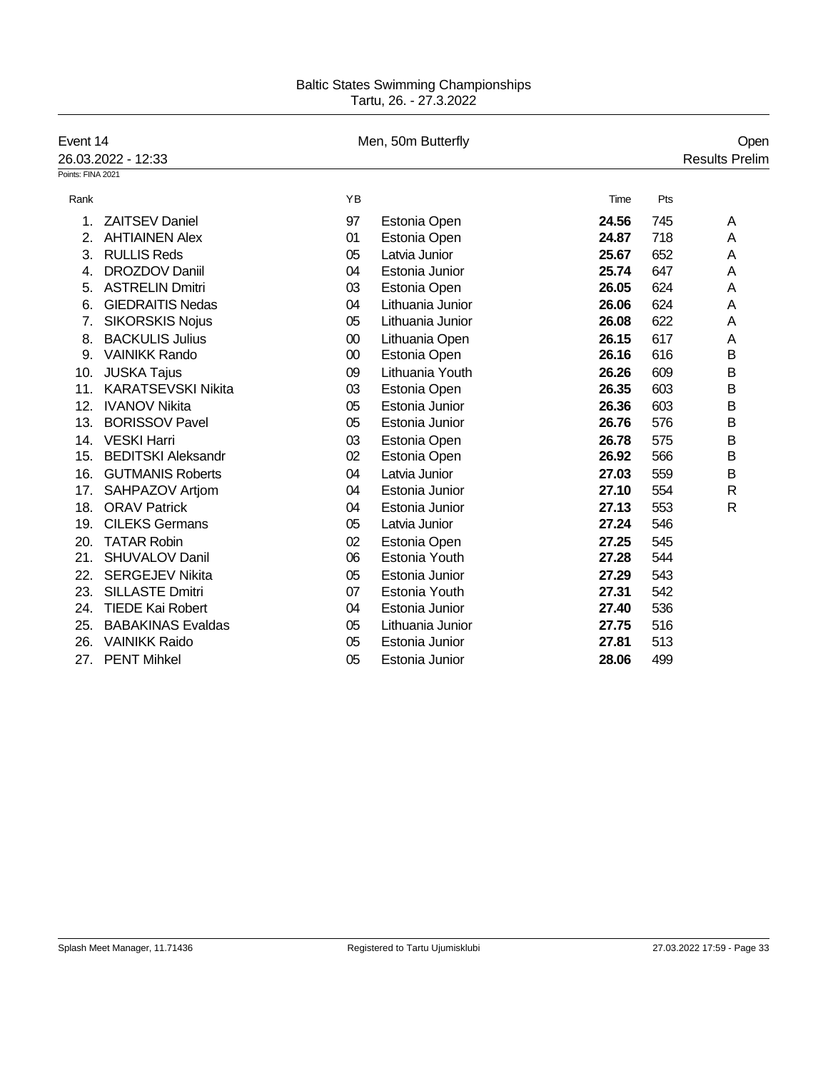Baltic States Swimming Championships
Tartu, 26. - 27.3.2022

Event 14 — Men, 50m Butterfly — Open

26.03.2022 - 12:33 — Results Prelim

Points: FINA 2021

| Rank | | YB | | Time | Pts | |
|---|---|---|---|---|---|---|
| 1. | ZAITSEV Daniel | 97 | Estonia Open | **24.56** | 745 | A |
| 2. | AHTIAINEN Alex | 01 | Estonia Open | **24.87** | 718 | A |
| 3. | RULLIS Reds | 05 | Latvia Junior | **25.67** | 652 | A |
| 4. | DROZDOV Daniil | 04 | Estonia Junior | **25.74** | 647 | A |
| 5. | ASTRELIN Dmitri | 03 | Estonia Open | **26.05** | 624 | A |
| 6. | GIEDRAITIS Nedas | 04 | Lithuania Junior | **26.06** | 624 | A |
| 7. | SIKORSKIS Nojus | 05 | Lithuania Junior | **26.08** | 622 | A |
| 8. | BACKULIS Julius | 00 | Lithuania Open | **26.15** | 617 | A |
| 9. | VAINIKK Rando | 00 | Estonia Open | **26.16** | 616 | B |
| 10. | JUSKA Tajus | 09 | Lithuania Youth | **26.26** | 609 | B |
| 11. | KARATSEVSKI Nikita | 03 | Estonia Open | **26.35** | 603 | B |
| 12. | IVANOV Nikita | 05 | Estonia Junior | **26.36** | 603 | B |
| 13. | BORISSOV Pavel | 05 | Estonia Junior | **26.76** | 576 | B |
| 14. | VESKI Harri | 03 | Estonia Open | **26.78** | 575 | B |
| 15. | BEDITSKI Aleksandr | 02 | Estonia Open | **26.92** | 566 | B |
| 16. | GUTMANIS Roberts | 04 | Latvia Junior | **27.03** | 559 | B |
| 17. | SAHPAZOV Artjom | 04 | Estonia Junior | **27.10** | 554 | R |
| 18. | ORAV Patrick | 04 | Estonia Junior | **27.13** | 553 | R |
| 19. | CILEKS Germans | 05 | Latvia Junior | **27.24** | 546 | |
| 20. | TATAR Robin | 02 | Estonia Open | **27.25** | 545 | |
| 21. | SHUVALOV Danil | 06 | Estonia Youth | **27.28** | 544 | |
| 22. | SERGEJEV Nikita | 05 | Estonia Junior | **27.29** | 543 | |
| 23. | SILLASTE Dmitri | 07 | Estonia Youth | **27.31** | 542 | |
| 24. | TIEDE Kai Robert | 04 | Estonia Junior | **27.40** | 536 | |
| 25. | BABAKINAS Evaldas | 05 | Lithuania Junior | **27.75** | 516 | |
| 26. | VAINIKK Raido | 05 | Estonia Junior | **27.81** | 513 | |
| 27. | PENT Mihkel | 05 | Estonia Junior | **28.06** | 499 | |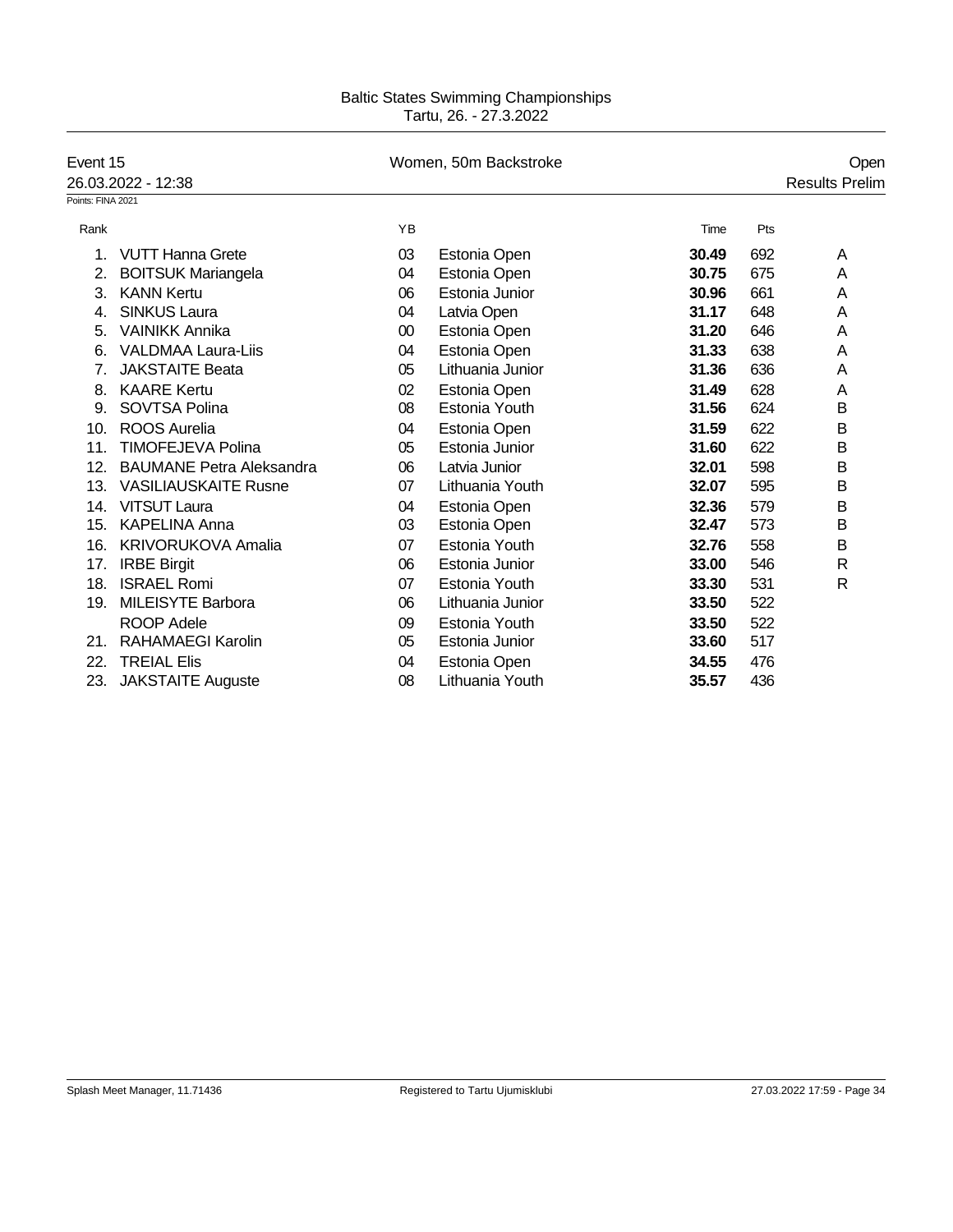Baltic States Swimming Championships
Tartu, 26. - 27.3.2022

## Event 15 — Women, 50m Backstroke — Open

26.03.2022 - 12:38 — Results Prelim

Points: FINA 2021

| Rank | | YB | | Time | Pts | |
|---|---|---|---|---|---|---|
| 1. | VUTT Hanna Grete | 03 | Estonia Open | **30.49** | 692 | A |
| 2. | BOITSUK Mariangela | 04 | Estonia Open | **30.75** | 675 | A |
| 3. | KANN Kertu | 06 | Estonia Junior | **30.96** | 661 | A |
| 4. | SINKUS Laura | 04 | Latvia Open | **31.17** | 648 | A |
| 5. | VAINIKK Annika | 00 | Estonia Open | **31.20** | 646 | A |
| 6. | VALDMAA Laura-Liis | 04 | Estonia Open | **31.33** | 638 | A |
| 7. | JAKSTAITE Beata | 05 | Lithuania Junior | **31.36** | 636 | A |
| 8. | KAARE Kertu | 02 | Estonia Open | **31.49** | 628 | A |
| 9. | SOVTSA Polina | 08 | Estonia Youth | **31.56** | 624 | B |
| 10. | ROOS Aurelia | 04 | Estonia Open | **31.59** | 622 | B |
| 11. | TIMOFEJEVA Polina | 05 | Estonia Junior | **31.60** | 622 | B |
| 12. | BAUMANE Petra Aleksandra | 06 | Latvia Junior | **32.01** | 598 | B |
| 13. | VASILIAUSKAITE Rusne | 07 | Lithuania Youth | **32.07** | 595 | B |
| 14. | VITSUT Laura | 04 | Estonia Open | **32.36** | 579 | B |
| 15. | KAPELINA Anna | 03 | Estonia Open | **32.47** | 573 | B |
| 16. | KRIVORUKOVA Amalia | 07 | Estonia Youth | **32.76** | 558 | B |
| 17. | IRBE Birgit | 06 | Estonia Junior | **33.00** | 546 | R |
| 18. | ISRAEL Romi | 07 | Estonia Youth | **33.30** | 531 | R |
| 19. | MILEISYTE Barbora | 06 | Lithuania Junior | **33.50** | 522 | |
| | ROOP Adele | 09 | Estonia Youth | **33.50** | 522 | |
| 21. | RAHAMAEGI Karolin | 05 | Estonia Junior | **33.60** | 517 | |
| 22. | TREIAL Elis | 04 | Estonia Open | **34.55** | 476 | |
| 23. | JAKSTAITE Auguste | 08 | Lithuania Youth | **35.57** | 436 | |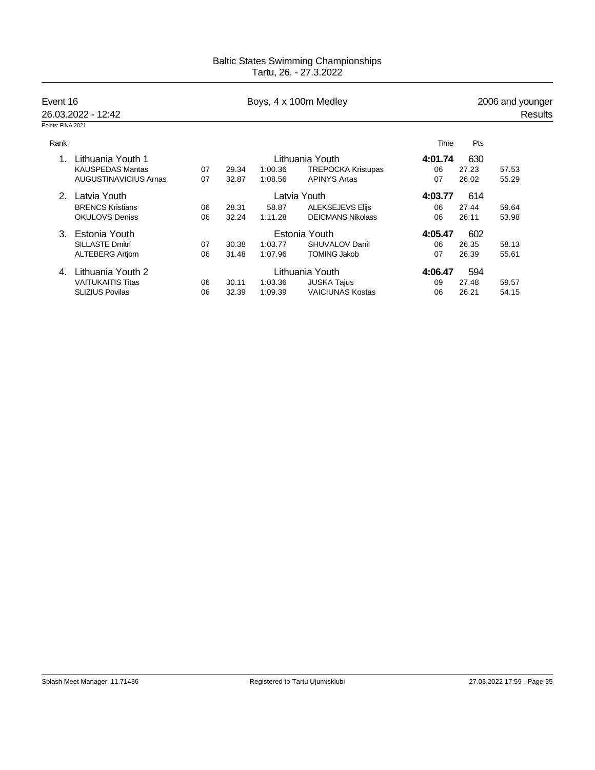Baltic States Swimming Championships
Tartu, 26. - 27.3.2022

**Event 16** — Boys, 4 x 100m Medley — 2006 and younger

26.03.2022 - 12:42 — Results

Points: FINA 2021

| Rank | | | | | | | Time | Pts | |
|---|---|---|---|---|---|---|---|---|---|
| 1. | Lithuania Youth 1 | | | | Lithuania Youth | | **4:01.74** | 630 | |
| | KAUSPEDAS Mantas | 07 | 29.34 | 1:00.36 | TREPOCKA Kristupas | | 06 | 27.23 | 57.53 |
| | AUGUSTINAVICIUS Arnas | 07 | 32.87 | 1:08.56 | APINYS Artas | | 07 | 26.02 | 55.29 |
| 2. | Latvia Youth | | | | Latvia Youth | | **4:03.77** | 614 | |
| | BRENCS Kristians | 06 | 28.31 | 58.87 | ALEKSEJEVS Elijs | | 06 | 27.44 | 59.64 |
| | OKULOVS Deniss | 06 | 32.24 | 1:11.28 | DEICMANS Nikolass | | 06 | 26.11 | 53.98 |
| 3. | Estonia Youth | | | | Estonia Youth | | **4:05.47** | 602 | |
| | SILLASTE Dmitri | 07 | 30.38 | 1:03.77 | SHUVALOV Danil | | 06 | 26.35 | 58.13 |
| | ALTEBERG Artjom | 06 | 31.48 | 1:07.96 | TOMING Jakob | | 07 | 26.39 | 55.61 |
| 4. | Lithuania Youth 2 | | | | Lithuania Youth | | **4:06.47** | 594 | |
| | VAITUKAITIS Titas | 06 | 30.11 | 1:03.36 | JUSKA Tajus | | 09 | 27.48 | 59.57 |
| | SLIZIUS Povilas | 06 | 32.39 | 1:09.39 | VAICIUNAS Kostas | | 06 | 26.21 | 54.15 |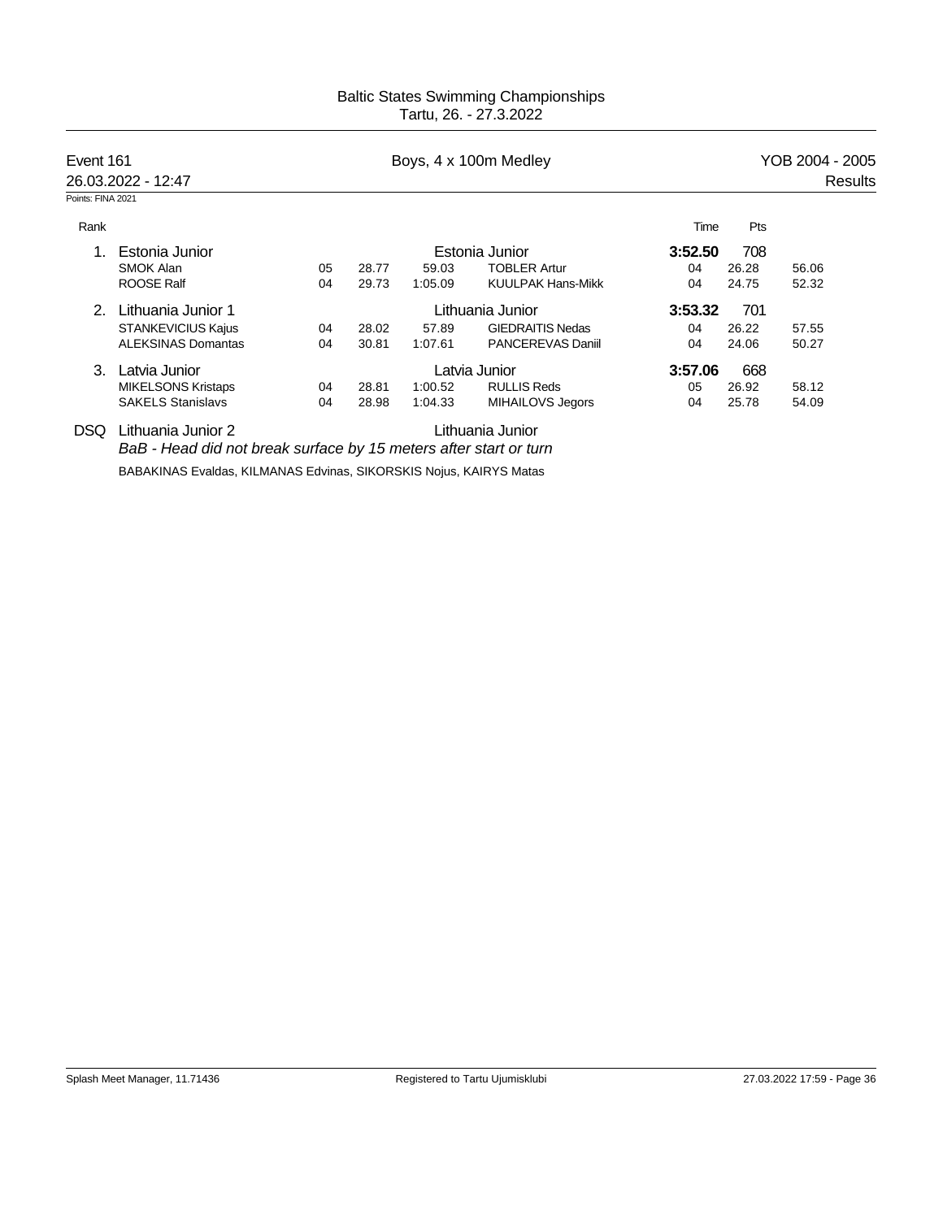Baltic States Swimming Championships
Tartu, 26. - 27.3.2022

## Event 161 — Boys, 4 x 100m Medley — YOB 2004 - 2005

26.03.2022 - 12:47 — Results

Points: FINA 2021

| Rank | Team / Swimmer | YOB | 50m | 100m | Swimmer | YOB | 50m | 100m | Time | Pts |
|---|---|---|---|---|---|---|---|---|---|---|
| 1. | Estonia Junior | | | | Estonia Junior | | | | **3:52.50** | 708 |
| | SMOK Alan | 05 | 28.77 | 59.03 | TOBLER Artur | 04 | 26.28 | 56.06 | | |
| | ROOSE Ralf | 04 | 29.73 | 1:05.09 | KUULPAK Hans-Mikk | 04 | 24.75 | 52.32 | | |
| 2. | Lithuania Junior 1 | | | | Lithuania Junior | | | | **3:53.32** | 701 |
| | STANKEVICIUS Kajus | 04 | 28.02 | 57.89 | GIEDRAITIS Nedas | 04 | 26.22 | 57.55 | | |
| | ALEKSINAS Domantas | 04 | 30.81 | 1:07.61 | PANCEREVAS Daniil | 04 | 24.06 | 50.27 | | |
| 3. | Latvia Junior | | | | Latvia Junior | | | | **3:57.06** | 668 |
| | MIKELSONS Kristaps | 04 | 28.81 | 1:00.52 | RULLIS Reds | 05 | 26.92 | 58.12 | | |
| | SAKELS Stanislavs | 04 | 28.98 | 1:04.33 | MIHAILOVS Jegors | 04 | 25.78 | 54.09 | | |
| DSQ | Lithuania Junior 2 | | | | Lithuania Junior | | | | | |

*BaB - Head did not break surface by 15 meters after start or turn*

BABAKINAS Evaldas, KILMANAS Edvinas, SIKORSKIS Nojus, KAIRYS Matas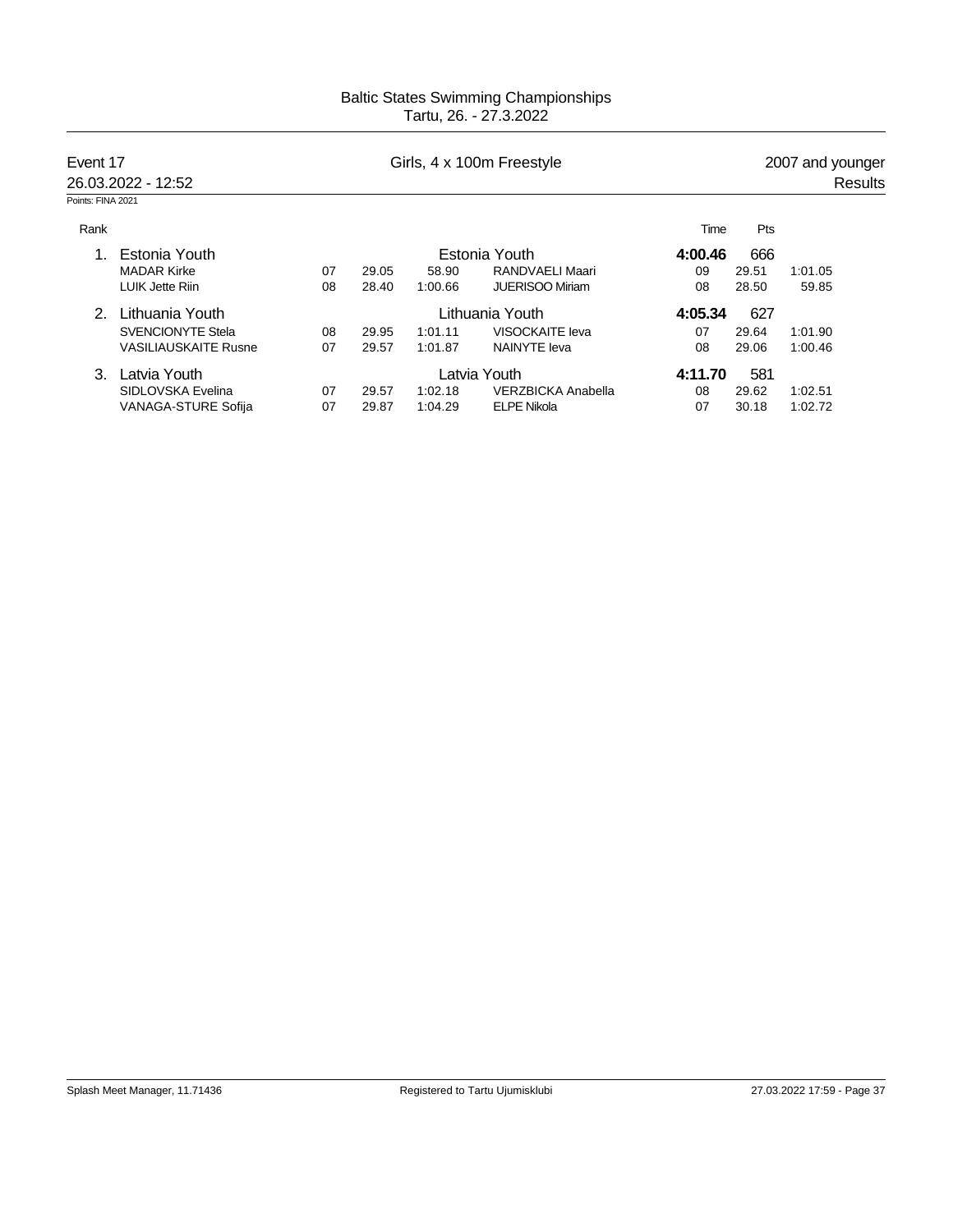# Baltic States Swimming Championships
Tartu, 26. - 27.3.2022

**Event 17** — Girls, 4 x 100m Freestyle — 2007 and younger

26.03.2022 - 12:52 — Results

Points: FINA 2021

| Rank | Name | YoB | 50m | 100m | Name | YoB | 50m | 100m |
|---|---|---|---|---|---|---|---|---|
| 1. | **Estonia Youth** | | | | **Estonia Youth** | **4:00.46** | **666** | |
| | MADAR Kirke | 07 | 29.05 | 58.90 | RANDVAELI Maari | 09 | 29.51 | 1:01.05 |
| | LUIK Jette Riin | 08 | 28.40 | 1:00.66 | JUERISOO Miriam | 08 | 28.50 | 59.85 |
| 2. | **Lithuania Youth** | | | | **Lithuania Youth** | **4:05.34** | **627** | |
| | SVENCIONYTE Stela | 08 | 29.95 | 1:01.11 | VISOCKAITE Ieva | 07 | 29.64 | 1:01.90 |
| | VASILIAUSKAITE Rusne | 07 | 29.57 | 1:01.87 | NAINYTE Ieva | 08 | 29.06 | 1:00.46 |
| 3. | **Latvia Youth** | | | | **Latvia Youth** | **4:11.70** | **581** | |
| | SIDLOVSKA Evelina | 07 | 29.57 | 1:02.18 | VERZBICKA Anabella | 08 | 29.62 | 1:02.51 |
| | VANAGA-STURE Sofija | 07 | 29.87 | 1:04.29 | ELPE Nikola | 07 | 30.18 | 1:02.72 |

Note: For team rows, the columns after the repeated team name hold Time and Pts.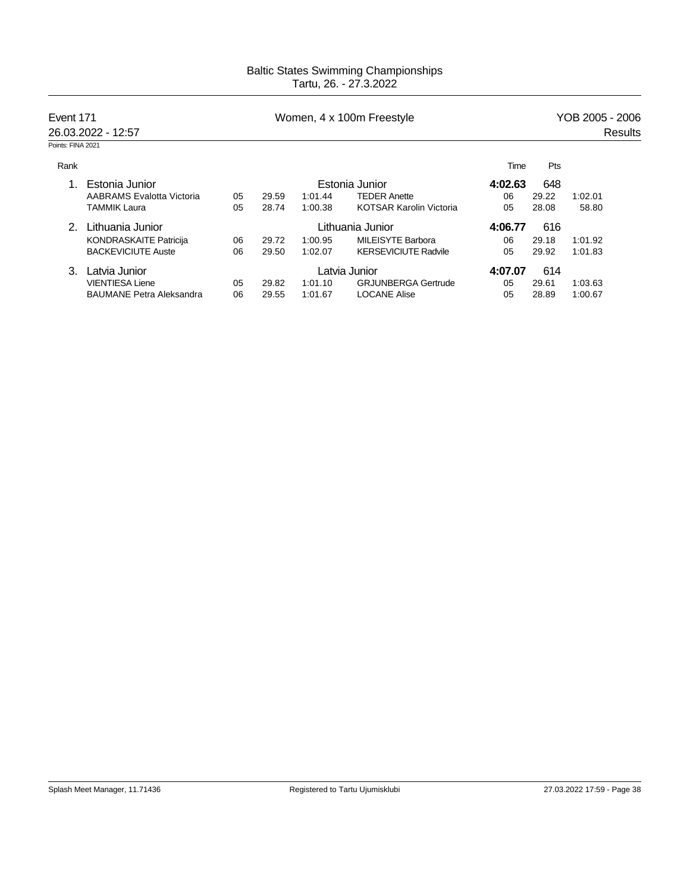# Baltic States Swimming Championships

Tartu, 26. - 27.3.2022

**Event 171** — Women, 4 x 100m Freestyle — YOB 2005 - 2006

26.03.2022 - 12:57 — Results

Points: FINA 2021

| Rank | | | | | | Time | Pts | |
|---|---|---|---|---|---|---|---|---|
| 1. | Estonia Junior | | | | Estonia Junior | **4:02.63** | 648 | |
| | AABRAMS Evalotta Victoria | 05 | 29.59 | 1:01.44 | TEDER Anette | 06 | 29.22 | 1:02.01 |
| | TAMMIK Laura | 05 | 28.74 | 1:00.38 | KOTSAR Karolin Victoria | 05 | 28.08 | 58.80 |
| 2. | Lithuania Junior | | | | Lithuania Junior | **4:06.77** | 616 | |
| | KONDRASKAITE Patricija | 06 | 29.72 | 1:00.95 | MILEISYTE Barbora | 06 | 29.18 | 1:01.92 |
| | BACKEVICIUTE Auste | 06 | 29.50 | 1:02.07 | KERSEVICIUTE Radvile | 05 | 29.92 | 1:01.83 |
| 3. | Latvia Junior | | | | Latvia Junior | **4:07.07** | 614 | |
| | VIENTIESA Liene | 05 | 29.82 | 1:01.10 | GRJUNBERGA Gertrude | 05 | 29.61 | 1:03.63 |
| | BAUMANE Petra Aleksandra | 06 | 29.55 | 1:01.67 | LOCANE Alise | 05 | 28.89 | 1:00.67 |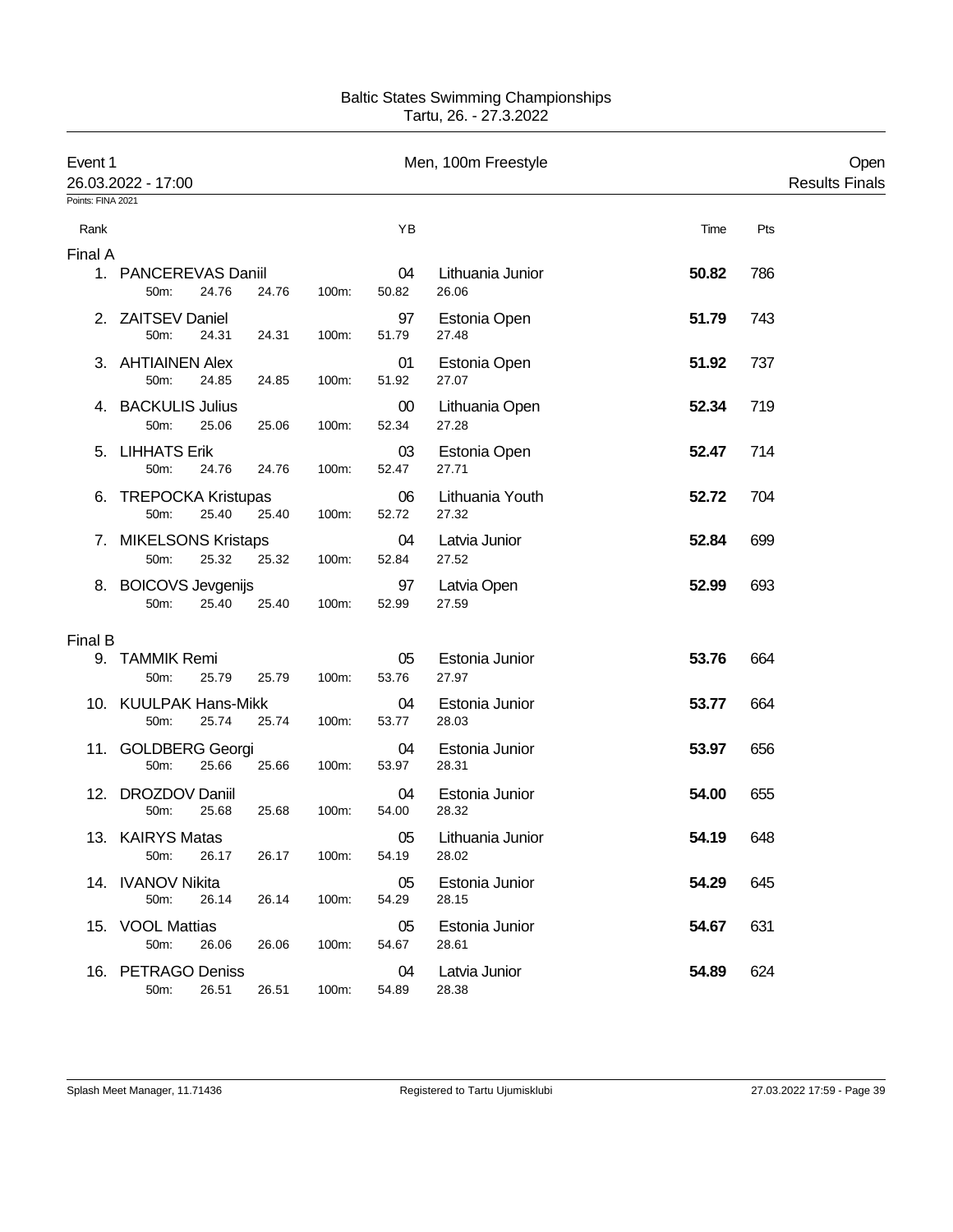# Baltic States Swimming Championships

Tartu, 26. - 27.3.2022

**Event 1** — Men, 100m Freestyle — Open

26.03.2022 - 17:00 — Results Finals

Points: FINA 2021

| Rank | Name | YB | Team | Time | Pts |
|---|---|---|---|---|---|
| **Final A** | | | | | |
| 1. | PANCEREVAS Daniil | 04 | Lithuania Junior | **50.82** | 786 |
| | 50m: 24.76 24.76 100m: 50.82 26.06 | | | | |
| 2. | ZAITSEV Daniel | 97 | Estonia Open | **51.79** | 743 |
| | 50m: 24.31 24.31 100m: 51.79 27.48 | | | | |
| 3. | AHTIAINEN Alex | 01 | Estonia Open | **51.92** | 737 |
| | 50m: 24.85 24.85 100m: 51.92 27.07 | | | | |
| 4. | BACKULIS Julius | 00 | Lithuania Open | **52.34** | 719 |
| | 50m: 25.06 25.06 100m: 52.34 27.28 | | | | |
| 5. | LIHHATS Erik | 03 | Estonia Open | **52.47** | 714 |
| | 50m: 24.76 24.76 100m: 52.47 27.71 | | | | |
| 6. | TREPOCKA Kristupas | 06 | Lithuania Youth | **52.72** | 704 |
| | 50m: 25.40 25.40 100m: 52.72 27.32 | | | | |
| 7. | MIKELSONS Kristaps | 04 | Latvia Junior | **52.84** | 699 |
| | 50m: 25.32 25.32 100m: 52.84 27.52 | | | | |
| 8. | BOICOVS Jevgenijs | 97 | Latvia Open | **52.99** | 693 |
| | 50m: 25.40 25.40 100m: 52.99 27.59 | | | | |
| **Final B** | | | | | |
| 9. | TAMMIK Remi | 05 | Estonia Junior | **53.76** | 664 |
| | 50m: 25.79 25.79 100m: 53.76 27.97 | | | | |
| 10. | KUULPAK Hans-Mikk | 04 | Estonia Junior | **53.77** | 664 |
| | 50m: 25.74 25.74 100m: 53.77 28.03 | | | | |
| 11. | GOLDBERG Georgi | 04 | Estonia Junior | **53.97** | 656 |
| | 50m: 25.66 25.66 100m: 53.97 28.31 | | | | |
| 12. | DROZDOV Daniil | 04 | Estonia Junior | **54.00** | 655 |
| | 50m: 25.68 25.68 100m: 54.00 28.32 | | | | |
| 13. | KAIRYS Matas | 05 | Lithuania Junior | **54.19** | 648 |
| | 50m: 26.17 26.17 100m: 54.19 28.02 | | | | |
| 14. | IVANOV Nikita | 05 | Estonia Junior | **54.29** | 645 |
| | 50m: 26.14 26.14 100m: 54.29 28.15 | | | | |
| 15. | VOOL Mattias | 05 | Estonia Junior | **54.67** | 631 |
| | 50m: 26.06 26.06 100m: 54.67 28.61 | | | | |
| 16. | PETRAGO Deniss | 04 | Latvia Junior | **54.89** | 624 |
| | 50m: 26.51 26.51 100m: 54.89 28.38 | | | | |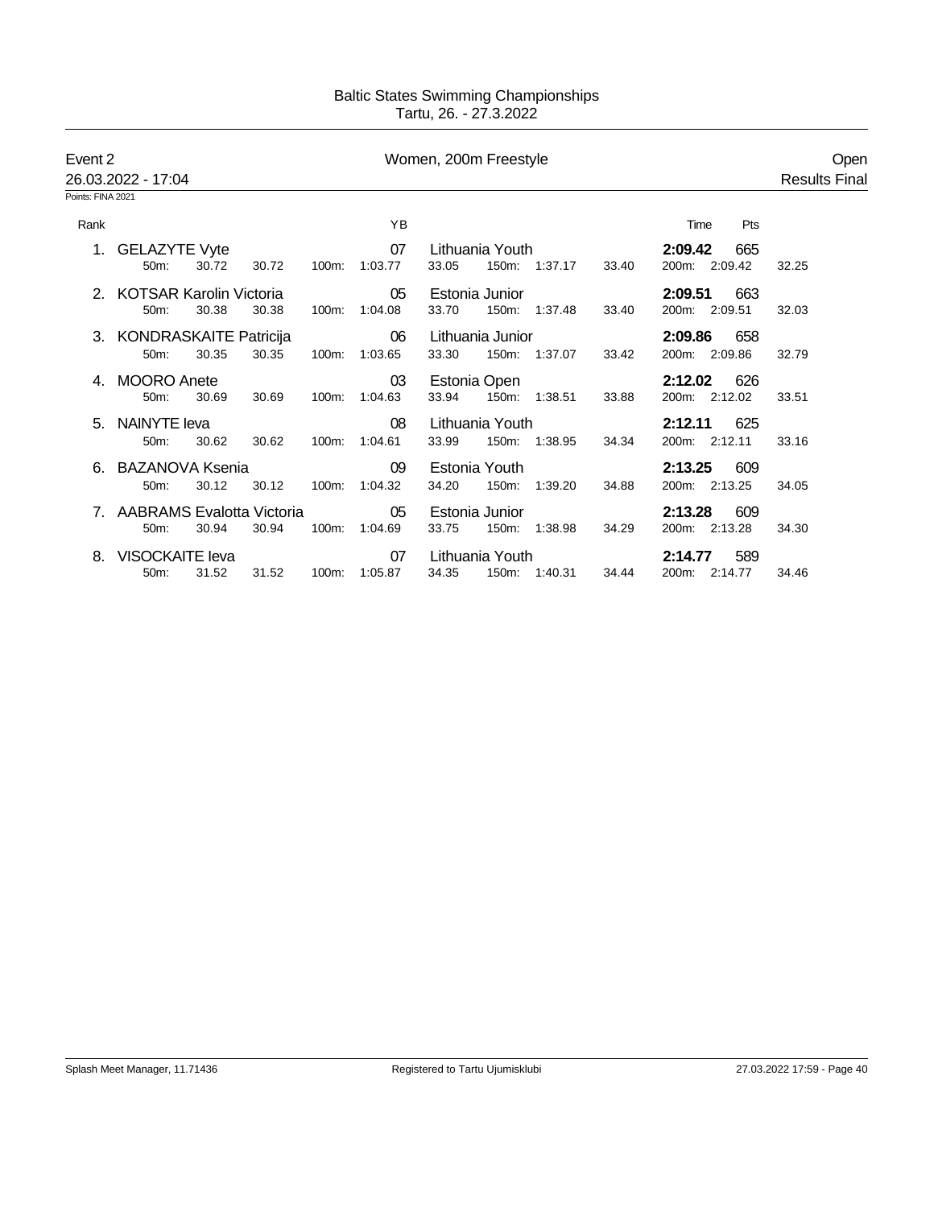Baltic States Swimming Championships
Tartu, 26. - 27.3.2022

**Event 2** — Women, 200m Freestyle — Open

26.03.2022 - 17:04 — Results Final

Points: FINA 2021

| Rank | Name | YB | Club | Time | Pts |
|---|---|---|---|---|---|
| 1. | GELAZYTE Vyte | 07 | Lithuania Youth | **2:09.42** | 665 |
| | 50m: 30.72 30.72 | 100m: 1:03.77 33.05 | 150m: 1:37.17 33.40 | 200m: 2:09.42 32.25 | |
| 2. | KOTSAR Karolin Victoria | 05 | Estonia Junior | **2:09.51** | 663 |
| | 50m: 30.38 30.38 | 100m: 1:04.08 33.70 | 150m: 1:37.48 33.40 | 200m: 2:09.51 32.03 | |
| 3. | KONDRASKAITE Patricija | 06 | Lithuania Junior | **2:09.86** | 658 |
| | 50m: 30.35 30.35 | 100m: 1:03.65 33.30 | 150m: 1:37.07 33.42 | 200m: 2:09.86 32.79 | |
| 4. | MOORO Anete | 03 | Estonia Open | **2:12.02** | 626 |
| | 50m: 30.69 30.69 | 100m: 1:04.63 33.94 | 150m: 1:38.51 33.88 | 200m: 2:12.02 33.51 | |
| 5. | NAINYTE Ieva | 08 | Lithuania Youth | **2:12.11** | 625 |
| | 50m: 30.62 30.62 | 100m: 1:04.61 33.99 | 150m: 1:38.95 34.34 | 200m: 2:12.11 33.16 | |
| 6. | BAZANOVA Ksenia | 09 | Estonia Youth | **2:13.25** | 609 |
| | 50m: 30.12 30.12 | 100m: 1:04.32 34.20 | 150m: 1:39.20 34.88 | 200m: 2:13.25 34.05 | |
| 7. | AABRAMS Evalotta Victoria | 05 | Estonia Junior | **2:13.28** | 609 |
| | 50m: 30.94 30.94 | 100m: 1:04.69 33.75 | 150m: 1:38.98 34.29 | 200m: 2:13.28 34.30 | |
| 8. | VISOCKAITE Ieva | 07 | Lithuania Youth | **2:14.77** | 589 |
| | 50m: 31.52 31.52 | 100m: 1:05.87 34.35 | 150m: 1:40.31 34.44 | 200m: 2:14.77 34.46 | |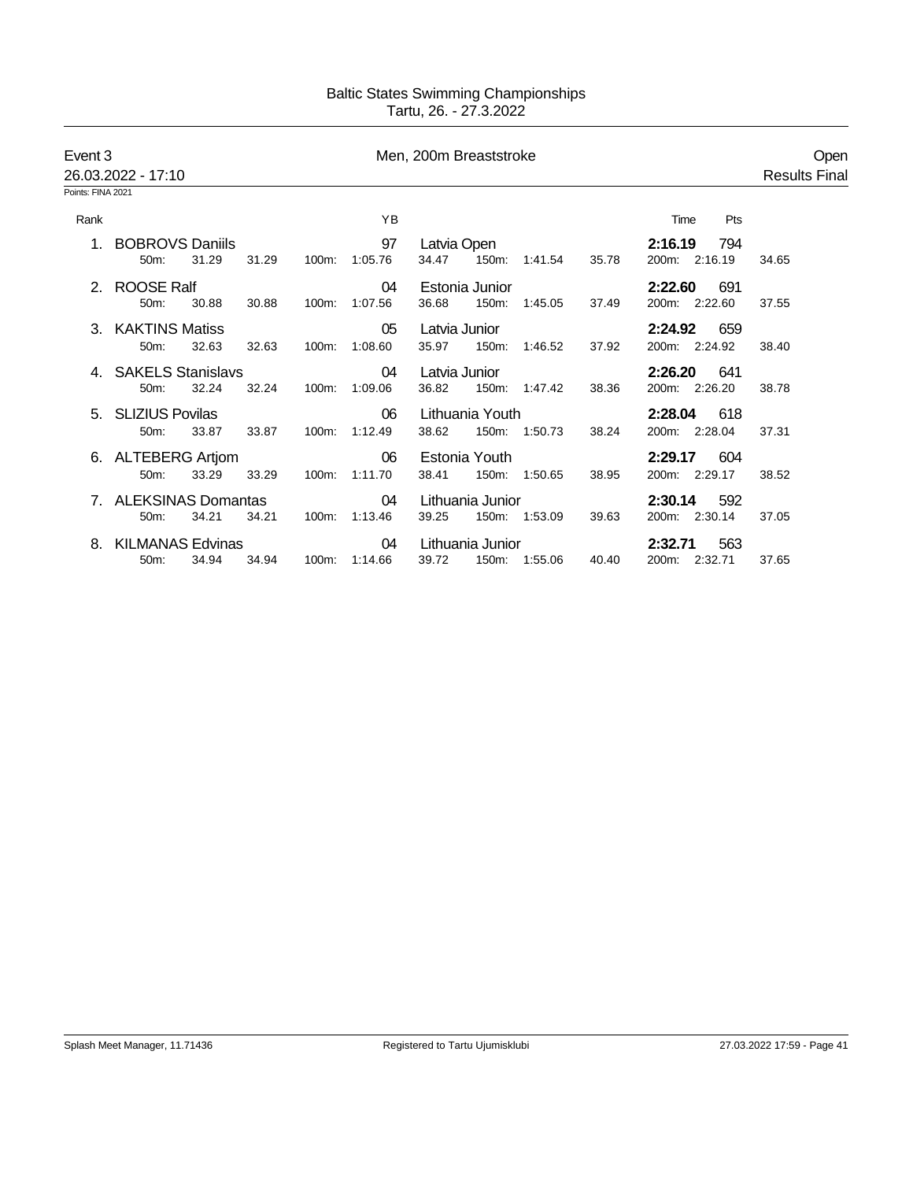Baltic States Swimming Championships
Tartu, 26. - 27.3.2022

## Event 3 — Men, 200m Breaststroke — Open

26.03.2022 - 17:10 — Results Final

Points: FINA 2021

| Rank | Name | YB | Club | Time | Pts |
|---|---|---|---|---|---|
| 1. | BOBROVS Daniils | 97 | Latvia Open | **2:16.19** | 794 |
| | 50m: 31.29 31.29 | 100m: 1:05.76 34.47 | 150m: 1:41.54 35.78 | 200m: 2:16.19 34.65 | |
| 2. | ROOSE Ralf | 04 | Estonia Junior | **2:22.60** | 691 |
| | 50m: 30.88 30.88 | 100m: 1:07.56 36.68 | 150m: 1:45.05 37.49 | 200m: 2:22.60 37.55 | |
| 3. | KAKTINS Matiss | 05 | Latvia Junior | **2:24.92** | 659 |
| | 50m: 32.63 32.63 | 100m: 1:08.60 35.97 | 150m: 1:46.52 37.92 | 200m: 2:24.92 38.40 | |
| 4. | SAKELS Stanislavs | 04 | Latvia Junior | **2:26.20** | 641 |
| | 50m: 32.24 32.24 | 100m: 1:09.06 36.82 | 150m: 1:47.42 38.36 | 200m: 2:26.20 38.78 | |
| 5. | SLIZIUS Povilas | 06 | Lithuania Youth | **2:28.04** | 618 |
| | 50m: 33.87 33.87 | 100m: 1:12.49 38.62 | 150m: 1:50.73 38.24 | 200m: 2:28.04 37.31 | |
| 6. | ALTEBERG Artjom | 06 | Estonia Youth | **2:29.17** | 604 |
| | 50m: 33.29 33.29 | 100m: 1:11.70 38.41 | 150m: 1:50.65 38.95 | 200m: 2:29.17 38.52 | |
| 7. | ALEKSINAS Domantas | 04 | Lithuania Junior | **2:30.14** | 592 |
| | 50m: 34.21 34.21 | 100m: 1:13.46 39.25 | 150m: 1:53.09 39.63 | 200m: 2:30.14 37.05 | |
| 8. | KILMANAS Edvinas | 04 | Lithuania Junior | **2:32.71** | 563 |
| | 50m: 34.94 34.94 | 100m: 1:14.66 39.72 | 150m: 1:55.06 40.40 | 200m: 2:32.71 37.65 | |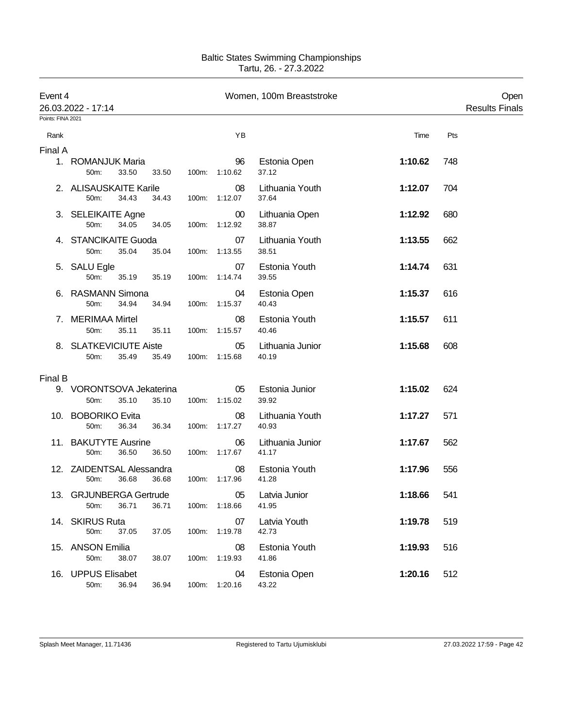Baltic States Swimming Championships
Tartu, 26. - 27.3.2022

**Event 4** — Women, 100m Breaststroke — Open
26.03.2022 - 17:14 — Results Finals

Points: FINA 2021

| Rank | Name | 50m | | 100m | YB | Club | Time | Pts |
|---|---|---|---|---|---|---|---|---|
| **Final A** | | | | | | | | |
| 1. | ROMANJUK Maria | 33.50 | 33.50 | 1:10.62 / 37.12 | 96 | Estonia Open | **1:10.62** | 748 |
| 2. | ALISAUSKAITE Karile | 34.43 | 34.43 | 1:12.07 / 37.64 | 08 | Lithuania Youth | **1:12.07** | 704 |
| 3. | SELEIKAITE Agne | 34.05 | 34.05 | 1:12.92 / 38.87 | 00 | Lithuania Open | **1:12.92** | 680 |
| 4. | STANCIKAITE Guoda | 35.04 | 35.04 | 1:13.55 / 38.51 | 07 | Lithuania Youth | **1:13.55** | 662 |
| 5. | SALU Egle | 35.19 | 35.19 | 1:14.74 / 39.55 | 07 | Estonia Youth | **1:14.74** | 631 |
| 6. | RASMANN Simona | 34.94 | 34.94 | 1:15.37 / 40.43 | 04 | Estonia Open | **1:15.37** | 616 |
| 7. | MERIMAA Mirtel | 35.11 | 35.11 | 1:15.57 / 40.46 | 08 | Estonia Youth | **1:15.57** | 611 |
| 8. | SLATKEVICIUTE Aiste | 35.49 | 35.49 | 1:15.68 / 40.19 | 05 | Lithuania Junior | **1:15.68** | 608 |
| **Final B** | | | | | | | | |
| 9. | VORONTSOVA Jekaterina | 35.10 | 35.10 | 1:15.02 / 39.92 | 05 | Estonia Junior | **1:15.02** | 624 |
| 10. | BOBORIKO Evita | 36.34 | 36.34 | 1:17.27 / 40.93 | 08 | Lithuania Youth | **1:17.27** | 571 |
| 11. | BAKUTYTE Ausrine | 36.50 | 36.50 | 1:17.67 / 41.17 | 06 | Lithuania Junior | **1:17.67** | 562 |
| 12. | ZAIDENTSAL Alessandra | 36.68 | 36.68 | 1:17.96 / 41.28 | 08 | Estonia Youth | **1:17.96** | 556 |
| 13. | GRJUNBERGA Gertrude | 36.71 | 36.71 | 1:18.66 / 41.95 | 05 | Latvia Junior | **1:18.66** | 541 |
| 14. | SKIRUS Ruta | 37.05 | 37.05 | 1:19.78 / 42.73 | 07 | Latvia Youth | **1:19.78** | 519 |
| 15. | ANSON Emilia | 38.07 | 38.07 | 1:19.93 / 41.86 | 08 | Estonia Youth | **1:19.93** | 516 |
| 16. | UPPUS Elisabet | 36.94 | 36.94 | 1:20.16 / 43.22 | 04 | Estonia Open | **1:20.16** | 512 |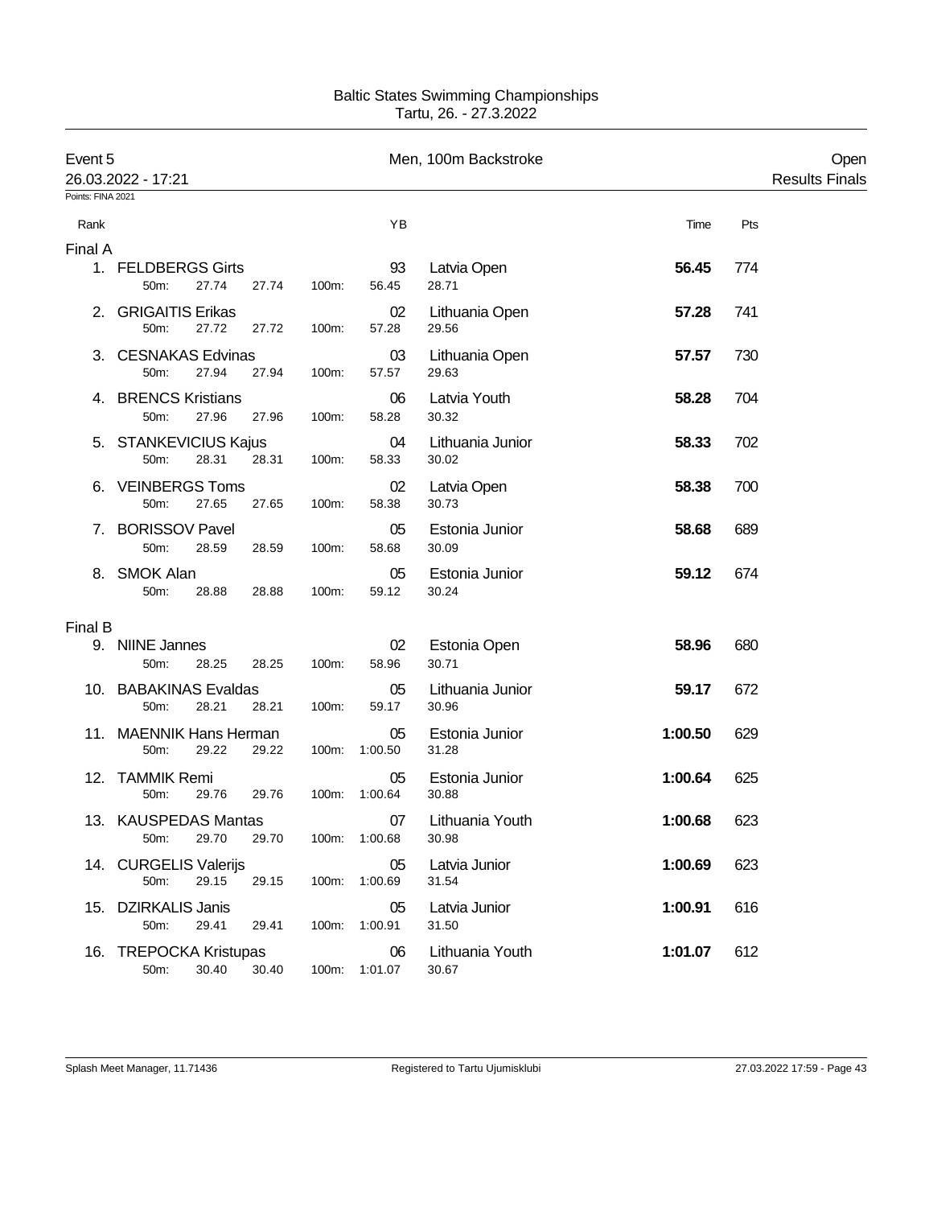# Baltic States Swimming Championships
Tartu, 26. - 27.3.2022

**Event 5** — Men, 100m Backstroke — Open

26.03.2022 - 17:21 — Results Finals

Points: FINA 2021

| Rank | Name | YB | Club | Time | Pts |
|---|---|---|---|---|---|
| **Final A** | | | | | |
| 1. | FELDBERGS Girts | 93 | Latvia Open | **56.45** | 774 |
| | 50m: 27.74 27.74 100m: 56.45 28.71 | | | | |
| 2. | GRIGAITIS Erikas | 02 | Lithuania Open | **57.28** | 741 |
| | 50m: 27.72 27.72 100m: 57.28 29.56 | | | | |
| 3. | CESNAKAS Edvinas | 03 | Lithuania Open | **57.57** | 730 |
| | 50m: 27.94 27.94 100m: 57.57 29.63 | | | | |
| 4. | BRENCS Kristians | 06 | Latvia Youth | **58.28** | 704 |
| | 50m: 27.96 27.96 100m: 58.28 30.32 | | | | |
| 5. | STANKEVICIUS Kajus | 04 | Lithuania Junior | **58.33** | 702 |
| | 50m: 28.31 28.31 100m: 58.33 30.02 | | | | |
| 6. | VEINBERGS Toms | 02 | Latvia Open | **58.38** | 700 |
| | 50m: 27.65 27.65 100m: 58.38 30.73 | | | | |
| 7. | BORISSOV Pavel | 05 | Estonia Junior | **58.68** | 689 |
| | 50m: 28.59 28.59 100m: 58.68 30.09 | | | | |
| 8. | SMOK Alan | 05 | Estonia Junior | **59.12** | 674 |
| | 50m: 28.88 28.88 100m: 59.12 30.24 | | | | |
| **Final B** | | | | | |
| 9. | NIINE Jannes | 02 | Estonia Open | **58.96** | 680 |
| | 50m: 28.25 28.25 100m: 58.96 30.71 | | | | |
| 10. | BABAKINAS Evaldas | 05 | Lithuania Junior | **59.17** | 672 |
| | 50m: 28.21 28.21 100m: 59.17 30.96 | | | | |
| 11. | MAENNIK Hans Herman | 05 | Estonia Junior | **1:00.50** | 629 |
| | 50m: 29.22 29.22 100m: 1:00.50 31.28 | | | | |
| 12. | TAMMIK Remi | 05 | Estonia Junior | **1:00.64** | 625 |
| | 50m: 29.76 29.76 100m: 1:00.64 30.88 | | | | |
| 13. | KAUSPEDAS Mantas | 07 | Lithuania Youth | **1:00.68** | 623 |
| | 50m: 29.70 29.70 100m: 1:00.68 30.98 | | | | |
| 14. | CURGELIS Valerijs | 05 | Latvia Junior | **1:00.69** | 623 |
| | 50m: 29.15 29.15 100m: 1:00.69 31.54 | | | | |
| 15. | DZIRKALIS Janis | 05 | Latvia Junior | **1:00.91** | 616 |
| | 50m: 29.41 29.41 100m: 1:00.91 31.50 | | | | |
| 16. | TREPOCKA Kristupas | 06 | Lithuania Youth | **1:01.07** | 612 |
| | 50m: 30.40 30.40 100m: 1:01.07 30.67 | | | | |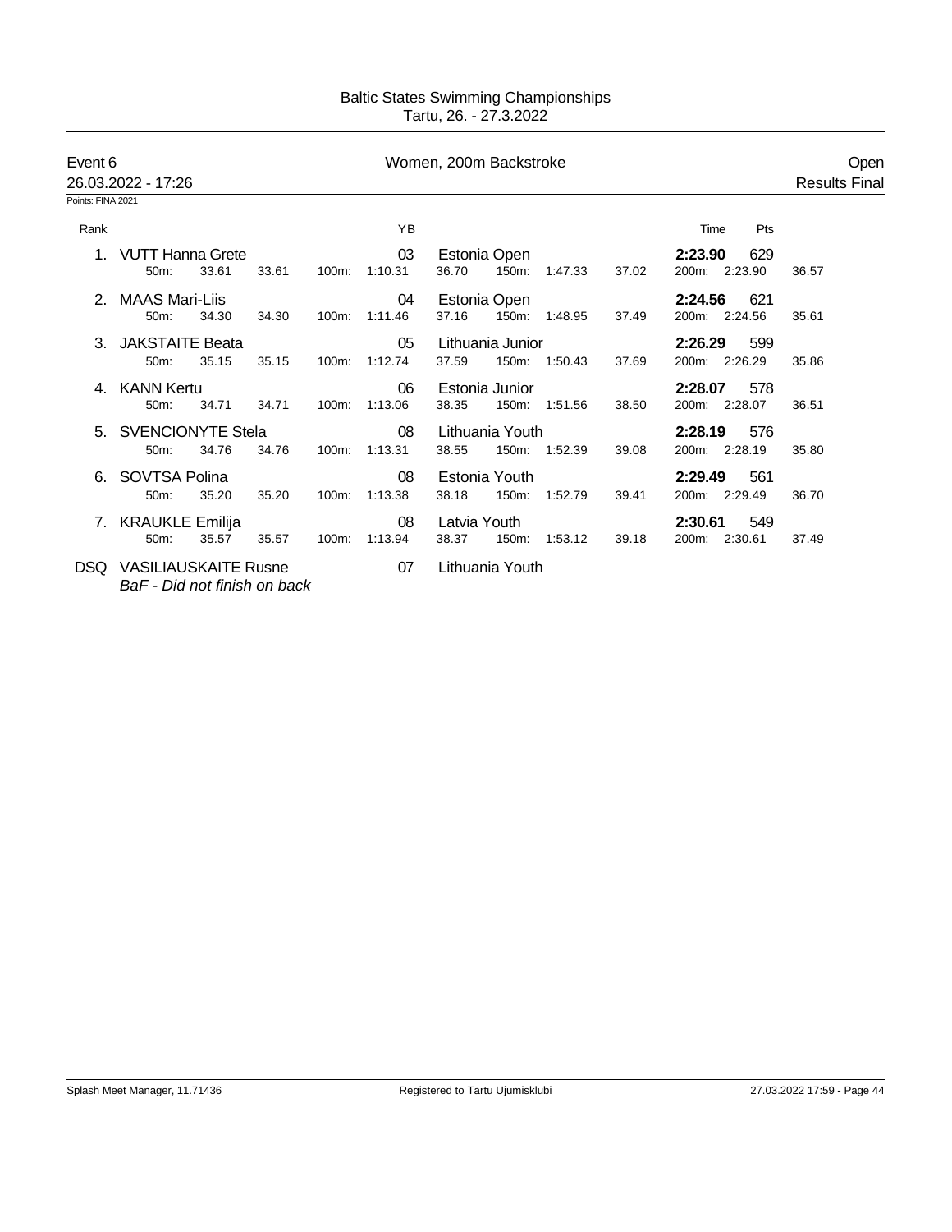Baltic States Swimming Championships
Tartu, 26. - 27.3.2022

**Event 6** — Women, 200m Backstroke — Open

26.03.2022 - 17:26 — Results Final

Points: FINA 2021

| Rank | Name | YB | Club | Time | Pts |
|---|---|---|---|---|---|
| 1. | VUTT Hanna Grete | 03 | Estonia Open | **2:23.90** | 629 |
| | 50m: 33.61 33.61 · 100m: 1:10.31 36.70 · 150m: 1:47.33 37.02 · 200m: 2:23.90 36.57 | | | | |
| 2. | MAAS Mari-Liis | 04 | Estonia Open | **2:24.56** | 621 |
| | 50m: 34.30 34.30 · 100m: 1:11.46 37.16 · 150m: 1:48.95 37.49 · 200m: 2:24.56 35.61 | | | | |
| 3. | JAKSTAITE Beata | 05 | Lithuania Junior | **2:26.29** | 599 |
| | 50m: 35.15 35.15 · 100m: 1:12.74 37.59 · 150m: 1:50.43 37.69 · 200m: 2:26.29 35.86 | | | | |
| 4. | KANN Kertu | 06 | Estonia Junior | **2:28.07** | 578 |
| | 50m: 34.71 34.71 · 100m: 1:13.06 38.35 · 150m: 1:51.56 38.50 · 200m: 2:28.07 36.51 | | | | |
| 5. | SVENCIONYTE Stela | 08 | Lithuania Youth | **2:28.19** | 576 |
| | 50m: 34.76 34.76 · 100m: 1:13.31 38.55 · 150m: 1:52.39 39.08 · 200m: 2:28.19 35.80 | | | | |
| 6. | SOVTSA Polina | 08 | Estonia Youth | **2:29.49** | 561 |
| | 50m: 35.20 35.20 · 100m: 1:13.38 38.18 · 150m: 1:52.79 39.41 · 200m: 2:29.49 36.70 | | | | |
| 7. | KRAUKLE Emilija | 08 | Latvia Youth | **2:30.61** | 549 |
| | 50m: 35.57 35.57 · 100m: 1:13.94 38.37 · 150m: 1:53.12 39.18 · 200m: 2:30.61 37.49 | | | | |
| DSQ | VASILIAUSKAITE Rusne | 07 | Lithuania Youth | | |
| | *BaF - Did not finish on back* | | | | |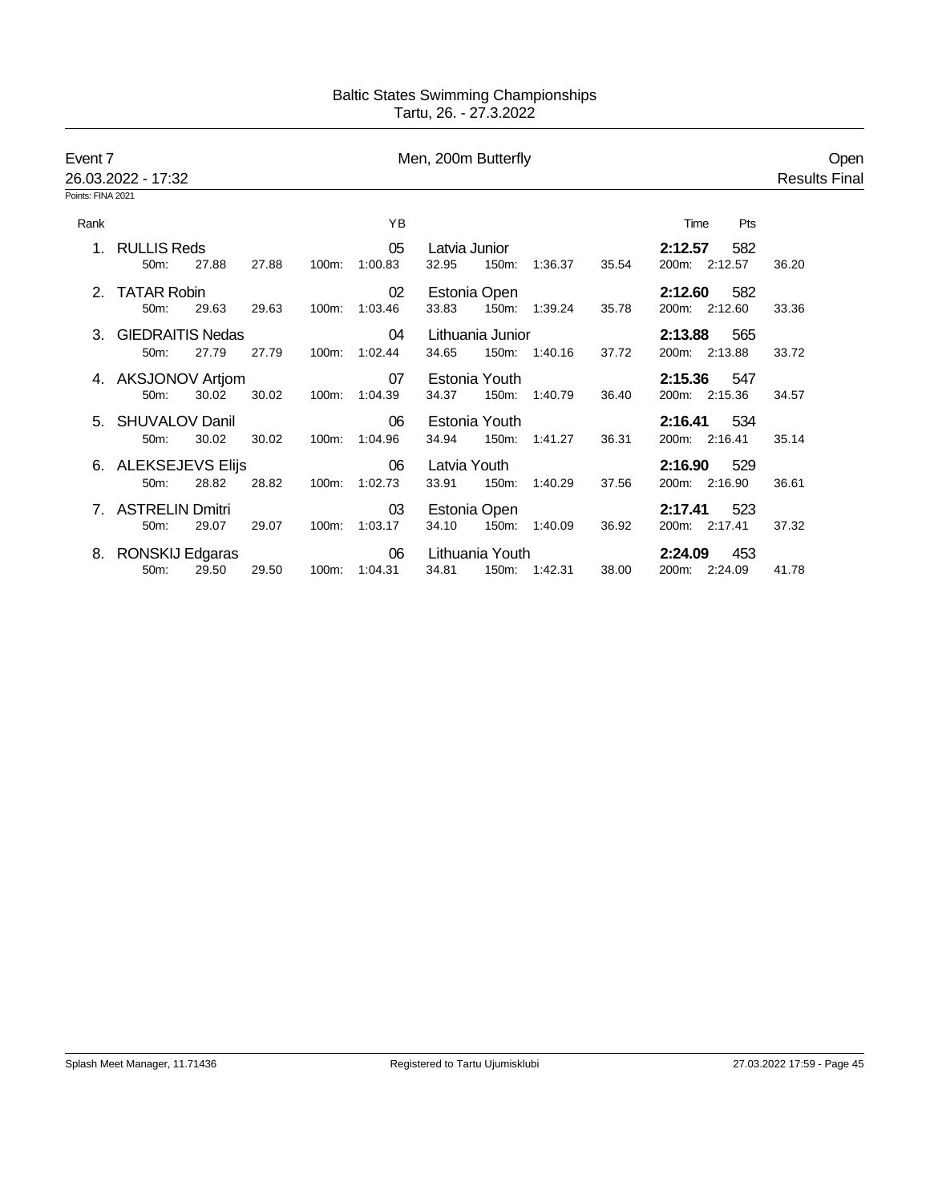Baltic States Swimming Championships
Tartu, 26. - 27.3.2022

## Event 7 — Men, 200m Butterfly — Open

26.03.2022 - 17:32 — Results Final

Points: FINA 2021

| Rank | Name | YB | Club | Time | Pts |
|---|---|---|---|---|---|
| 1. | RULLIS Reds | 05 | Latvia Junior | **2:12.57** | 582 |
| | 50m: 27.88 27.88 · 100m: 1:00.83 32.95 · 150m: 1:36.37 35.54 · 200m: 2:12.57 36.20 | | | | |
| 2. | TATAR Robin | 02 | Estonia Open | **2:12.60** | 582 |
| | 50m: 29.63 29.63 · 100m: 1:03.46 33.83 · 150m: 1:39.24 35.78 · 200m: 2:12.60 33.36 | | | | |
| 3. | GIEDRAITIS Nedas | 04 | Lithuania Junior | **2:13.88** | 565 |
| | 50m: 27.79 27.79 · 100m: 1:02.44 34.65 · 150m: 1:40.16 37.72 · 200m: 2:13.88 33.72 | | | | |
| 4. | AKSJONOV Artjom | 07 | Estonia Youth | **2:15.36** | 547 |
| | 50m: 30.02 30.02 · 100m: 1:04.39 34.37 · 150m: 1:40.79 36.40 · 200m: 2:15.36 34.57 | | | | |
| 5. | SHUVALOV Danil | 06 | Estonia Youth | **2:16.41** | 534 |
| | 50m: 30.02 30.02 · 100m: 1:04.96 34.94 · 150m: 1:41.27 36.31 · 200m: 2:16.41 35.14 | | | | |
| 6. | ALEKSEJEVS Elijs | 06 | Latvia Youth | **2:16.90** | 529 |
| | 50m: 28.82 28.82 · 100m: 1:02.73 33.91 · 150m: 1:40.29 37.56 · 200m: 2:16.90 36.61 | | | | |
| 7. | ASTRELIN Dmitri | 03 | Estonia Open | **2:17.41** | 523 |
| | 50m: 29.07 29.07 · 100m: 1:03.17 34.10 · 150m: 1:40.09 36.92 · 200m: 2:17.41 37.32 | | | | |
| 8. | RONSKIJ Edgaras | 06 | Lithuania Youth | **2:24.09** | 453 |
| | 50m: 29.50 29.50 · 100m: 1:04.31 34.81 · 150m: 1:42.31 38.00 · 200m: 2:24.09 41.78 | | | | |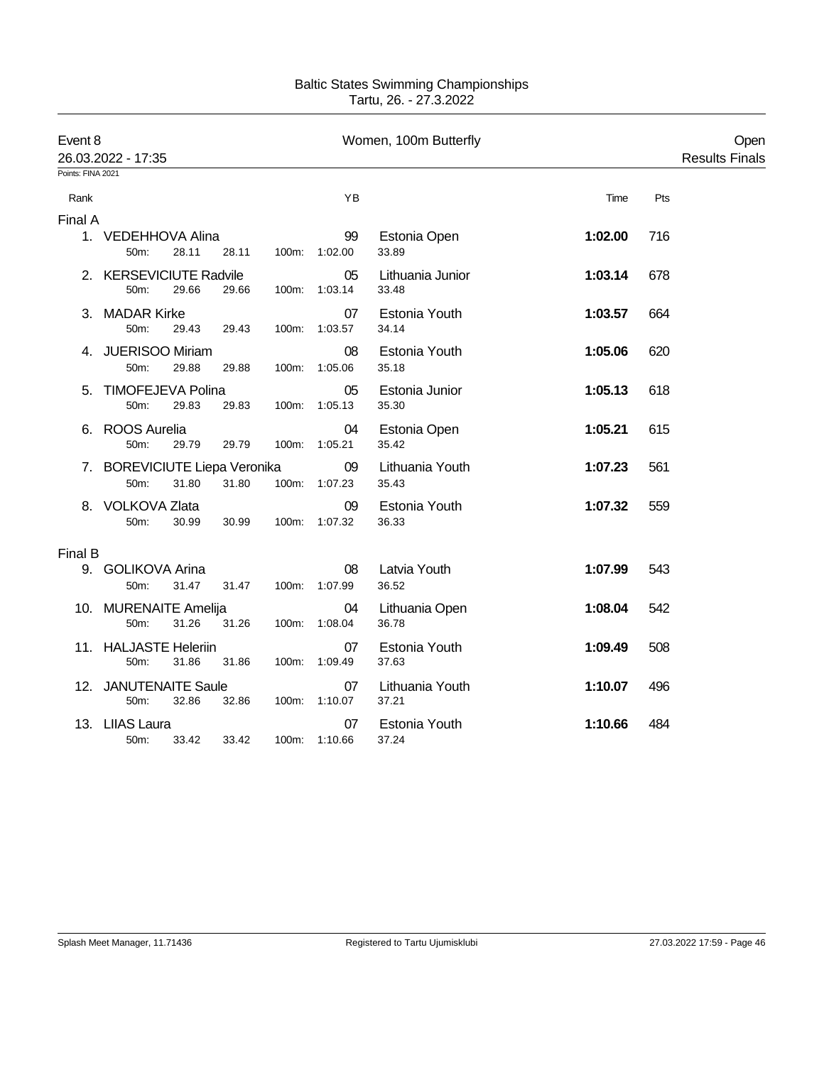# Baltic States Swimming Championships

Tartu, 26. - 27.3.2022

## Event 8 — Women, 100m Butterfly — Open

26.03.2022 - 17:35 — Results Finals

Points: FINA 2021

| Rank | Name | YB | Team | Time | Pts |
|---|---|---|---|---|---|
| **Final A** | | | | | |
| 1. | VEDEHHOVA Alina | 99 | Estonia Open | **1:02.00** | 716 |
| | 50m: 28.11 28.11 100m: 1:02.00 33.89 | | | | |
| 2. | KERSEVICIUTE Radvile | 05 | Lithuania Junior | **1:03.14** | 678 |
| | 50m: 29.66 29.66 100m: 1:03.14 33.48 | | | | |
| 3. | MADAR Kirke | 07 | Estonia Youth | **1:03.57** | 664 |
| | 50m: 29.43 29.43 100m: 1:03.57 34.14 | | | | |
| 4. | JUERISOO Miriam | 08 | Estonia Youth | **1:05.06** | 620 |
| | 50m: 29.88 29.88 100m: 1:05.06 35.18 | | | | |
| 5. | TIMOFEJEVA Polina | 05 | Estonia Junior | **1:05.13** | 618 |
| | 50m: 29.83 29.83 100m: 1:05.13 35.30 | | | | |
| 6. | ROOS Aurelia | 04 | Estonia Open | **1:05.21** | 615 |
| | 50m: 29.79 29.79 100m: 1:05.21 35.42 | | | | |
| 7. | BOREVICIUTE Liepa Veronika | 09 | Lithuania Youth | **1:07.23** | 561 |
| | 50m: 31.80 31.80 100m: 1:07.23 35.43 | | | | |
| 8. | VOLKOVA Zlata | 09 | Estonia Youth | **1:07.32** | 559 |
| | 50m: 30.99 30.99 100m: 1:07.32 36.33 | | | | |
| **Final B** | | | | | |
| 9. | GOLIKOVA Arina | 08 | Latvia Youth | **1:07.99** | 543 |
| | 50m: 31.47 31.47 100m: 1:07.99 36.52 | | | | |
| 10. | MURENAITE Amelija | 04 | Lithuania Open | **1:08.04** | 542 |
| | 50m: 31.26 31.26 100m: 1:08.04 36.78 | | | | |
| 11. | HALJASTE Heleriin | 07 | Estonia Youth | **1:09.49** | 508 |
| | 50m: 31.86 31.86 100m: 1:09.49 37.63 | | | | |
| 12. | JANUTENAITE Saule | 07 | Lithuania Youth | **1:10.07** | 496 |
| | 50m: 32.86 32.86 100m: 1:10.07 37.21 | | | | |
| 13. | LIIAS Laura | 07 | Estonia Youth | **1:10.66** | 484 |
| | 50m: 33.42 33.42 100m: 1:10.66 37.24 | | | | |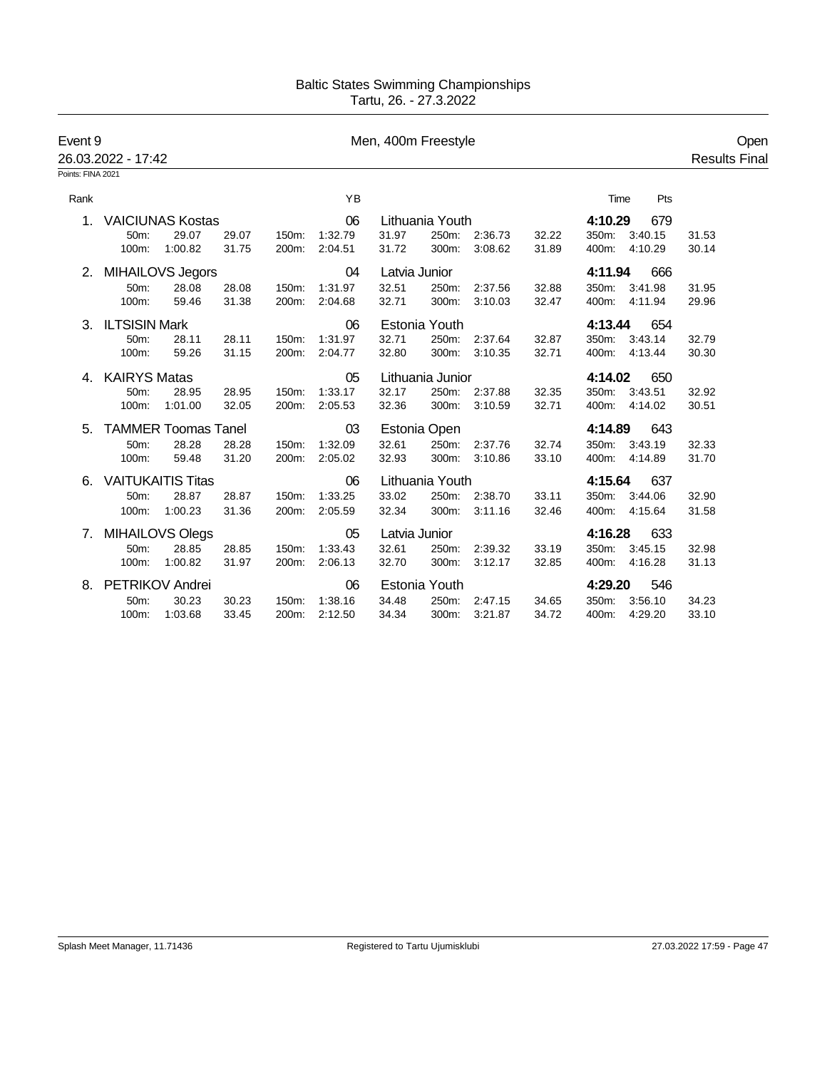Baltic States Swimming Championships
Tartu, 26. - 27.3.2022

## Event 9 — Men, 400m Freestyle — Open

26.03.2022 - 17:42 — Results Final

Points: FINA 2021

| Rank | Name | YB | Club | Time | Pts |
|---|---|---|---|---|---|
| 1. | VAICIUNAS Kostas | 06 | Lithuania Youth | **4:10.29** | 679 |
| | 50m: 29.07 29.07 | 150m: 1:32.79 31.97 | 250m: 2:36.73 32.22 | 350m: 3:40.15 | 31.53 |
| | 100m: 1:00.82 31.75 | 200m: 2:04.51 31.72 | 300m: 3:08.62 31.89 | 400m: 4:10.29 | 30.14 |
| 2. | MIHAILOVS Jegors | 04 | Latvia Junior | **4:11.94** | 666 |
| | 50m: 28.08 28.08 | 150m: 1:31.97 32.51 | 250m: 2:37.56 32.88 | 350m: 3:41.98 | 31.95 |
| | 100m: 59.46 31.38 | 200m: 2:04.68 32.71 | 300m: 3:10.03 32.47 | 400m: 4:11.94 | 29.96 |
| 3. | ILTSISIN Mark | 06 | Estonia Youth | **4:13.44** | 654 |
| | 50m: 28.11 28.11 | 150m: 1:31.97 32.71 | 250m: 2:37.64 32.87 | 350m: 3:43.14 | 32.79 |
| | 100m: 59.26 31.15 | 200m: 2:04.77 32.80 | 300m: 3:10.35 32.71 | 400m: 4:13.44 | 30.30 |
| 4. | KAIRYS Matas | 05 | Lithuania Junior | **4:14.02** | 650 |
| | 50m: 28.95 28.95 | 150m: 1:33.17 32.17 | 250m: 2:37.88 32.35 | 350m: 3:43.51 | 32.92 |
| | 100m: 1:01.00 32.05 | 200m: 2:05.53 32.36 | 300m: 3:10.59 32.71 | 400m: 4:14.02 | 30.51 |
| 5. | TAMMER Toomas Tanel | 03 | Estonia Open | **4:14.89** | 643 |
| | 50m: 28.28 28.28 | 150m: 1:32.09 32.61 | 250m: 2:37.76 32.74 | 350m: 3:43.19 | 32.33 |
| | 100m: 59.48 31.20 | 200m: 2:05.02 32.93 | 300m: 3:10.86 33.10 | 400m: 4:14.89 | 31.70 |
| 6. | VAITUKAITIS Titas | 06 | Lithuania Youth | **4:15.64** | 637 |
| | 50m: 28.87 28.87 | 150m: 1:33.25 33.02 | 250m: 2:38.70 33.11 | 350m: 3:44.06 | 32.90 |
| | 100m: 1:00.23 31.36 | 200m: 2:05.59 32.34 | 300m: 3:11.16 32.46 | 400m: 4:15.64 | 31.58 |
| 7. | MIHAILOVS Olegs | 05 | Latvia Junior | **4:16.28** | 633 |
| | 50m: 28.85 28.85 | 150m: 1:33.43 32.61 | 250m: 2:39.32 33.19 | 350m: 3:45.15 | 32.98 |
| | 100m: 1:00.82 31.97 | 200m: 2:06.13 32.70 | 300m: 3:12.17 32.85 | 400m: 4:16.28 | 31.13 |
| 8. | PETRIKOV Andrei | 06 | Estonia Youth | **4:29.20** | 546 |
| | 50m: 30.23 30.23 | 150m: 1:38.16 34.48 | 250m: 2:47.15 34.65 | 350m: 3:56.10 | 34.23 |
| | 100m: 1:03.68 33.45 | 200m: 2:12.50 34.34 | 300m: 3:21.87 34.72 | 400m: 4:29.20 | 33.10 |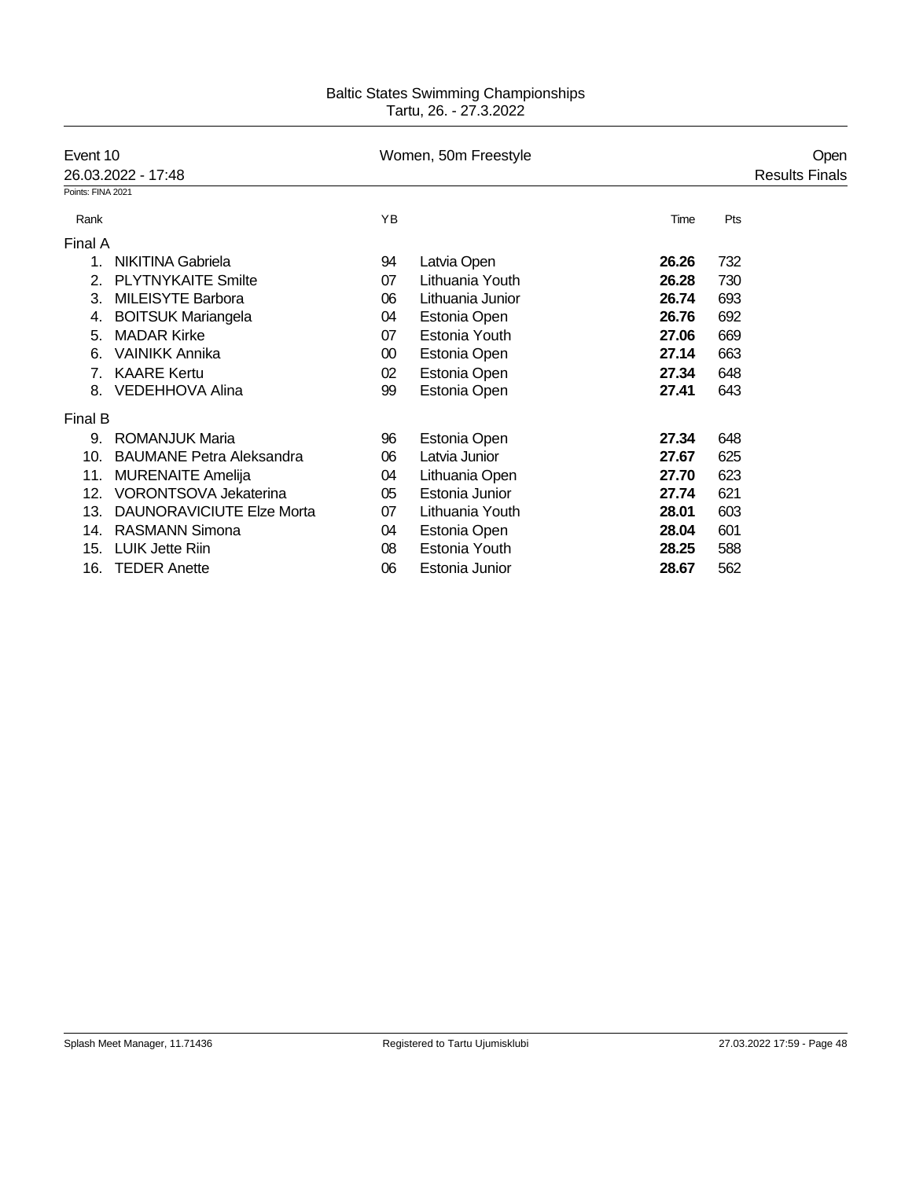# Baltic States Swimming Championships

Tartu, 26. - 27.3.2022

**Event 10** — Women, 50m Freestyle — Open

26.03.2022 - 17:48 — Results Finals

Points: FINA 2021

| Rank | | YB | | Time | Pts |
|---|---|---|---|---|---|
| **Final A** | | | | | |
| 1. | NIKITINA Gabriela | 94 | Latvia Open | **26.26** | 732 |
| 2. | PLYTNYKAITE Smilte | 07 | Lithuania Youth | **26.28** | 730 |
| 3. | MILEISYTE Barbora | 06 | Lithuania Junior | **26.74** | 693 |
| 4. | BOITSUK Mariangela | 04 | Estonia Open | **26.76** | 692 |
| 5. | MADAR Kirke | 07 | Estonia Youth | **27.06** | 669 |
| 6. | VAINIKK Annika | 00 | Estonia Open | **27.14** | 663 |
| 7. | KAARE Kertu | 02 | Estonia Open | **27.34** | 648 |
| 8. | VEDEHHOVA Alina | 99 | Estonia Open | **27.41** | 643 |
| **Final B** | | | | | |
| 9. | ROMANJUK Maria | 96 | Estonia Open | **27.34** | 648 |
| 10. | BAUMANE Petra Aleksandra | 06 | Latvia Junior | **27.67** | 625 |
| 11. | MURENAITE Amelija | 04 | Lithuania Open | **27.70** | 623 |
| 12. | VORONTSOVA Jekaterina | 05 | Estonia Junior | **27.74** | 621 |
| 13. | DAUNORAVICIUTE Elze Morta | 07 | Lithuania Youth | **28.01** | 603 |
| 14. | RASMANN Simona | 04 | Estonia Open | **28.04** | 601 |
| 15. | LUIK Jette Riin | 08 | Estonia Youth | **28.25** | 588 |
| 16. | TEDER Anette | 06 | Estonia Junior | **28.67** | 562 |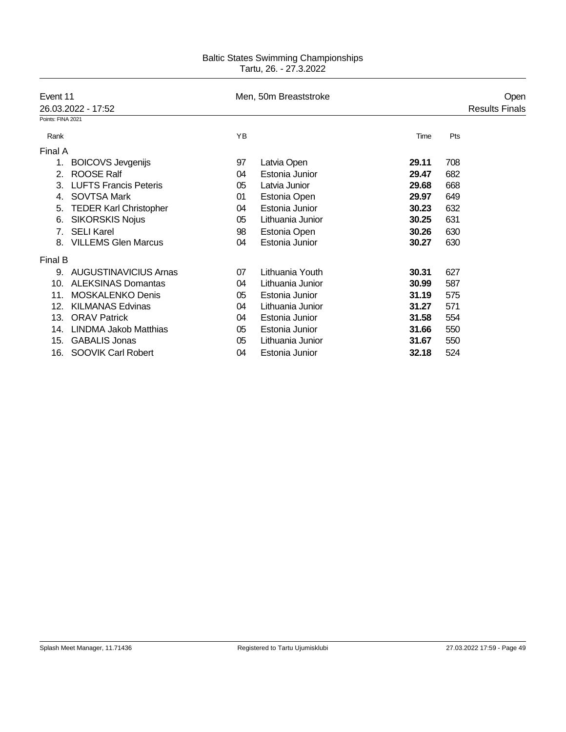Baltic States Swimming Championships
Tartu, 26. - 27.3.2022

| Event 11 | Men, 50m Breaststroke | Open |
|---|---|---|
| 26.03.2022 - 17:52 | | Results Finals |

Points: FINA 2021

| Rank | | YB | | Time | Pts |
|---|---|---|---|---|---|
| **Final A** | | | | | |
| 1. | BOICOVS Jevgenijs | 97 | Latvia Open | **29.11** | 708 |
| 2. | ROOSE Ralf | 04 | Estonia Junior | **29.47** | 682 |
| 3. | LUFTS Francis Peteris | 05 | Latvia Junior | **29.68** | 668 |
| 4. | SOVTSA Mark | 01 | Estonia Open | **29.97** | 649 |
| 5. | TEDER Karl Christopher | 04 | Estonia Junior | **30.23** | 632 |
| 6. | SIKORSKIS Nojus | 05 | Lithuania Junior | **30.25** | 631 |
| 7. | SELI Karel | 98 | Estonia Open | **30.26** | 630 |
| 8. | VILLEMS Glen Marcus | 04 | Estonia Junior | **30.27** | 630 |
| **Final B** | | | | | |
| 9. | AUGUSTINAVICIUS Arnas | 07 | Lithuania Youth | **30.31** | 627 |
| 10. | ALEKSINAS Domantas | 04 | Lithuania Junior | **30.99** | 587 |
| 11. | MOSKALENKO Denis | 05 | Estonia Junior | **31.19** | 575 |
| 12. | KILMANAS Edvinas | 04 | Lithuania Junior | **31.27** | 571 |
| 13. | ORAV Patrick | 04 | Estonia Junior | **31.58** | 554 |
| 14. | LINDMA Jakob Matthias | 05 | Estonia Junior | **31.66** | 550 |
| 15. | GABALIS Jonas | 05 | Lithuania Junior | **31.67** | 550 |
| 16. | SOOVIK Carl Robert | 04 | Estonia Junior | **32.18** | 524 |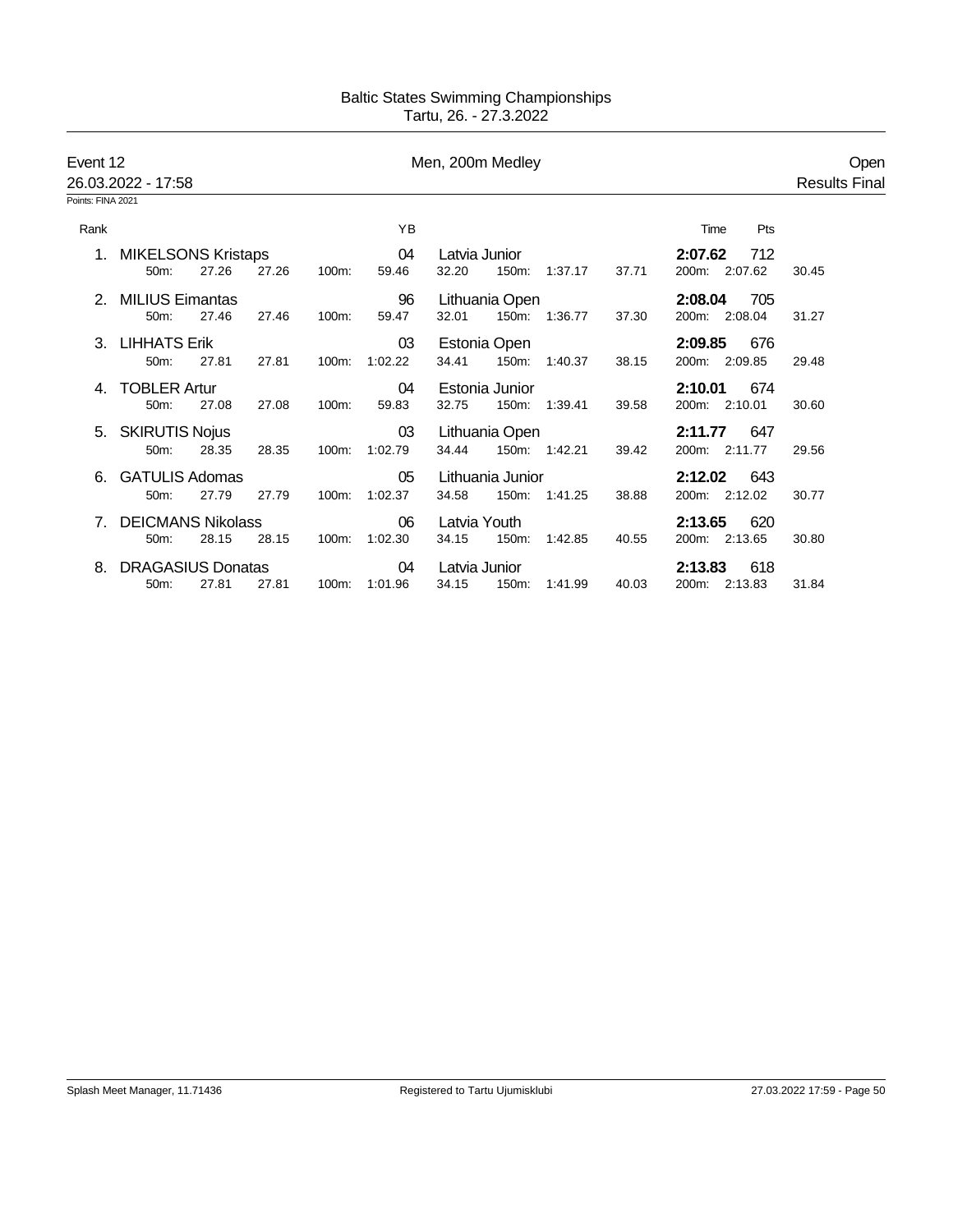Baltic States Swimming Championships
Tartu, 26. - 27.3.2022

## Event 12 — Men, 200m Medley — Open

26.03.2022 - 17:58 — Results Final

Points: FINA 2021

| Rank | Name | YB | Team | Time | Pts |
|---|---|---|---|---|---|
| 1. | MIKELSONS Kristaps | 04 | Latvia Junior | **2:07.62** | 712 |
| | 50m: 27.26 27.26 | 100m: 59.46 32.20 | 150m: 1:37.17 37.71 | 200m: 2:07.62 30.45 | |
| 2. | MILIUS Eimantas | 96 | Lithuania Open | **2:08.04** | 705 |
| | 50m: 27.46 27.46 | 100m: 59.47 32.01 | 150m: 1:36.77 37.30 | 200m: 2:08.04 31.27 | |
| 3. | LIHHATS Erik | 03 | Estonia Open | **2:09.85** | 676 |
| | 50m: 27.81 27.81 | 100m: 1:02.22 34.41 | 150m: 1:40.37 38.15 | 200m: 2:09.85 29.48 | |
| 4. | TOBLER Artur | 04 | Estonia Junior | **2:10.01** | 674 |
| | 50m: 27.08 27.08 | 100m: 59.83 32.75 | 150m: 1:39.41 39.58 | 200m: 2:10.01 30.60 | |
| 5. | SKIRUTIS Nojus | 03 | Lithuania Open | **2:11.77** | 647 |
| | 50m: 28.35 28.35 | 100m: 1:02.79 34.44 | 150m: 1:42.21 39.42 | 200m: 2:11.77 29.56 | |
| 6. | GATULIS Adomas | 05 | Lithuania Junior | **2:12.02** | 643 |
| | 50m: 27.79 27.79 | 100m: 1:02.37 34.58 | 150m: 1:41.25 38.88 | 200m: 2:12.02 30.77 | |
| 7. | DEICMANS Nikolass | 06 | Latvia Youth | **2:13.65** | 620 |
| | 50m: 28.15 28.15 | 100m: 1:02.30 34.15 | 150m: 1:42.85 40.55 | 200m: 2:13.65 30.80 | |
| 8. | DRAGASIUS Donatas | 04 | Latvia Junior | **2:13.83** | 618 |
| | 50m: 27.81 27.81 | 100m: 1:01.96 34.15 | 150m: 1:41.99 40.03 | 200m: 2:13.83 31.84 | |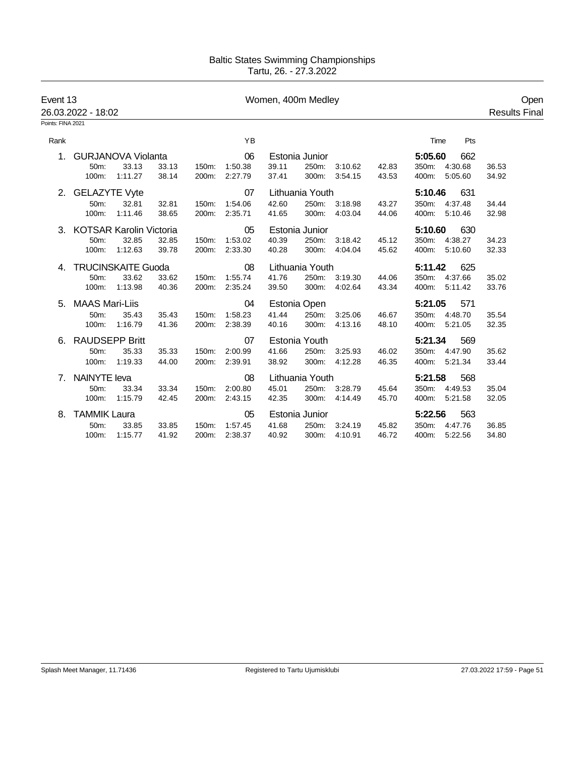Baltic States Swimming Championships
Tartu, 26. - 27.3.2022

## Event 13 — Women, 400m Medley — Open

26.03.2022 - 18:02 — Results Final

Points: FINA 2021

| Rank | Name | YB | Club | Time | Pts |
|---|---|---|---|---|---|
| 1. | GURJANOVA Violanta | 06 | Estonia Junior | **5:05.60** | 662 |
| | 50m: 33.13 (33.13) · 100m: 1:11.27 (38.14) · 150m: 1:50.38 (39.11) · 200m: 2:27.79 (37.41) · 250m: 3:10.62 (42.83) · 300m: 3:54.15 (43.53) · 350m: 4:30.68 (36.53) · 400m: 5:05.60 (34.92) | | | | |
| 2. | GELAZYTE Vyte | 07 | Lithuania Youth | **5:10.46** | 631 |
| | 50m: 32.81 (32.81) · 100m: 1:11.46 (38.65) · 150m: 1:54.06 (42.60) · 200m: 2:35.71 (41.65) · 250m: 3:18.98 (43.27) · 300m: 4:03.04 (44.06) · 350m: 4:37.48 (34.44) · 400m: 5:10.46 (32.98) | | | | |
| 3. | KOTSAR Karolin Victoria | 05 | Estonia Junior | **5:10.60** | 630 |
| | 50m: 32.85 (32.85) · 100m: 1:12.63 (39.78) · 150m: 1:53.02 (40.39) · 200m: 2:33.30 (40.28) · 250m: 3:18.42 (45.12) · 300m: 4:04.04 (45.62) · 350m: 4:38.27 (34.23) · 400m: 5:10.60 (32.33) | | | | |
| 4. | TRUCINSKAITE Guoda | 08 | Lithuania Youth | **5:11.42** | 625 |
| | 50m: 33.62 (33.62) · 100m: 1:13.98 (40.36) · 150m: 1:55.74 (41.76) · 200m: 2:35.24 (39.50) · 250m: 3:19.30 (44.06) · 300m: 4:02.64 (43.34) · 350m: 4:37.66 (35.02) · 400m: 5:11.42 (33.76) | | | | |
| 5. | MAAS Mari-Liis | 04 | Estonia Open | **5:21.05** | 571 |
| | 50m: 35.43 (35.43) · 100m: 1:16.79 (41.36) · 150m: 1:58.23 (41.44) · 200m: 2:38.39 (40.16) · 250m: 3:25.06 (46.67) · 300m: 4:13.16 (48.10) · 350m: 4:48.70 (35.54) · 400m: 5:21.05 (32.35) | | | | |
| 6. | RAUDSEPP Britt | 07 | Estonia Youth | **5:21.34** | 569 |
| | 50m: 35.33 (35.33) · 100m: 1:19.33 (44.00) · 150m: 2:00.99 (41.66) · 200m: 2:39.91 (38.92) · 250m: 3:25.93 (46.02) · 300m: 4:12.28 (46.35) · 350m: 4:47.90 (35.62) · 400m: 5:21.34 (33.44) | | | | |
| 7. | NAINYTE Ieva | 08 | Lithuania Youth | **5:21.58** | 568 |
| | 50m: 33.34 (33.34) · 100m: 1:15.79 (42.45) · 150m: 2:00.80 (45.01) · 200m: 2:43.15 (42.35) · 250m: 3:28.79 (45.64) · 300m: 4:14.49 (45.70) · 350m: 4:49.53 (35.04) · 400m: 5:21.58 (32.05) | | | | |
| 8. | TAMMIK Laura | 05 | Estonia Junior | **5:22.56** | 563 |
| | 50m: 33.85 (33.85) · 100m: 1:15.77 (41.92) · 150m: 1:57.45 (41.68) · 200m: 2:38.37 (40.92) · 250m: 3:24.19 (45.82) · 300m: 4:10.91 (46.72) · 350m: 4:47.76 (36.85) · 400m: 5:22.56 (34.80) | | | | |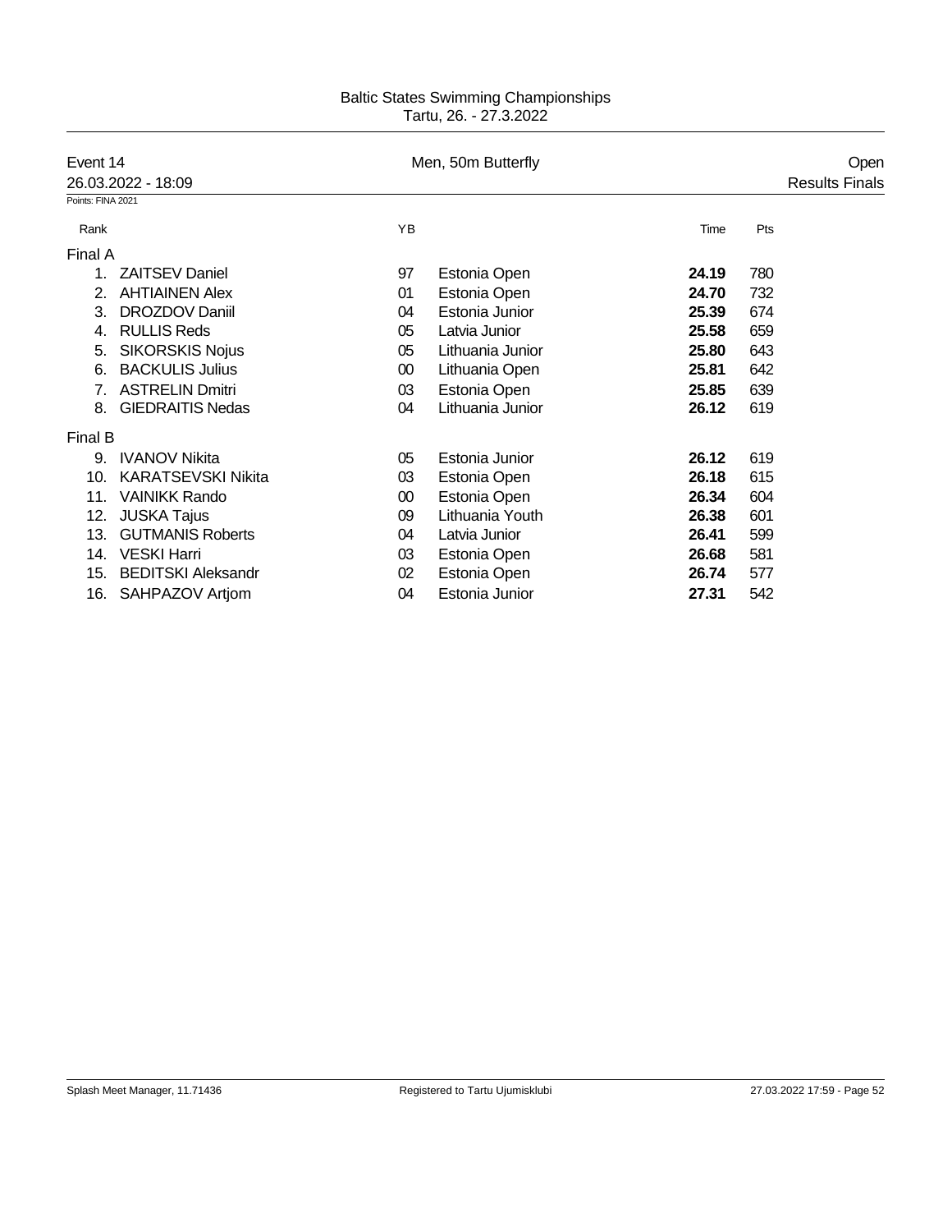Baltic States Swimming Championships
Tartu, 26. - 27.3.2022

| Event 14 | Men, 50m Butterfly | Open |
|---|---|---|
| 26.03.2022 - 18:09 | | Results Finals |

Points: FINA 2021

| Rank | | YB | | Time | Pts |
|---|---|---|---|---|---|
| **Final A** | | | | | |
| 1. | ZAITSEV Daniel | 97 | Estonia Open | **24.19** | 780 |
| 2. | AHTIAINEN Alex | 01 | Estonia Open | **24.70** | 732 |
| 3. | DROZDOV Daniil | 04 | Estonia Junior | **25.39** | 674 |
| 4. | RULLIS Reds | 05 | Latvia Junior | **25.58** | 659 |
| 5. | SIKORSKIS Nojus | 05 | Lithuania Junior | **25.80** | 643 |
| 6. | BACKULIS Julius | 00 | Lithuania Open | **25.81** | 642 |
| 7. | ASTRELIN Dmitri | 03 | Estonia Open | **25.85** | 639 |
| 8. | GIEDRAITIS Nedas | 04 | Lithuania Junior | **26.12** | 619 |
| **Final B** | | | | | |
| 9. | IVANOV Nikita | 05 | Estonia Junior | **26.12** | 619 |
| 10. | KARATSEVSKI Nikita | 03 | Estonia Open | **26.18** | 615 |
| 11. | VAINIKK Rando | 00 | Estonia Open | **26.34** | 604 |
| 12. | JUSKA Tajus | 09 | Lithuania Youth | **26.38** | 601 |
| 13. | GUTMANIS Roberts | 04 | Latvia Junior | **26.41** | 599 |
| 14. | VESKI Harri | 03 | Estonia Open | **26.68** | 581 |
| 15. | BEDITSKI Aleksandr | 02 | Estonia Open | **26.74** | 577 |
| 16. | SAHPAZOV Artjom | 04 | Estonia Junior | **27.31** | 542 |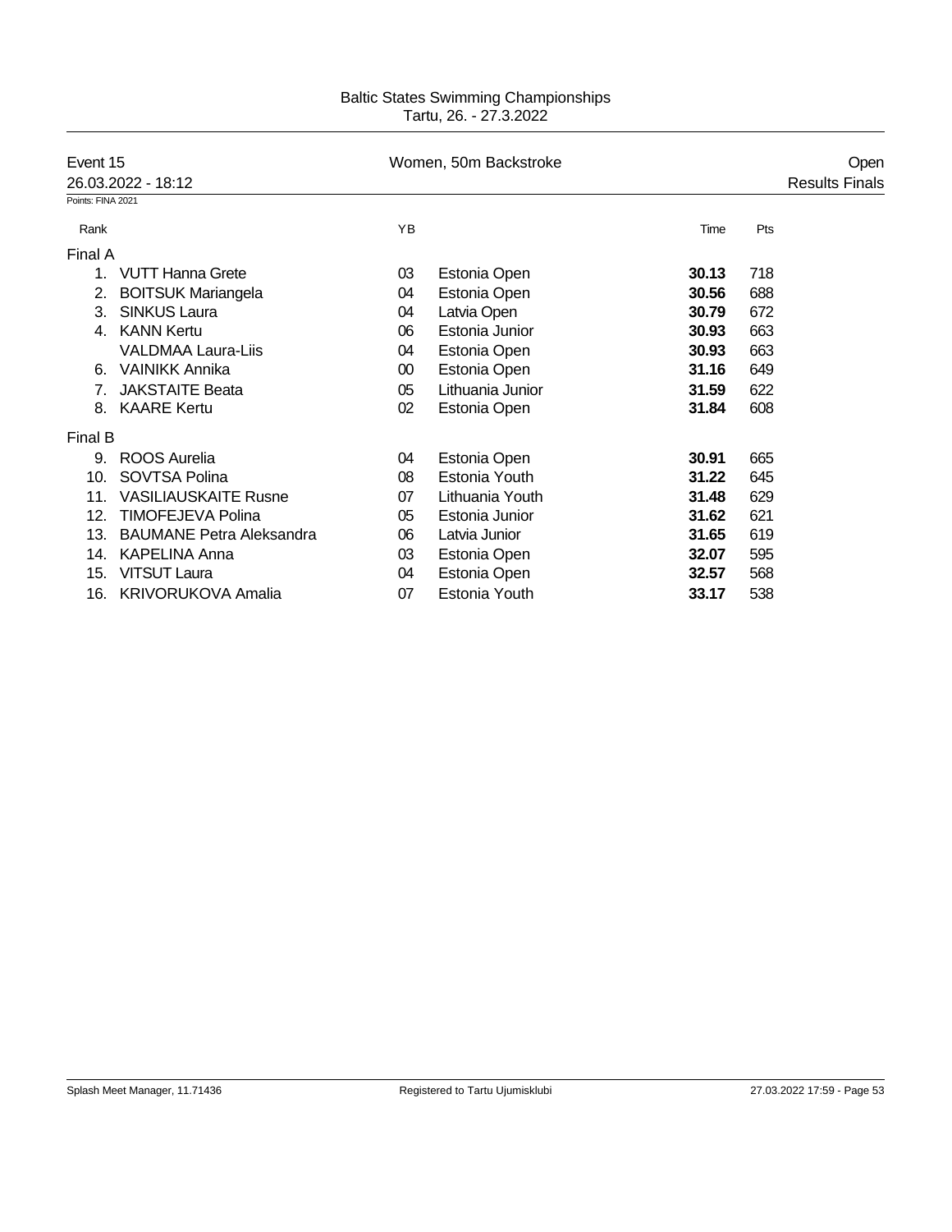Baltic States Swimming Championships
Tartu, 26. - 27.3.2022

| Event 15 | Women, 50m Backstroke | Open |
|---|---|---|
| 26.03.2022 - 18:12 | | Results Finals |

Points: FINA 2021

| Rank | | YB | | Time | Pts |
|---|---|---|---|---|---|
| **Final A** | | | | | |
| 1. | VUTT Hanna Grete | 03 | Estonia Open | **30.13** | 718 |
| 2. | BOITSUK Mariangela | 04 | Estonia Open | **30.56** | 688 |
| 3. | SINKUS Laura | 04 | Latvia Open | **30.79** | 672 |
| 4. | KANN Kertu | 06 | Estonia Junior | **30.93** | 663 |
| | VALDMAA Laura-Liis | 04 | Estonia Open | **30.93** | 663 |
| 6. | VAINIKK Annika | 00 | Estonia Open | **31.16** | 649 |
| 7. | JAKSTAITE Beata | 05 | Lithuania Junior | **31.59** | 622 |
| 8. | KAARE Kertu | 02 | Estonia Open | **31.84** | 608 |
| **Final B** | | | | | |
| 9. | ROOS Aurelia | 04 | Estonia Open | **30.91** | 665 |
| 10. | SOVTSA Polina | 08 | Estonia Youth | **31.22** | 645 |
| 11. | VASILIAUSKAITE Rusne | 07 | Lithuania Youth | **31.48** | 629 |
| 12. | TIMOFEJEVA Polina | 05 | Estonia Junior | **31.62** | 621 |
| 13. | BAUMANE Petra Aleksandra | 06 | Latvia Junior | **31.65** | 619 |
| 14. | KAPELINA Anna | 03 | Estonia Open | **32.07** | 595 |
| 15. | VITSUT Laura | 04 | Estonia Open | **32.57** | 568 |
| 16. | KRIVORUKOVA Amalia | 07 | Estonia Youth | **33.17** | 538 |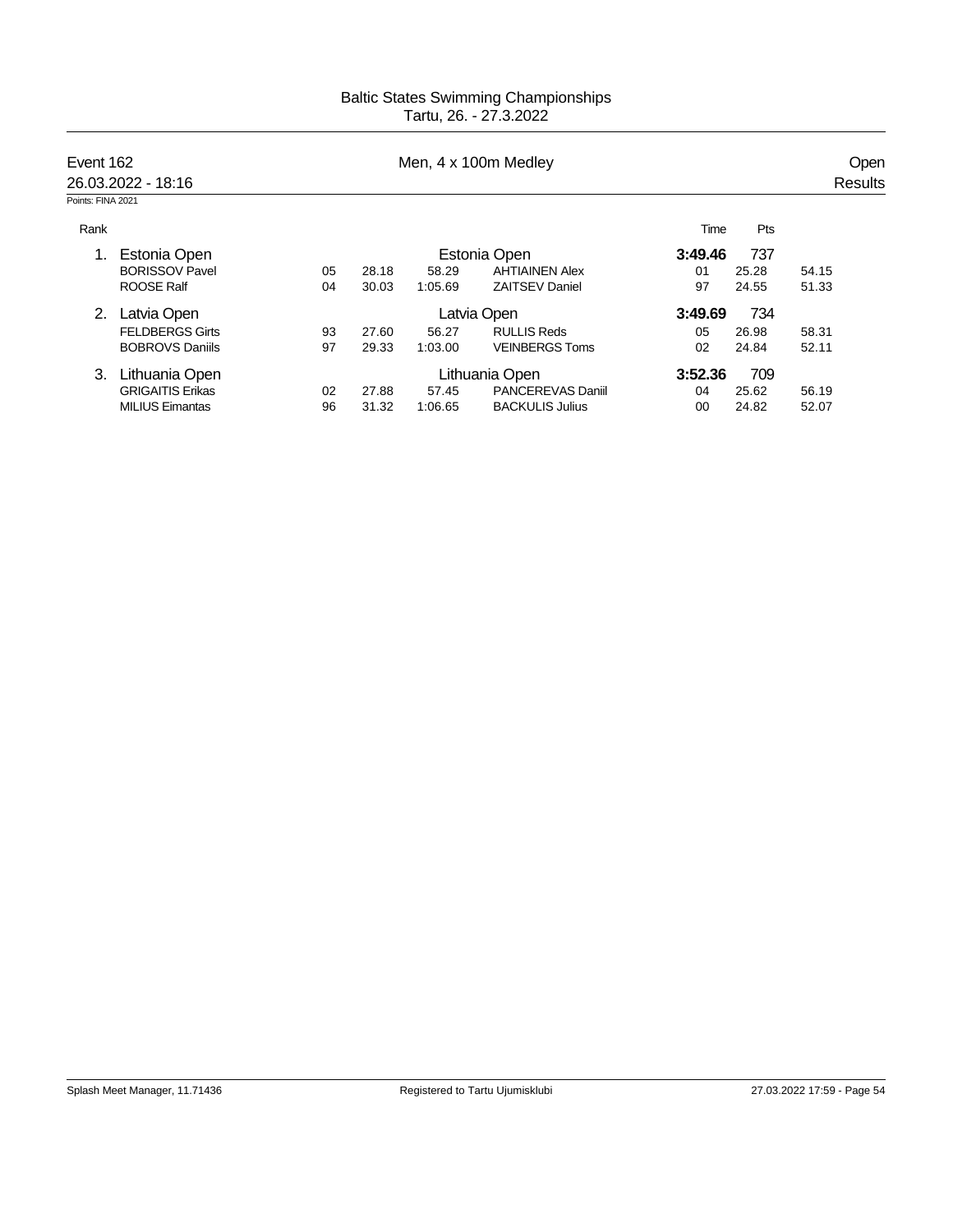# Baltic States Swimming Championships

Tartu, 26. - 27.3.2022

## Event 162 — Men, 4 x 100m Medley — Open

26.03.2022 - 18:16 — Results

Points: FINA 2021

| Rank | | | | | | | Time | Pts | |
|---|---|---|---|---|---|---|---|---|---|
| 1. | Estonia Open | | | | Estonia Open | | **3:49.46** | 737 | |
| | BORISSOV Pavel | 05 | 28.18 | 58.29 | AHTIAINEN Alex | 01 | 25.28 | | 54.15 |
| | ROOSE Ralf | 04 | 30.03 | 1:05.69 | ZAITSEV Daniel | 97 | 24.55 | | 51.33 |
| 2. | Latvia Open | | | | Latvia Open | | **3:49.69** | 734 | |
| | FELDBERGS Girts | 93 | 27.60 | 56.27 | RULLIS Reds | 05 | 26.98 | | 58.31 |
| | BOBROVS Daniils | 97 | 29.33 | 1:03.00 | VEINBERGS Toms | 02 | 24.84 | | 52.11 |
| 3. | Lithuania Open | | | | Lithuania Open | | **3:52.36** | 709 | |
| | GRIGAITIS Erikas | 02 | 27.88 | 57.45 | PANCEREVAS Daniil | 04 | 25.62 | | 56.19 |
| | MILIUS Eimantas | 96 | 31.32 | 1:06.65 | BACKULIS Julius | 00 | 24.82 | | 52.07 |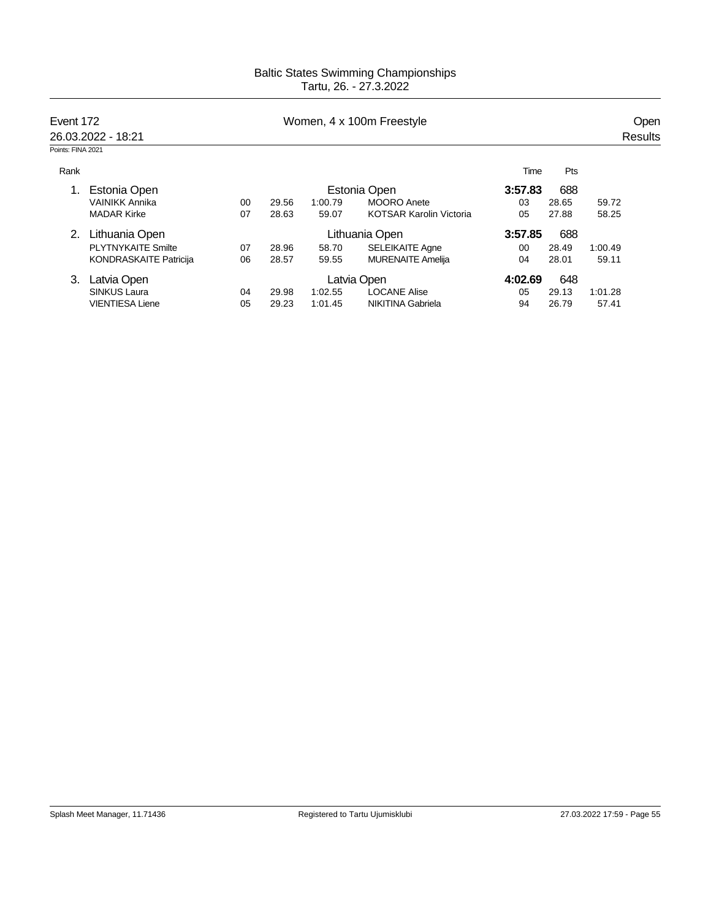Baltic States Swimming Championships
Tartu, 26. - 27.3.2022

## Event 172 — Women, 4 x 100m Freestyle — Open

26.03.2022 - 18:21 — Results

Points: FINA 2021

| Rank | | | | | | Time | Pts | |
|---|---|---|---|---|---|---|---|---|
| 1. | **Estonia Open** | | | | Estonia Open | **3:57.83** | 688 | |
| | VAINIKK Annika | 00 | 29.56 | 1:00.79 | MOORO Anete | 03 | 28.65 | 59.72 |
| | MADAR Kirke | 07 | 28.63 | 59.07 | KOTSAR Karolin Victoria | 05 | 27.88 | 58.25 |
| 2. | **Lithuania Open** | | | | Lithuania Open | **3:57.85** | 688 | |
| | PLYTNYKAITE Smilte | 07 | 28.96 | 58.70 | SELEIKAITE Agne | 00 | 28.49 | 1:00.49 |
| | KONDRASKAITE Patricija | 06 | 28.57 | 59.55 | MURENAITE Amelija | 04 | 28.01 | 59.11 |
| 3. | **Latvia Open** | | | | Latvia Open | **4:02.69** | 648 | |
| | SINKUS Laura | 04 | 29.98 | 1:02.55 | LOCANE Alise | 05 | 29.13 | 1:01.28 |
| | VIENTIESA Liene | 05 | 29.23 | 1:01.45 | NIKITINA Gabriela | 94 | 26.79 | 57.41 |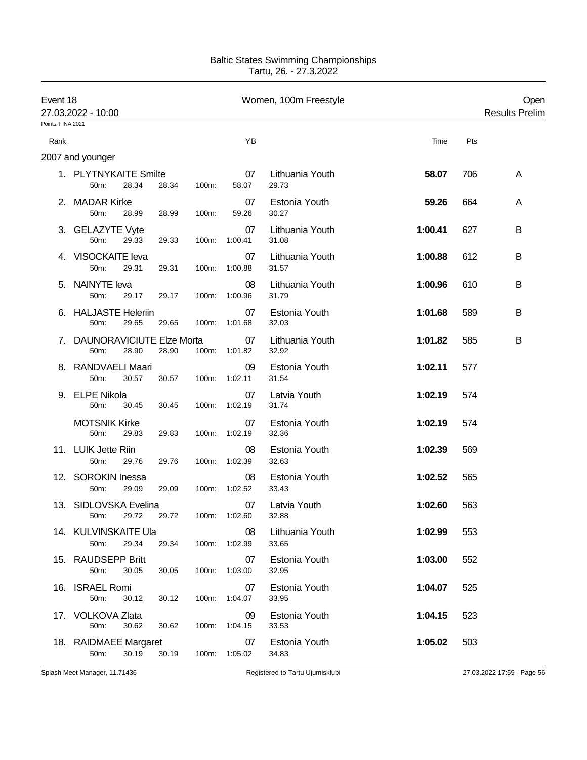Baltic States Swimming Championships
Tartu, 26. - 27.3.2022

| Event 18 | Women, 100m Freestyle | Open |
|---|---|---|
| 27.03.2022 - 10:00 | | Results Prelim |

Points: FINA 2021

| Rank | Name | YB | Club | Time | Pts | |
|---|---|---|---|---|---|---|
| **2007 and younger** | | | | | | |
| 1. | PLYTNYKAITE Smilte | 07 | Lithuania Youth | **58.07** | 706 | A |
| | 50m: 28.34 28.34 100m: 58.07 29.73 | | | | | |
| 2. | MADAR Kirke | 07 | Estonia Youth | **59.26** | 664 | A |
| | 50m: 28.99 28.99 100m: 59.26 30.27 | | | | | |
| 3. | GELAZYTE Vyte | 07 | Lithuania Youth | **1:00.41** | 627 | B |
| | 50m: 29.33 29.33 100m: 1:00.41 31.08 | | | | | |
| 4. | VISOCKAITE Ieva | 07 | Lithuania Youth | **1:00.88** | 612 | B |
| | 50m: 29.31 29.31 100m: 1:00.88 31.57 | | | | | |
| 5. | NAINYTE Ieva | 08 | Lithuania Youth | **1:00.96** | 610 | B |
| | 50m: 29.17 29.17 100m: 1:00.96 31.79 | | | | | |
| 6. | HALJASTE Heleriin | 07 | Estonia Youth | **1:01.68** | 589 | B |
| | 50m: 29.65 29.65 100m: 1:01.68 32.03 | | | | | |
| 7. | DAUNORAVICIUTE Elze Morta | 07 | Lithuania Youth | **1:01.82** | 585 | B |
| | 50m: 28.90 28.90 100m: 1:01.82 32.92 | | | | | |
| 8. | RANDVAELI Maari | 09 | Estonia Youth | **1:02.11** | 577 | |
| | 50m: 30.57 30.57 100m: 1:02.11 31.54 | | | | | |
| 9. | ELPE Nikola | 07 | Latvia Youth | **1:02.19** | 574 | |
| | 50m: 30.45 30.45 100m: 1:02.19 31.74 | | | | | |
| | MOTSNIK Kirke | 07 | Estonia Youth | **1:02.19** | 574 | |
| | 50m: 29.83 29.83 100m: 1:02.19 32.36 | | | | | |
| 11. | LUIK Jette Riin | 08 | Estonia Youth | **1:02.39** | 569 | |
| | 50m: 29.76 29.76 100m: 1:02.39 32.63 | | | | | |
| 12. | SOROKIN Inessa | 08 | Estonia Youth | **1:02.52** | 565 | |
| | 50m: 29.09 29.09 100m: 1:02.52 33.43 | | | | | |
| 13. | SIDLOVSKA Evelina | 07 | Latvia Youth | **1:02.60** | 563 | |
| | 50m: 29.72 29.72 100m: 1:02.60 32.88 | | | | | |
| 14. | KULVINSKAITE Ula | 08 | Lithuania Youth | **1:02.99** | 553 | |
| | 50m: 29.34 29.34 100m: 1:02.99 33.65 | | | | | |
| 15. | RAUDSEPP Britt | 07 | Estonia Youth | **1:03.00** | 552 | |
| | 50m: 30.05 30.05 100m: 1:03.00 32.95 | | | | | |
| 16. | ISRAEL Romi | 07 | Estonia Youth | **1:04.07** | 525 | |
| | 50m: 30.12 30.12 100m: 1:04.07 33.95 | | | | | |
| 17. | VOLKOVA Zlata | 09 | Estonia Youth | **1:04.15** | 523 | |
| | 50m: 30.62 30.62 100m: 1:04.15 33.53 | | | | | |
| 18. | RAIDMAEE Margaret | 07 | Estonia Youth | **1:05.02** | 503 | |
| | 50m: 30.19 30.19 100m: 1:05.02 34.83 | | | | | |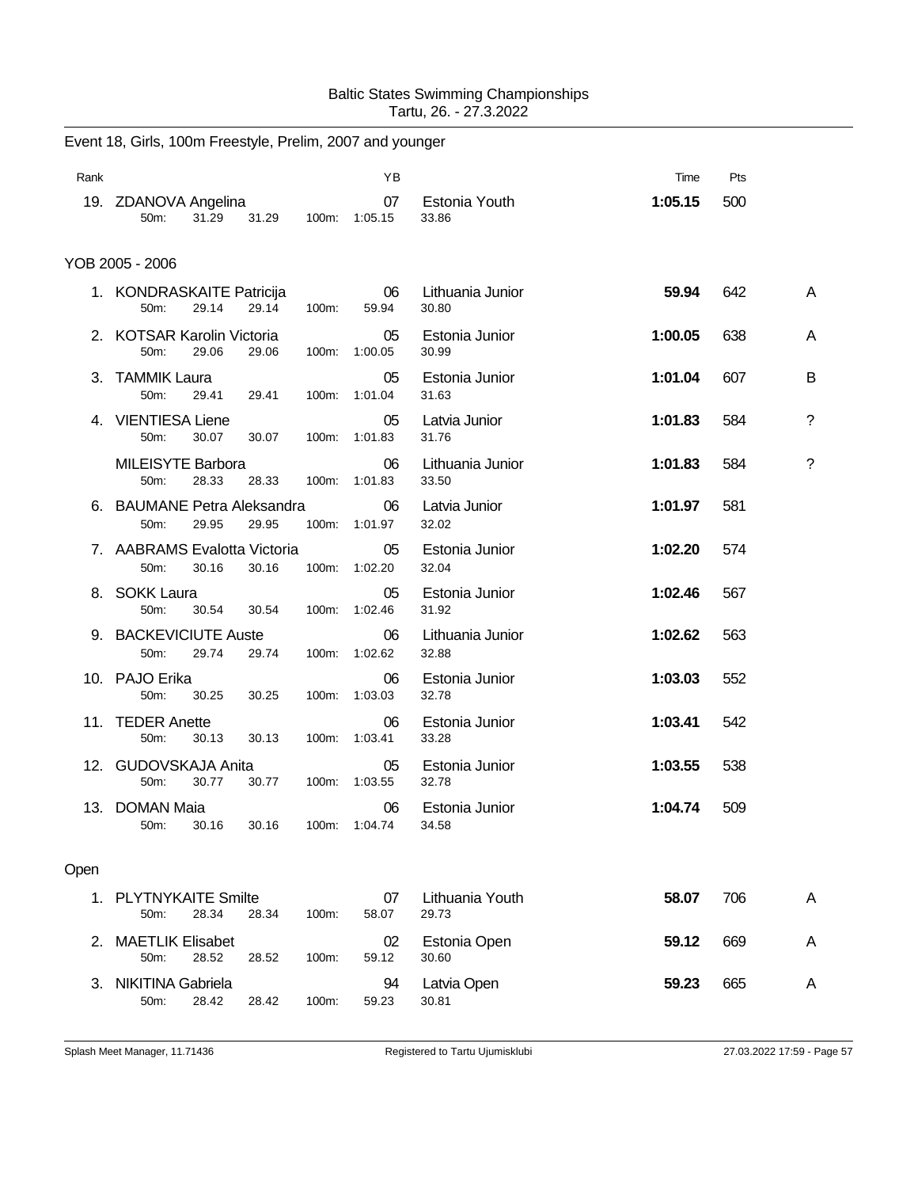Baltic States Swimming Championships
Tartu, 26. - 27.3.2022

## Event 18, Girls, 100m Freestyle, Prelim, 2007 and younger

| Rank | Name | YB | Team | Time | Pts | |
|---|---|---|---|---|---|---|
| 19. | ZDANOVA Angelina | 07 | Estonia Youth | **1:05.15** | 500 | |
| | 50m: 31.29 31.29 100m: 1:05.15 | | 33.86 | | | |

### YOB 2005 - 2006

| Rank | Name | YB | Team | Time | Pts | |
|---|---|---|---|---|---|---|
| 1. | KONDRASKAITE Patricija | 06 | Lithuania Junior | **59.94** | 642 | A |
| | 50m: 29.14 29.14 100m: 59.94 | | 30.80 | | | |
| 2. | KOTSAR Karolin Victoria | 05 | Estonia Junior | **1:00.05** | 638 | A |
| | 50m: 29.06 29.06 100m: 1:00.05 | | 30.99 | | | |
| 3. | TAMMIK Laura | 05 | Estonia Junior | **1:01.04** | 607 | B |
| | 50m: 29.41 29.41 100m: 1:01.04 | | 31.63 | | | |
| 4. | VIENTIESA Liene | 05 | Latvia Junior | **1:01.83** | 584 | ? |
| | 50m: 30.07 30.07 100m: 1:01.83 | | 31.76 | | | |
| | MILEISYTE Barbora | 06 | Lithuania Junior | **1:01.83** | 584 | ? |
| | 50m: 28.33 28.33 100m: 1:01.83 | | 33.50 | | | |
| 6. | BAUMANE Petra Aleksandra | 06 | Latvia Junior | **1:01.97** | 581 | |
| | 50m: 29.95 29.95 100m: 1:01.97 | | 32.02 | | | |
| 7. | AABRAMS Evalotta Victoria | 05 | Estonia Junior | **1:02.20** | 574 | |
| | 50m: 30.16 30.16 100m: 1:02.20 | | 32.04 | | | |
| 8. | SOKK Laura | 05 | Estonia Junior | **1:02.46** | 567 | |
| | 50m: 30.54 30.54 100m: 1:02.46 | | 31.92 | | | |
| 9. | BACKEVICIUTE Auste | 06 | Lithuania Junior | **1:02.62** | 563 | |
| | 50m: 29.74 29.74 100m: 1:02.62 | | 32.88 | | | |
| 10. | PAJO Erika | 06 | Estonia Junior | **1:03.03** | 552 | |
| | 50m: 30.25 30.25 100m: 1:03.03 | | 32.78 | | | |
| 11. | TEDER Anette | 06 | Estonia Junior | **1:03.41** | 542 | |
| | 50m: 30.13 30.13 100m: 1:03.41 | | 33.28 | | | |
| 12. | GUDOVSKAJA Anita | 05 | Estonia Junior | **1:03.55** | 538 | |
| | 50m: 30.77 30.77 100m: 1:03.55 | | 32.78 | | | |
| 13. | DOMAN Maia | 06 | Estonia Junior | **1:04.74** | 509 | |
| | 50m: 30.16 30.16 100m: 1:04.74 | | 34.58 | | | |

### Open

| Rank | Name | YB | Team | Time | Pts | |
|---|---|---|---|---|---|---|
| 1. | PLYTNYKAITE Smilte | 07 | Lithuania Youth | **58.07** | 706 | A |
| | 50m: 28.34 28.34 100m: 58.07 | | 29.73 | | | |
| 2. | MAETLIK Elisabet | 02 | Estonia Open | **59.12** | 669 | A |
| | 50m: 28.52 28.52 100m: 59.12 | | 30.60 | | | |
| 3. | NIKITINA Gabriela | 94 | Latvia Open | **59.23** | 665 | A |
| | 50m: 28.42 28.42 100m: 59.23 | | 30.81 | | | |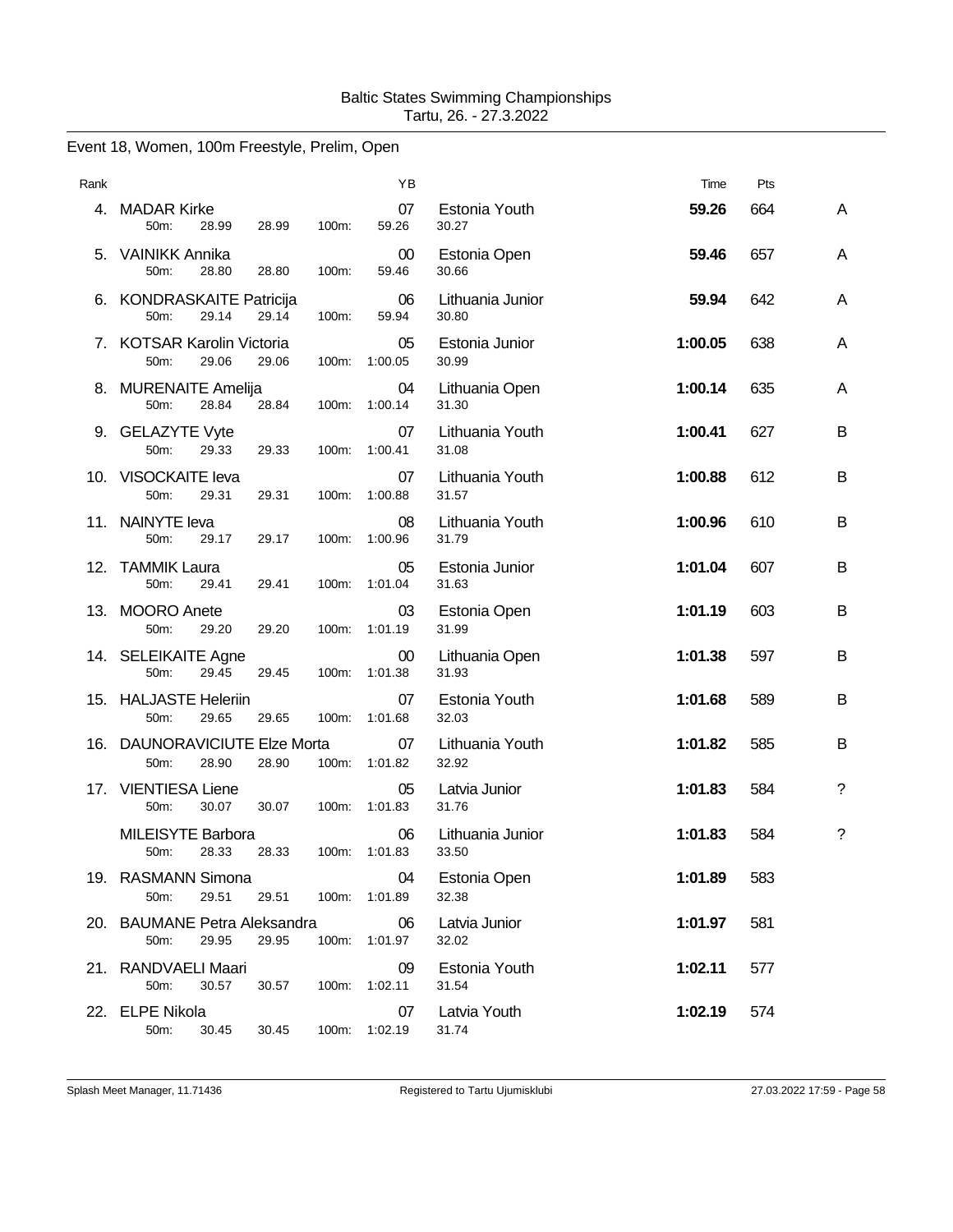Baltic States Swimming Championships
Tartu, 26. - 27.3.2022

## Event 18, Women, 100m Freestyle, Prelim, Open

| Rank | Name | YB | Club | Time | Pts | |
|---|---|---|---|---|---|---|
| 4. | MADAR Kirke | 07 | Estonia Youth | **59.26** | 664 | A |
| | 50m: 28.99 28.99 100m: 59.26 30.27 | | | | | |
| 5. | VAINIKK Annika | 00 | Estonia Open | **59.46** | 657 | A |
| | 50m: 28.80 28.80 100m: 59.46 30.66 | | | | | |
| 6. | KONDRASKAITE Patricija | 06 | Lithuania Junior | **59.94** | 642 | A |
| | 50m: 29.14 29.14 100m: 59.94 30.80 | | | | | |
| 7. | KOTSAR Karolin Victoria | 05 | Estonia Junior | **1:00.05** | 638 | A |
| | 50m: 29.06 29.06 100m: 1:00.05 30.99 | | | | | |
| 8. | MURENAITE Amelija | 04 | Lithuania Open | **1:00.14** | 635 | A |
| | 50m: 28.84 28.84 100m: 1:00.14 31.30 | | | | | |
| 9. | GELAZYTE Vyte | 07 | Lithuania Youth | **1:00.41** | 627 | B |
| | 50m: 29.33 29.33 100m: 1:00.41 31.08 | | | | | |
| 10. | VISOCKAITE Ieva | 07 | Lithuania Youth | **1:00.88** | 612 | B |
| | 50m: 29.31 29.31 100m: 1:00.88 31.57 | | | | | |
| 11. | NAINYTE Ieva | 08 | Lithuania Youth | **1:00.96** | 610 | B |
| | 50m: 29.17 29.17 100m: 1:00.96 31.79 | | | | | |
| 12. | TAMMIK Laura | 05 | Estonia Junior | **1:01.04** | 607 | B |
| | 50m: 29.41 29.41 100m: 1:01.04 31.63 | | | | | |
| 13. | MOORO Anete | 03 | Estonia Open | **1:01.19** | 603 | B |
| | 50m: 29.20 29.20 100m: 1:01.19 31.99 | | | | | |
| 14. | SELEIKAITE Agne | 00 | Lithuania Open | **1:01.38** | 597 | B |
| | 50m: 29.45 29.45 100m: 1:01.38 31.93 | | | | | |
| 15. | HALJASTE Heleriin | 07 | Estonia Youth | **1:01.68** | 589 | B |
| | 50m: 29.65 29.65 100m: 1:01.68 32.03 | | | | | |
| 16. | DAUNORAVICIUTE Elze Morta | 07 | Lithuania Youth | **1:01.82** | 585 | B |
| | 50m: 28.90 28.90 100m: 1:01.82 32.92 | | | | | |
| 17. | VIENTIESA Liene | 05 | Latvia Junior | **1:01.83** | 584 | ? |
| | 50m: 30.07 30.07 100m: 1:01.83 31.76 | | | | | |
| | MILEISYTE Barbora | 06 | Lithuania Junior | **1:01.83** | 584 | ? |
| | 50m: 28.33 28.33 100m: 1:01.83 33.50 | | | | | |
| 19. | RASMANN Simona | 04 | Estonia Open | **1:01.89** | 583 | |
| | 50m: 29.51 29.51 100m: 1:01.89 32.38 | | | | | |
| 20. | BAUMANE Petra Aleksandra | 06 | Latvia Junior | **1:01.97** | 581 | |
| | 50m: 29.95 29.95 100m: 1:01.97 32.02 | | | | | |
| 21. | RANDVAELI Maari | 09 | Estonia Youth | **1:02.11** | 577 | |
| | 50m: 30.57 30.57 100m: 1:02.11 31.54 | | | | | |
| 22. | ELPE Nikola | 07 | Latvia Youth | **1:02.19** | 574 | |
| | 50m: 30.45 30.45 100m: 1:02.19 31.74 | | | | | |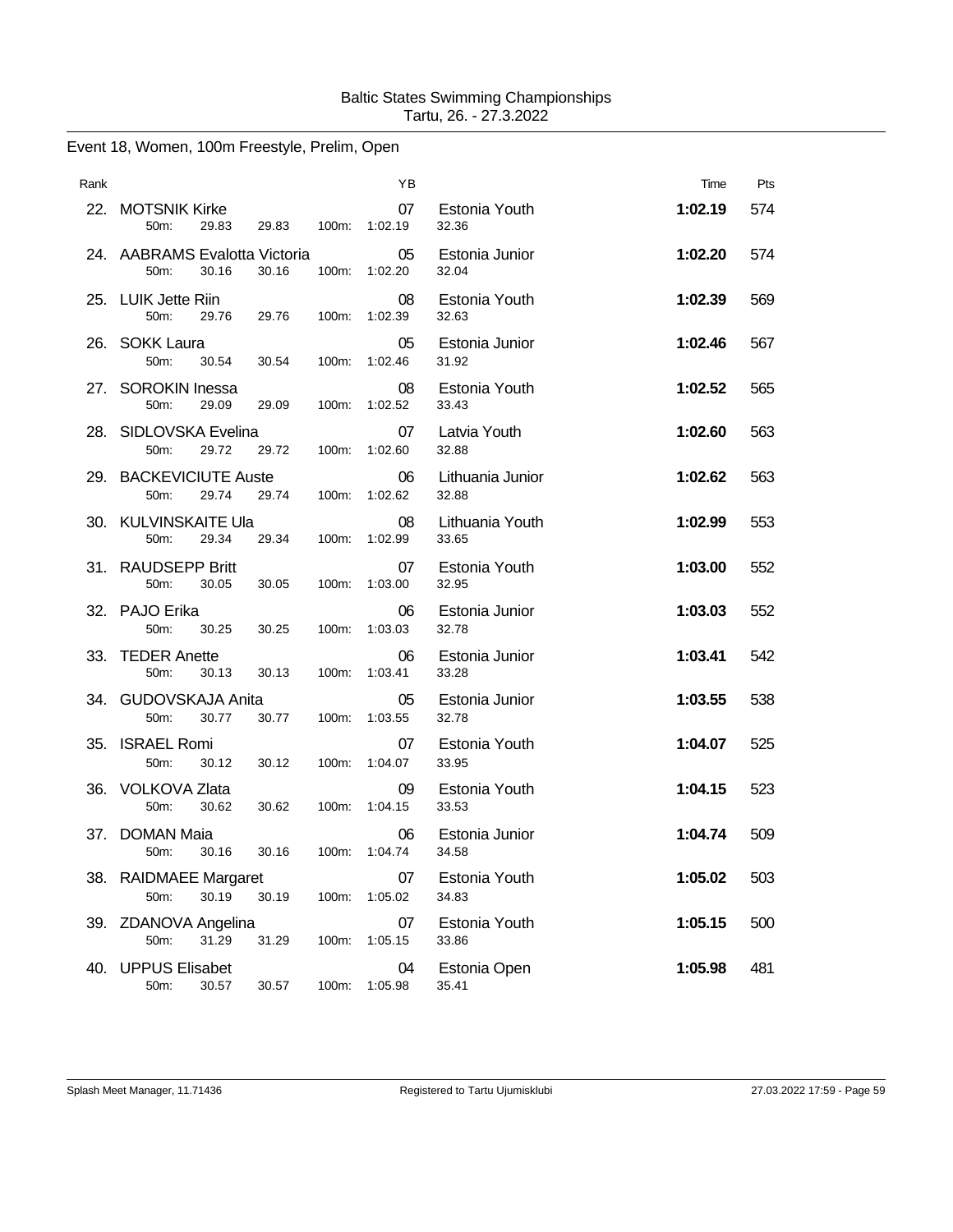Baltic States Swimming Championships
Tartu, 26. - 27.3.2022

## Event 18, Women, 100m Freestyle, Prelim, Open

| Rank | Name | YB | Team | Time | Pts |
|---|---|---|---|---|---|
| 22. | MOTSNIK Kirke | 07 | Estonia Youth | **1:02.19** | 574 |
| | 50m: 29.83 29.83 100m: 1:02.19 32.36 | | | | |
| 24. | AABRAMS Evalotta Victoria | 05 | Estonia Junior | **1:02.20** | 574 |
| | 50m: 30.16 30.16 100m: 1:02.20 32.04 | | | | |
| 25. | LUIK Jette Riin | 08 | Estonia Youth | **1:02.39** | 569 |
| | 50m: 29.76 29.76 100m: 1:02.39 32.63 | | | | |
| 26. | SOKK Laura | 05 | Estonia Junior | **1:02.46** | 567 |
| | 50m: 30.54 30.54 100m: 1:02.46 31.92 | | | | |
| 27. | SOROKIN Inessa | 08 | Estonia Youth | **1:02.52** | 565 |
| | 50m: 29.09 29.09 100m: 1:02.52 33.43 | | | | |
| 28. | SIDLOVSKA Evelina | 07 | Latvia Youth | **1:02.60** | 563 |
| | 50m: 29.72 29.72 100m: 1:02.60 32.88 | | | | |
| 29. | BACKEVICIUTE Auste | 06 | Lithuania Junior | **1:02.62** | 563 |
| | 50m: 29.74 29.74 100m: 1:02.62 32.88 | | | | |
| 30. | KULVINSKAITE Ula | 08 | Lithuania Youth | **1:02.99** | 553 |
| | 50m: 29.34 29.34 100m: 1:02.99 33.65 | | | | |
| 31. | RAUDSEPP Britt | 07 | Estonia Youth | **1:03.00** | 552 |
| | 50m: 30.05 30.05 100m: 1:03.00 32.95 | | | | |
| 32. | PAJO Erika | 06 | Estonia Junior | **1:03.03** | 552 |
| | 50m: 30.25 30.25 100m: 1:03.03 32.78 | | | | |
| 33. | TEDER Anette | 06 | Estonia Junior | **1:03.41** | 542 |
| | 50m: 30.13 30.13 100m: 1:03.41 33.28 | | | | |
| 34. | GUDOVSKAJA Anita | 05 | Estonia Junior | **1:03.55** | 538 |
| | 50m: 30.77 30.77 100m: 1:03.55 32.78 | | | | |
| 35. | ISRAEL Romi | 07 | Estonia Youth | **1:04.07** | 525 |
| | 50m: 30.12 30.12 100m: 1:04.07 33.95 | | | | |
| 36. | VOLKOVA Zlata | 09 | Estonia Youth | **1:04.15** | 523 |
| | 50m: 30.62 30.62 100m: 1:04.15 33.53 | | | | |
| 37. | DOMAN Maia | 06 | Estonia Junior | **1:04.74** | 509 |
| | 50m: 30.16 30.16 100m: 1:04.74 34.58 | | | | |
| 38. | RAIDMAEE Margaret | 07 | Estonia Youth | **1:05.02** | 503 |
| | 50m: 30.19 30.19 100m: 1:05.02 34.83 | | | | |
| 39. | ZDANOVA Angelina | 07 | Estonia Youth | **1:05.15** | 500 |
| | 50m: 31.29 31.29 100m: 1:05.15 33.86 | | | | |
| 40. | UPPUS Elisabet | 04 | Estonia Open | **1:05.98** | 481 |
| | 50m: 30.57 30.57 100m: 1:05.98 35.41 | | | | |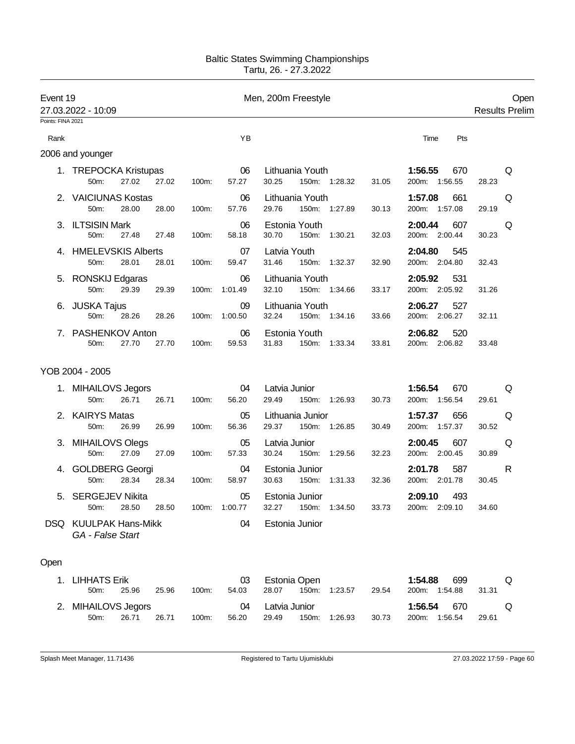Baltic States Swimming Championships
Tartu, 26. - 27.3.2022

## Event 19 — Men, 200m Freestyle — Open

27.03.2022 - 10:09 — Results Prelim

Points: FINA 2021

### 2006 and younger

| Rank | Name | YB | Club | Time | Pts | |
|---|---|---|---|---|---|---|
| 1. | TREPOCKA Kristupas | 06 | Lithuania Youth | 1:56.55 | 670 | Q |
| | 50m: 27.02 27.02 / 100m: 57.27 30.25 / 150m: 1:28.32 31.05 / 200m: 1:56.55 28.23 | | | | | |
| 2. | VAICIUNAS Kostas | 06 | Lithuania Youth | 1:57.08 | 661 | Q |
| | 50m: 28.00 28.00 / 100m: 57.76 29.76 / 150m: 1:27.89 30.13 / 200m: 1:57.08 29.19 | | | | | |
| 3. | ILTSISIN Mark | 06 | Estonia Youth | 2:00.44 | 607 | Q |
| | 50m: 27.48 27.48 / 100m: 58.18 30.70 / 150m: 1:30.21 32.03 / 200m: 2:00.44 30.23 | | | | | |
| 4. | HMELEVSKIS Alberts | 07 | Latvia Youth | 2:04.80 | 545 | |
| | 50m: 28.01 28.01 / 100m: 59.47 31.46 / 150m: 1:32.37 32.90 / 200m: 2:04.80 32.43 | | | | | |
| 5. | RONSKIJ Edgaras | 06 | Lithuania Youth | 2:05.92 | 531 | |
| | 50m: 29.39 29.39 / 100m: 1:01.49 32.10 / 150m: 1:34.66 33.17 / 200m: 2:05.92 31.26 | | | | | |
| 6. | JUSKA Tajus | 09 | Lithuania Youth | 2:06.27 | 527 | |
| | 50m: 28.26 28.26 / 100m: 1:00.50 32.24 / 150m: 1:34.16 33.66 / 200m: 2:06.27 32.11 | | | | | |
| 7. | PASHENKOV Anton | 06 | Estonia Youth | 2:06.82 | 520 | |
| | 50m: 27.70 27.70 / 100m: 59.53 31.83 / 150m: 1:33.34 33.81 / 200m: 2:06.82 33.48 | | | | | |

### YOB 2004 - 2005

| Rank | Name | YB | Club | Time | Pts | |
|---|---|---|---|---|---|---|
| 1. | MIHAILOVS Jegors | 04 | Latvia Junior | 1:56.54 | 670 | Q |
| | 50m: 26.71 26.71 / 100m: 56.20 29.49 / 150m: 1:26.93 30.73 / 200m: 1:56.54 29.61 | | | | | |
| 2. | KAIRYS Matas | 05 | Lithuania Junior | 1:57.37 | 656 | Q |
| | 50m: 26.99 26.99 / 100m: 56.36 29.37 / 150m: 1:26.85 30.49 / 200m: 1:57.37 30.52 | | | | | |
| 3. | MIHAILOVS Olegs | 05 | Latvia Junior | 2:00.45 | 607 | Q |
| | 50m: 27.09 27.09 / 100m: 57.33 30.24 / 150m: 1:29.56 32.23 / 200m: 2:00.45 30.89 | | | | | |
| 4. | GOLDBERG Georgi | 04 | Estonia Junior | 2:01.78 | 587 | R |
| | 50m: 28.34 28.34 / 100m: 58.97 30.63 / 150m: 1:31.33 32.36 / 200m: 2:01.78 30.45 | | | | | |
| 5. | SERGEJEV Nikita | 05 | Estonia Junior | 2:09.10 | 493 | |
| | 50m: 28.50 28.50 / 100m: 1:00.77 32.27 / 150m: 1:34.50 33.73 / 200m: 2:09.10 34.60 | | | | | |
| DSQ | KUULPAK Hans-Mikk *GA - False Start* | 04 | Estonia Junior | | | |

### Open

| Rank | Name | YB | Club | Time | Pts | |
|---|---|---|---|---|---|---|
| 1. | LIHHATS Erik | 03 | Estonia Open | 1:54.88 | 699 | Q |
| | 50m: 25.96 25.96 / 100m: 54.03 28.07 / 150m: 1:23.57 29.54 / 200m: 1:54.88 31.31 | | | | | |
| 2. | MIHAILOVS Jegors | 04 | Latvia Junior | 1:56.54 | 670 | Q |
| | 50m: 26.71 26.71 / 100m: 56.20 29.49 / 150m: 1:26.93 30.73 / 200m: 1:56.54 29.61 | | | | | |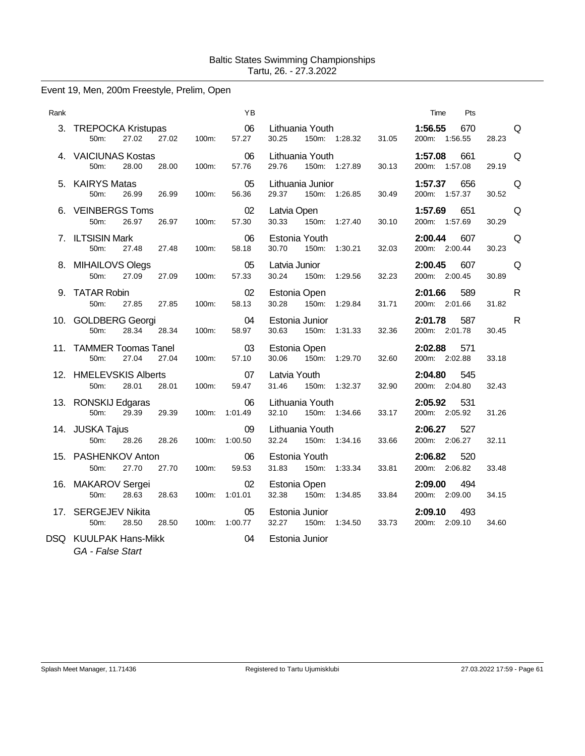Baltic States Swimming Championships
Tartu, 26. - 27.3.2022

## Event 19, Men, 200m Freestyle, Prelim, Open

| Rank | Name | YB | Club | Time | Pts | |
|---|---|---|---|---|---|---|
| 3. | TREPOCKA Kristupas | 06 | Lithuania Youth | **1:56.55** | 670 | Q |
| | 50m: 27.02 27.02 | 100m: 57.27 30.25 | 150m: 1:28.32 31.05 | 200m: 1:56.55 28.23 | | |
| 4. | VAICIUNAS Kostas | 06 | Lithuania Youth | **1:57.08** | 661 | Q |
| | 50m: 28.00 28.00 | 100m: 57.76 29.76 | 150m: 1:27.89 30.13 | 200m: 1:57.08 29.19 | | |
| 5. | KAIRYS Matas | 05 | Lithuania Junior | **1:57.37** | 656 | Q |
| | 50m: 26.99 26.99 | 100m: 56.36 29.37 | 150m: 1:26.85 30.49 | 200m: 1:57.37 30.52 | | |
| 6. | VEINBERGS Toms | 02 | Latvia Open | **1:57.69** | 651 | Q |
| | 50m: 26.97 26.97 | 100m: 57.30 30.33 | 150m: 1:27.40 30.10 | 200m: 1:57.69 30.29 | | |
| 7. | ILTSISIN Mark | 06 | Estonia Youth | **2:00.44** | 607 | Q |
| | 50m: 27.48 27.48 | 100m: 58.18 30.70 | 150m: 1:30.21 32.03 | 200m: 2:00.44 30.23 | | |
| 8. | MIHAILOVS Olegs | 05 | Latvia Junior | **2:00.45** | 607 | Q |
| | 50m: 27.09 27.09 | 100m: 57.33 30.24 | 150m: 1:29.56 32.23 | 200m: 2:00.45 30.89 | | |
| 9. | TATAR Robin | 02 | Estonia Open | **2:01.66** | 589 | R |
| | 50m: 27.85 27.85 | 100m: 58.13 30.28 | 150m: 1:29.84 31.71 | 200m: 2:01.66 31.82 | | |
| 10. | GOLDBERG Georgi | 04 | Estonia Junior | **2:01.78** | 587 | R |
| | 50m: 28.34 28.34 | 100m: 58.97 30.63 | 150m: 1:31.33 32.36 | 200m: 2:01.78 30.45 | | |
| 11. | TAMMER Toomas Tanel | 03 | Estonia Open | **2:02.88** | 571 | |
| | 50m: 27.04 27.04 | 100m: 57.10 30.06 | 150m: 1:29.70 32.60 | 200m: 2:02.88 33.18 | | |
| 12. | HMELEVSKIS Alberts | 07 | Latvia Youth | **2:04.80** | 545 | |
| | 50m: 28.01 28.01 | 100m: 59.47 31.46 | 150m: 1:32.37 32.90 | 200m: 2:04.80 32.43 | | |
| 13. | RONSKIJ Edgaras | 06 | Lithuania Youth | **2:05.92** | 531 | |
| | 50m: 29.39 29.39 | 100m: 1:01.49 32.10 | 150m: 1:34.66 33.17 | 200m: 2:05.92 31.26 | | |
| 14. | JUSKA Tajus | 09 | Lithuania Youth | **2:06.27** | 527 | |
| | 50m: 28.26 28.26 | 100m: 1:00.50 32.24 | 150m: 1:34.16 33.66 | 200m: 2:06.27 32.11 | | |
| 15. | PASHENKOV Anton | 06 | Estonia Youth | **2:06.82** | 520 | |
| | 50m: 27.70 27.70 | 100m: 59.53 31.83 | 150m: 1:33.34 33.81 | 200m: 2:06.82 33.48 | | |
| 16. | MAKAROV Sergei | 02 | Estonia Open | **2:09.00** | 494 | |
| | 50m: 28.63 28.63 | 100m: 1:01.01 32.38 | 150m: 1:34.85 33.84 | 200m: 2:09.00 34.15 | | |
| 17. | SERGEJEV Nikita | 05 | Estonia Junior | **2:09.10** | 493 | |
| | 50m: 28.50 28.50 | 100m: 1:00.77 32.27 | 150m: 1:34.50 33.73 | 200m: 2:09.10 34.60 | | |
| DSQ | KUULPAK Hans-Mikk | 04 | Estonia Junior | | | |
| | *GA - False Start* | | | | | |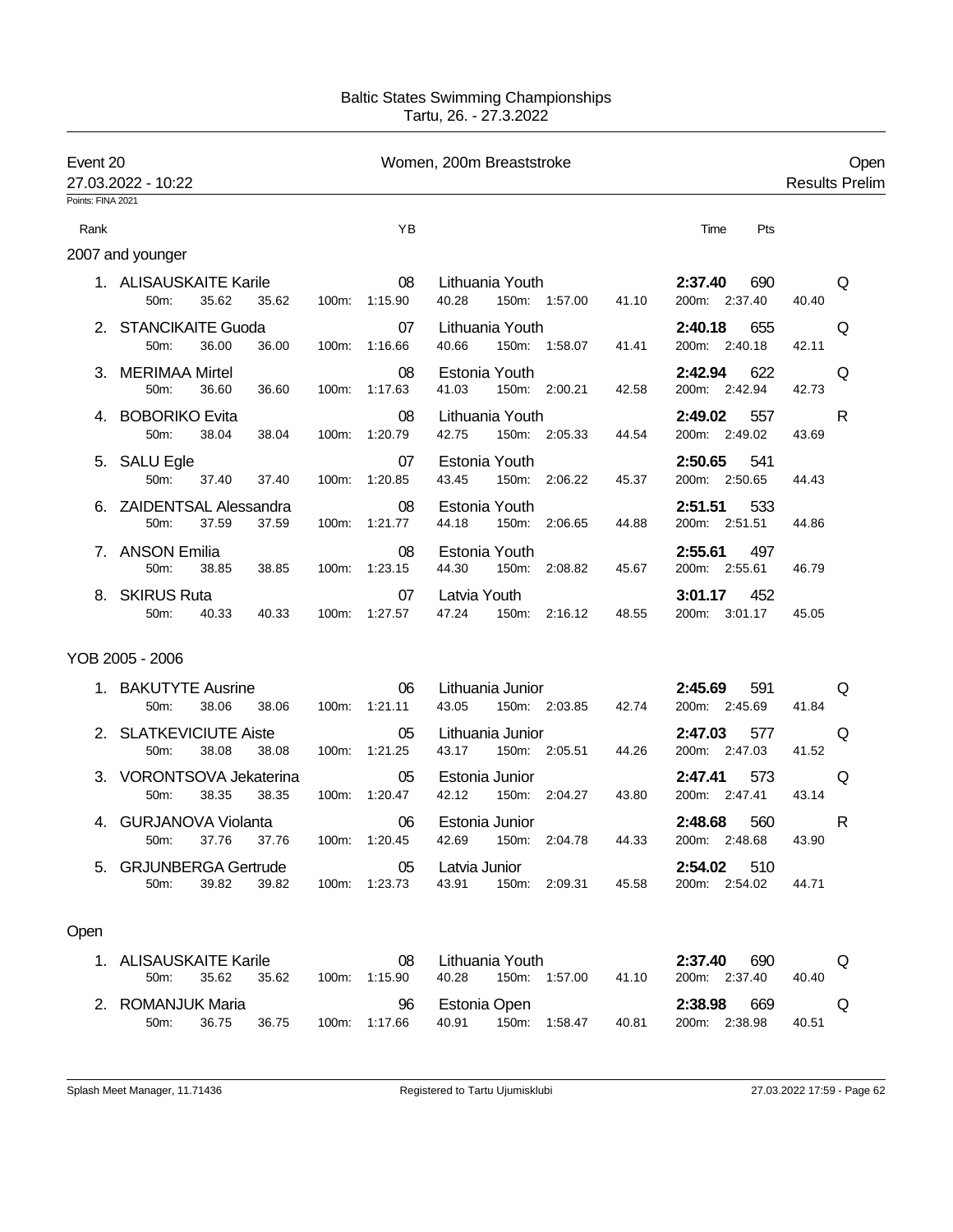Baltic States Swimming Championships
Tartu, 26. - 27.3.2022

## Event 20 — Women, 200m Breaststroke — Open

27.03.2022 - 10:22 — Results Prelim

Points: FINA 2021

### 2007 and younger

| Rank | Name | YB | Club | Time | Pts | |
|---|---|---|---|---|---|---|
| 1. | ALISAUSKAITE Karile | 08 | Lithuania Youth | 2:37.40 | 690 | Q |
| | 50m: 35.62 35.62 · 100m: 1:15.90 40.28 · 150m: 1:57.00 41.10 · 200m: 2:37.40 40.40 | | | | | |
| 2. | STANCIKAITE Guoda | 07 | Lithuania Youth | 2:40.18 | 655 | Q |
| | 50m: 36.00 36.00 · 100m: 1:16.66 40.66 · 150m: 1:58.07 41.41 · 200m: 2:40.18 42.11 | | | | | |
| 3. | MERIMAA Mirtel | 08 | Estonia Youth | 2:42.94 | 622 | Q |
| | 50m: 36.60 36.60 · 100m: 1:17.63 41.03 · 150m: 2:00.21 42.58 · 200m: 2:42.94 42.73 | | | | | |
| 4. | BOBORIKO Evita | 08 | Lithuania Youth | 2:49.02 | 557 | R |
| | 50m: 38.04 38.04 · 100m: 1:20.79 42.75 · 150m: 2:05.33 44.54 · 200m: 2:49.02 43.69 | | | | | |
| 5. | SALU Egle | 07 | Estonia Youth | 2:50.65 | 541 | |
| | 50m: 37.40 37.40 · 100m: 1:20.85 43.45 · 150m: 2:06.22 45.37 · 200m: 2:50.65 44.43 | | | | | |
| 6. | ZAIDENTSAL Alessandra | 08 | Estonia Youth | 2:51.51 | 533 | |
| | 50m: 37.59 37.59 · 100m: 1:21.77 44.18 · 150m: 2:06.65 44.88 · 200m: 2:51.51 44.86 | | | | | |
| 7. | ANSON Emilia | 08 | Estonia Youth | 2:55.61 | 497 | |
| | 50m: 38.85 38.85 · 100m: 1:23.15 44.30 · 150m: 2:08.82 45.67 · 200m: 2:55.61 46.79 | | | | | |
| 8. | SKIRUS Ruta | 07 | Latvia Youth | 3:01.17 | 452 | |
| | 50m: 40.33 40.33 · 100m: 1:27.57 47.24 · 150m: 2:16.12 48.55 · 200m: 3:01.17 45.05 | | | | | |

### YOB 2005 - 2006

| Rank | Name | YB | Club | Time | Pts | |
|---|---|---|---|---|---|---|
| 1. | BAKUTYTE Ausrine | 06 | Lithuania Junior | 2:45.69 | 591 | Q |
| | 50m: 38.06 38.06 · 100m: 1:21.11 43.05 · 150m: 2:03.85 42.74 · 200m: 2:45.69 41.84 | | | | | |
| 2. | SLATKEVICIUTE Aiste | 05 | Lithuania Junior | 2:47.03 | 577 | Q |
| | 50m: 38.08 38.08 · 100m: 1:21.25 43.17 · 150m: 2:05.51 44.26 · 200m: 2:47.03 41.52 | | | | | |
| 3. | VORONTSOVA Jekaterina | 05 | Estonia Junior | 2:47.41 | 573 | Q |
| | 50m: 38.35 38.35 · 100m: 1:20.47 42.12 · 150m: 2:04.27 43.80 · 200m: 2:47.41 43.14 | | | | | |
| 4. | GURJANOVA Violanta | 06 | Estonia Junior | 2:48.68 | 560 | R |
| | 50m: 37.76 37.76 · 100m: 1:20.45 42.69 · 150m: 2:04.78 44.33 · 200m: 2:48.68 43.90 | | | | | |
| 5. | GRJUNBERGA Gertrude | 05 | Latvia Junior | 2:54.02 | 510 | |
| | 50m: 39.82 39.82 · 100m: 1:23.73 43.91 · 150m: 2:09.31 45.58 · 200m: 2:54.02 44.71 | | | | | |

### Open

| Rank | Name | YB | Club | Time | Pts | |
|---|---|---|---|---|---|---|
| 1. | ALISAUSKAITE Karile | 08 | Lithuania Youth | 2:37.40 | 690 | Q |
| | 50m: 35.62 35.62 · 100m: 1:15.90 40.28 · 150m: 1:57.00 41.10 · 200m: 2:37.40 40.40 | | | | | |
| 2. | ROMANJUK Maria | 96 | Estonia Open | 2:38.98 | 669 | Q |
| | 50m: 36.75 36.75 · 100m: 1:17.66 40.91 · 150m: 1:58.47 40.81 · 200m: 2:38.98 40.51 | | | | | |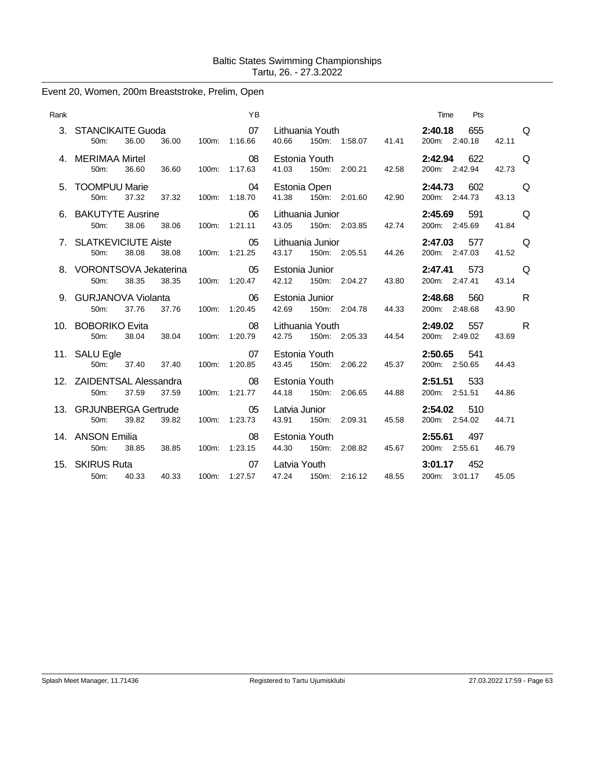Baltic States Swimming Championships
Tartu, 26. - 27.3.2022

## Event 20, Women, 200m Breaststroke, Prelim, Open

| Rank | Name | YB | Club | Time | Pts | |
|---|---|---|---|---|---|---|
| 3. | STANCIKAITE Guoda | 07 | Lithuania Youth | **2:40.18** | 655 | Q |
| | 50m: 36.00 36.00 | 100m: 1:16.66 40.66 | 150m: 1:58.07 41.41 | 200m: 2:40.18 42.11 | | |
| 4. | MERIMAA Mirtel | 08 | Estonia Youth | **2:42.94** | 622 | Q |
| | 50m: 36.60 36.60 | 100m: 1:17.63 41.03 | 150m: 2:00.21 42.58 | 200m: 2:42.94 42.73 | | |
| 5. | TOOMPUU Marie | 04 | Estonia Open | **2:44.73** | 602 | Q |
| | 50m: 37.32 37.32 | 100m: 1:18.70 41.38 | 150m: 2:01.60 42.90 | 200m: 2:44.73 43.13 | | |
| 6. | BAKUTYTE Ausrine | 06 | Lithuania Junior | **2:45.69** | 591 | Q |
| | 50m: 38.06 38.06 | 100m: 1:21.11 43.05 | 150m: 2:03.85 42.74 | 200m: 2:45.69 41.84 | | |
| 7. | SLATKEVICIUTE Aiste | 05 | Lithuania Junior | **2:47.03** | 577 | Q |
| | 50m: 38.08 38.08 | 100m: 1:21.25 43.17 | 150m: 2:05.51 44.26 | 200m: 2:47.03 41.52 | | |
| 8. | VORONTSOVA Jekaterina | 05 | Estonia Junior | **2:47.41** | 573 | Q |
| | 50m: 38.35 38.35 | 100m: 1:20.47 42.12 | 150m: 2:04.27 43.80 | 200m: 2:47.41 43.14 | | |
| 9. | GURJANOVA Violanta | 06 | Estonia Junior | **2:48.68** | 560 | R |
| | 50m: 37.76 37.76 | 100m: 1:20.45 42.69 | 150m: 2:04.78 44.33 | 200m: 2:48.68 43.90 | | |
| 10. | BOBORIKO Evita | 08 | Lithuania Youth | **2:49.02** | 557 | R |
| | 50m: 38.04 38.04 | 100m: 1:20.79 42.75 | 150m: 2:05.33 44.54 | 200m: 2:49.02 43.69 | | |
| 11. | SALU Egle | 07 | Estonia Youth | **2:50.65** | 541 | |
| | 50m: 37.40 37.40 | 100m: 1:20.85 43.45 | 150m: 2:06.22 45.37 | 200m: 2:50.65 44.43 | | |
| 12. | ZAIDENTSAL Alessandra | 08 | Estonia Youth | **2:51.51** | 533 | |
| | 50m: 37.59 37.59 | 100m: 1:21.77 44.18 | 150m: 2:06.65 44.88 | 200m: 2:51.51 44.86 | | |
| 13. | GRJUNBERGA Gertrude | 05 | Latvia Junior | **2:54.02** | 510 | |
| | 50m: 39.82 39.82 | 100m: 1:23.73 43.91 | 150m: 2:09.31 45.58 | 200m: 2:54.02 44.71 | | |
| 14. | ANSON Emilia | 08 | Estonia Youth | **2:55.61** | 497 | |
| | 50m: 38.85 38.85 | 100m: 1:23.15 44.30 | 150m: 2:08.82 45.67 | 200m: 2:55.61 46.79 | | |
| 15. | SKIRUS Ruta | 07 | Latvia Youth | **3:01.17** | 452 | |
| | 50m: 40.33 40.33 | 100m: 1:27.57 47.24 | 150m: 2:16.12 48.55 | 200m: 3:01.17 45.05 | | |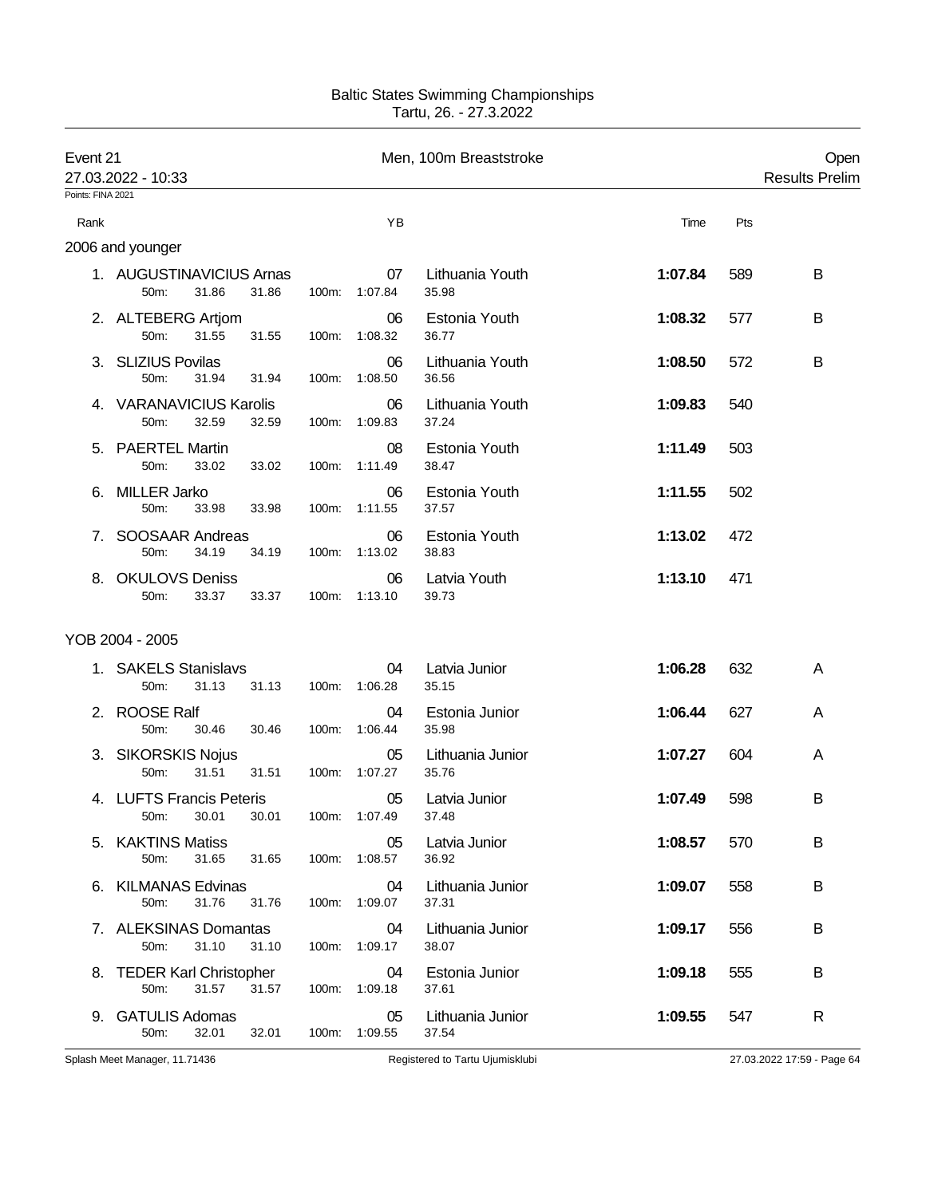Baltic States Swimming Championships
Tartu, 26. - 27.3.2022

Event 21 — Men, 100m Breaststroke — Open

27.03.2022 - 10:33 — Results Prelim

Points: FINA 2021

### 2006 and younger

| Rank | Name | YB | Team | Time | Pts | |
|---|---|---|---|---|---|---|
| 1. | AUGUSTINAVICIUS Arnas | 07 | Lithuania Youth | 1:07.84 | 589 | B |
| | 50m: 31.86 31.86 100m: 1:07.84 35.98 | | | | | |
| 2. | ALTEBERG Artjom | 06 | Estonia Youth | 1:08.32 | 577 | B |
| | 50m: 31.55 31.55 100m: 1:08.32 36.77 | | | | | |
| 3. | SLIZIUS Povilas | 06 | Lithuania Youth | 1:08.50 | 572 | B |
| | 50m: 31.94 31.94 100m: 1:08.50 36.56 | | | | | |
| 4. | VARANAVICIUS Karolis | 06 | Lithuania Youth | 1:09.83 | 540 | |
| | 50m: 32.59 32.59 100m: 1:09.83 37.24 | | | | | |
| 5. | PAERTEL Martin | 08 | Estonia Youth | 1:11.49 | 503 | |
| | 50m: 33.02 33.02 100m: 1:11.49 38.47 | | | | | |
| 6. | MILLER Jarko | 06 | Estonia Youth | 1:11.55 | 502 | |
| | 50m: 33.98 33.98 100m: 1:11.55 37.57 | | | | | |
| 7. | SOOSAAR Andreas | 06 | Estonia Youth | 1:13.02 | 472 | |
| | 50m: 34.19 34.19 100m: 1:13.02 38.83 | | | | | |
| 8. | OKULOVS Deniss | 06 | Latvia Youth | 1:13.10 | 471 | |
| | 50m: 33.37 33.37 100m: 1:13.10 39.73 | | | | | |

### YOB 2004 - 2005

| Rank | Name | YB | Team | Time | Pts | |
|---|---|---|---|---|---|---|
| 1. | SAKELS Stanislavs | 04 | Latvia Junior | 1:06.28 | 632 | A |
| | 50m: 31.13 31.13 100m: 1:06.28 35.15 | | | | | |
| 2. | ROOSE Ralf | 04 | Estonia Junior | 1:06.44 | 627 | A |
| | 50m: 30.46 30.46 100m: 1:06.44 35.98 | | | | | |
| 3. | SIKORSKIS Nojus | 05 | Lithuania Junior | 1:07.27 | 604 | A |
| | 50m: 31.51 31.51 100m: 1:07.27 35.76 | | | | | |
| 4. | LUFTS Francis Peteris | 05 | Latvia Junior | 1:07.49 | 598 | B |
| | 50m: 30.01 30.01 100m: 1:07.49 37.48 | | | | | |
| 5. | KAKTINS Matiss | 05 | Latvia Junior | 1:08.57 | 570 | B |
| | 50m: 31.65 31.65 100m: 1:08.57 36.92 | | | | | |
| 6. | KILMANAS Edvinas | 04 | Lithuania Junior | 1:09.07 | 558 | B |
| | 50m: 31.76 31.76 100m: 1:09.07 37.31 | | | | | |
| 7. | ALEKSINAS Domantas | 04 | Lithuania Junior | 1:09.17 | 556 | B |
| | 50m: 31.10 31.10 100m: 1:09.17 38.07 | | | | | |
| 8. | TEDER Karl Christopher | 04 | Estonia Junior | 1:09.18 | 555 | B |
| | 50m: 31.57 31.57 100m: 1:09.18 37.61 | | | | | |
| 9. | GATULIS Adomas | 05 | Lithuania Junior | 1:09.55 | 547 | R |
| | 50m: 32.01 32.01 100m: 1:09.55 37.54 | | | | | |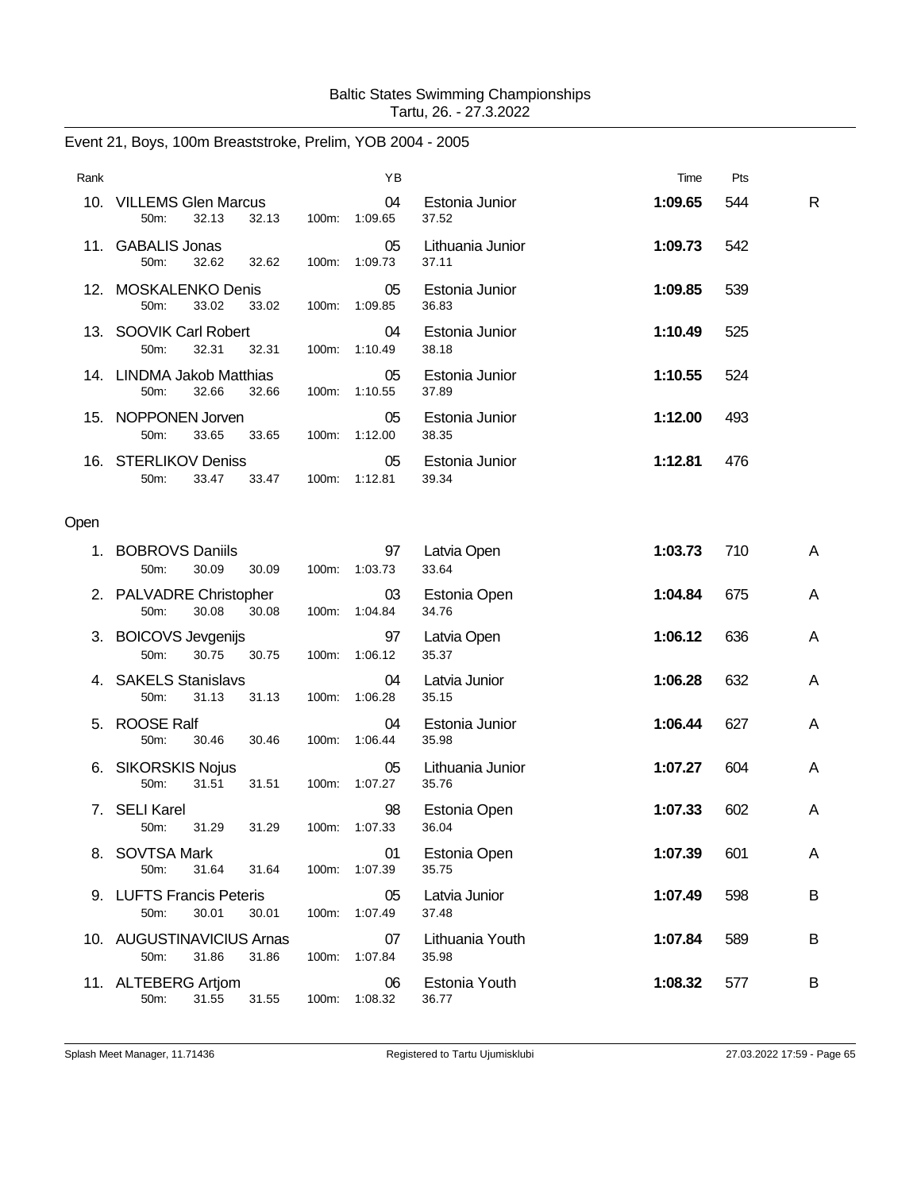Baltic States Swimming Championships
Tartu, 26. - 27.3.2022

## Event 21, Boys, 100m Breaststroke, Prelim, YOB 2004 - 2005

| Rank | | YB | | Time | Pts | |
|---|---|---|---|---|---|---|
| 10. | VILLEMS Glen Marcus | 04 | Estonia Junior | **1:09.65** | 544 | R |
| | 50m: 32.13 32.13 100m: 1:09.65 | | 37.52 | | | |
| 11. | GABALIS Jonas | 05 | Lithuania Junior | **1:09.73** | 542 | |
| | 50m: 32.62 32.62 100m: 1:09.73 | | 37.11 | | | |
| 12. | MOSKALENKO Denis | 05 | Estonia Junior | **1:09.85** | 539 | |
| | 50m: 33.02 33.02 100m: 1:09.85 | | 36.83 | | | |
| 13. | SOOVIK Carl Robert | 04 | Estonia Junior | **1:10.49** | 525 | |
| | 50m: 32.31 32.31 100m: 1:10.49 | | 38.18 | | | |
| 14. | LINDMA Jakob Matthias | 05 | Estonia Junior | **1:10.55** | 524 | |
| | 50m: 32.66 32.66 100m: 1:10.55 | | 37.89 | | | |
| 15. | NOPPONEN Jorven | 05 | Estonia Junior | **1:12.00** | 493 | |
| | 50m: 33.65 33.65 100m: 1:12.00 | | 38.35 | | | |
| 16. | STERLIKOV Deniss | 05 | Estonia Junior | **1:12.81** | 476 | |
| | 50m: 33.47 33.47 100m: 1:12.81 | | 39.34 | | | |

### Open

| Rank | | YB | | Time | Pts | |
|---|---|---|---|---|---|---|
| 1. | BOBROVS Daniils | 97 | Latvia Open | **1:03.73** | 710 | A |
| | 50m: 30.09 30.09 100m: 1:03.73 | | 33.64 | | | |
| 2. | PALVADRE Christopher | 03 | Estonia Open | **1:04.84** | 675 | A |
| | 50m: 30.08 30.08 100m: 1:04.84 | | 34.76 | | | |
| 3. | BOICOVS Jevgenijs | 97 | Latvia Open | **1:06.12** | 636 | A |
| | 50m: 30.75 30.75 100m: 1:06.12 | | 35.37 | | | |
| 4. | SAKELS Stanislavs | 04 | Latvia Junior | **1:06.28** | 632 | A |
| | 50m: 31.13 31.13 100m: 1:06.28 | | 35.15 | | | |
| 5. | ROOSE Ralf | 04 | Estonia Junior | **1:06.44** | 627 | A |
| | 50m: 30.46 30.46 100m: 1:06.44 | | 35.98 | | | |
| 6. | SIKORSKIS Nojus | 05 | Lithuania Junior | **1:07.27** | 604 | A |
| | 50m: 31.51 31.51 100m: 1:07.27 | | 35.76 | | | |
| 7. | SELI Karel | 98 | Estonia Open | **1:07.33** | 602 | A |
| | 50m: 31.29 31.29 100m: 1:07.33 | | 36.04 | | | |
| 8. | SOVTSA Mark | 01 | Estonia Open | **1:07.39** | 601 | A |
| | 50m: 31.64 31.64 100m: 1:07.39 | | 35.75 | | | |
| 9. | LUFTS Francis Peteris | 05 | Latvia Junior | **1:07.49** | 598 | B |
| | 50m: 30.01 30.01 100m: 1:07.49 | | 37.48 | | | |
| 10. | AUGUSTINAVICIUS Arnas | 07 | Lithuania Youth | **1:07.84** | 589 | B |
| | 50m: 31.86 31.86 100m: 1:07.84 | | 35.98 | | | |
| 11. | ALTEBERG Artjom | 06 | Estonia Youth | **1:08.32** | 577 | B |
| | 50m: 31.55 31.55 100m: 1:08.32 | | 36.77 | | | |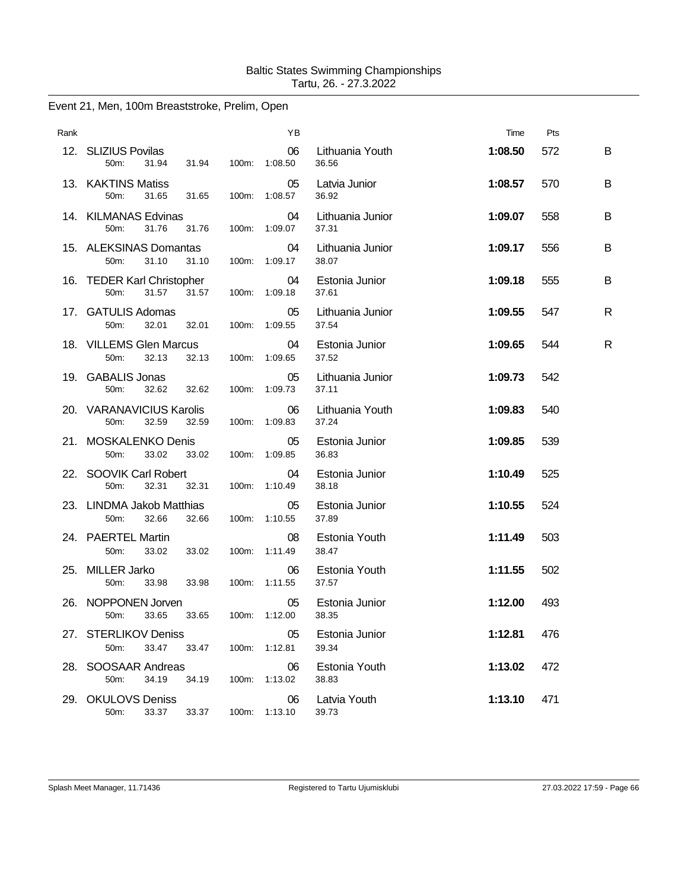Baltic States Swimming Championships
Tartu, 26. - 27.3.2022

Event 21, Men, 100m Breaststroke, Prelim, Open

| Rank | Name | YB | Team | Time | Pts | |
|---|---|---|---|---|---|---|
| 12. | SLIZIUS Povilas | 06 | Lithuania Youth | **1:08.50** | 572 | B |
| | 50m: 31.94 31.94 100m: 1:08.50 36.56 | | | | | |
| 13. | KAKTINS Matiss | 05 | Latvia Junior | **1:08.57** | 570 | B |
| | 50m: 31.65 31.65 100m: 1:08.57 36.92 | | | | | |
| 14. | KILMANAS Edvinas | 04 | Lithuania Junior | **1:09.07** | 558 | B |
| | 50m: 31.76 31.76 100m: 1:09.07 37.31 | | | | | |
| 15. | ALEKSINAS Domantas | 04 | Lithuania Junior | **1:09.17** | 556 | B |
| | 50m: 31.10 31.10 100m: 1:09.17 38.07 | | | | | |
| 16. | TEDER Karl Christopher | 04 | Estonia Junior | **1:09.18** | 555 | B |
| | 50m: 31.57 31.57 100m: 1:09.18 37.61 | | | | | |
| 17. | GATULIS Adomas | 05 | Lithuania Junior | **1:09.55** | 547 | R |
| | 50m: 32.01 32.01 100m: 1:09.55 37.54 | | | | | |
| 18. | VILLEMS Glen Marcus | 04 | Estonia Junior | **1:09.65** | 544 | R |
| | 50m: 32.13 32.13 100m: 1:09.65 37.52 | | | | | |
| 19. | GABALIS Jonas | 05 | Lithuania Junior | **1:09.73** | 542 | |
| | 50m: 32.62 32.62 100m: 1:09.73 37.11 | | | | | |
| 20. | VARANAVICIUS Karolis | 06 | Lithuania Youth | **1:09.83** | 540 | |
| | 50m: 32.59 32.59 100m: 1:09.83 37.24 | | | | | |
| 21. | MOSKALENKO Denis | 05 | Estonia Junior | **1:09.85** | 539 | |
| | 50m: 33.02 33.02 100m: 1:09.85 36.83 | | | | | |
| 22. | SOOVIK Carl Robert | 04 | Estonia Junior | **1:10.49** | 525 | |
| | 50m: 32.31 32.31 100m: 1:10.49 38.18 | | | | | |
| 23. | LINDMA Jakob Matthias | 05 | Estonia Junior | **1:10.55** | 524 | |
| | 50m: 32.66 32.66 100m: 1:10.55 37.89 | | | | | |
| 24. | PAERTEL Martin | 08 | Estonia Youth | **1:11.49** | 503 | |
| | 50m: 33.02 33.02 100m: 1:11.49 38.47 | | | | | |
| 25. | MILLER Jarko | 06 | Estonia Youth | **1:11.55** | 502 | |
| | 50m: 33.98 33.98 100m: 1:11.55 37.57 | | | | | |
| 26. | NOPPONEN Jorven | 05 | Estonia Junior | **1:12.00** | 493 | |
| | 50m: 33.65 33.65 100m: 1:12.00 38.35 | | | | | |
| 27. | STERLIKOV Deniss | 05 | Estonia Junior | **1:12.81** | 476 | |
| | 50m: 33.47 33.47 100m: 1:12.81 39.34 | | | | | |
| 28. | SOOSAAR Andreas | 06 | Estonia Youth | **1:13.02** | 472 | |
| | 50m: 34.19 34.19 100m: 1:13.02 38.83 | | | | | |
| 29. | OKULOVS Deniss | 06 | Latvia Youth | **1:13.10** | 471 | |
| | 50m: 33.37 33.37 100m: 1:13.10 39.73 | | | | | |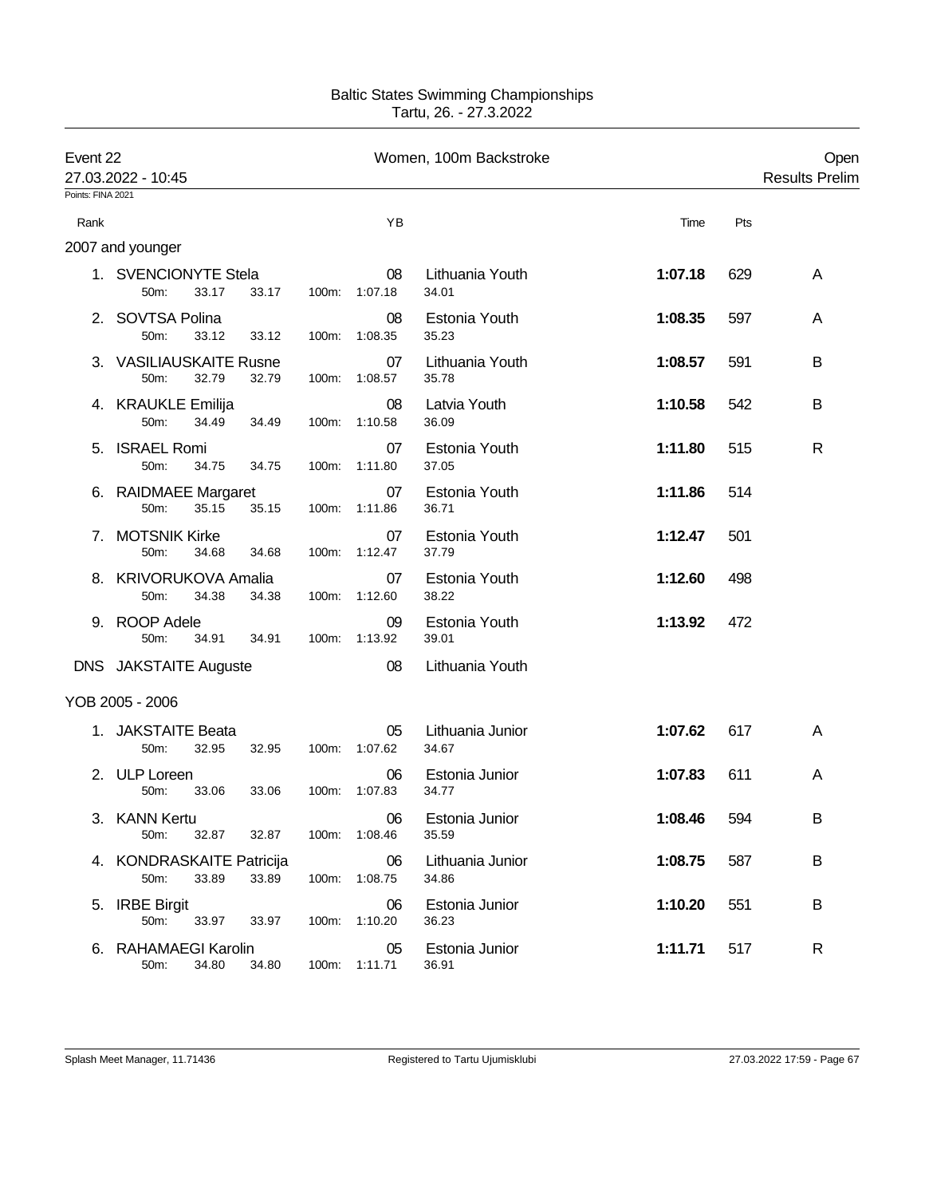Baltic States Swimming Championships
Tartu, 26. - 27.3.2022

## Event 22 — Women, 100m Backstroke — Open

27.03.2022 - 10:45 — Results Prelim

Points: FINA 2021

### 2007 and younger

| Rank | Name | YB | Club | Time | Pts | |
|---|---|---|---|---|---|---|
| 1. | SVENCIONYTE Stela | 08 | Lithuania Youth | **1:07.18** | 629 | A |
| | 50m: 33.17 33.17 100m: 1:07.18 34.01 | | | | | |
| 2. | SOVTSA Polina | 08 | Estonia Youth | **1:08.35** | 597 | A |
| | 50m: 33.12 33.12 100m: 1:08.35 35.23 | | | | | |
| 3. | VASILIAUSKAITE Rusne | 07 | Lithuania Youth | **1:08.57** | 591 | B |
| | 50m: 32.79 32.79 100m: 1:08.57 35.78 | | | | | |
| 4. | KRAUKLE Emilija | 08 | Latvia Youth | **1:10.58** | 542 | B |
| | 50m: 34.49 34.49 100m: 1:10.58 36.09 | | | | | |
| 5. | ISRAEL Romi | 07 | Estonia Youth | **1:11.80** | 515 | R |
| | 50m: 34.75 34.75 100m: 1:11.80 37.05 | | | | | |
| 6. | RAIDMAEE Margaret | 07 | Estonia Youth | **1:11.86** | 514 | |
| | 50m: 35.15 35.15 100m: 1:11.86 36.71 | | | | | |
| 7. | MOTSNIK Kirke | 07 | Estonia Youth | **1:12.47** | 501 | |
| | 50m: 34.68 34.68 100m: 1:12.47 37.79 | | | | | |
| 8. | KRIVORUKOVA Amalia | 07 | Estonia Youth | **1:12.60** | 498 | |
| | 50m: 34.38 34.38 100m: 1:12.60 38.22 | | | | | |
| 9. | ROOP Adele | 09 | Estonia Youth | **1:13.92** | 472 | |
| | 50m: 34.91 34.91 100m: 1:13.92 39.01 | | | | | |
| DNS | JAKSTAITE Auguste | 08 | Lithuania Youth | | | |

### YOB 2005 - 2006

| Rank | Name | YB | Club | Time | Pts | |
|---|---|---|---|---|---|---|
| 1. | JAKSTAITE Beata | 05 | Lithuania Junior | **1:07.62** | 617 | A |
| | 50m: 32.95 32.95 100m: 1:07.62 34.67 | | | | | |
| 2. | ULP Loreen | 06 | Estonia Junior | **1:07.83** | 611 | A |
| | 50m: 33.06 33.06 100m: 1:07.83 34.77 | | | | | |
| 3. | KANN Kertu | 06 | Estonia Junior | **1:08.46** | 594 | B |
| | 50m: 32.87 32.87 100m: 1:08.46 35.59 | | | | | |
| 4. | KONDRASKAITE Patricija | 06 | Lithuania Junior | **1:08.75** | 587 | B |
| | 50m: 33.89 33.89 100m: 1:08.75 34.86 | | | | | |
| 5. | IRBE Birgit | 06 | Estonia Junior | **1:10.20** | 551 | B |
| | 50m: 33.97 33.97 100m: 1:10.20 36.23 | | | | | |
| 6. | RAHAMAEGI Karolin | 05 | Estonia Junior | **1:11.71** | 517 | R |
| | 50m: 34.80 34.80 100m: 1:11.71 36.91 | | | | | |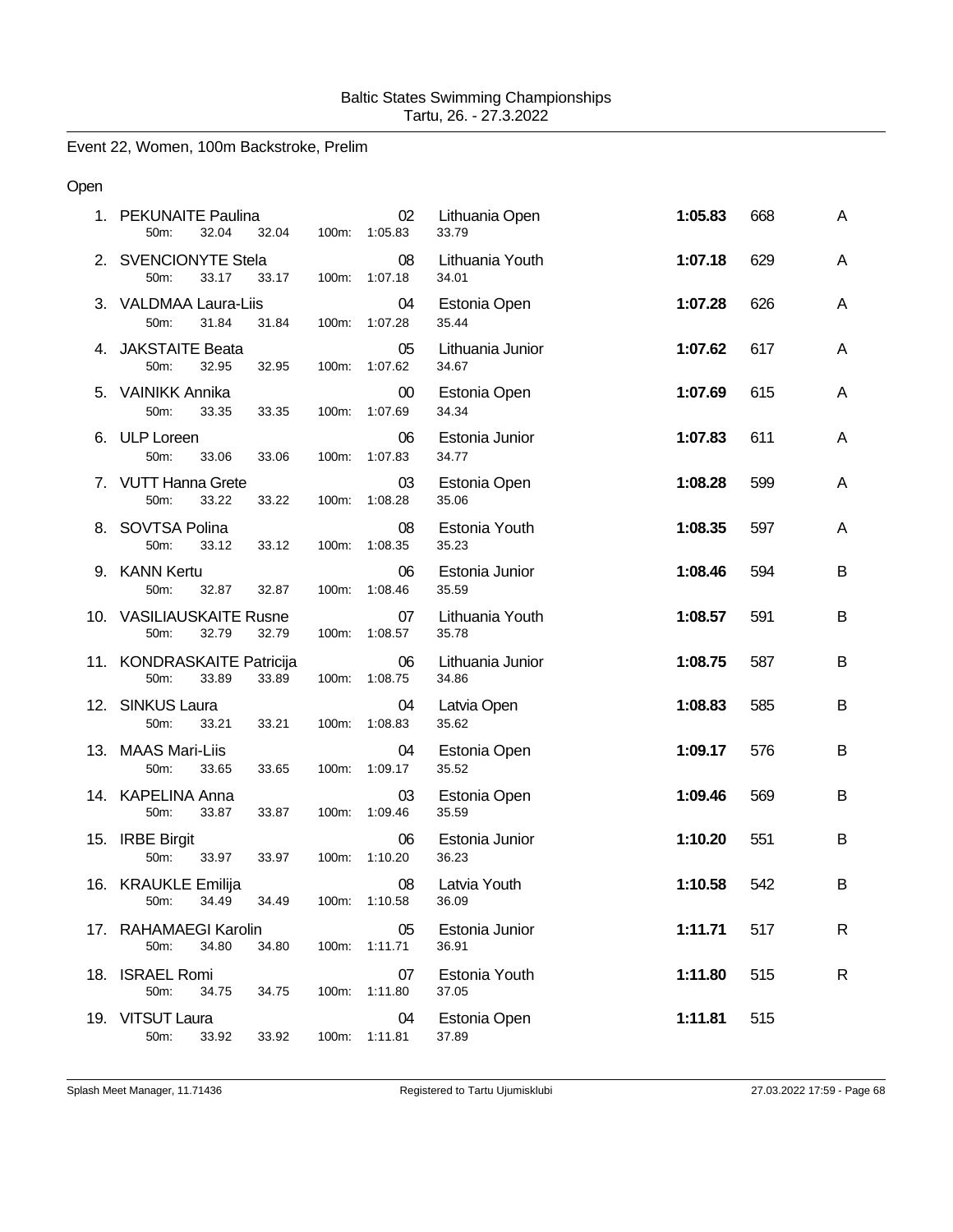Baltic States Swimming Championships
Tartu, 26. - 27.3.2022

## Event 22, Women, 100m Backstroke, Prelim

### Open

| Place | Name | YB | Team | Time | Points | |
|---|---|---|---|---|---|---|
| 1. | PEKUNAITE Paulina | 02 | Lithuania Open | **1:05.83** | 668 | A |
| | 50m: 32.04 32.04 100m: 1:05.83 33.79 | | | | | |
| 2. | SVENCIONYTE Stela | 08 | Lithuania Youth | **1:07.18** | 629 | A |
| | 50m: 33.17 33.17 100m: 1:07.18 34.01 | | | | | |
| 3. | VALDMAA Laura-Liis | 04 | Estonia Open | **1:07.28** | 626 | A |
| | 50m: 31.84 31.84 100m: 1:07.28 35.44 | | | | | |
| 4. | JAKSTAITE Beata | 05 | Lithuania Junior | **1:07.62** | 617 | A |
| | 50m: 32.95 32.95 100m: 1:07.62 34.67 | | | | | |
| 5. | VAINIKK Annika | 00 | Estonia Open | **1:07.69** | 615 | A |
| | 50m: 33.35 33.35 100m: 1:07.69 34.34 | | | | | |
| 6. | ULP Loreen | 06 | Estonia Junior | **1:07.83** | 611 | A |
| | 50m: 33.06 33.06 100m: 1:07.83 34.77 | | | | | |
| 7. | VUTT Hanna Grete | 03 | Estonia Open | **1:08.28** | 599 | A |
| | 50m: 33.22 33.22 100m: 1:08.28 35.06 | | | | | |
| 8. | SOVTSA Polina | 08 | Estonia Youth | **1:08.35** | 597 | A |
| | 50m: 33.12 33.12 100m: 1:08.35 35.23 | | | | | |
| 9. | KANN Kertu | 06 | Estonia Junior | **1:08.46** | 594 | B |
| | 50m: 32.87 32.87 100m: 1:08.46 35.59 | | | | | |
| 10. | VASILIAUSKAITE Rusne | 07 | Lithuania Youth | **1:08.57** | 591 | B |
| | 50m: 32.79 32.79 100m: 1:08.57 35.78 | | | | | |
| 11. | KONDRASKAITE Patricija | 06 | Lithuania Junior | **1:08.75** | 587 | B |
| | 50m: 33.89 33.89 100m: 1:08.75 34.86 | | | | | |
| 12. | SINKUS Laura | 04 | Latvia Open | **1:08.83** | 585 | B |
| | 50m: 33.21 33.21 100m: 1:08.83 35.62 | | | | | |
| 13. | MAAS Mari-Liis | 04 | Estonia Open | **1:09.17** | 576 | B |
| | 50m: 33.65 33.65 100m: 1:09.17 35.52 | | | | | |
| 14. | KAPELINA Anna | 03 | Estonia Open | **1:09.46** | 569 | B |
| | 50m: 33.87 33.87 100m: 1:09.46 35.59 | | | | | |
| 15. | IRBE Birgit | 06 | Estonia Junior | **1:10.20** | 551 | B |
| | 50m: 33.97 33.97 100m: 1:10.20 36.23 | | | | | |
| 16. | KRAUKLE Emilija | 08 | Latvia Youth | **1:10.58** | 542 | B |
| | 50m: 34.49 34.49 100m: 1:10.58 36.09 | | | | | |
| 17. | RAHAMAEGI Karolin | 05 | Estonia Junior | **1:11.71** | 517 | R |
| | 50m: 34.80 34.80 100m: 1:11.71 36.91 | | | | | |
| 18. | ISRAEL Romi | 07 | Estonia Youth | **1:11.80** | 515 | R |
| | 50m: 34.75 34.75 100m: 1:11.80 37.05 | | | | | |
| 19. | VITSUT Laura | 04 | Estonia Open | **1:11.81** | 515 | |
| | 50m: 33.92 33.92 100m: 1:11.81 37.89 | | | | | |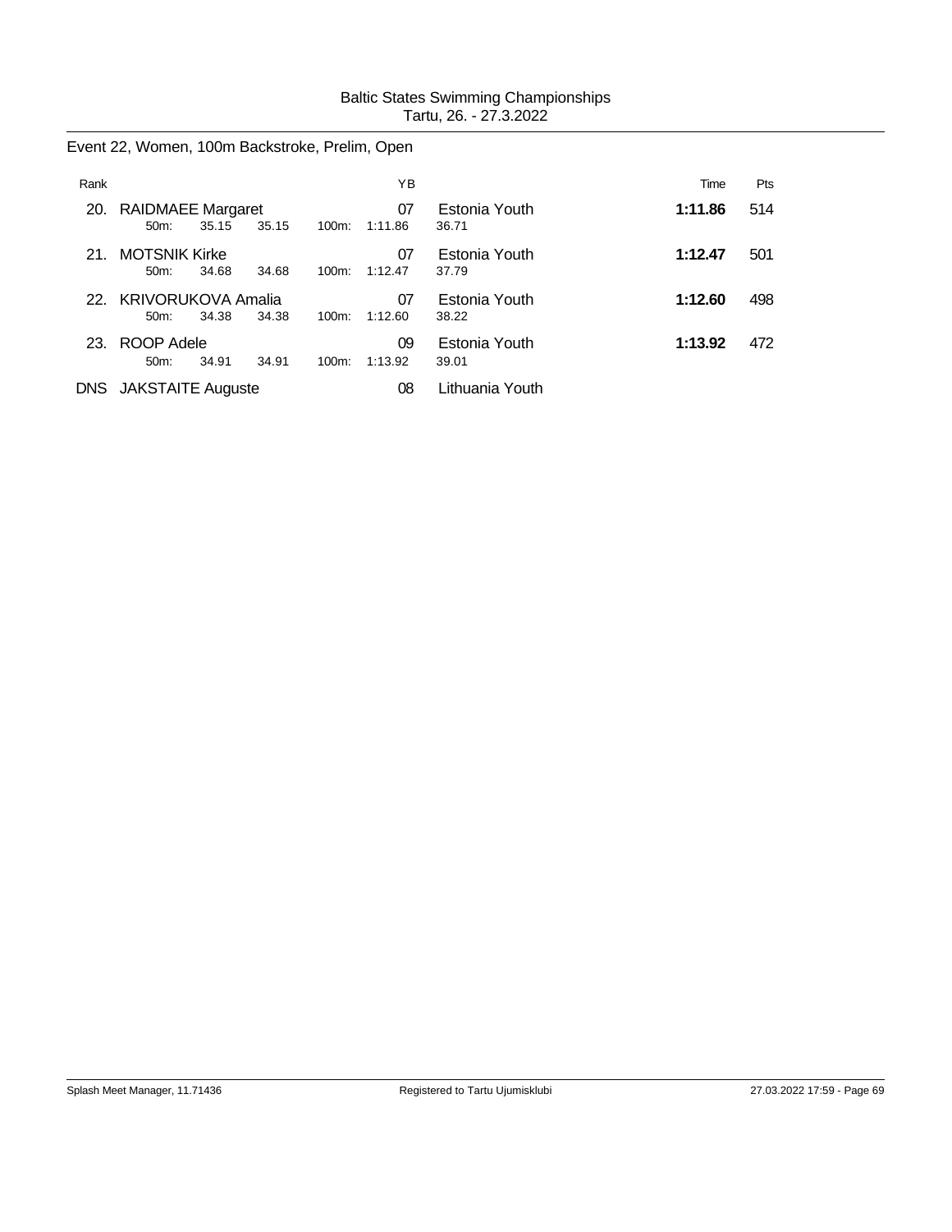## Event 22, Women, 100m Backstroke, Prelim, Open

| Rank | | YB | | Time | Pts |
|---|---|---|---|---|---|
| 20. | RAIDMAEE Margaret | 07 | Estonia Youth | **1:11.86** | 514 |
| | 50m: 35.15 35.15 100m: 1:11.86 36.71 | | | | |
| 21. | MOTSNIK Kirke | 07 | Estonia Youth | **1:12.47** | 501 |
| | 50m: 34.68 34.68 100m: 1:12.47 37.79 | | | | |
| 22. | KRIVORUKOVA Amalia | 07 | Estonia Youth | **1:12.60** | 498 |
| | 50m: 34.38 34.38 100m: 1:12.60 38.22 | | | | |
| 23. | ROOP Adele | 09 | Estonia Youth | **1:13.92** | 472 |
| | 50m: 34.91 34.91 100m: 1:13.92 39.01 | | | | |
| DNS | JAKSTAITE Auguste | 08 | Lithuania Youth | | |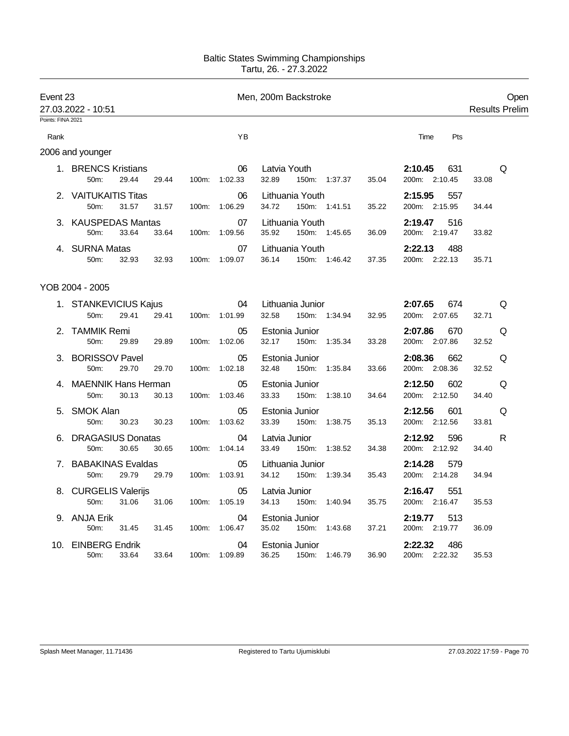Baltic States Swimming Championships
Tartu, 26. - 27.3.2022

**Event 23** — Men, 200m Backstroke — Open

27.03.2022 - 10:51 — Results Prelim

Points: FINA 2021

### 2006 and younger

| Rank | Name | YB | Club | 50m | 100m | 150m | 200m | Time | Pts | |
|---|---|---|---|---|---|---|---|---|---|---|
| 1. | BRENCS Kristians | 06 | Latvia Youth | 29.44 (29.44) | 1:02.33 (32.89) | 1:37.37 (35.04) | 2:10.45 (33.08) | **2:10.45** | 631 | Q |
| 2. | VAITUKAITIS Titas | 06 | Lithuania Youth | 31.57 (31.57) | 1:06.29 (34.72) | 1:41.51 (35.22) | 2:15.95 (34.44) | **2:15.95** | 557 | |
| 3. | KAUSPEDAS Mantas | 07 | Lithuania Youth | 33.64 (33.64) | 1:09.56 (35.92) | 1:45.65 (36.09) | 2:19.47 (33.82) | **2:19.47** | 516 | |
| 4. | SURNA Matas | 07 | Lithuania Youth | 32.93 (32.93) | 1:09.07 (36.14) | 1:46.42 (37.35) | 2:22.13 (35.71) | **2:22.13** | 488 | |

### YOB 2004 - 2005

| Rank | Name | YB | Club | 50m | 100m | 150m | 200m | Time | Pts | |
|---|---|---|---|---|---|---|---|---|---|---|
| 1. | STANKEVICIUS Kajus | 04 | Lithuania Junior | 29.41 (29.41) | 1:01.99 (32.58) | 1:34.94 (32.95) | 2:07.65 (32.71) | **2:07.65** | 674 | Q |
| 2. | TAMMIK Remi | 05 | Estonia Junior | 29.89 (29.89) | 1:02.06 (32.17) | 1:35.34 (33.28) | 2:07.86 (32.52) | **2:07.86** | 670 | Q |
| 3. | BORISSOV Pavel | 05 | Estonia Junior | 29.70 (29.70) | 1:02.18 (32.48) | 1:35.84 (33.66) | 2:08.36 (32.52) | **2:08.36** | 662 | Q |
| 4. | MAENNIK Hans Herman | 05 | Estonia Junior | 30.13 (30.13) | 1:03.46 (33.33) | 1:38.10 (34.64) | 2:12.50 (34.40) | **2:12.50** | 602 | Q |
| 5. | SMOK Alan | 05 | Estonia Junior | 30.23 (30.23) | 1:03.62 (33.39) | 1:38.75 (35.13) | 2:12.56 (33.81) | **2:12.56** | 601 | Q |
| 6. | DRAGASIUS Donatas | 04 | Latvia Junior | 30.65 (30.65) | 1:04.14 (33.49) | 1:38.52 (34.38) | 2:12.92 (34.40) | **2:12.92** | 596 | R |
| 7. | BABAKINAS Evaldas | 05 | Lithuania Junior | 29.79 (29.79) | 1:03.91 (34.12) | 1:39.34 (35.43) | 2:14.28 (34.94) | **2:14.28** | 579 | |
| 8. | CURGELIS Valerijs | 05 | Latvia Junior | 31.06 (31.06) | 1:05.19 (34.13) | 1:40.94 (35.75) | 2:16.47 (35.53) | **2:16.47** | 551 | |
| 9. | ANJA Erik | 04 | Estonia Junior | 31.45 (31.45) | 1:06.47 (35.02) | 1:43.68 (37.21) | 2:19.77 (36.09) | **2:19.77** | 513 | |
| 10. | EINBERG Endrik | 04 | Estonia Junior | 33.64 (33.64) | 1:09.89 (36.25) | 1:46.79 (36.90) | 2:22.32 (35.53) | **2:22.32** | 486 | |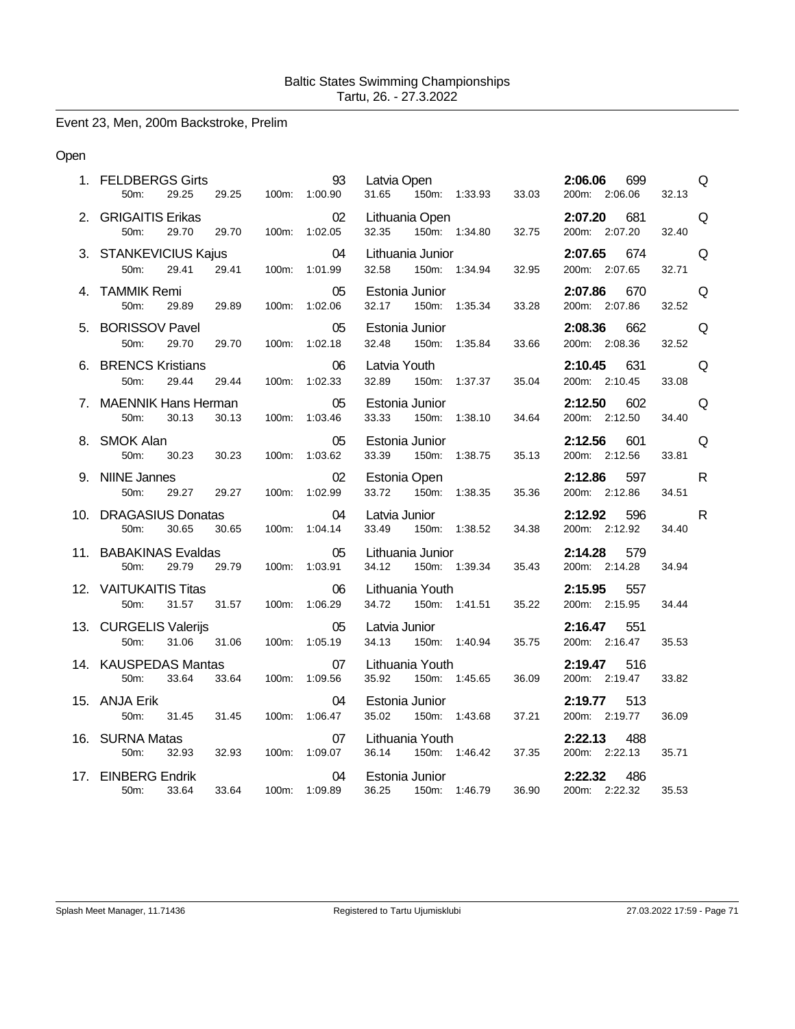Baltic States Swimming Championships
Tartu, 26. - 27.3.2022

## Event 23, Men, 200m Backstroke, Prelim

### Open

| Place | Name | YB | Team | Time | Points | |
|---|---|---|---|---|---|---|
| 1. | FELDBERGS Girts | 93 | Latvia Open | 2:06.06 | 699 | Q |
| | 50m: 29.25 29.25 | 100m: 1:00.90 | 31.65 150m: 1:33.93 33.03 | 200m: 2:06.06 | 32.13 | |
| 2. | GRIGAITIS Erikas | 02 | Lithuania Open | 2:07.20 | 681 | Q |
| | 50m: 29.70 29.70 | 100m: 1:02.05 | 32.35 150m: 1:34.80 32.75 | 200m: 2:07.20 | 32.40 | |
| 3. | STANKEVICIUS Kajus | 04 | Lithuania Junior | 2:07.65 | 674 | Q |
| | 50m: 29.41 29.41 | 100m: 1:01.99 | 32.58 150m: 1:34.94 32.95 | 200m: 2:07.65 | 32.71 | |
| 4. | TAMMIK Remi | 05 | Estonia Junior | 2:07.86 | 670 | Q |
| | 50m: 29.89 29.89 | 100m: 1:02.06 | 32.17 150m: 1:35.34 33.28 | 200m: 2:07.86 | 32.52 | |
| 5. | BORISSOV Pavel | 05 | Estonia Junior | 2:08.36 | 662 | Q |
| | 50m: 29.70 29.70 | 100m: 1:02.18 | 32.48 150m: 1:35.84 33.66 | 200m: 2:08.36 | 32.52 | |
| 6. | BRENCS Kristians | 06 | Latvia Youth | 2:10.45 | 631 | Q |
| | 50m: 29.44 29.44 | 100m: 1:02.33 | 32.89 150m: 1:37.37 35.04 | 200m: 2:10.45 | 33.08 | |
| 7. | MAENNIK Hans Herman | 05 | Estonia Junior | 2:12.50 | 602 | Q |
| | 50m: 30.13 30.13 | 100m: 1:03.46 | 33.33 150m: 1:38.10 34.64 | 200m: 2:12.50 | 34.40 | |
| 8. | SMOK Alan | 05 | Estonia Junior | 2:12.56 | 601 | Q |
| | 50m: 30.23 30.23 | 100m: 1:03.62 | 33.39 150m: 1:38.75 35.13 | 200m: 2:12.56 | 33.81 | |
| 9. | NIINE Jannes | 02 | Estonia Open | 2:12.86 | 597 | R |
| | 50m: 29.27 29.27 | 100m: 1:02.99 | 33.72 150m: 1:38.35 35.36 | 200m: 2:12.86 | 34.51 | |
| 10. | DRAGASIUS Donatas | 04 | Latvia Junior | 2:12.92 | 596 | R |
| | 50m: 30.65 30.65 | 100m: 1:04.14 | 33.49 150m: 1:38.52 34.38 | 200m: 2:12.92 | 34.40 | |
| 11. | BABAKINAS Evaldas | 05 | Lithuania Junior | 2:14.28 | 579 | |
| | 50m: 29.79 29.79 | 100m: 1:03.91 | 34.12 150m: 1:39.34 35.43 | 200m: 2:14.28 | 34.94 | |
| 12. | VAITUKAITIS Titas | 06 | Lithuania Youth | 2:15.95 | 557 | |
| | 50m: 31.57 31.57 | 100m: 1:06.29 | 34.72 150m: 1:41.51 35.22 | 200m: 2:15.95 | 34.44 | |
| 13. | CURGELIS Valerijs | 05 | Latvia Junior | 2:16.47 | 551 | |
| | 50m: 31.06 31.06 | 100m: 1:05.19 | 34.13 150m: 1:40.94 35.75 | 200m: 2:16.47 | 35.53 | |
| 14. | KAUSPEDAS Mantas | 07 | Lithuania Youth | 2:19.47 | 516 | |
| | 50m: 33.64 33.64 | 100m: 1:09.56 | 35.92 150m: 1:45.65 36.09 | 200m: 2:19.47 | 33.82 | |
| 15. | ANJA Erik | 04 | Estonia Junior | 2:19.77 | 513 | |
| | 50m: 31.45 31.45 | 100m: 1:06.47 | 35.02 150m: 1:43.68 37.21 | 200m: 2:19.77 | 36.09 | |
| 16. | SURNA Matas | 07 | Lithuania Youth | 2:22.13 | 488 | |
| | 50m: 32.93 32.93 | 100m: 1:09.07 | 36.14 150m: 1:46.42 37.35 | 200m: 2:22.13 | 35.71 | |
| 17. | EINBERG Endrik | 04 | Estonia Junior | 2:22.32 | 486 | |
| | 50m: 33.64 33.64 | 100m: 1:09.89 | 36.25 150m: 1:46.79 36.90 | 200m: 2:22.32 | 35.53 | |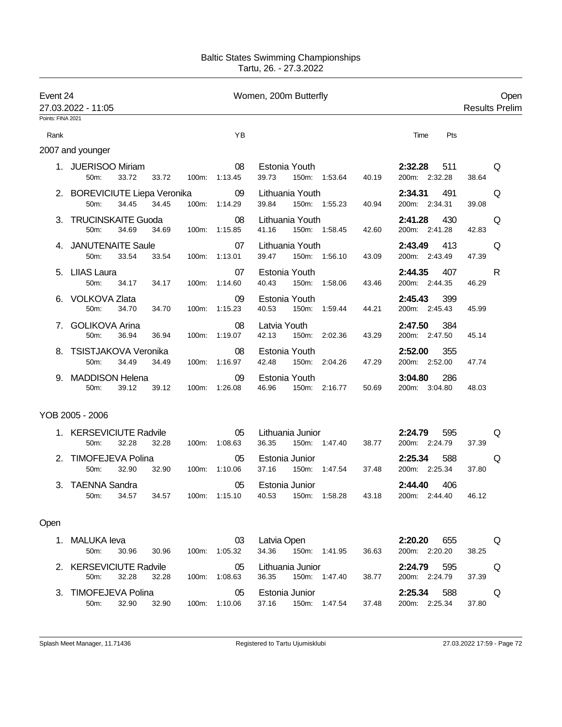Baltic States Swimming Championships
Tartu, 26. - 27.3.2022

**Event 24** — Women, 200m Butterfly — Open

27.03.2022 - 11:05 — Results Prelim

Points: FINA 2021

### 2007 and younger

| Rank | Name | YB | Club | Time | Pts | | 50m | 100m | 150m | 200m |
|---|---|---|---|---|---|---|---|---|---|---|
| 1. | JUERISOO Miriam | 08 | Estonia Youth | **2:32.28** | 511 | Q | 33.72 (33.72) | 1:13.45 (39.73) | 1:53.64 (40.19) | 2:32.28 (38.64) |
| 2. | BOREVICIUTE Liepa Veronika | 09 | Lithuania Youth | **2:34.31** | 491 | Q | 34.45 (34.45) | 1:14.29 (39.84) | 1:55.23 (40.94) | 2:34.31 (39.08) |
| 3. | TRUCINSKAITE Guoda | 08 | Lithuania Youth | **2:41.28** | 430 | Q | 34.69 (34.69) | 1:15.85 (41.16) | 1:58.45 (42.60) | 2:41.28 (42.83) |
| 4. | JANUTENAITE Saule | 07 | Lithuania Youth | **2:43.49** | 413 | Q | 33.54 (33.54) | 1:13.01 (39.47) | 1:56.10 (43.09) | 2:43.49 (47.39) |
| 5. | LIIAS Laura | 07 | Estonia Youth | **2:44.35** | 407 | R | 34.17 (34.17) | 1:14.60 (40.43) | 1:58.06 (43.46) | 2:44.35 (46.29) |
| 6. | VOLKOVA Zlata | 09 | Estonia Youth | **2:45.43** | 399 | | 34.70 (34.70) | 1:15.23 (40.53) | 1:59.44 (44.21) | 2:45.43 (45.99) |
| 7. | GOLIKOVA Arina | 08 | Latvia Youth | **2:47.50** | 384 | | 36.94 (36.94) | 1:19.07 (42.13) | 2:02.36 (43.29) | 2:47.50 (45.14) |
| 8. | TSISTJAKOVA Veronika | 08 | Estonia Youth | **2:52.00** | 355 | | 34.49 (34.49) | 1:16.97 (42.48) | 2:04.26 (47.29) | 2:52.00 (47.74) |
| 9. | MADDISON Helena | 09 | Estonia Youth | **3:04.80** | 286 | | 39.12 (39.12) | 1:26.08 (46.96) | 2:16.77 (50.69) | 3:04.80 (48.03) |

### YOB 2005 - 2006

| Rank | Name | YB | Club | Time | Pts | | 50m | 100m | 150m | 200m |
|---|---|---|---|---|---|---|---|---|---|---|
| 1. | KERSEVICIUTE Radvile | 05 | Lithuania Junior | **2:24.79** | 595 | Q | 32.28 (32.28) | 1:08.63 (36.35) | 1:47.40 (38.77) | 2:24.79 (37.39) |
| 2. | TIMOFEJEVA Polina | 05 | Estonia Junior | **2:25.34** | 588 | Q | 32.90 (32.90) | 1:10.06 (37.16) | 1:47.54 (37.48) | 2:25.34 (37.80) |
| 3. | TAENNA Sandra | 05 | Estonia Junior | **2:44.40** | 406 | | 34.57 (34.57) | 1:15.10 (40.53) | 1:58.28 (43.18) | 2:44.40 (46.12) |

### Open

| Rank | Name | YB | Club | Time | Pts | | 50m | 100m | 150m | 200m |
|---|---|---|---|---|---|---|---|---|---|---|
| 1. | MALUKA Ieva | 03 | Latvia Open | **2:20.20** | 655 | Q | 30.96 (30.96) | 1:05.32 (34.36) | 1:41.95 (36.63) | 2:20.20 (38.25) |
| 2. | KERSEVICIUTE Radvile | 05 | Lithuania Junior | **2:24.79** | 595 | Q | 32.28 (32.28) | 1:08.63 (36.35) | 1:47.40 (38.77) | 2:24.79 (37.39) |
| 3. | TIMOFEJEVA Polina | 05 | Estonia Junior | **2:25.34** | 588 | Q | 32.90 (32.90) | 1:10.06 (37.16) | 1:47.54 (37.48) | 2:25.34 (37.80) |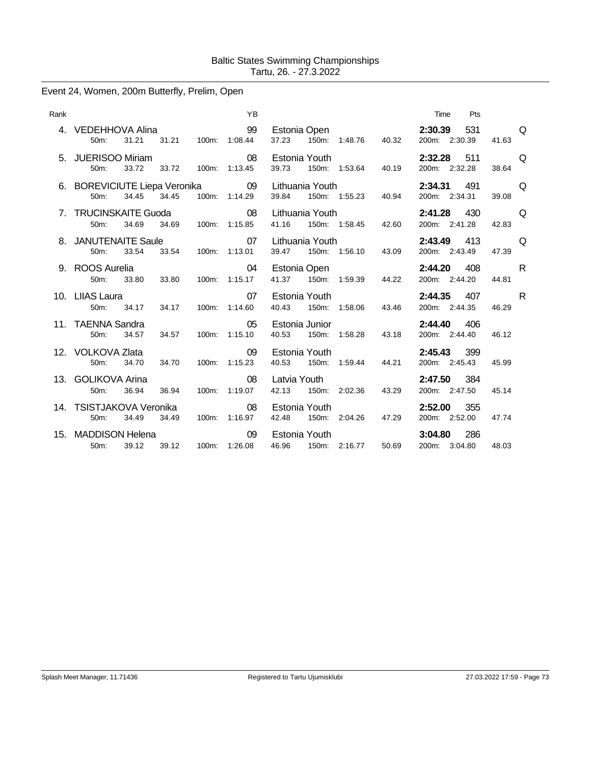Baltic States Swimming Championships
Tartu, 26. - 27.3.2022

## Event 24, Women, 200m Butterfly, Prelim, Open

| Rank | Name | YB | Team | Time | Pts | |
|---|---|---|---|---|---|---|
| 4. | VEDEHHOVA Alina | 99 | Estonia Open | **2:30.39** | 531 | Q |
| | 50m: 31.21 31.21 | 100m: 1:08.44 37.23 | 150m: 1:48.76 40.32 | 200m: 2:30.39 41.63 | | |
| 5. | JUERISOO Miriam | 08 | Estonia Youth | **2:32.28** | 511 | Q |
| | 50m: 33.72 33.72 | 100m: 1:13.45 39.73 | 150m: 1:53.64 40.19 | 200m: 2:32.28 38.64 | | |
| 6. | BOREVICIUTE Liepa Veronika | 09 | Lithuania Youth | **2:34.31** | 491 | Q |
| | 50m: 34.45 34.45 | 100m: 1:14.29 39.84 | 150m: 1:55.23 40.94 | 200m: 2:34.31 39.08 | | |
| 7. | TRUCINSKAITE Guoda | 08 | Lithuania Youth | **2:41.28** | 430 | Q |
| | 50m: 34.69 34.69 | 100m: 1:15.85 41.16 | 150m: 1:58.45 42.60 | 200m: 2:41.28 42.83 | | |
| 8. | JANUTENAITE Saule | 07 | Lithuania Youth | **2:43.49** | 413 | Q |
| | 50m: 33.54 33.54 | 100m: 1:13.01 39.47 | 150m: 1:56.10 43.09 | 200m: 2:43.49 47.39 | | |
| 9. | ROOS Aurelia | 04 | Estonia Open | **2:44.20** | 408 | R |
| | 50m: 33.80 33.80 | 100m: 1:15.17 41.37 | 150m: 1:59.39 44.22 | 200m: 2:44.20 44.81 | | |
| 10. | LIIAS Laura | 07 | Estonia Youth | **2:44.35** | 407 | R |
| | 50m: 34.17 34.17 | 100m: 1:14.60 40.43 | 150m: 1:58.06 43.46 | 200m: 2:44.35 46.29 | | |
| 11. | TAENNA Sandra | 05 | Estonia Junior | **2:44.40** | 406 | |
| | 50m: 34.57 34.57 | 100m: 1:15.10 40.53 | 150m: 1:58.28 43.18 | 200m: 2:44.40 46.12 | | |
| 12. | VOLKOVA Zlata | 09 | Estonia Youth | **2:45.43** | 399 | |
| | 50m: 34.70 34.70 | 100m: 1:15.23 40.53 | 150m: 1:59.44 44.21 | 200m: 2:45.43 45.99 | | |
| 13. | GOLIKOVA Arina | 08 | Latvia Youth | **2:47.50** | 384 | |
| | 50m: 36.94 36.94 | 100m: 1:19.07 42.13 | 150m: 2:02.36 43.29 | 200m: 2:47.50 45.14 | | |
| 14. | TSISTJAKOVA Veronika | 08 | Estonia Youth | **2:52.00** | 355 | |
| | 50m: 34.49 34.49 | 100m: 1:16.97 42.48 | 150m: 2:04.26 47.29 | 200m: 2:52.00 47.74 | | |
| 15. | MADDISON Helena | 09 | Estonia Youth | **3:04.80** | 286 | |
| | 50m: 39.12 39.12 | 100m: 1:26.08 46.96 | 150m: 2:16.77 50.69 | 200m: 3:04.80 48.03 | | |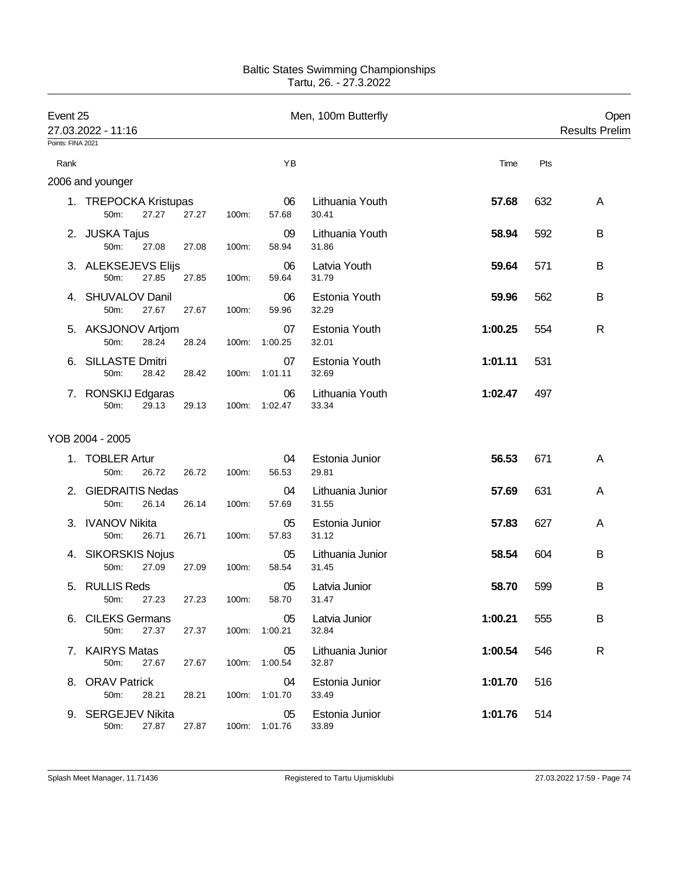Baltic States Swimming Championships
Tartu, 26. - 27.3.2022

## Event 25 — Men, 100m Butterfly — Open

27.03.2022 - 11:16 — Results Prelim

Points: FINA 2021

### 2006 and younger

| Rank | Name | YB | Team | Time | Pts | |
|---|---|---|---|---|---|---|
| 1. | TREPOCKA Kristupas | 06 | Lithuania Youth | **57.68** | 632 | A |
| | 50m: 27.27 27.27 100m: 57.68 30.41 | | | | | |
| 2. | JUSKA Tajus | 09 | Lithuania Youth | **58.94** | 592 | B |
| | 50m: 27.08 27.08 100m: 58.94 31.86 | | | | | |
| 3. | ALEKSEJEVS Elijs | 06 | Latvia Youth | **59.64** | 571 | B |
| | 50m: 27.85 27.85 100m: 59.64 31.79 | | | | | |
| 4. | SHUVALOV Danil | 06 | Estonia Youth | **59.96** | 562 | B |
| | 50m: 27.67 27.67 100m: 59.96 32.29 | | | | | |
| 5. | AKSJONOV Artjom | 07 | Estonia Youth | **1:00.25** | 554 | R |
| | 50m: 28.24 28.24 100m: 1:00.25 32.01 | | | | | |
| 6. | SILLASTE Dmitri | 07 | Estonia Youth | **1:01.11** | 531 | |
| | 50m: 28.42 28.42 100m: 1:01.11 32.69 | | | | | |
| 7. | RONSKIJ Edgaras | 06 | Lithuania Youth | **1:02.47** | 497 | |
| | 50m: 29.13 29.13 100m: 1:02.47 33.34 | | | | | |

### YOB 2004 - 2005

| Rank | Name | YB | Team | Time | Pts | |
|---|---|---|---|---|---|---|
| 1. | TOBLER Artur | 04 | Estonia Junior | **56.53** | 671 | A |
| | 50m: 26.72 26.72 100m: 56.53 29.81 | | | | | |
| 2. | GIEDRAITIS Nedas | 04 | Lithuania Junior | **57.69** | 631 | A |
| | 50m: 26.14 26.14 100m: 57.69 31.55 | | | | | |
| 3. | IVANOV Nikita | 05 | Estonia Junior | **57.83** | 627 | A |
| | 50m: 26.71 26.71 100m: 57.83 31.12 | | | | | |
| 4. | SIKORSKIS Nojus | 05 | Lithuania Junior | **58.54** | 604 | B |
| | 50m: 27.09 27.09 100m: 58.54 31.45 | | | | | |
| 5. | RULLIS Reds | 05 | Latvia Junior | **58.70** | 599 | B |
| | 50m: 27.23 27.23 100m: 58.70 31.47 | | | | | |
| 6. | CILEKS Germans | 05 | Latvia Junior | **1:00.21** | 555 | B |
| | 50m: 27.37 27.37 100m: 1:00.21 32.84 | | | | | |
| 7. | KAIRYS Matas | 05 | Lithuania Junior | **1:00.54** | 546 | R |
| | 50m: 27.67 27.67 100m: 1:00.54 32.87 | | | | | |
| 8. | ORAV Patrick | 04 | Estonia Junior | **1:01.70** | 516 | |
| | 50m: 28.21 28.21 100m: 1:01.70 33.49 | | | | | |
| 9. | SERGEJEV Nikita | 05 | Estonia Junior | **1:01.76** | 514 | |
| | 50m: 27.87 27.87 100m: 1:01.76 33.89 | | | | | |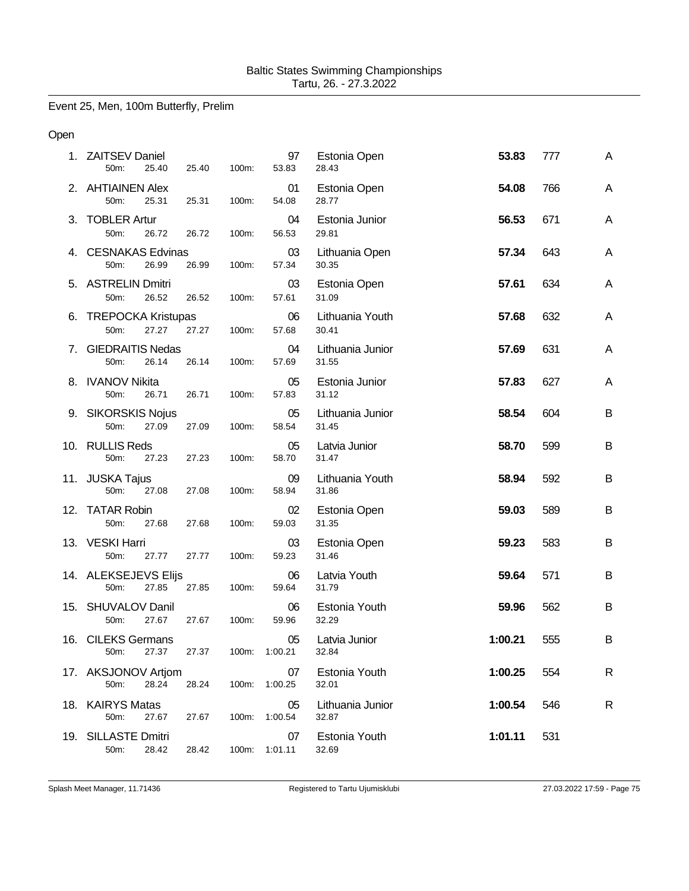Baltic States Swimming Championships
Tartu, 26. - 27.3.2022

## Event 25, Men, 100m Butterfly, Prelim

Open

| Place | Name | YB | Team | Time | Points | |
|---|---|---|---|---|---|---|
| 1. | ZAITSEV Daniel | 97 | Estonia Open | **53.83** | 777 | A |
| | 50m: 25.40 25.40 100m: 53.83 28.43 | | | | | |
| 2. | AHTIAINEN Alex | 01 | Estonia Open | **54.08** | 766 | A |
| | 50m: 25.31 25.31 100m: 54.08 28.77 | | | | | |
| 3. | TOBLER Artur | 04 | Estonia Junior | **56.53** | 671 | A |
| | 50m: 26.72 26.72 100m: 56.53 29.81 | | | | | |
| 4. | CESNAKAS Edvinas | 03 | Lithuania Open | **57.34** | 643 | A |
| | 50m: 26.99 26.99 100m: 57.34 30.35 | | | | | |
| 5. | ASTRELIN Dmitri | 03 | Estonia Open | **57.61** | 634 | A |
| | 50m: 26.52 26.52 100m: 57.61 31.09 | | | | | |
| 6. | TREPOCKA Kristupas | 06 | Lithuania Youth | **57.68** | 632 | A |
| | 50m: 27.27 27.27 100m: 57.68 30.41 | | | | | |
| 7. | GIEDRAITIS Nedas | 04 | Lithuania Junior | **57.69** | 631 | A |
| | 50m: 26.14 26.14 100m: 57.69 31.55 | | | | | |
| 8. | IVANOV Nikita | 05 | Estonia Junior | **57.83** | 627 | A |
| | 50m: 26.71 26.71 100m: 57.83 31.12 | | | | | |
| 9. | SIKORSKIS Nojus | 05 | Lithuania Junior | **58.54** | 604 | B |
| | 50m: 27.09 27.09 100m: 58.54 31.45 | | | | | |
| 10. | RULLIS Reds | 05 | Latvia Junior | **58.70** | 599 | B |
| | 50m: 27.23 27.23 100m: 58.70 31.47 | | | | | |
| 11. | JUSKA Tajus | 09 | Lithuania Youth | **58.94** | 592 | B |
| | 50m: 27.08 27.08 100m: 58.94 31.86 | | | | | |
| 12. | TATAR Robin | 02 | Estonia Open | **59.03** | 589 | B |
| | 50m: 27.68 27.68 100m: 59.03 31.35 | | | | | |
| 13. | VESKI Harri | 03 | Estonia Open | **59.23** | 583 | B |
| | 50m: 27.77 27.77 100m: 59.23 31.46 | | | | | |
| 14. | ALEKSEJEVS Elijs | 06 | Latvia Youth | **59.64** | 571 | B |
| | 50m: 27.85 27.85 100m: 59.64 31.79 | | | | | |
| 15. | SHUVALOV Danil | 06 | Estonia Youth | **59.96** | 562 | B |
| | 50m: 27.67 27.67 100m: 59.96 32.29 | | | | | |
| 16. | CILEKS Germans | 05 | Latvia Junior | **1:00.21** | 555 | B |
| | 50m: 27.37 27.37 100m: 1:00.21 32.84 | | | | | |
| 17. | AKSJONOV Artjom | 07 | Estonia Youth | **1:00.25** | 554 | R |
| | 50m: 28.24 28.24 100m: 1:00.25 32.01 | | | | | |
| 18. | KAIRYS Matas | 05 | Lithuania Junior | **1:00.54** | 546 | R |
| | 50m: 27.67 27.67 100m: 1:00.54 32.87 | | | | | |
| 19. | SILLASTE Dmitri | 07 | Estonia Youth | **1:01.11** | 531 | |
| | 50m: 28.42 28.42 100m: 1:01.11 32.69 | | | | | |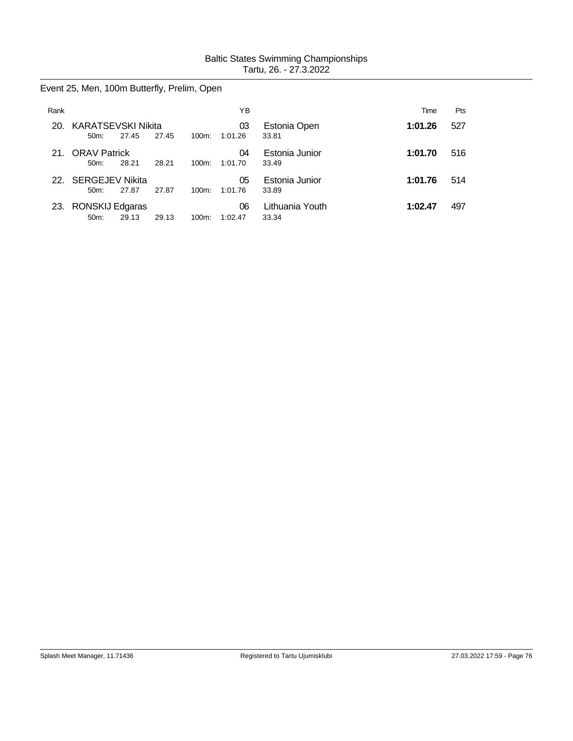Baltic States Swimming Championships
Tartu, 26. - 27.3.2022

## Event 25, Men, 100m Butterfly, Prelim, Open

| Rank | | | | | | YB | | Time | Pts |
|---|---|---|---|---|---|---|---|---|---|
| 20. | KARATSEVSKI Nikita | | | | | 03 | Estonia Open | **1:01.26** | 527 |
| | 50m: | 27.45 | 27.45 | 100m: | 1:01.26 | | 33.81 | | |
| 21. | ORAV Patrick | | | | | 04 | Estonia Junior | **1:01.70** | 516 |
| | 50m: | 28.21 | 28.21 | 100m: | 1:01.70 | | 33.49 | | |
| 22. | SERGEJEV Nikita | | | | | 05 | Estonia Junior | **1:01.76** | 514 |
| | 50m: | 27.87 | 27.87 | 100m: | 1:01.76 | | 33.89 | | |
| 23. | RONSKIJ Edgaras | | | | | 06 | Lithuania Youth | **1:02.47** | 497 |
| | 50m: | 29.13 | 29.13 | 100m: | 1:02.47 | | 33.34 | | |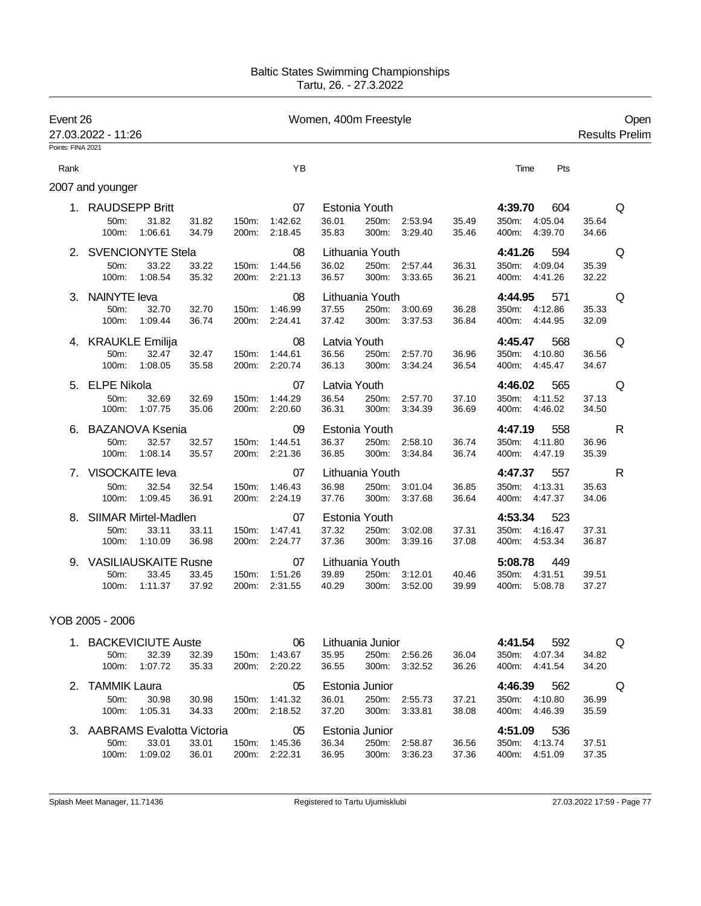Baltic States Swimming Championships
Tartu, 26. - 27.3.2022

## Event 26 — Women, 400m Freestyle — Open

27.03.2022 - 11:26 — Results Prelim

Points: FINA 2021

### 2007 and younger

| Rank | Name | YB | Club | Time | Pts | |
|---|---|---|---|---|---|---|
| 1. | RAUDSEPP Britt | 07 | Estonia Youth | 4:39.70 | 604 | Q |
| | 50m: 31.82 31.82 · 100m: 1:06.61 34.79 · 150m: 1:42.62 36.01 · 200m: 2:18.45 35.83 · 250m: 2:53.94 35.49 · 300m: 3:29.40 35.46 · 350m: 4:05.04 35.64 · 400m: 4:39.70 34.66 | | | | | |
| 2. | SVENCIONYTE Stela | 08 | Lithuania Youth | 4:41.26 | 594 | Q |
| | 50m: 33.22 33.22 · 100m: 1:08.54 35.32 · 150m: 1:44.56 36.02 · 200m: 2:21.13 36.57 · 250m: 2:57.44 36.31 · 300m: 3:33.65 36.21 · 350m: 4:09.04 35.39 · 400m: 4:41.26 32.22 | | | | | |
| 3. | NAINYTE Ieva | 08 | Lithuania Youth | 4:44.95 | 571 | Q |
| | 50m: 32.70 32.70 · 100m: 1:09.44 36.74 · 150m: 1:46.99 37.55 · 200m: 2:24.41 37.42 · 250m: 3:00.69 36.28 · 300m: 3:37.53 36.84 · 350m: 4:12.86 35.33 · 400m: 4:44.95 32.09 | | | | | |
| 4. | KRAUKLE Emilija | 08 | Latvia Youth | 4:45.47 | 568 | Q |
| | 50m: 32.47 32.47 · 100m: 1:08.05 35.58 · 150m: 1:44.61 36.56 · 200m: 2:20.74 36.13 · 250m: 2:57.70 36.96 · 300m: 3:34.24 36.54 · 350m: 4:10.80 36.56 · 400m: 4:45.47 34.67 | | | | | |
| 5. | ELPE Nikola | 07 | Latvia Youth | 4:46.02 | 565 | Q |
| | 50m: 32.69 32.69 · 100m: 1:07.75 35.06 · 150m: 1:44.29 36.54 · 200m: 2:20.60 36.31 · 250m: 2:57.70 37.10 · 300m: 3:34.39 36.69 · 350m: 4:11.52 37.13 · 400m: 4:46.02 34.50 | | | | | |
| 6. | BAZANOVA Ksenia | 09 | Estonia Youth | 4:47.19 | 558 | R |
| | 50m: 32.57 32.57 · 100m: 1:08.14 35.57 · 150m: 1:44.51 36.37 · 200m: 2:21.36 36.85 · 250m: 2:58.10 36.74 · 300m: 3:34.84 36.74 · 350m: 4:11.80 36.96 · 400m: 4:47.19 35.39 | | | | | |
| 7. | VISOCKAITE Ieva | 07 | Lithuania Youth | 4:47.37 | 557 | R |
| | 50m: 32.54 32.54 · 100m: 1:09.45 36.91 · 150m: 1:46.43 36.98 · 200m: 2:24.19 37.76 · 250m: 3:01.04 36.85 · 300m: 3:37.68 36.64 · 350m: 4:13.31 35.63 · 400m: 4:47.37 34.06 | | | | | |
| 8. | SIIMAR Mirtel-Madlen | 07 | Estonia Youth | 4:53.34 | 523 | |
| | 50m: 33.11 33.11 · 100m: 1:10.09 36.98 · 150m: 1:47.41 37.32 · 200m: 2:24.77 37.36 · 250m: 3:02.08 37.31 · 300m: 3:39.16 37.08 · 350m: 4:16.47 37.31 · 400m: 4:53.34 36.87 | | | | | |
| 9. | VASILIAUSKAITE Rusne | 07 | Lithuania Youth | 5:08.78 | 449 | |
| | 50m: 33.45 33.45 · 100m: 1:11.37 37.92 · 150m: 1:51.26 39.89 · 200m: 2:31.55 40.29 · 250m: 3:12.01 40.46 · 300m: 3:52.00 39.99 · 350m: 4:31.51 39.51 · 400m: 5:08.78 37.27 | | | | | |

### YOB 2005 - 2006

| Rank | Name | YB | Club | Time | Pts | |
|---|---|---|---|---|---|---|
| 1. | BACKEVICIUTE Auste | 06 | Lithuania Junior | 4:41.54 | 592 | Q |
| | 50m: 32.39 32.39 · 100m: 1:07.72 35.33 · 150m: 1:43.67 35.95 · 200m: 2:20.22 36.55 · 250m: 2:56.26 36.04 · 300m: 3:32.52 36.26 · 350m: 4:07.34 34.82 · 400m: 4:41.54 34.20 | | | | | |
| 2. | TAMMIK Laura | 05 | Estonia Junior | 4:46.39 | 562 | Q |
| | 50m: 30.98 30.98 · 100m: 1:05.31 34.33 · 150m: 1:41.32 36.01 · 200m: 2:18.52 37.20 · 250m: 2:55.73 37.21 · 300m: 3:33.81 38.08 · 350m: 4:10.80 36.99 · 400m: 4:46.39 35.59 | | | | | |
| 3. | AABRAMS Evalotta Victoria | 05 | Estonia Junior | 4:51.09 | 536 | |
| | 50m: 33.01 33.01 · 100m: 1:09.02 36.01 · 150m: 1:45.36 36.34 · 200m: 2:22.31 36.95 · 250m: 2:58.87 36.56 · 300m: 3:36.23 37.36 · 350m: 4:13.74 37.51 · 400m: 4:51.09 37.35 | | | | | |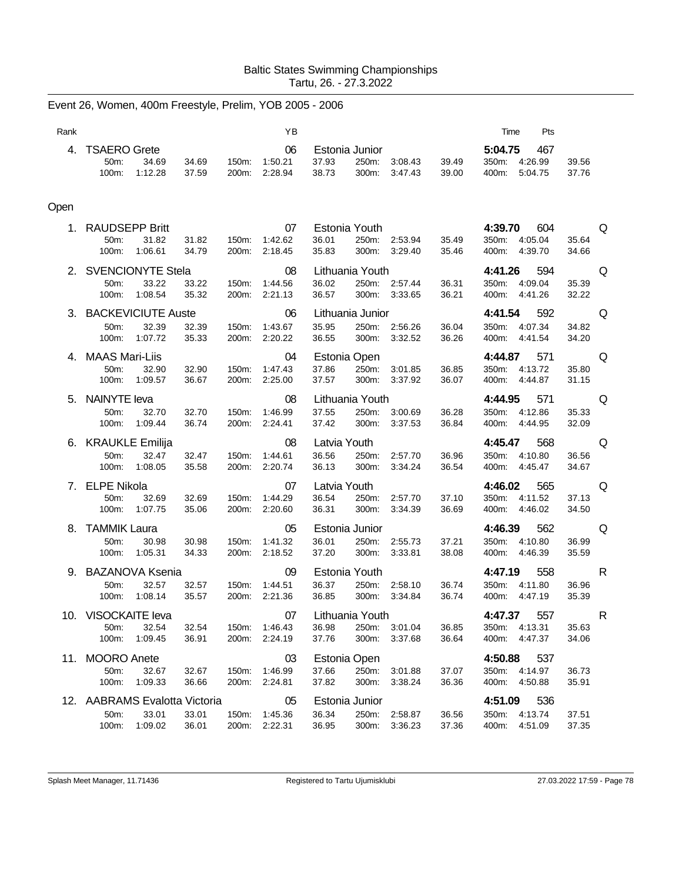Baltic States Swimming Championships
Tartu, 26. - 27.3.2022

## Event 26, Women, 400m Freestyle, Prelim, YOB 2005 - 2006

| Rank | | YB | | Time | Pts | |
|---|---|---|---|---|---|---|
| 4. | TSAERO Grete | 06 | Estonia Junior | 5:04.75 | 467 | |
| | 50m: 34.69 34.69 / 100m: 1:12.28 37.59 / 150m: 1:50.21 37.93 / 200m: 2:28.94 38.73 / 250m: 3:08.43 39.49 / 300m: 3:47.43 39.00 / 350m: 4:26.99 39.56 / 400m: 5:04.75 37.76 | | | | | |

## Open

| Rank | | YB | | Time | Pts | |
|---|---|---|---|---|---|---|
| 1. | RAUDSEPP Britt | 07 | Estonia Youth | 4:39.70 | 604 | Q |
| | 50m: 31.82 31.82 / 100m: 1:06.61 34.79 / 150m: 1:42.62 36.01 / 200m: 2:18.45 35.83 / 250m: 2:53.94 35.49 / 300m: 3:29.40 35.46 / 350m: 4:05.04 35.64 / 400m: 4:39.70 34.66 | | | | | |
| 2. | SVENCIONYTE Stela | 08 | Lithuania Youth | 4:41.26 | 594 | Q |
| | 50m: 33.22 33.22 / 100m: 1:08.54 35.32 / 150m: 1:44.56 36.02 / 200m: 2:21.13 36.57 / 250m: 2:57.44 36.31 / 300m: 3:33.65 36.21 / 350m: 4:09.04 35.39 / 400m: 4:41.26 32.22 | | | | | |
| 3. | BACKEVICIUTE Auste | 06 | Lithuania Junior | 4:41.54 | 592 | Q |
| | 50m: 32.39 32.39 / 100m: 1:07.72 35.33 / 150m: 1:43.67 35.95 / 200m: 2:20.22 36.55 / 250m: 2:56.26 36.04 / 300m: 3:32.52 36.26 / 350m: 4:07.34 34.82 / 400m: 4:41.54 34.20 | | | | | |
| 4. | MAAS Mari-Liis | 04 | Estonia Open | 4:44.87 | 571 | Q |
| | 50m: 32.90 32.90 / 100m: 1:09.57 36.67 / 150m: 1:47.43 37.86 / 200m: 2:25.00 37.57 / 250m: 3:01.85 36.85 / 300m: 3:37.92 36.07 / 350m: 4:13.72 35.80 / 400m: 4:44.87 31.15 | | | | | |
| 5. | NAINYTE Ieva | 08 | Lithuania Youth | 4:44.95 | 571 | Q |
| | 50m: 32.70 32.70 / 100m: 1:09.44 36.74 / 150m: 1:46.99 37.55 / 200m: 2:24.41 37.42 / 250m: 3:00.69 36.28 / 300m: 3:37.53 36.84 / 350m: 4:12.86 35.33 / 400m: 4:44.95 32.09 | | | | | |
| 6. | KRAUKLE Emilija | 08 | Latvia Youth | 4:45.47 | 568 | Q |
| | 50m: 32.47 32.47 / 100m: 1:08.05 35.58 / 150m: 1:44.61 36.56 / 200m: 2:20.74 36.13 / 250m: 2:57.70 36.96 / 300m: 3:34.24 36.54 / 350m: 4:10.80 36.56 / 400m: 4:45.47 34.67 | | | | | |
| 7. | ELPE Nikola | 07 | Latvia Youth | 4:46.02 | 565 | Q |
| | 50m: 32.69 32.69 / 100m: 1:07.75 35.06 / 150m: 1:44.29 36.54 / 200m: 2:20.60 36.31 / 250m: 2:57.70 37.10 / 300m: 3:34.39 36.69 / 350m: 4:11.52 37.13 / 400m: 4:46.02 34.50 | | | | | |
| 8. | TAMMIK Laura | 05 | Estonia Junior | 4:46.39 | 562 | Q |
| | 50m: 30.98 30.98 / 100m: 1:05.31 34.33 / 150m: 1:41.32 36.01 / 200m: 2:18.52 37.20 / 250m: 2:55.73 37.21 / 300m: 3:33.81 38.08 / 350m: 4:10.80 36.99 / 400m: 4:46.39 35.59 | | | | | |
| 9. | BAZANOVA Ksenia | 09 | Estonia Youth | 4:47.19 | 558 | R |
| | 50m: 32.57 32.57 / 100m: 1:08.14 35.57 / 150m: 1:44.51 36.37 / 200m: 2:21.36 36.85 / 250m: 2:58.10 36.74 / 300m: 3:34.84 36.74 / 350m: 4:11.80 36.96 / 400m: 4:47.19 35.39 | | | | | |
| 10. | VISOCKAITE Ieva | 07 | Lithuania Youth | 4:47.37 | 557 | R |
| | 50m: 32.54 32.54 / 100m: 1:09.45 36.91 / 150m: 1:46.43 36.98 / 200m: 2:24.19 37.76 / 250m: 3:01.04 36.85 / 300m: 3:37.68 36.64 / 350m: 4:13.31 35.63 / 400m: 4:47.37 34.06 | | | | | |
| 11. | MOORO Anete | 03 | Estonia Open | 4:50.88 | 537 | |
| | 50m: 32.67 32.67 / 100m: 1:09.33 36.66 / 150m: 1:46.99 37.66 / 200m: 2:24.81 37.82 / 250m: 3:01.88 37.07 / 300m: 3:38.24 36.36 / 350m: 4:14.97 36.73 / 400m: 4:50.88 35.91 | | | | | |
| 12. | AABRAMS Evalotta Victoria | 05 | Estonia Junior | 4:51.09 | 536 | |
| | 50m: 33.01 33.01 / 100m: 1:09.02 36.01 / 150m: 1:45.36 36.34 / 200m: 2:22.31 36.95 / 250m: 2:58.87 36.56 / 300m: 3:36.23 37.36 / 350m: 4:13.74 37.51 / 400m: 4:51.09 37.35 | | | | | |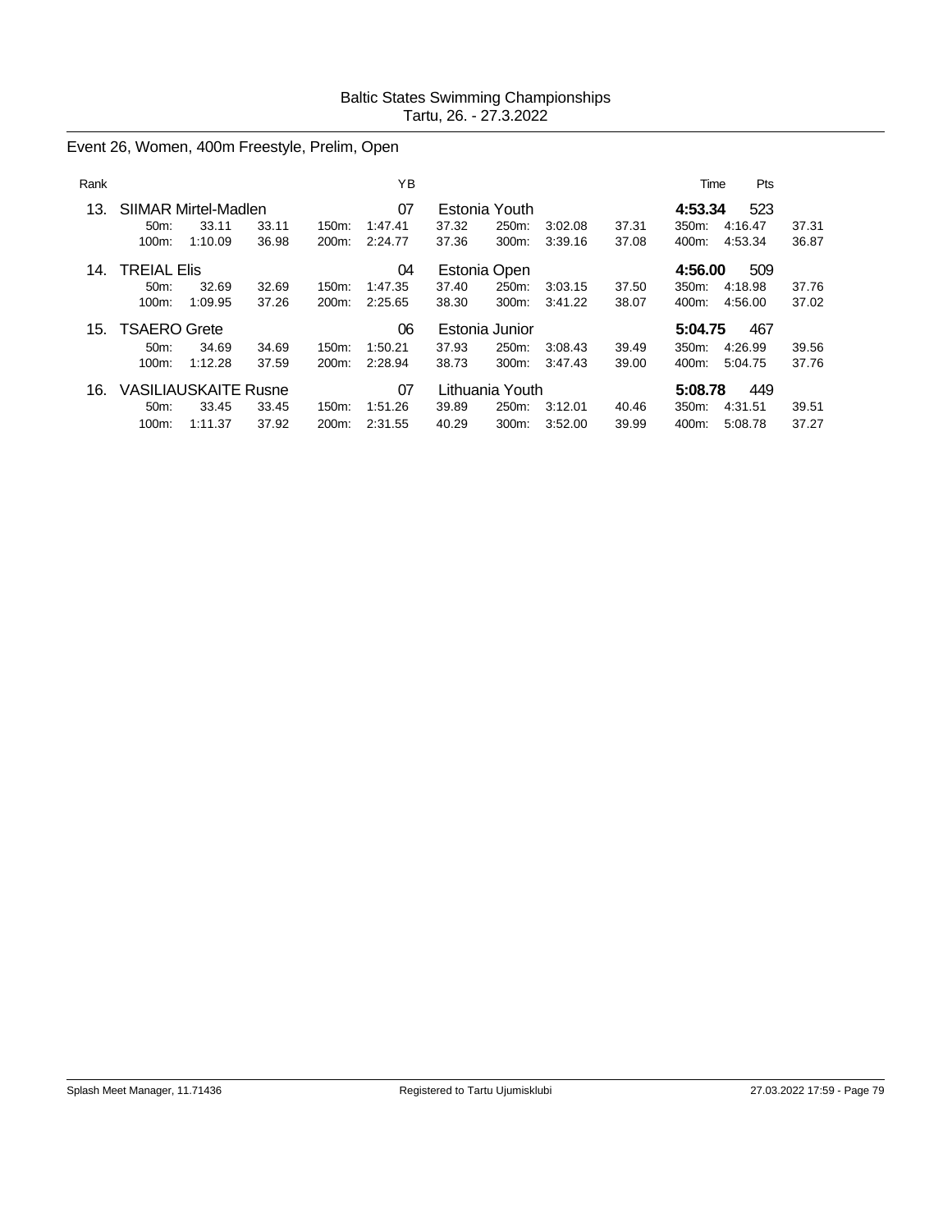Baltic States Swimming Championships
Tartu, 26. - 27.3.2022

## Event 26, Women, 400m Freestyle, Prelim, Open

| Rank | Name | YB | Club | Time | Pts |
|---|---|---|---|---|---|
| 13. | SIIMAR Mirtel-Madlen | 07 | Estonia Youth | 4:53.34 | 523 |
| | 50m: 33.11 33.11 / 100m: 1:10.09 36.98 / 150m: 1:47.41 37.32 / 200m: 2:24.77 37.36 / 250m: 3:02.08 37.31 / 300m: 3:39.16 37.08 / 350m: 4:16.47 37.31 / 400m: 4:53.34 36.87 | | | | |
| 14. | TREIAL Elis | 04 | Estonia Open | 4:56.00 | 509 |
| | 50m: 32.69 32.69 / 100m: 1:09.95 37.26 / 150m: 1:47.35 37.40 / 200m: 2:25.65 38.30 / 250m: 3:03.15 37.50 / 300m: 3:41.22 38.07 / 350m: 4:18.98 37.76 / 400m: 4:56.00 37.02 | | | | |
| 15. | TSAERO Grete | 06 | Estonia Junior | 5:04.75 | 467 |
| | 50m: 34.69 34.69 / 100m: 1:12.28 37.59 / 150m: 1:50.21 37.93 / 200m: 2:28.94 38.73 / 250m: 3:08.43 39.49 / 300m: 3:47.43 39.00 / 350m: 4:26.99 39.56 / 400m: 5:04.75 37.76 | | | | |
| 16. | VASILIAUSKAITE Rusne | 07 | Lithuania Youth | 5:08.78 | 449 |
| | 50m: 33.45 33.45 / 100m: 1:11.37 37.92 / 150m: 1:51.26 39.89 / 200m: 2:31.55 40.29 / 250m: 3:12.01 40.46 / 300m: 3:52.00 39.99 / 350m: 4:31.51 39.51 / 400m: 5:08.78 37.27 | | | | |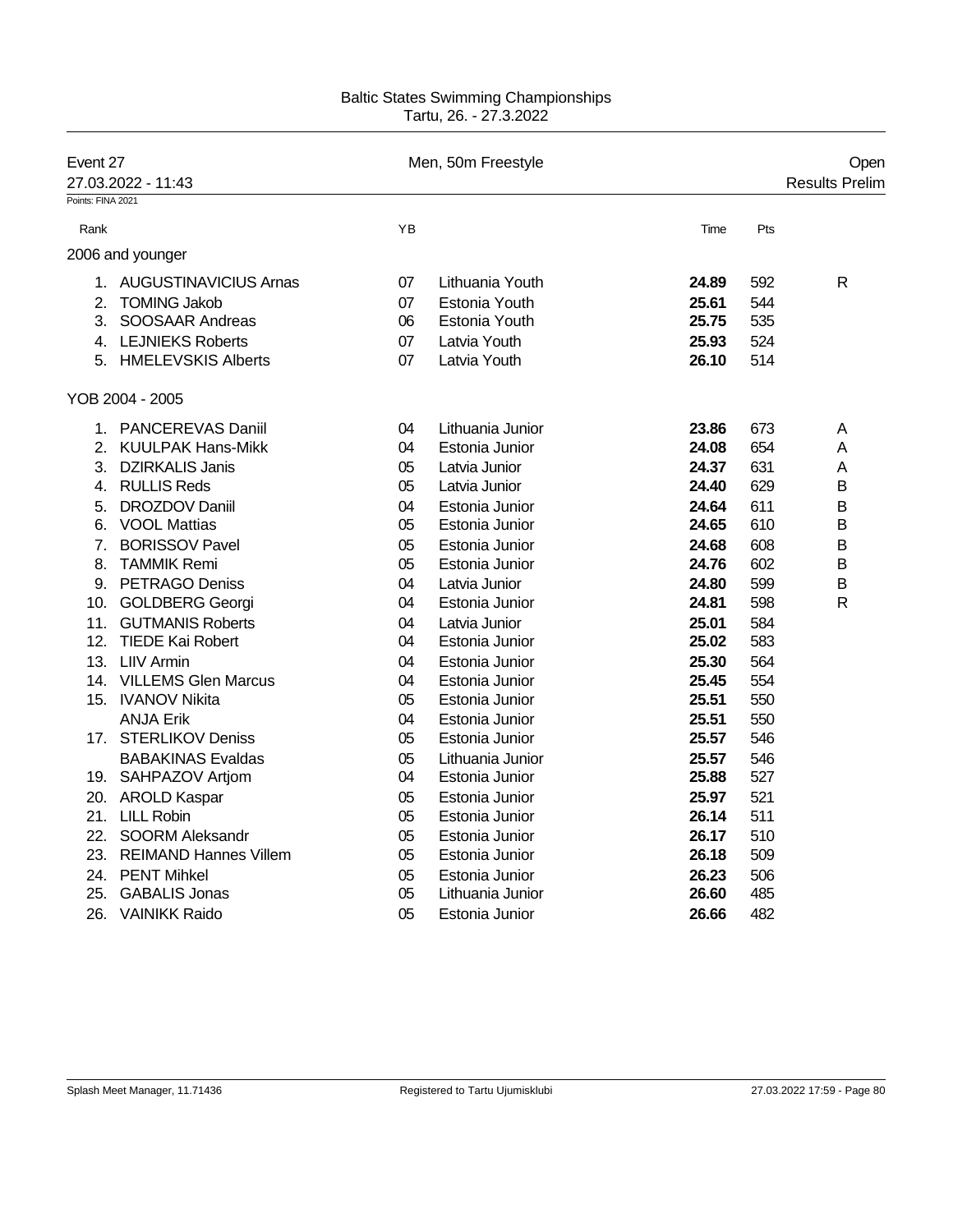Baltic States Swimming Championships
Tartu, 26. - 27.3.2022

## Event 27 — Men, 50m Freestyle — Open

27.03.2022 - 11:43 — Results Prelim

Points: FINA 2021

### 2006 and younger

| Rank | | YB | | Time | Pts | |
|---|---|---|---|---|---|---|
| 1. | AUGUSTINAVICIUS Arnas | 07 | Lithuania Youth | **24.89** | 592 | R |
| 2. | TOMING Jakob | 07 | Estonia Youth | **25.61** | 544 | |
| 3. | SOOSAAR Andreas | 06 | Estonia Youth | **25.75** | 535 | |
| 4. | LEJNIEKS Roberts | 07 | Latvia Youth | **25.93** | 524 | |
| 5. | HMELEVSKIS Alberts | 07 | Latvia Youth | **26.10** | 514 | |

### YOB 2004 - 2005

| Rank | | YB | | Time | Pts | |
|---|---|---|---|---|---|---|
| 1. | PANCEREVAS Daniil | 04 | Lithuania Junior | **23.86** | 673 | A |
| 2. | KUULPAK Hans-Mikk | 04 | Estonia Junior | **24.08** | 654 | A |
| 3. | DZIRKALIS Janis | 05 | Latvia Junior | **24.37** | 631 | A |
| 4. | RULLIS Reds | 05 | Latvia Junior | **24.40** | 629 | B |
| 5. | DROZDOV Daniil | 04 | Estonia Junior | **24.64** | 611 | B |
| 6. | VOOL Mattias | 05 | Estonia Junior | **24.65** | 610 | B |
| 7. | BORISSOV Pavel | 05 | Estonia Junior | **24.68** | 608 | B |
| 8. | TAMMIK Remi | 05 | Estonia Junior | **24.76** | 602 | B |
| 9. | PETRAGO Deniss | 04 | Latvia Junior | **24.80** | 599 | B |
| 10. | GOLDBERG Georgi | 04 | Estonia Junior | **24.81** | 598 | R |
| 11. | GUTMANIS Roberts | 04 | Latvia Junior | **25.01** | 584 | |
| 12. | TIEDE Kai Robert | 04 | Estonia Junior | **25.02** | 583 | |
| 13. | LIIV Armin | 04 | Estonia Junior | **25.30** | 564 | |
| 14. | VILLEMS Glen Marcus | 04 | Estonia Junior | **25.45** | 554 | |
| 15. | IVANOV Nikita | 05 | Estonia Junior | **25.51** | 550 | |
| | ANJA Erik | 04 | Estonia Junior | **25.51** | 550 | |
| 17. | STERLIKOV Deniss | 05 | Estonia Junior | **25.57** | 546 | |
| | BABAKINAS Evaldas | 05 | Lithuania Junior | **25.57** | 546 | |
| 19. | SAHPAZOV Artjom | 04 | Estonia Junior | **25.88** | 527 | |
| 20. | AROLD Kaspar | 05 | Estonia Junior | **25.97** | 521 | |
| 21. | LILL Robin | 05 | Estonia Junior | **26.14** | 511 | |
| 22. | SOORM Aleksandr | 05 | Estonia Junior | **26.17** | 510 | |
| 23. | REIMAND Hannes Villem | 05 | Estonia Junior | **26.18** | 509 | |
| 24. | PENT Mihkel | 05 | Estonia Junior | **26.23** | 506 | |
| 25. | GABALIS Jonas | 05 | Lithuania Junior | **26.60** | 485 | |
| 26. | VAINIKK Raido | 05 | Estonia Junior | **26.66** | 482 | |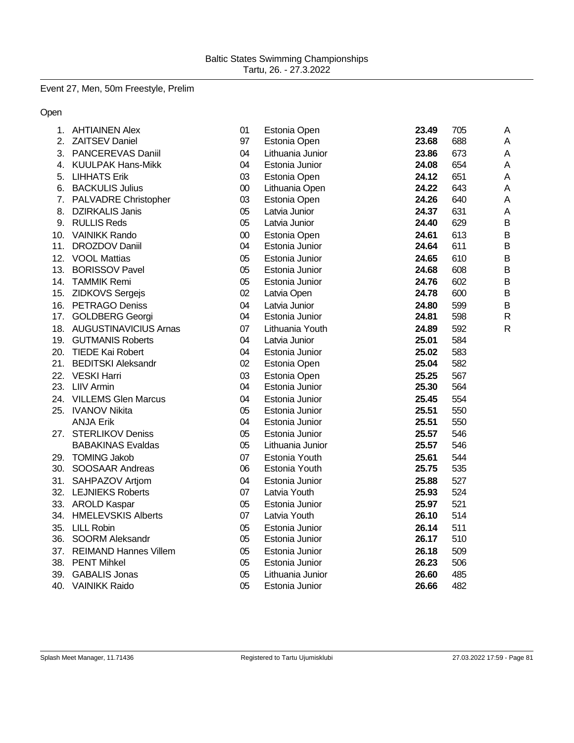Baltic States Swimming Championships
Tartu, 26. - 27.3.2022

Event 27, Men, 50m Freestyle, Prelim

Open

| Place | Name | YoB | Team | Time | Points | |
|---|---|---|---|---|---|---|
| 1. | AHTIAINEN Alex | 01 | Estonia Open | **23.49** | 705 | A |
| 2. | ZAITSEV Daniel | 97 | Estonia Open | **23.68** | 688 | A |
| 3. | PANCEREVAS Daniil | 04 | Lithuania Junior | **23.86** | 673 | A |
| 4. | KUULPAK Hans-Mikk | 04 | Estonia Junior | **24.08** | 654 | A |
| 5. | LIHHATS Erik | 03 | Estonia Open | **24.12** | 651 | A |
| 6. | BACKULIS Julius | 00 | Lithuania Open | **24.22** | 643 | A |
| 7. | PALVADRE Christopher | 03 | Estonia Open | **24.26** | 640 | A |
| 8. | DZIRKALIS Janis | 05 | Latvia Junior | **24.37** | 631 | A |
| 9. | RULLIS Reds | 05 | Latvia Junior | **24.40** | 629 | B |
| 10. | VAINIKK Rando | 00 | Estonia Open | **24.61** | 613 | B |
| 11. | DROZDOV Daniil | 04 | Estonia Junior | **24.64** | 611 | B |
| 12. | VOOL Mattias | 05 | Estonia Junior | **24.65** | 610 | B |
| 13. | BORISSOV Pavel | 05 | Estonia Junior | **24.68** | 608 | B |
| 14. | TAMMIK Remi | 05 | Estonia Junior | **24.76** | 602 | B |
| 15. | ZIDKOVS Sergejs | 02 | Latvia Open | **24.78** | 600 | B |
| 16. | PETRAGO Deniss | 04 | Latvia Junior | **24.80** | 599 | B |
| 17. | GOLDBERG Georgi | 04 | Estonia Junior | **24.81** | 598 | R |
| 18. | AUGUSTINAVICIUS Arnas | 07 | Lithuania Youth | **24.89** | 592 | R |
| 19. | GUTMANIS Roberts | 04 | Latvia Junior | **25.01** | 584 | |
| 20. | TIEDE Kai Robert | 04 | Estonia Junior | **25.02** | 583 | |
| 21. | BEDITSKI Aleksandr | 02 | Estonia Open | **25.04** | 582 | |
| 22. | VESKI Harri | 03 | Estonia Open | **25.25** | 567 | |
| 23. | LIIV Armin | 04 | Estonia Junior | **25.30** | 564 | |
| 24. | VILLEMS Glen Marcus | 04 | Estonia Junior | **25.45** | 554 | |
| 25. | IVANOV Nikita | 05 | Estonia Junior | **25.51** | 550 | |
| | ANJA Erik | 04 | Estonia Junior | **25.51** | 550 | |
| 27. | STERLIKOV Deniss | 05 | Estonia Junior | **25.57** | 546 | |
| | BABAKINAS Evaldas | 05 | Lithuania Junior | **25.57** | 546 | |
| 29. | TOMING Jakob | 07 | Estonia Youth | **25.61** | 544 | |
| 30. | SOOSAAR Andreas | 06 | Estonia Youth | **25.75** | 535 | |
| 31. | SAHPAZOV Artjom | 04 | Estonia Junior | **25.88** | 527 | |
| 32. | LEJNIEKS Roberts | 07 | Latvia Youth | **25.93** | 524 | |
| 33. | AROLD Kaspar | 05 | Estonia Junior | **25.97** | 521 | |
| 34. | HMELEVSKIS Alberts | 07 | Latvia Youth | **26.10** | 514 | |
| 35. | LILL Robin | 05 | Estonia Junior | **26.14** | 511 | |
| 36. | SOORM Aleksandr | 05 | Estonia Junior | **26.17** | 510 | |
| 37. | REIMAND Hannes Villem | 05 | Estonia Junior | **26.18** | 509 | |
| 38. | PENT Mihkel | 05 | Estonia Junior | **26.23** | 506 | |
| 39. | GABALIS Jonas | 05 | Lithuania Junior | **26.60** | 485 | |
| 40. | VAINIKK Raido | 05 | Estonia Junior | **26.66** | 482 | |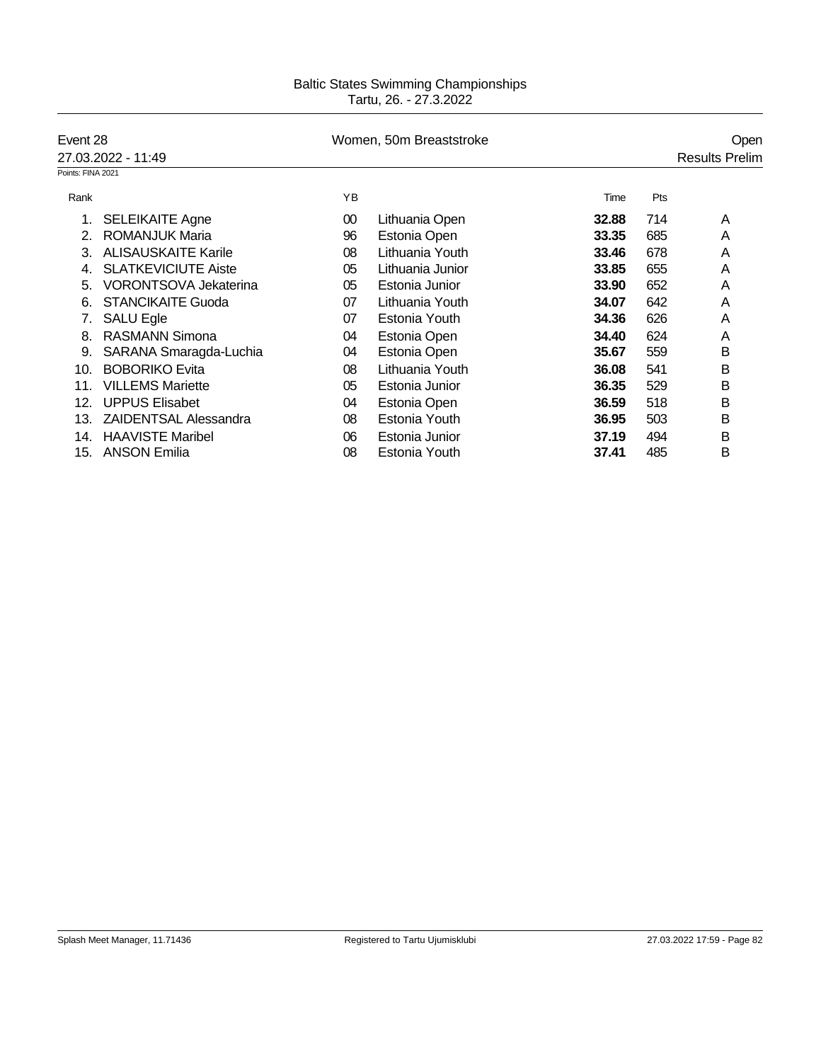Baltic States Swimming Championships
Tartu, 26. - 27.3.2022

Event 28 | Women, 50m Breaststroke | Open

27.03.2022 - 11:49 | Results Prelim

Points: FINA 2021

| Rank | | YB | | Time | Pts | |
|---|---|---|---|---|---|---|
| 1. | SELEIKAITE Agne | 00 | Lithuania Open | **32.88** | 714 | A |
| 2. | ROMANJUK Maria | 96 | Estonia Open | **33.35** | 685 | A |
| 3. | ALISAUSKAITE Karile | 08 | Lithuania Youth | **33.46** | 678 | A |
| 4. | SLATKEVICIUTE Aiste | 05 | Lithuania Junior | **33.85** | 655 | A |
| 5. | VORONTSOVA Jekaterina | 05 | Estonia Junior | **33.90** | 652 | A |
| 6. | STANCIKAITE Guoda | 07 | Lithuania Youth | **34.07** | 642 | A |
| 7. | SALU Egle | 07 | Estonia Youth | **34.36** | 626 | A |
| 8. | RASMANN Simona | 04 | Estonia Open | **34.40** | 624 | A |
| 9. | SARANA Smaragda-Luchia | 04 | Estonia Open | **35.67** | 559 | B |
| 10. | BOBORIKO Evita | 08 | Lithuania Youth | **36.08** | 541 | B |
| 11. | VILLEMS Mariette | 05 | Estonia Junior | **36.35** | 529 | B |
| 12. | UPPUS Elisabet | 04 | Estonia Open | **36.59** | 518 | B |
| 13. | ZAIDENTSAL Alessandra | 08 | Estonia Youth | **36.95** | 503 | B |
| 14. | HAAVISTE Maribel | 06 | Estonia Junior | **37.19** | 494 | B |
| 15. | ANSON Emilia | 08 | Estonia Youth | **37.41** | 485 | B |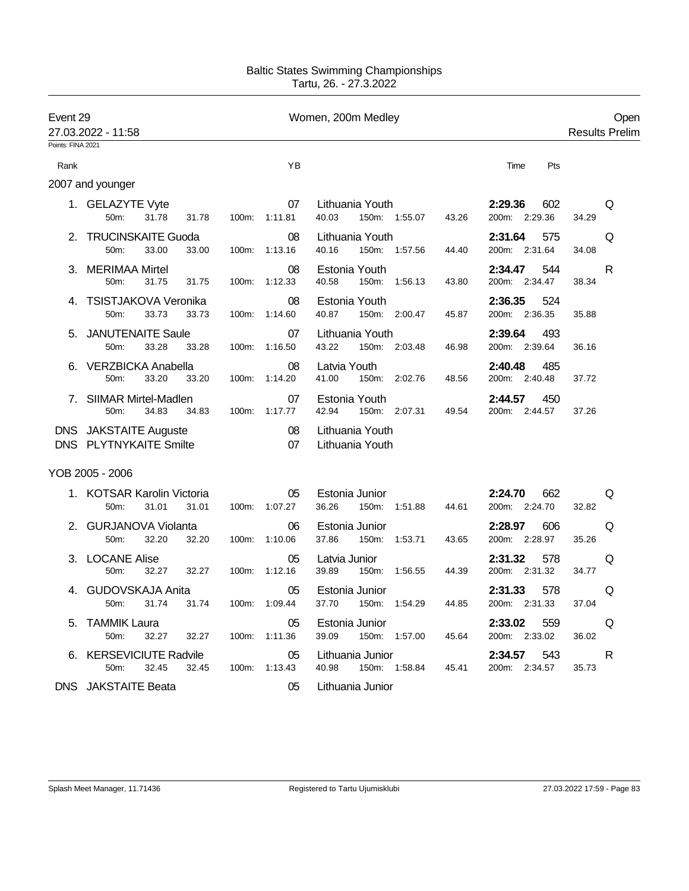Baltic States Swimming Championships
Tartu, 26. - 27.3.2022

**Event 29** — Women, 200m Medley — Open
27.03.2022 - 11:58 — Results Prelim

Points: FINA 2021

### 2007 and younger

| Rank | Name | YB | Club | Time | Pts | |
|---|---|---|---|---|---|---|
| 1. | GELAZYTE Vyte | 07 | Lithuania Youth | **2:29.36** | 602 | Q |
| | 50m: 31.78 31.78 | 100m: 1:11.81 | 40.03 150m: 1:55.07 43.26 | 200m: 2:29.36 | 34.29 | |
| 2. | TRUCINSKAITE Guoda | 08 | Lithuania Youth | **2:31.64** | 575 | Q |
| | 50m: 33.00 33.00 | 100m: 1:13.16 | 40.16 150m: 1:57.56 44.40 | 200m: 2:31.64 | 34.08 | |
| 3. | MERIMAA Mirtel | 08 | Estonia Youth | **2:34.47** | 544 | R |
| | 50m: 31.75 31.75 | 100m: 1:12.33 | 40.58 150m: 1:56.13 43.80 | 200m: 2:34.47 | 38.34 | |
| 4. | TSISTJAKOVA Veronika | 08 | Estonia Youth | **2:36.35** | 524 | |
| | 50m: 33.73 33.73 | 100m: 1:14.60 | 40.87 150m: 2:00.47 45.87 | 200m: 2:36.35 | 35.88 | |
| 5. | JANUTENAITE Saule | 07 | Lithuania Youth | **2:39.64** | 493 | |
| | 50m: 33.28 33.28 | 100m: 1:16.50 | 43.22 150m: 2:03.48 46.98 | 200m: 2:39.64 | 36.16 | |
| 6. | VERZBICKA Anabella | 08 | Latvia Youth | **2:40.48** | 485 | |
| | 50m: 33.20 33.20 | 100m: 1:14.20 | 41.00 150m: 2:02.76 48.56 | 200m: 2:40.48 | 37.72 | |
| 7. | SIIMAR Mirtel-Madlen | 07 | Estonia Youth | **2:44.57** | 450 | |
| | 50m: 34.83 34.83 | 100m: 1:17.77 | 42.94 150m: 2:07.31 49.54 | 200m: 2:44.57 | 37.26 | |
| DNS | JAKSTAITE Auguste | 08 | Lithuania Youth | | | |
| DNS | PLYTNYKAITE Smilte | 07 | Lithuania Youth | | | |

### YOB 2005 - 2006

| Rank | Name | YB | Club | Time | Pts | |
|---|---|---|---|---|---|---|
| 1. | KOTSAR Karolin Victoria | 05 | Estonia Junior | **2:24.70** | 662 | Q |
| | 50m: 31.01 31.01 | 100m: 1:07.27 | 36.26 150m: 1:51.88 44.61 | 200m: 2:24.70 | 32.82 | |
| 2. | GURJANOVA Violanta | 06 | Estonia Junior | **2:28.97** | 606 | Q |
| | 50m: 32.20 32.20 | 100m: 1:10.06 | 37.86 150m: 1:53.71 43.65 | 200m: 2:28.97 | 35.26 | |
| 3. | LOCANE Alise | 05 | Latvia Junior | **2:31.32** | 578 | Q |
| | 50m: 32.27 32.27 | 100m: 1:12.16 | 39.89 150m: 1:56.55 44.39 | 200m: 2:31.32 | 34.77 | |
| 4. | GUDOVSKAJA Anita | 05 | Estonia Junior | **2:31.33** | 578 | Q |
| | 50m: 31.74 31.74 | 100m: 1:09.44 | 37.70 150m: 1:54.29 44.85 | 200m: 2:31.33 | 37.04 | |
| 5. | TAMMIK Laura | 05 | Estonia Junior | **2:33.02** | 559 | Q |
| | 50m: 32.27 32.27 | 100m: 1:11.36 | 39.09 150m: 1:57.00 45.64 | 200m: 2:33.02 | 36.02 | |
| 6. | KERSEVICIUTE Radvile | 05 | Lithuania Junior | **2:34.57** | 543 | R |
| | 50m: 32.45 32.45 | 100m: 1:13.43 | 40.98 150m: 1:58.84 45.41 | 200m: 2:34.57 | 35.73 | |
| DNS | JAKSTAITE Beata | 05 | Lithuania Junior | | | |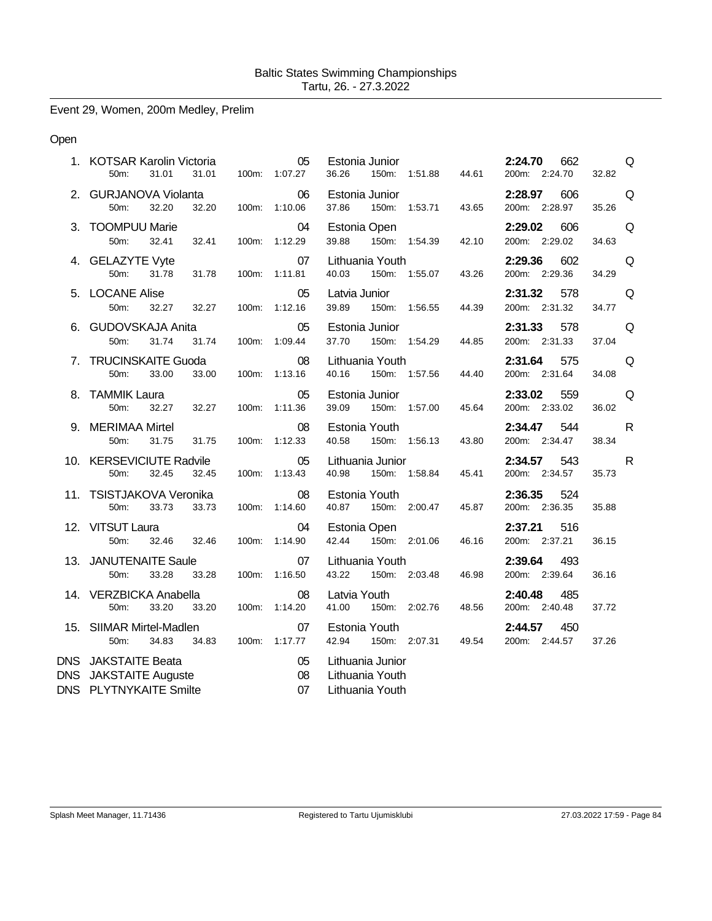Baltic States Swimming Championships
Tartu, 26. - 27.3.2022

## Event 29, Women, 200m Medley, Prelim

Open

| Place | Name | YoB | Club | Time | Points | |
|---|---|---|---|---|---|---|
| 1. | KOTSAR Karolin Victoria | 05 | Estonia Junior | **2:24.70** | 662 | Q |
| | 50m: 31.01 31.01 | 100m: 1:07.27 36.26 | 150m: 1:51.88 44.61 | 200m: 2:24.70 32.82 | | |
| 2. | GURJANOVA Violanta | 06 | Estonia Junior | **2:28.97** | 606 | Q |
| | 50m: 32.20 32.20 | 100m: 1:10.06 37.86 | 150m: 1:53.71 43.65 | 200m: 2:28.97 35.26 | | |
| 3. | TOOMPUU Marie | 04 | Estonia Open | **2:29.02** | 606 | Q |
| | 50m: 32.41 32.41 | 100m: 1:12.29 39.88 | 150m: 1:54.39 42.10 | 200m: 2:29.02 34.63 | | |
| 4. | GELAZYTE Vyte | 07 | Lithuania Youth | **2:29.36** | 602 | Q |
| | 50m: 31.78 31.78 | 100m: 1:11.81 40.03 | 150m: 1:55.07 43.26 | 200m: 2:29.36 34.29 | | |
| 5. | LOCANE Alise | 05 | Latvia Junior | **2:31.32** | 578 | Q |
| | 50m: 32.27 32.27 | 100m: 1:12.16 39.89 | 150m: 1:56.55 44.39 | 200m: 2:31.32 34.77 | | |
| 6. | GUDOVSKAJA Anita | 05 | Estonia Junior | **2:31.33** | 578 | Q |
| | 50m: 31.74 31.74 | 100m: 1:09.44 37.70 | 150m: 1:54.29 44.85 | 200m: 2:31.33 37.04 | | |
| 7. | TRUCINSKAITE Guoda | 08 | Lithuania Youth | **2:31.64** | 575 | Q |
| | 50m: 33.00 33.00 | 100m: 1:13.16 40.16 | 150m: 1:57.56 44.40 | 200m: 2:31.64 34.08 | | |
| 8. | TAMMIK Laura | 05 | Estonia Junior | **2:33.02** | 559 | Q |
| | 50m: 32.27 32.27 | 100m: 1:11.36 39.09 | 150m: 1:57.00 45.64 | 200m: 2:33.02 36.02 | | |
| 9. | MERIMAA Mirtel | 08 | Estonia Youth | **2:34.47** | 544 | R |
| | 50m: 31.75 31.75 | 100m: 1:12.33 40.58 | 150m: 1:56.13 43.80 | 200m: 2:34.47 38.34 | | |
| 10. | KERSEVICIUTE Radvile | 05 | Lithuania Junior | **2:34.57** | 543 | R |
| | 50m: 32.45 32.45 | 100m: 1:13.43 40.98 | 150m: 1:58.84 45.41 | 200m: 2:34.57 35.73 | | |
| 11. | TSISTJAKOVA Veronika | 08 | Estonia Youth | **2:36.35** | 524 | |
| | 50m: 33.73 33.73 | 100m: 1:14.60 40.87 | 150m: 2:00.47 45.87 | 200m: 2:36.35 35.88 | | |
| 12. | VITSUT Laura | 04 | Estonia Open | **2:37.21** | 516 | |
| | 50m: 32.46 32.46 | 100m: 1:14.90 42.44 | 150m: 2:01.06 46.16 | 200m: 2:37.21 36.15 | | |
| 13. | JANUTENAITE Saule | 07 | Lithuania Youth | **2:39.64** | 493 | |
| | 50m: 33.28 33.28 | 100m: 1:16.50 43.22 | 150m: 2:03.48 46.98 | 200m: 2:39.64 36.16 | | |
| 14. | VERZBICKA Anabella | 08 | Latvia Youth | **2:40.48** | 485 | |
| | 50m: 33.20 33.20 | 100m: 1:14.20 41.00 | 150m: 2:02.76 48.56 | 200m: 2:40.48 37.72 | | |
| 15. | SIIMAR Mirtel-Madlen | 07 | Estonia Youth | **2:44.57** | 450 | |
| | 50m: 34.83 34.83 | 100m: 1:17.77 42.94 | 150m: 2:07.31 49.54 | 200m: 2:44.57 37.26 | | |
| DNS | JAKSTAITE Beata | 05 | Lithuania Junior | | | |
| DNS | JAKSTAITE Auguste | 08 | Lithuania Youth | | | |
| DNS | PLYTNYKAITE Smilte | 07 | Lithuania Youth | | | |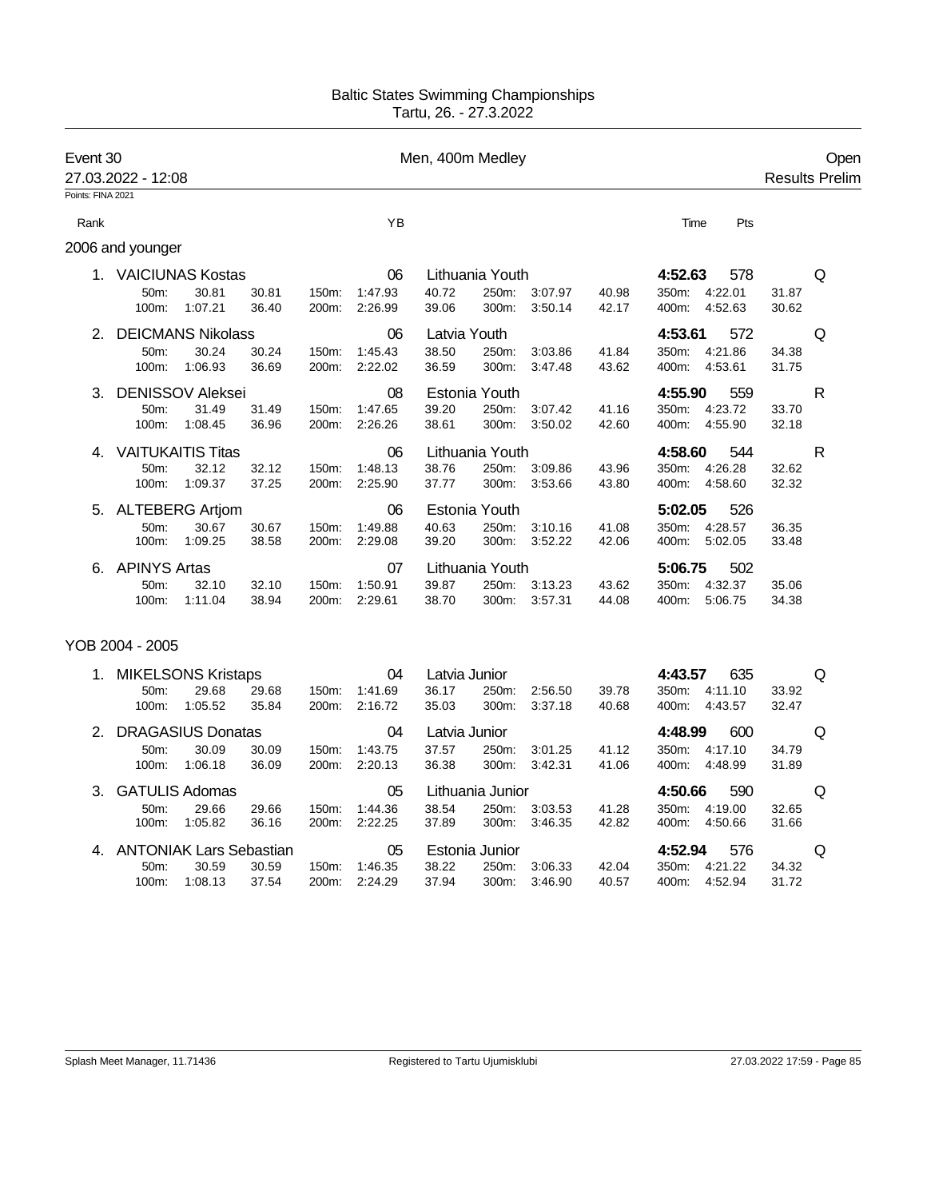Baltic States Swimming Championships
Tartu, 26. - 27.3.2022

## Event 30 — Men, 400m Medley — Open

27.03.2022 - 12:08 — Results Prelim

Points: FINA 2021

### 2006 and younger

| Rank | Name | YB | Club | Time | Pts | |
|---|---|---|---|---|---|---|
| 1. | VAICIUNAS Kostas | 06 | Lithuania Youth | 4:52.63 | 578 | Q |
| | 50m: 30.81 30.81 / 100m: 1:07.21 36.40 / 150m: 1:47.93 40.72 / 200m: 2:26.99 39.06 / 250m: 3:07.97 40.98 / 300m: 3:50.14 42.17 / 350m: 4:22.01 31.87 / 400m: 4:52.63 30.62 | | | | | |
| 2. | DEICMANS Nikolass | 06 | Latvia Youth | 4:53.61 | 572 | Q |
| | 50m: 30.24 30.24 / 100m: 1:06.93 36.69 / 150m: 1:45.43 38.50 / 200m: 2:22.02 36.59 / 250m: 3:03.86 41.84 / 300m: 3:47.48 43.62 / 350m: 4:21.86 34.38 / 400m: 4:53.61 31.75 | | | | | |
| 3. | DENISSOV Aleksei | 08 | Estonia Youth | 4:55.90 | 559 | R |
| | 50m: 31.49 31.49 / 100m: 1:08.45 36.96 / 150m: 1:47.65 39.20 / 200m: 2:26.26 38.61 / 250m: 3:07.42 41.16 / 300m: 3:50.02 42.60 / 350m: 4:23.72 33.70 / 400m: 4:55.90 32.18 | | | | | |
| 4. | VAITUKAITIS Titas | 06 | Lithuania Youth | 4:58.60 | 544 | R |
| | 50m: 32.12 32.12 / 100m: 1:09.37 37.25 / 150m: 1:48.13 38.76 / 200m: 2:25.90 37.77 / 250m: 3:09.86 43.96 / 300m: 3:53.66 43.80 / 350m: 4:26.28 32.62 / 400m: 4:58.60 32.32 | | | | | |
| 5. | ALTEBERG Artjom | 06 | Estonia Youth | 5:02.05 | 526 | |
| | 50m: 30.67 30.67 / 100m: 1:09.25 38.58 / 150m: 1:49.88 40.63 / 200m: 2:29.08 39.20 / 250m: 3:10.16 41.08 / 300m: 3:52.22 42.06 / 350m: 4:28.57 36.35 / 400m: 5:02.05 33.48 | | | | | |
| 6. | APINYS Artas | 07 | Lithuania Youth | 5:06.75 | 502 | |
| | 50m: 32.10 32.10 / 100m: 1:11.04 38.94 / 150m: 1:50.91 39.87 / 200m: 2:29.61 38.70 / 250m: 3:13.23 43.62 / 300m: 3:57.31 44.08 / 350m: 4:32.37 35.06 / 400m: 5:06.75 34.38 | | | | | |

### YOB 2004 - 2005

| Rank | Name | YB | Club | Time | Pts | |
|---|---|---|---|---|---|---|
| 1. | MIKELSONS Kristaps | 04 | Latvia Junior | 4:43.57 | 635 | Q |
| | 50m: 29.68 29.68 / 100m: 1:05.52 35.84 / 150m: 1:41.69 36.17 / 200m: 2:16.72 35.03 / 250m: 2:56.50 39.78 / 300m: 3:37.18 40.68 / 350m: 4:11.10 33.92 / 400m: 4:43.57 32.47 | | | | | |
| 2. | DRAGASIUS Donatas | 04 | Latvia Junior | 4:48.99 | 600 | Q |
| | 50m: 30.09 30.09 / 100m: 1:06.18 36.09 / 150m: 1:43.75 37.57 / 200m: 2:20.13 36.38 / 250m: 3:01.25 41.12 / 300m: 3:42.31 41.06 / 350m: 4:17.10 34.79 / 400m: 4:48.99 31.89 | | | | | |
| 3. | GATULIS Adomas | 05 | Lithuania Junior | 4:50.66 | 590 | Q |
| | 50m: 29.66 29.66 / 100m: 1:05.82 36.16 / 150m: 1:44.36 38.54 / 200m: 2:22.25 37.89 / 250m: 3:03.53 41.28 / 300m: 3:46.35 42.82 / 350m: 4:19.00 32.65 / 400m: 4:50.66 31.66 | | | | | |
| 4. | ANTONIAK Lars Sebastian | 05 | Estonia Junior | 4:52.94 | 576 | Q |
| | 50m: 30.59 30.59 / 100m: 1:08.13 37.54 / 150m: 1:46.35 38.22 / 200m: 2:24.29 37.94 / 250m: 3:06.33 42.04 / 300m: 3:46.90 40.57 / 350m: 4:21.22 34.32 / 400m: 4:52.94 31.72 | | | | | |

Splash Meet Manager, 11.71436 — Registered to Tartu Ujumisklubi — 27.03.2022 17:59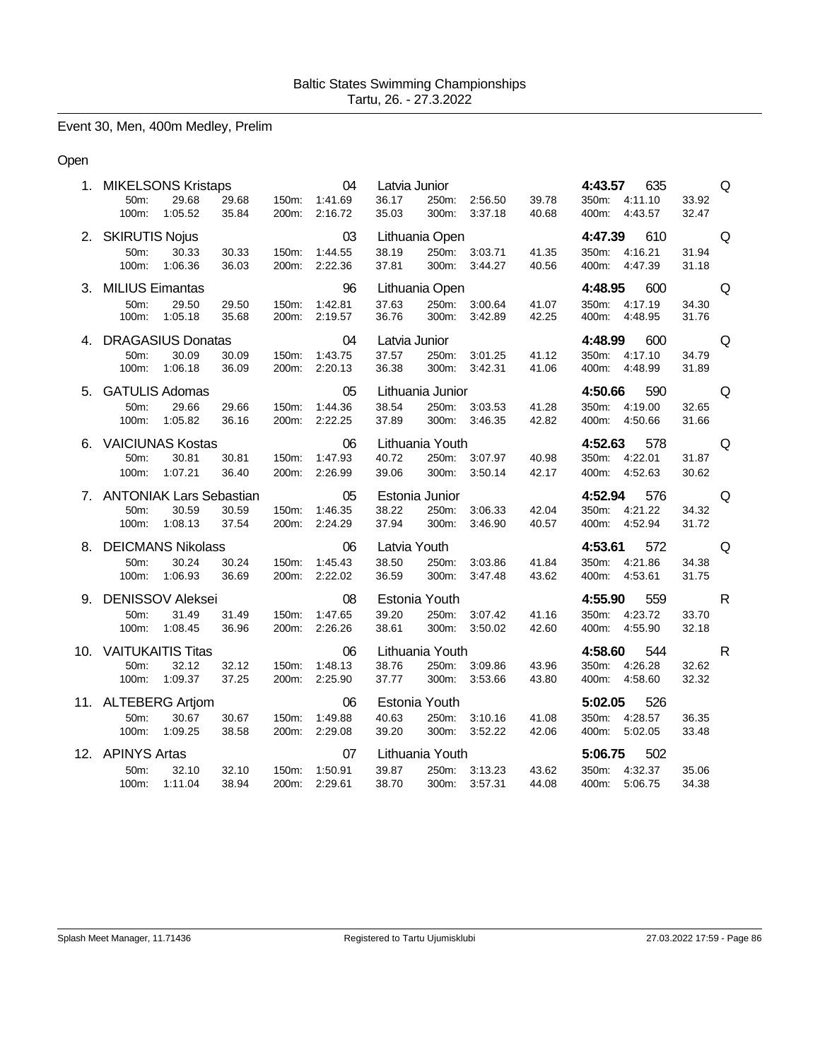Baltic States Swimming Championships
Tartu, 26. - 27.3.2022

## Event 30, Men, 400m Medley, Prelim

### Open

| Place | Name | YOB | Club | Time | Points | |
|---|---|---|---|---|---|---|
| 1. | MIKELSONS Kristaps | 04 | Latvia Junior | 4:43.57 | 635 | Q |
| | 50m: 29.68 29.68 | 100m: 1:05.52 35.84 | 150m: 1:41.69 36.17 | 200m: 2:16.72 35.03 | 250m: 2:56.50 39.78 | 300m: 3:37.18 40.68 | 350m: 4:11.10 33.92 | 400m: 4:43.57 32.47 |
| 2. | SKIRUTIS Nojus | 03 | Lithuania Open | 4:47.39 | 610 | Q |
| | 50m: 30.33 30.33 | 100m: 1:06.36 36.03 | 150m: 1:44.55 38.19 | 200m: 2:22.36 37.81 | 250m: 3:03.71 41.35 | 300m: 3:44.27 40.56 | 350m: 4:16.21 31.94 | 400m: 4:47.39 31.18 |
| 3. | MILIUS Eimantas | 96 | Lithuania Open | 4:48.95 | 600 | Q |
| | 50m: 29.50 29.50 | 100m: 1:05.18 35.68 | 150m: 1:42.81 37.63 | 200m: 2:19.57 36.76 | 250m: 3:00.64 41.07 | 300m: 3:42.89 42.25 | 350m: 4:17.19 34.30 | 400m: 4:48.95 31.76 |
| 4. | DRAGASIUS Donatas | 04 | Latvia Junior | 4:48.99 | 600 | Q |
| | 50m: 30.09 30.09 | 100m: 1:06.18 36.09 | 150m: 1:43.75 37.57 | 200m: 2:20.13 36.38 | 250m: 3:01.25 41.12 | 300m: 3:42.31 41.06 | 350m: 4:17.10 34.79 | 400m: 4:48.99 31.89 |
| 5. | GATULIS Adomas | 05 | Lithuania Junior | 4:50.66 | 590 | Q |
| | 50m: 29.66 29.66 | 100m: 1:05.82 36.16 | 150m: 1:44.36 38.54 | 200m: 2:22.25 37.89 | 250m: 3:03.53 41.28 | 300m: 3:46.35 42.82 | 350m: 4:19.00 32.65 | 400m: 4:50.66 31.66 |
| 6. | VAICIUNAS Kostas | 06 | Lithuania Youth | 4:52.63 | 578 | Q |
| | 50m: 30.81 30.81 | 100m: 1:07.21 36.40 | 150m: 1:47.93 40.72 | 200m: 2:26.99 39.06 | 250m: 3:07.97 40.98 | 300m: 3:50.14 42.17 | 350m: 4:22.01 31.87 | 400m: 4:52.63 30.62 |
| 7. | ANTONIAK Lars Sebastian | 05 | Estonia Junior | 4:52.94 | 576 | Q |
| | 50m: 30.59 30.59 | 100m: 1:08.13 37.54 | 150m: 1:46.35 38.22 | 200m: 2:24.29 37.94 | 250m: 3:06.33 42.04 | 300m: 3:46.90 40.57 | 350m: 4:21.22 34.32 | 400m: 4:52.94 31.72 |
| 8. | DEICMANS Nikolass | 06 | Latvia Youth | 4:53.61 | 572 | Q |
| | 50m: 30.24 30.24 | 100m: 1:06.93 36.69 | 150m: 1:45.43 38.50 | 200m: 2:22.02 36.59 | 250m: 3:03.86 41.84 | 300m: 3:47.48 43.62 | 350m: 4:21.86 34.38 | 400m: 4:53.61 31.75 |
| 9. | DENISSOV Aleksei | 08 | Estonia Youth | 4:55.90 | 559 | R |
| | 50m: 31.49 31.49 | 100m: 1:08.45 36.96 | 150m: 1:47.65 39.20 | 200m: 2:26.26 38.61 | 250m: 3:07.42 41.16 | 300m: 3:50.02 42.60 | 350m: 4:23.72 33.70 | 400m: 4:55.90 32.18 |
| 10. | VAITUKAITIS Titas | 06 | Lithuania Youth | 4:58.60 | 544 | R |
| | 50m: 32.12 32.12 | 100m: 1:09.37 37.25 | 150m: 1:48.13 38.76 | 200m: 2:25.90 37.77 | 250m: 3:09.86 43.96 | 300m: 3:53.66 43.80 | 350m: 4:26.28 32.62 | 400m: 4:58.60 32.32 |
| 11. | ALTEBERG Artjom | 06 | Estonia Youth | 5:02.05 | 526 | |
| | 50m: 30.67 30.67 | 100m: 1:09.25 38.58 | 150m: 1:49.88 40.63 | 200m: 2:29.08 39.20 | 250m: 3:10.16 41.08 | 300m: 3:52.22 42.06 | 350m: 4:28.57 36.35 | 400m: 5:02.05 33.48 |
| 12. | APINYS Artas | 07 | Lithuania Youth | 5:06.75 | 502 | |
| | 50m: 32.10 32.10 | 100m: 1:11.04 38.94 | 150m: 1:50.91 39.87 | 200m: 2:29.61 38.70 | 250m: 3:13.23 43.62 | 300m: 3:57.31 44.08 | 350m: 4:32.37 35.06 | 400m: 5:06.75 34.38 |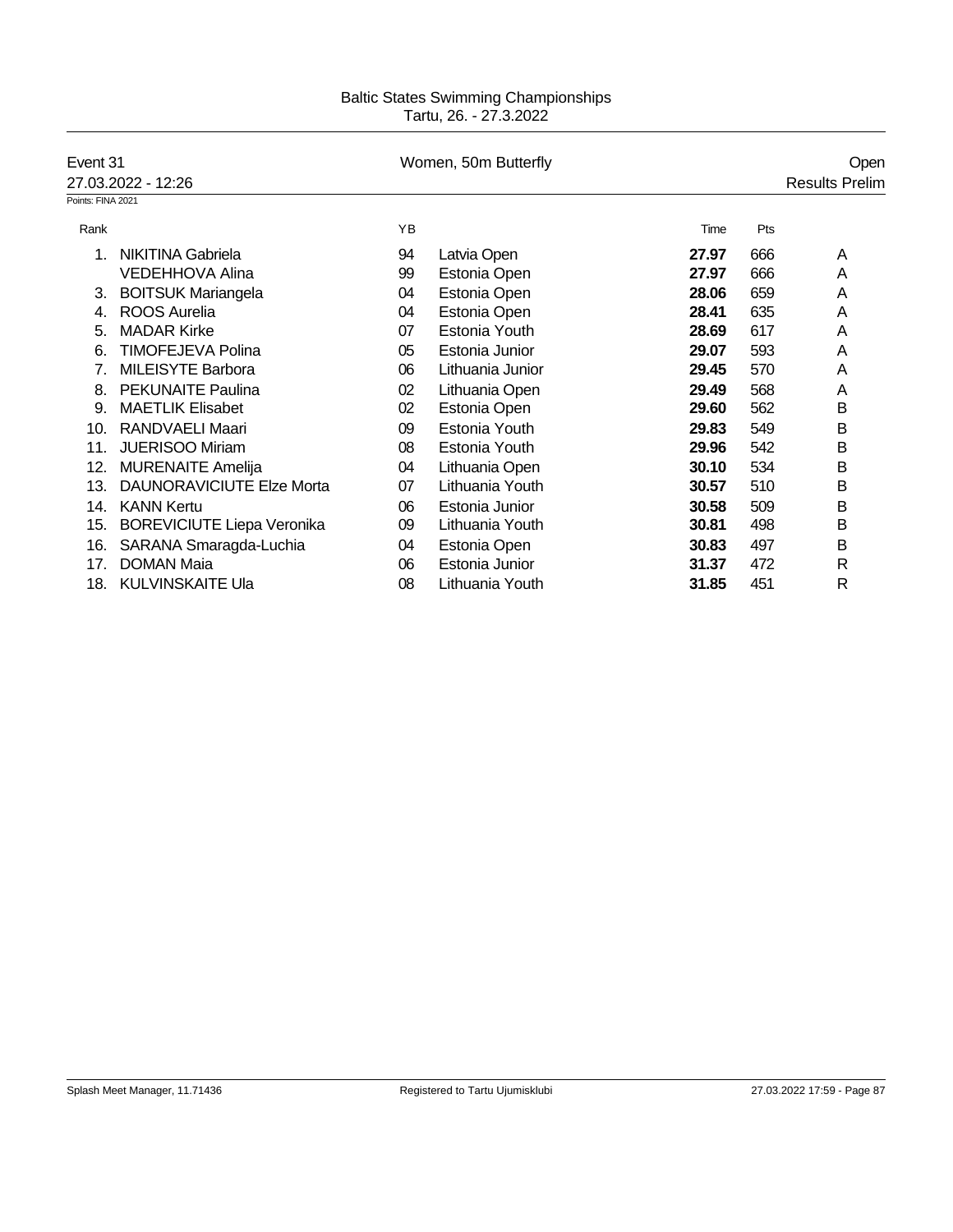Baltic States Swimming Championships
Tartu, 26. - 27.3.2022

Event 31 — Women, 50m Butterfly — Open

27.03.2022 - 12:26 — Results Prelim

Points: FINA 2021

| Rank | | YB | | Time | Pts | |
|---|---|---|---|---|---|---|
| 1. | NIKITINA Gabriela | 94 | Latvia Open | **27.97** | 666 | A |
| | VEDEHHOVA Alina | 99 | Estonia Open | **27.97** | 666 | A |
| 3. | BOITSUK Mariangela | 04 | Estonia Open | **28.06** | 659 | A |
| 4. | ROOS Aurelia | 04 | Estonia Open | **28.41** | 635 | A |
| 5. | MADAR Kirke | 07 | Estonia Youth | **28.69** | 617 | A |
| 6. | TIMOFEJEVA Polina | 05 | Estonia Junior | **29.07** | 593 | A |
| 7. | MILEISYTE Barbora | 06 | Lithuania Junior | **29.45** | 570 | A |
| 8. | PEKUNAITE Paulina | 02 | Lithuania Open | **29.49** | 568 | A |
| 9. | MAETLIK Elisabet | 02 | Estonia Open | **29.60** | 562 | B |
| 10. | RANDVAELI Maari | 09 | Estonia Youth | **29.83** | 549 | B |
| 11. | JUERISOO Miriam | 08 | Estonia Youth | **29.96** | 542 | B |
| 12. | MURENAITE Amelija | 04 | Lithuania Open | **30.10** | 534 | B |
| 13. | DAUNORAVICIUTE Elze Morta | 07 | Lithuania Youth | **30.57** | 510 | B |
| 14. | KANN Kertu | 06 | Estonia Junior | **30.58** | 509 | B |
| 15. | BOREVICIUTE Liepa Veronika | 09 | Lithuania Youth | **30.81** | 498 | B |
| 16. | SARANA Smaragda-Luchia | 04 | Estonia Open | **30.83** | 497 | B |
| 17. | DOMAN Maia | 06 | Estonia Junior | **31.37** | 472 | R |
| 18. | KULVINSKAITE Ula | 08 | Lithuania Youth | **31.85** | 451 | R |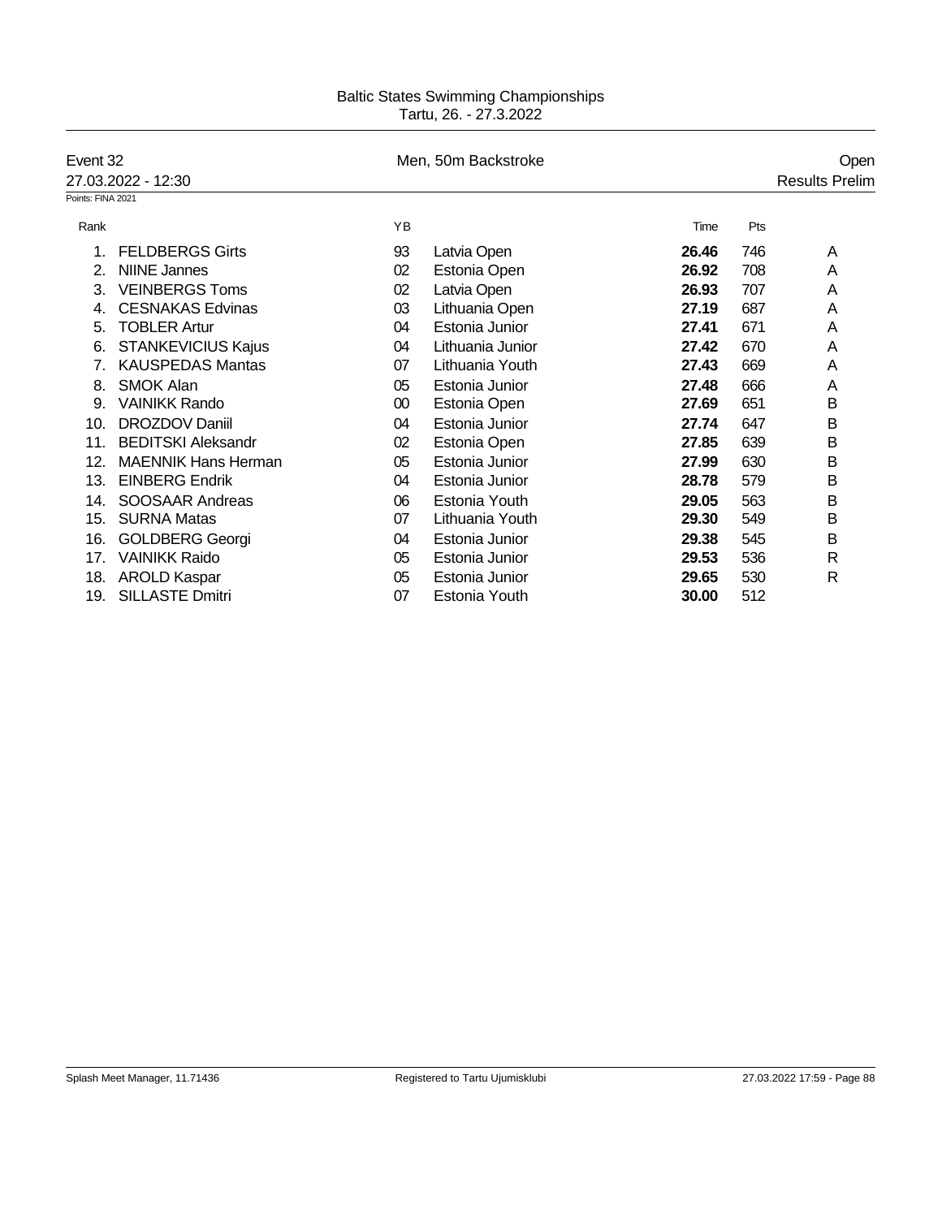Baltic States Swimming Championships
Tartu, 26. - 27.3.2022

Event 32 — Men, 50m Backstroke — Open

27.03.2022 - 12:30 — Results Prelim

Points: FINA 2021

| Rank | | YB | | Time | Pts | |
|---|---|---|---|---|---|---|
| 1. | FELDBERGS Girts | 93 | Latvia Open | **26.46** | 746 | A |
| 2. | NIINE Jannes | 02 | Estonia Open | **26.92** | 708 | A |
| 3. | VEINBERGS Toms | 02 | Latvia Open | **26.93** | 707 | A |
| 4. | CESNAKAS Edvinas | 03 | Lithuania Open | **27.19** | 687 | A |
| 5. | TOBLER Artur | 04 | Estonia Junior | **27.41** | 671 | A |
| 6. | STANKEVICIUS Kajus | 04 | Lithuania Junior | **27.42** | 670 | A |
| 7. | KAUSPEDAS Mantas | 07 | Lithuania Youth | **27.43** | 669 | A |
| 8. | SMOK Alan | 05 | Estonia Junior | **27.48** | 666 | A |
| 9. | VAINIKK Rando | 00 | Estonia Open | **27.69** | 651 | B |
| 10. | DROZDOV Daniil | 04 | Estonia Junior | **27.74** | 647 | B |
| 11. | BEDITSKI Aleksandr | 02 | Estonia Open | **27.85** | 639 | B |
| 12. | MAENNIK Hans Herman | 05 | Estonia Junior | **27.99** | 630 | B |
| 13. | EINBERG Endrik | 04 | Estonia Junior | **28.78** | 579 | B |
| 14. | SOOSAAR Andreas | 06 | Estonia Youth | **29.05** | 563 | B |
| 15. | SURNA Matas | 07 | Lithuania Youth | **29.30** | 549 | B |
| 16. | GOLDBERG Georgi | 04 | Estonia Junior | **29.38** | 545 | B |
| 17. | VAINIKK Raido | 05 | Estonia Junior | **29.53** | 536 | R |
| 18. | AROLD Kaspar | 05 | Estonia Junior | **29.65** | 530 | R |
| 19. | SILLASTE Dmitri | 07 | Estonia Youth | **30.00** | 512 | |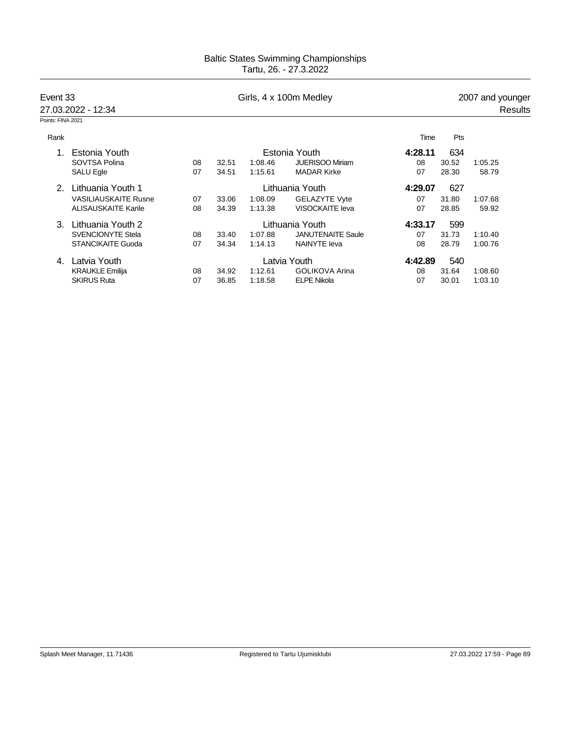Baltic States Swimming Championships
Tartu, 26. - 27.3.2022

Event 33 — Girls, 4 x 100m Medley — 2007 and younger

27.03.2022 - 12:34 — Results

Points: FINA 2021

| Rank | | | | | | | Time | Pts | |
|---|---|---|---|---|---|---|---|---|---|
| 1. | Estonia Youth | | | | Estonia Youth | | **4:28.11** | 634 | |
| | SOVTSA Polina | 08 | 32.51 | 1:08.46 | JUERISOO Miriam | 08 | 30.52 | 1:05.25 | |
| | SALU Egle | 07 | 34.51 | 1:15.61 | MADAR Kirke | 07 | 28.30 | 58.79 | |
| 2. | Lithuania Youth 1 | | | | Lithuania Youth | | **4:29.07** | 627 | |
| | VASILIAUSKAITE Rusne | 07 | 33.06 | 1:08.09 | GELAZYTE Vyte | 07 | 31.80 | 1:07.68 | |
| | ALISAUSKAITE Karile | 08 | 34.39 | 1:13.38 | VISOCKAITE Ieva | 07 | 28.85 | 59.92 | |
| 3. | Lithuania Youth 2 | | | | Lithuania Youth | | **4:33.17** | 599 | |
| | SVENCIONYTE Stela | 08 | 33.40 | 1:07.88 | JANUTENAITE Saule | 07 | 31.73 | 1:10.40 | |
| | STANCIKAITE Guoda | 07 | 34.34 | 1:14.13 | NAINYTE Ieva | 08 | 28.79 | 1:00.76 | |
| 4. | Latvia Youth | | | | Latvia Youth | | **4:42.89** | 540 | |
| | KRAUKLE Emilija | 08 | 34.92 | 1:12.61 | GOLIKOVA Arina | 08 | 31.64 | 1:08.60 | |
| | SKIRUS Ruta | 07 | 36.85 | 1:18.58 | ELPE Nikola | 07 | 30.01 | 1:03.10 | |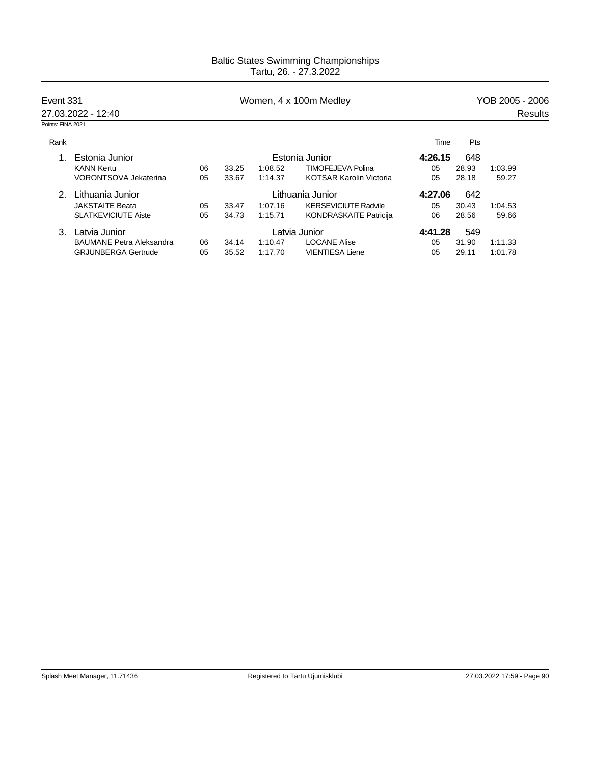# Baltic States Swimming Championships
Tartu, 26. - 27.3.2022

| Event 331 | Women, 4 x 100m Medley | YOB 2005 - 2006 |
|---|---|---|
| 27.03.2022 - 12:40 | | Results |

Points: FINA 2021

| Rank | | | | | | Time | Pts | |
|---|---|---|---|---|---|---|---|---|
| 1. | Estonia Junior | | | | Estonia Junior | **4:26.15** | 648 | |
| | KANN Kertu | 06 | 33.25 | 1:08.52 | TIMOFEJEVA Polina | 05 | 28.93 | 1:03.99 |
| | VORONTSOVA Jekaterina | 05 | 33.67 | 1:14.37 | KOTSAR Karolin Victoria | 05 | 28.18 | 59.27 |
| 2. | Lithuania Junior | | | | Lithuania Junior | **4:27.06** | 642 | |
| | JAKSTAITE Beata | 05 | 33.47 | 1:07.16 | KERSEVICIUTE Radvile | 05 | 30.43 | 1:04.53 |
| | SLATKEVICIUTE Aiste | 05 | 34.73 | 1:15.71 | KONDRASKAITE Patricija | 06 | 28.56 | 59.66 |
| 3. | Latvia Junior | | | | Latvia Junior | **4:41.28** | 549 | |
| | BAUMANE Petra Aleksandra | 06 | 34.14 | 1:10.47 | LOCANE Alise | 05 | 31.90 | 1:11.33 |
| | GRJUNBERGA Gertrude | 05 | 35.52 | 1:17.70 | VIENTIESA Liene | 05 | 29.11 | 1:01.78 |

Splash Meet Manager, 11.71436 — Registered to Tartu Ujumisklubi — 27.03.2022 17:59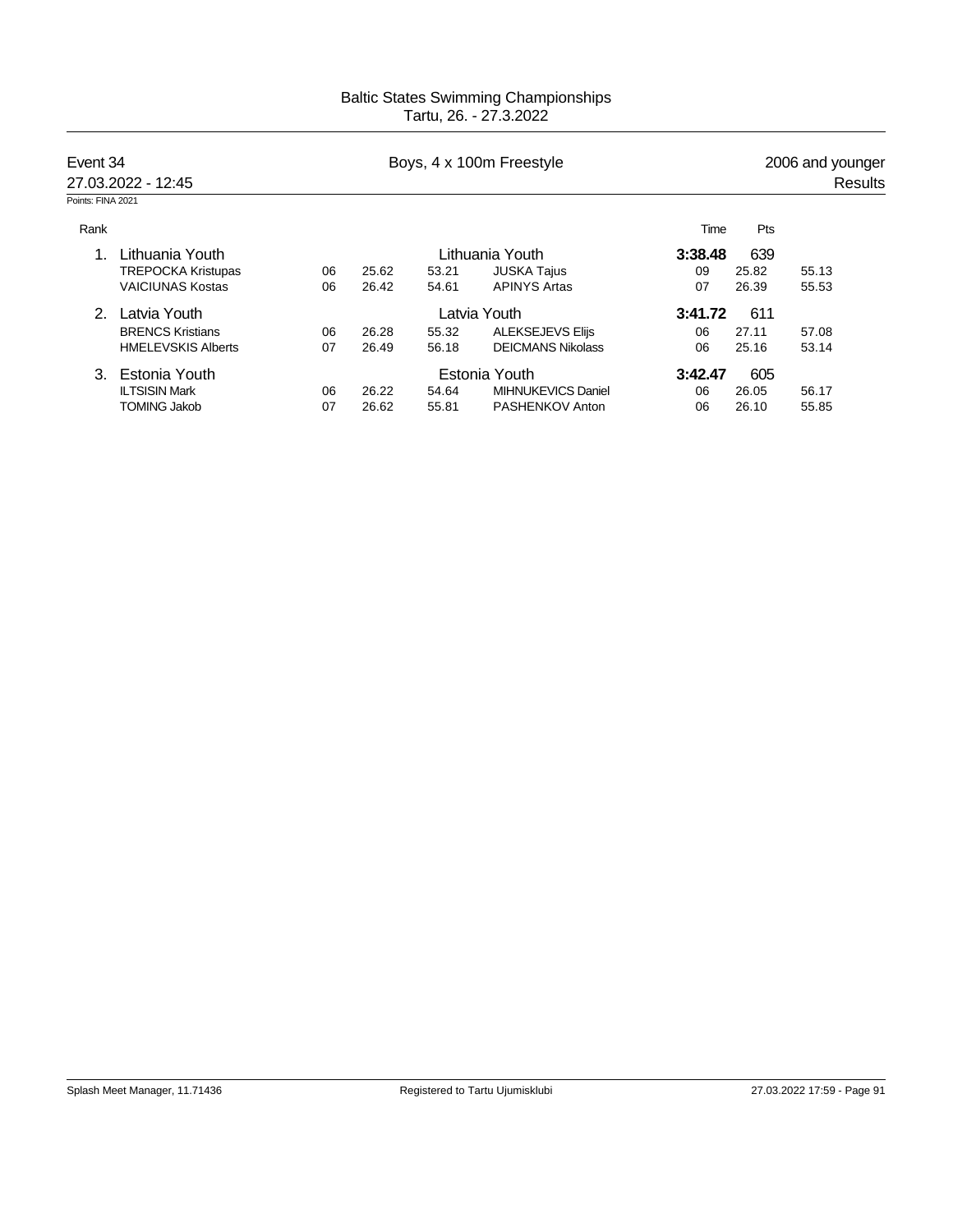Baltic States Swimming Championships
Tartu, 26. - 27.3.2022

**Event 34** | Boys, 4 x 100m Freestyle | 2006 and younger
27.03.2022 - 12:45 | Results

Points: FINA 2021

| Rank | | | | | | Time | Pts | |
|---|---|---|---|---|---|---|---|---|
| 1. | Lithuania Youth | | | | Lithuania Youth | **3:38.48** | 639 | |
| | TREPOCKA Kristupas | 06 | 25.62 | 53.21 | JUSKA Tajus | 09 | 25.82 | 55.13 |
| | VAICIUNAS Kostas | 06 | 26.42 | 54.61 | APINYS Artas | 07 | 26.39 | 55.53 |
| 2. | Latvia Youth | | | | Latvia Youth | **3:41.72** | 611 | |
| | BRENCS Kristians | 06 | 26.28 | 55.32 | ALEKSEJEVS Elijs | 06 | 27.11 | 57.08 |
| | HMELEVSKIS Alberts | 07 | 26.49 | 56.18 | DEICMANS Nikolass | 06 | 25.16 | 53.14 |
| 3. | Estonia Youth | | | | Estonia Youth | **3:42.47** | 605 | |
| | ILTSISIN Mark | 06 | 26.22 | 54.64 | MIHNUKEVICS Daniel | 06 | 26.05 | 56.17 |
| | TOMING Jakob | 07 | 26.62 | 55.81 | PASHENKOV Anton | 06 | 26.10 | 55.85 |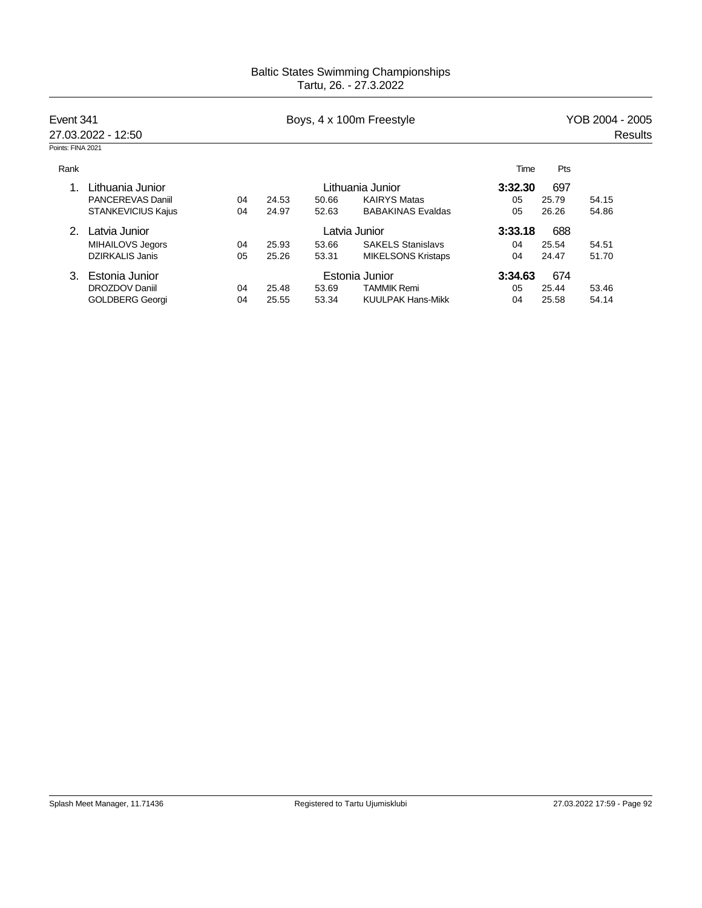Baltic States Swimming Championships
Tartu, 26. - 27.3.2022

Event 341 — Boys, 4 x 100m Freestyle — YOB 2004 - 2005

27.03.2022 - 12:50 — Results

Points: FINA 2021

| Rank | | | | | | | Time | Pts | |
|---|---|---|---|---|---|---|---|---|---|
| 1. | Lithuania Junior | | | | Lithuania Junior | | **3:32.30** | 697 | |
| | PANCEREVAS Daniil | 04 | 24.53 | 50.66 | KAIRYS Matas | | 05 | 25.79 | 54.15 |
| | STANKEVICIUS Kajus | 04 | 24.97 | 52.63 | BABAKINAS Evaldas | | 05 | 26.26 | 54.86 |
| 2. | Latvia Junior | | | | Latvia Junior | | **3:33.18** | 688 | |
| | MIHAILOVS Jegors | 04 | 25.93 | 53.66 | SAKELS Stanislavs | | 04 | 25.54 | 54.51 |
| | DZIRKALIS Janis | 05 | 25.26 | 53.31 | MIKELSONS Kristaps | | 04 | 24.47 | 51.70 |
| 3. | Estonia Junior | | | | Estonia Junior | | **3:34.63** | 674 | |
| | DROZDOV Daniil | 04 | 25.48 | 53.69 | TAMMIK Remi | | 05 | 25.44 | 53.46 |
| | GOLDBERG Georgi | 04 | 25.55 | 53.34 | KUULPAK Hans-Mikk | | 04 | 25.58 | 54.14 |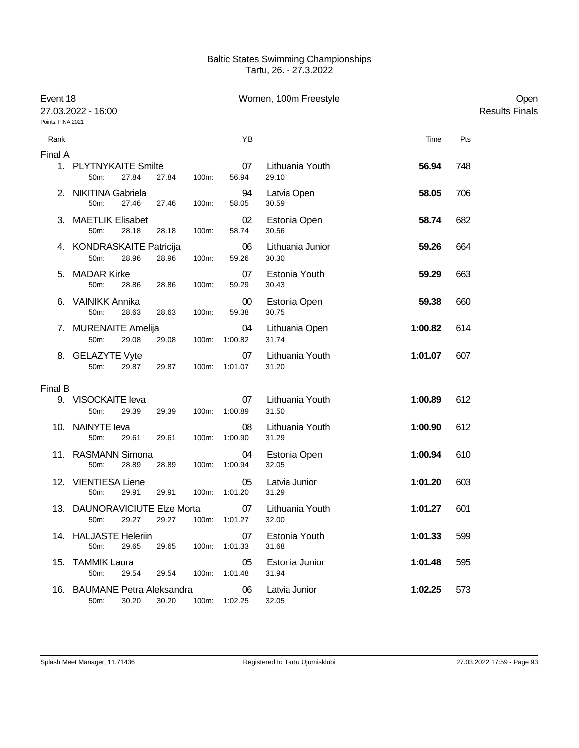Baltic States Swimming Championships
Tartu, 26. - 27.3.2022

## Event 18 — Women, 100m Freestyle — Open

27.03.2022 - 16:00 — Results Finals

Points: FINA 2021

| Rank | Name | YB | Club | Time | Pts |
|---|---|---|---|---|---|
| **Final A** | | | | | |
| 1. | PLYTNYKAITE Smilte | 07 | Lithuania Youth | **56.94** | 748 |
| | 50m: 27.84 27.84 100m: 56.94 29.10 | | | | |
| 2. | NIKITINA Gabriela | 94 | Latvia Open | **58.05** | 706 |
| | 50m: 27.46 27.46 100m: 58.05 30.59 | | | | |
| 3. | MAETLIK Elisabet | 02 | Estonia Open | **58.74** | 682 |
| | 50m: 28.18 28.18 100m: 58.74 30.56 | | | | |
| 4. | KONDRASKAITE Patricija | 06 | Lithuania Junior | **59.26** | 664 |
| | 50m: 28.96 28.96 100m: 59.26 30.30 | | | | |
| 5. | MADAR Kirke | 07 | Estonia Youth | **59.29** | 663 |
| | 50m: 28.86 28.86 100m: 59.29 30.43 | | | | |
| 6. | VAINIKK Annika | 00 | Estonia Open | **59.38** | 660 |
| | 50m: 28.63 28.63 100m: 59.38 30.75 | | | | |
| 7. | MURENAITE Amelija | 04 | Lithuania Open | **1:00.82** | 614 |
| | 50m: 29.08 29.08 100m: 1:00.82 31.74 | | | | |
| 8. | GELAZYTE Vyte | 07 | Lithuania Youth | **1:01.07** | 607 |
| | 50m: 29.87 29.87 100m: 1:01.07 31.20 | | | | |
| **Final B** | | | | | |
| 9. | VISOCKAITE Ieva | 07 | Lithuania Youth | **1:00.89** | 612 |
| | 50m: 29.39 29.39 100m: 1:00.89 31.50 | | | | |
| 10. | NAINYTE Ieva | 08 | Lithuania Youth | **1:00.90** | 612 |
| | 50m: 29.61 29.61 100m: 1:00.90 31.29 | | | | |
| 11. | RASMANN Simona | 04 | Estonia Open | **1:00.94** | 610 |
| | 50m: 28.89 28.89 100m: 1:00.94 32.05 | | | | |
| 12. | VIENTIESA Liene | 05 | Latvia Junior | **1:01.20** | 603 |
| | 50m: 29.91 29.91 100m: 1:01.20 31.29 | | | | |
| 13. | DAUNORAVICIUTE Elze Morta | 07 | Lithuania Youth | **1:01.27** | 601 |
| | 50m: 29.27 29.27 100m: 1:01.27 32.00 | | | | |
| 14. | HALJASTE Heleriin | 07 | Estonia Youth | **1:01.33** | 599 |
| | 50m: 29.65 29.65 100m: 1:01.33 31.68 | | | | |
| 15. | TAMMIK Laura | 05 | Estonia Junior | **1:01.48** | 595 |
| | 50m: 29.54 29.54 100m: 1:01.48 31.94 | | | | |
| 16. | BAUMANE Petra Aleksandra | 06 | Latvia Junior | **1:02.25** | 573 |
| | 50m: 30.20 30.20 100m: 1:02.25 32.05 | | | | |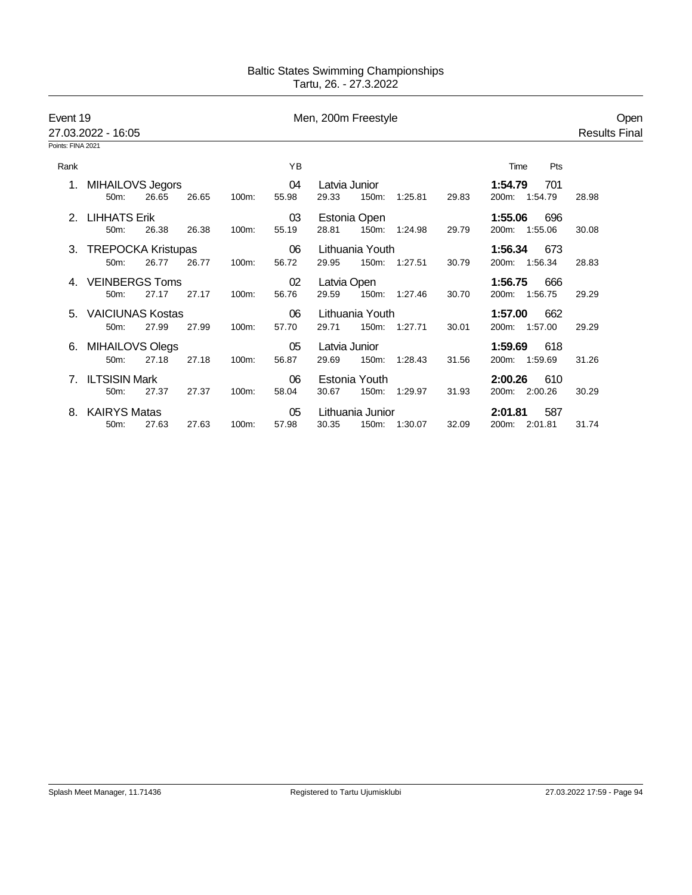Baltic States Swimming Championships
Tartu, 26. - 27.3.2022

**Event 19** — Men, 200m Freestyle — Open

27.03.2022 - 16:05 — Results Final

Points: FINA 2021

| Rank | Name | YB | Club | Time | Pts |
|---|---|---|---|---|---|
| 1. | MIHAILOVS Jegors | 04 | Latvia Junior | **1:54.79** | 701 |
| | 50m: 26.65 26.65 | 100m: 55.98 29.33 | 150m: 1:25.81 29.83 | 200m: 1:54.79 28.98 | |
| 2. | LIHHATS Erik | 03 | Estonia Open | **1:55.06** | 696 |
| | 50m: 26.38 26.38 | 100m: 55.19 28.81 | 150m: 1:24.98 29.79 | 200m: 1:55.06 30.08 | |
| 3. | TREPOCKA Kristupas | 06 | Lithuania Youth | **1:56.34** | 673 |
| | 50m: 26.77 26.77 | 100m: 56.72 29.95 | 150m: 1:27.51 30.79 | 200m: 1:56.34 28.83 | |
| 4. | VEINBERGS Toms | 02 | Latvia Open | **1:56.75** | 666 |
| | 50m: 27.17 27.17 | 100m: 56.76 29.59 | 150m: 1:27.46 30.70 | 200m: 1:56.75 29.29 | |
| 5. | VAICIUNAS Kostas | 06 | Lithuania Youth | **1:57.00** | 662 |
| | 50m: 27.99 27.99 | 100m: 57.70 29.71 | 150m: 1:27.71 30.01 | 200m: 1:57.00 29.29 | |
| 6. | MIHAILOVS Olegs | 05 | Latvia Junior | **1:59.69** | 618 |
| | 50m: 27.18 27.18 | 100m: 56.87 29.69 | 150m: 1:28.43 31.56 | 200m: 1:59.69 31.26 | |
| 7. | ILTSISIN Mark | 06 | Estonia Youth | **2:00.26** | 610 |
| | 50m: 27.37 27.37 | 100m: 58.04 30.67 | 150m: 1:29.97 31.93 | 200m: 2:00.26 30.29 | |
| 8. | KAIRYS Matas | 05 | Lithuania Junior | **2:01.81** | 587 |
| | 50m: 27.63 27.63 | 100m: 57.98 30.35 | 150m: 1:30.07 32.09 | 200m: 2:01.81 31.74 | |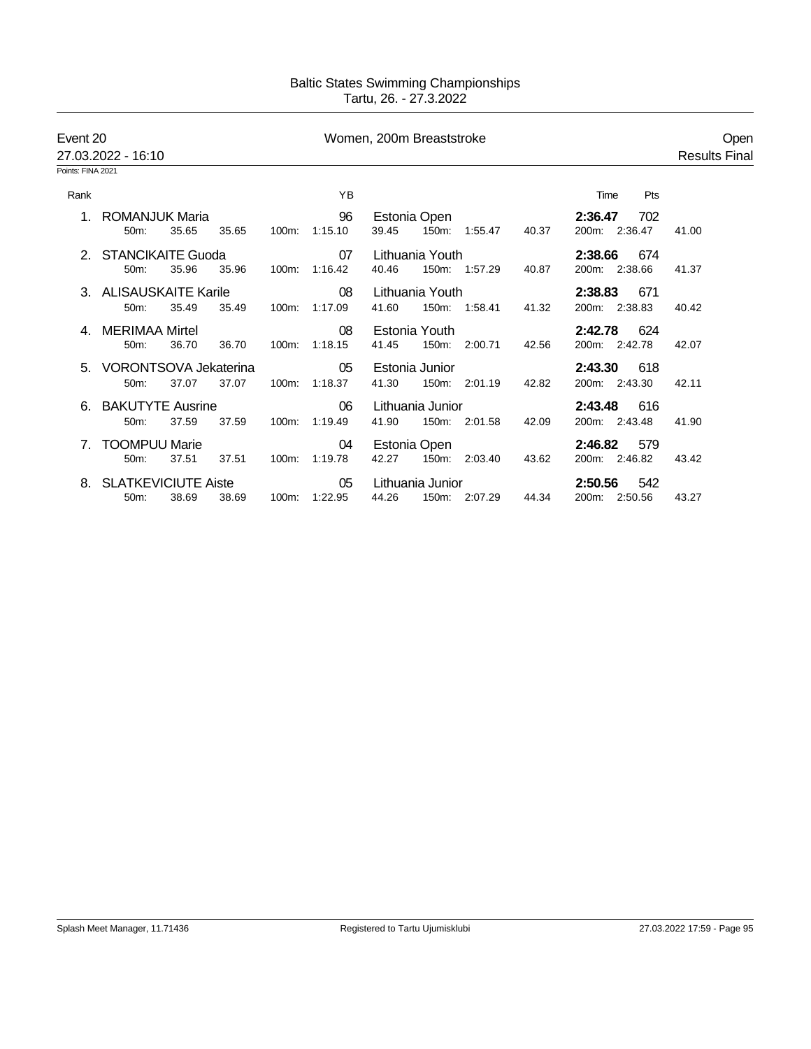Baltic States Swimming Championships
Tartu, 26. - 27.3.2022

**Event 20** — Women, 200m Breaststroke — Open

27.03.2022 - 16:10 — Results Final

Points: FINA 2021

| Rank | Name | YB | Team | Time | Pts |
|---|---|---|---|---|---|
| 1. | ROMANJUK Maria | 96 | Estonia Open | **2:36.47** | 702 |
| | 50m: 35.65 35.65 | 100m: 1:15.10 39.45 | 150m: 1:55.47 40.37 | 200m: 2:36.47 41.00 | |
| 2. | STANCIKAITE Guoda | 07 | Lithuania Youth | **2:38.66** | 674 |
| | 50m: 35.96 35.96 | 100m: 1:16.42 40.46 | 150m: 1:57.29 40.87 | 200m: 2:38.66 41.37 | |
| 3. | ALISAUSKAITE Karile | 08 | Lithuania Youth | **2:38.83** | 671 |
| | 50m: 35.49 35.49 | 100m: 1:17.09 41.60 | 150m: 1:58.41 41.32 | 200m: 2:38.83 40.42 | |
| 4. | MERIMAA Mirtel | 08 | Estonia Youth | **2:42.78** | 624 |
| | 50m: 36.70 36.70 | 100m: 1:18.15 41.45 | 150m: 2:00.71 42.56 | 200m: 2:42.78 42.07 | |
| 5. | VORONTSOVA Jekaterina | 05 | Estonia Junior | **2:43.30** | 618 |
| | 50m: 37.07 37.07 | 100m: 1:18.37 41.30 | 150m: 2:01.19 42.82 | 200m: 2:43.30 42.11 | |
| 6. | BAKUTYTE Ausrine | 06 | Lithuania Junior | **2:43.48** | 616 |
| | 50m: 37.59 37.59 | 100m: 1:19.49 41.90 | 150m: 2:01.58 42.09 | 200m: 2:43.48 41.90 | |
| 7. | TOOMPUU Marie | 04 | Estonia Open | **2:46.82** | 579 |
| | 50m: 37.51 37.51 | 100m: 1:19.78 42.27 | 150m: 2:03.40 43.62 | 200m: 2:46.82 43.42 | |
| 8. | SLATKEVICIUTE Aiste | 05 | Lithuania Junior | **2:50.56** | 542 |
| | 50m: 38.69 38.69 | 100m: 1:22.95 44.26 | 150m: 2:07.29 44.34 | 200m: 2:50.56 43.27 | |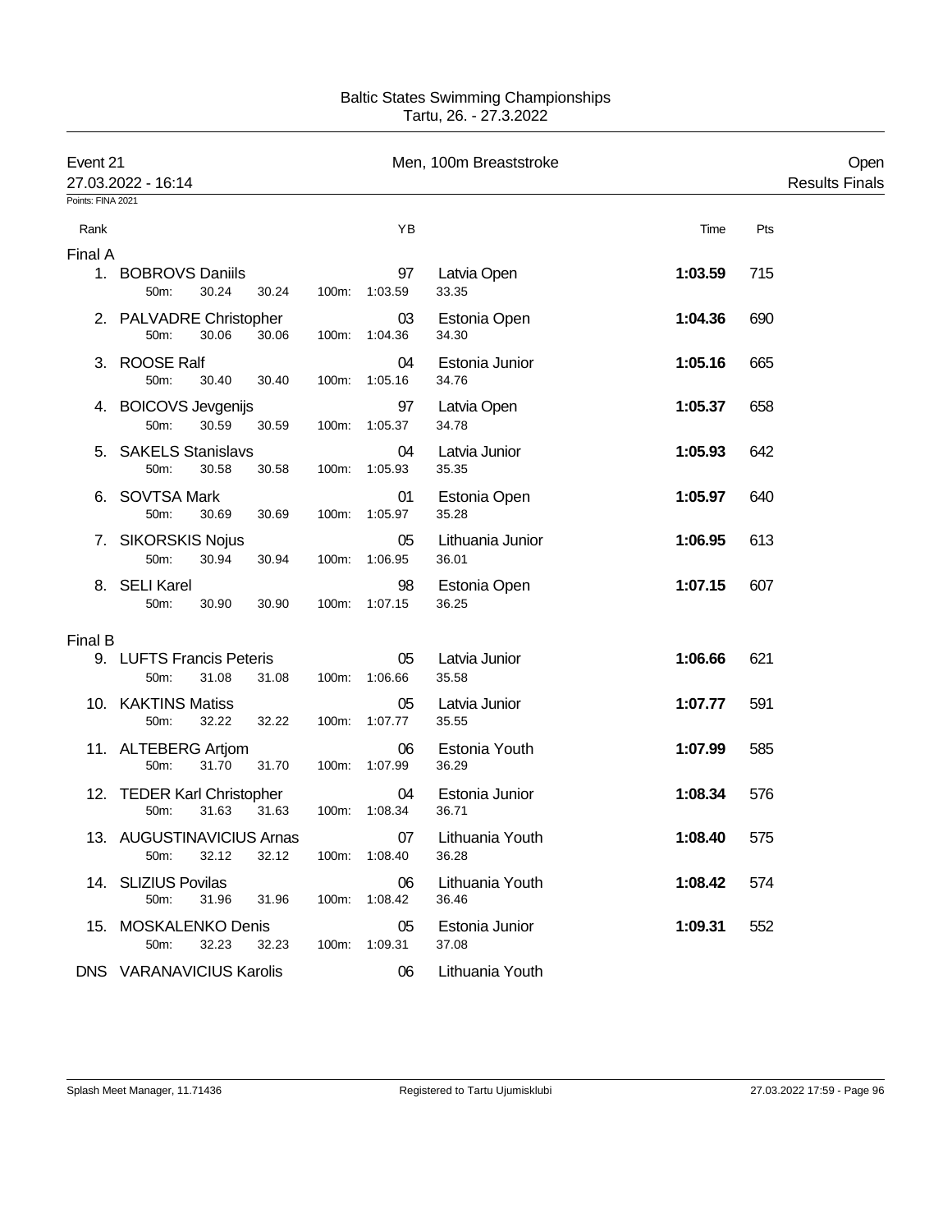Baltic States Swimming Championships
Tartu, 26. - 27.3.2022

## Event 21 — Men, 100m Breaststroke — Open

27.03.2022 - 16:14 — Results Finals

Points: FINA 2021

| Rank | Name | YB | Club | Time | Pts |
|---|---|---|---|---|---|
| **Final A** | | | | | |
| 1. | BOBROVS Daniils | 97 | Latvia Open | **1:03.59** | 715 |
| | 50m: 30.24 30.24 100m: 1:03.59 33.35 | | | | |
| 2. | PALVADRE Christopher | 03 | Estonia Open | **1:04.36** | 690 |
| | 50m: 30.06 30.06 100m: 1:04.36 34.30 | | | | |
| 3. | ROOSE Ralf | 04 | Estonia Junior | **1:05.16** | 665 |
| | 50m: 30.40 30.40 100m: 1:05.16 34.76 | | | | |
| 4. | BOICOVS Jevgenijs | 97 | Latvia Open | **1:05.37** | 658 |
| | 50m: 30.59 30.59 100m: 1:05.37 34.78 | | | | |
| 5. | SAKELS Stanislavs | 04 | Latvia Junior | **1:05.93** | 642 |
| | 50m: 30.58 30.58 100m: 1:05.93 35.35 | | | | |
| 6. | SOVTSA Mark | 01 | Estonia Open | **1:05.97** | 640 |
| | 50m: 30.69 30.69 100m: 1:05.97 35.28 | | | | |
| 7. | SIKORSKIS Nojus | 05 | Lithuania Junior | **1:06.95** | 613 |
| | 50m: 30.94 30.94 100m: 1:06.95 36.01 | | | | |
| 8. | SELI Karel | 98 | Estonia Open | **1:07.15** | 607 |
| | 50m: 30.90 30.90 100m: 1:07.15 36.25 | | | | |
| **Final B** | | | | | |
| 9. | LUFTS Francis Peteris | 05 | Latvia Junior | **1:06.66** | 621 |
| | 50m: 31.08 31.08 100m: 1:06.66 35.58 | | | | |
| 10. | KAKTINS Matiss | 05 | Latvia Junior | **1:07.77** | 591 |
| | 50m: 32.22 32.22 100m: 1:07.77 35.55 | | | | |
| 11. | ALTEBERG Artjom | 06 | Estonia Youth | **1:07.99** | 585 |
| | 50m: 31.70 31.70 100m: 1:07.99 36.29 | | | | |
| 12. | TEDER Karl Christopher | 04 | Estonia Junior | **1:08.34** | 576 |
| | 50m: 31.63 31.63 100m: 1:08.34 36.71 | | | | |
| 13. | AUGUSTINAVICIUS Arnas | 07 | Lithuania Youth | **1:08.40** | 575 |
| | 50m: 32.12 32.12 100m: 1:08.40 36.28 | | | | |
| 14. | SLIZIUS Povilas | 06 | Lithuania Youth | **1:08.42** | 574 |
| | 50m: 31.96 31.96 100m: 1:08.42 36.46 | | | | |
| 15. | MOSKALENKO Denis | 05 | Estonia Junior | **1:09.31** | 552 |
| | 50m: 32.23 32.23 100m: 1:09.31 37.08 | | | | |
| DNS | VARANAVICIUS Karolis | 06 | Lithuania Youth | | |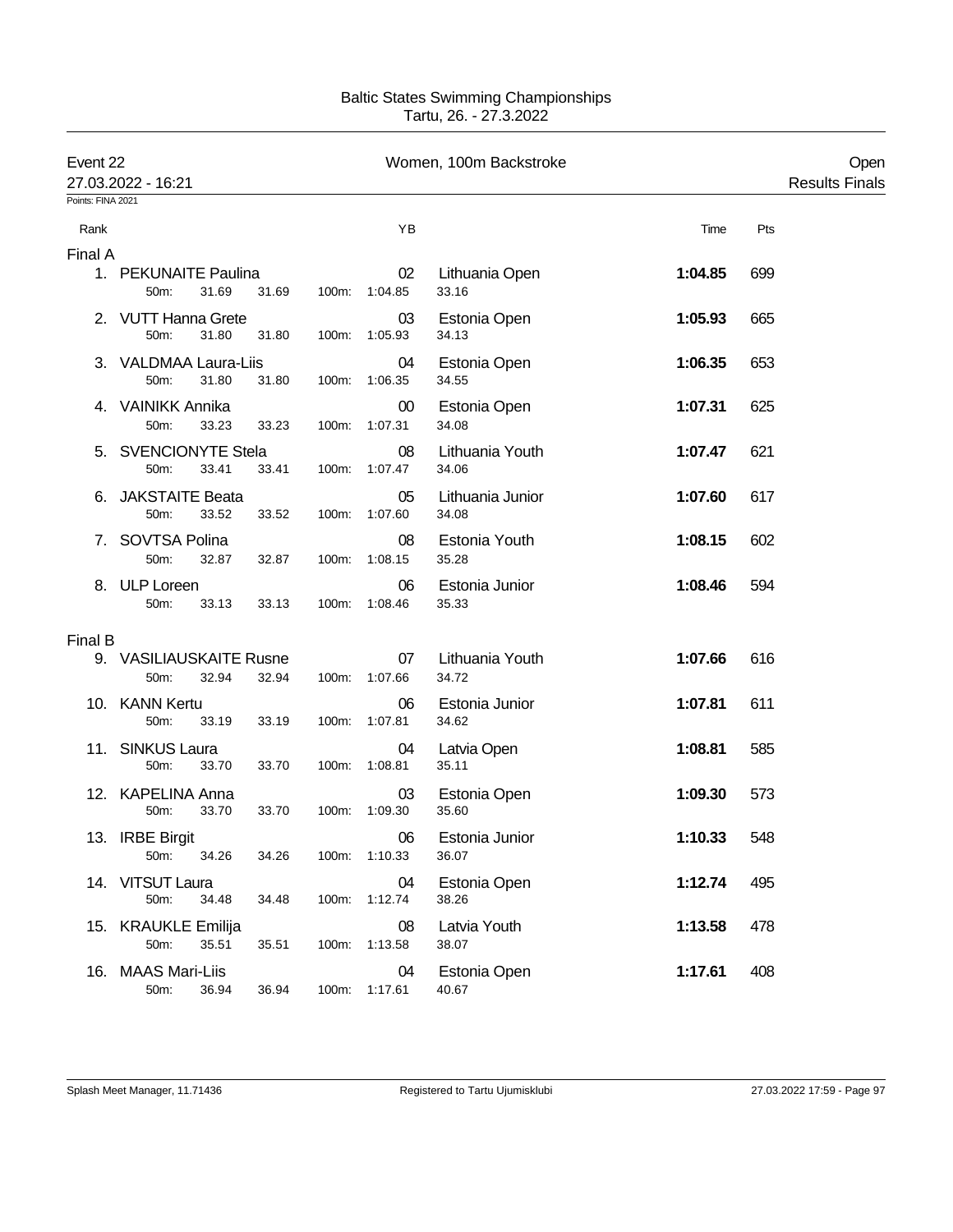Baltic States Swimming Championships
Tartu, 26. - 27.3.2022

**Event 22** — Women, 100m Backstroke — Open

27.03.2022 - 16:21 — Results Finals

Points: FINA 2021

| Rank | Name | YB | Club | Time | Pts |
|---|---|---|---|---|---|
| **Final A** | | | | | |
| 1. | PEKUNAITE Paulina | 02 | Lithuania Open | **1:04.85** | 699 |
| | 50m: 31.69 31.69 100m: 1:04.85 33.16 | | | | |
| 2. | VUTT Hanna Grete | 03 | Estonia Open | **1:05.93** | 665 |
| | 50m: 31.80 31.80 100m: 1:05.93 34.13 | | | | |
| 3. | VALDMAA Laura-Liis | 04 | Estonia Open | **1:06.35** | 653 |
| | 50m: 31.80 31.80 100m: 1:06.35 34.55 | | | | |
| 4. | VAINIKK Annika | 00 | Estonia Open | **1:07.31** | 625 |
| | 50m: 33.23 33.23 100m: 1:07.31 34.08 | | | | |
| 5. | SVENCIONYTE Stela | 08 | Lithuania Youth | **1:07.47** | 621 |
| | 50m: 33.41 33.41 100m: 1:07.47 34.06 | | | | |
| 6. | JAKSTAITE Beata | 05 | Lithuania Junior | **1:07.60** | 617 |
| | 50m: 33.52 33.52 100m: 1:07.60 34.08 | | | | |
| 7. | SOVTSA Polina | 08 | Estonia Youth | **1:08.15** | 602 |
| | 50m: 32.87 32.87 100m: 1:08.15 35.28 | | | | |
| 8. | ULP Loreen | 06 | Estonia Junior | **1:08.46** | 594 |
| | 50m: 33.13 33.13 100m: 1:08.46 35.33 | | | | |
| **Final B** | | | | | |
| 9. | VASILIAUSKAITE Rusne | 07 | Lithuania Youth | **1:07.66** | 616 |
| | 50m: 32.94 32.94 100m: 1:07.66 34.72 | | | | |
| 10. | KANN Kertu | 06 | Estonia Junior | **1:07.81** | 611 |
| | 50m: 33.19 33.19 100m: 1:07.81 34.62 | | | | |
| 11. | SINKUS Laura | 04 | Latvia Open | **1:08.81** | 585 |
| | 50m: 33.70 33.70 100m: 1:08.81 35.11 | | | | |
| 12. | KAPELINA Anna | 03 | Estonia Open | **1:09.30** | 573 |
| | 50m: 33.70 33.70 100m: 1:09.30 35.60 | | | | |
| 13. | IRBE Birgit | 06 | Estonia Junior | **1:10.33** | 548 |
| | 50m: 34.26 34.26 100m: 1:10.33 36.07 | | | | |
| 14. | VITSUT Laura | 04 | Estonia Open | **1:12.74** | 495 |
| | 50m: 34.48 34.48 100m: 1:12.74 38.26 | | | | |
| 15. | KRAUKLE Emilija | 08 | Latvia Youth | **1:13.58** | 478 |
| | 50m: 35.51 35.51 100m: 1:13.58 38.07 | | | | |
| 16. | MAAS Mari-Liis | 04 | Estonia Open | **1:17.61** | 408 |
| | 50m: 36.94 36.94 100m: 1:17.61 40.67 | | | | |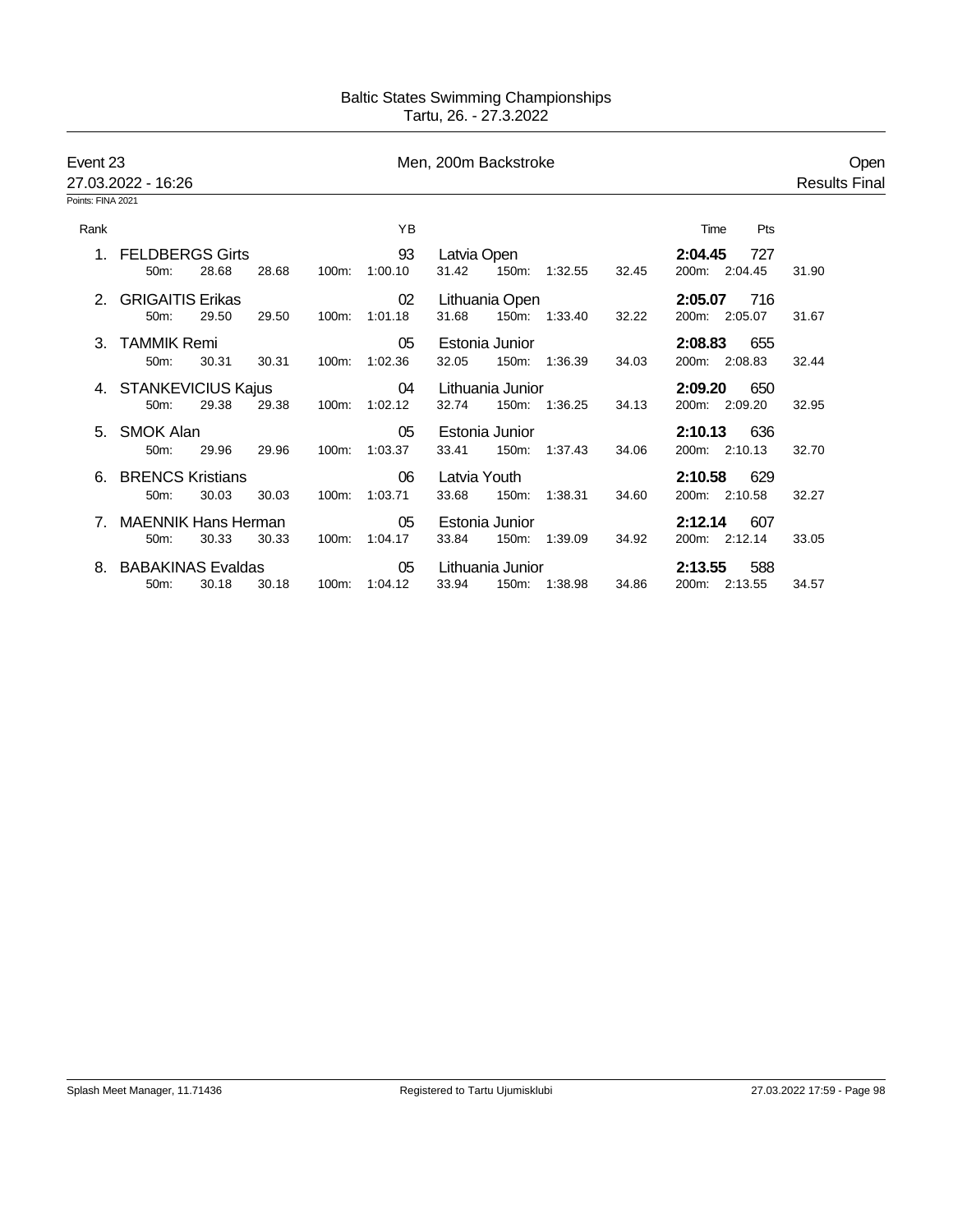Baltic States Swimming Championships
Tartu, 26. - 27.3.2022

## Event 23 — Men, 200m Backstroke — Open

27.03.2022 - 16:26 — Results Final

Points: FINA 2021

| Rank | Name | YB | Team | Time | Pts |
|---|---|---|---|---|---|
| 1. | FELDBERGS Girts | 93 | Latvia Open | **2:04.45** | 727 |
| | 50m: 28.68 28.68 | 100m: 1:00.10 31.42 | 150m: 1:32.55 32.45 | 200m: 2:04.45 31.90 | |
| 2. | GRIGAITIS Erikas | 02 | Lithuania Open | **2:05.07** | 716 |
| | 50m: 29.50 29.50 | 100m: 1:01.18 31.68 | 150m: 1:33.40 32.22 | 200m: 2:05.07 31.67 | |
| 3. | TAMMIK Remi | 05 | Estonia Junior | **2:08.83** | 655 |
| | 50m: 30.31 30.31 | 100m: 1:02.36 32.05 | 150m: 1:36.39 34.03 | 200m: 2:08.83 32.44 | |
| 4. | STANKEVICIUS Kajus | 04 | Lithuania Junior | **2:09.20** | 650 |
| | 50m: 29.38 29.38 | 100m: 1:02.12 32.74 | 150m: 1:36.25 34.13 | 200m: 2:09.20 32.95 | |
| 5. | SMOK Alan | 05 | Estonia Junior | **2:10.13** | 636 |
| | 50m: 29.96 29.96 | 100m: 1:03.37 33.41 | 150m: 1:37.43 34.06 | 200m: 2:10.13 32.70 | |
| 6. | BRENCS Kristians | 06 | Latvia Youth | **2:10.58** | 629 |
| | 50m: 30.03 30.03 | 100m: 1:03.71 33.68 | 150m: 1:38.31 34.60 | 200m: 2:10.58 32.27 | |
| 7. | MAENNIK Hans Herman | 05 | Estonia Junior | **2:12.14** | 607 |
| | 50m: 30.33 30.33 | 100m: 1:04.17 33.84 | 150m: 1:39.09 34.92 | 200m: 2:12.14 33.05 | |
| 8. | BABAKINAS Evaldas | 05 | Lithuania Junior | **2:13.55** | 588 |
| | 50m: 30.18 30.18 | 100m: 1:04.12 33.94 | 150m: 1:38.98 34.86 | 200m: 2:13.55 34.57 | |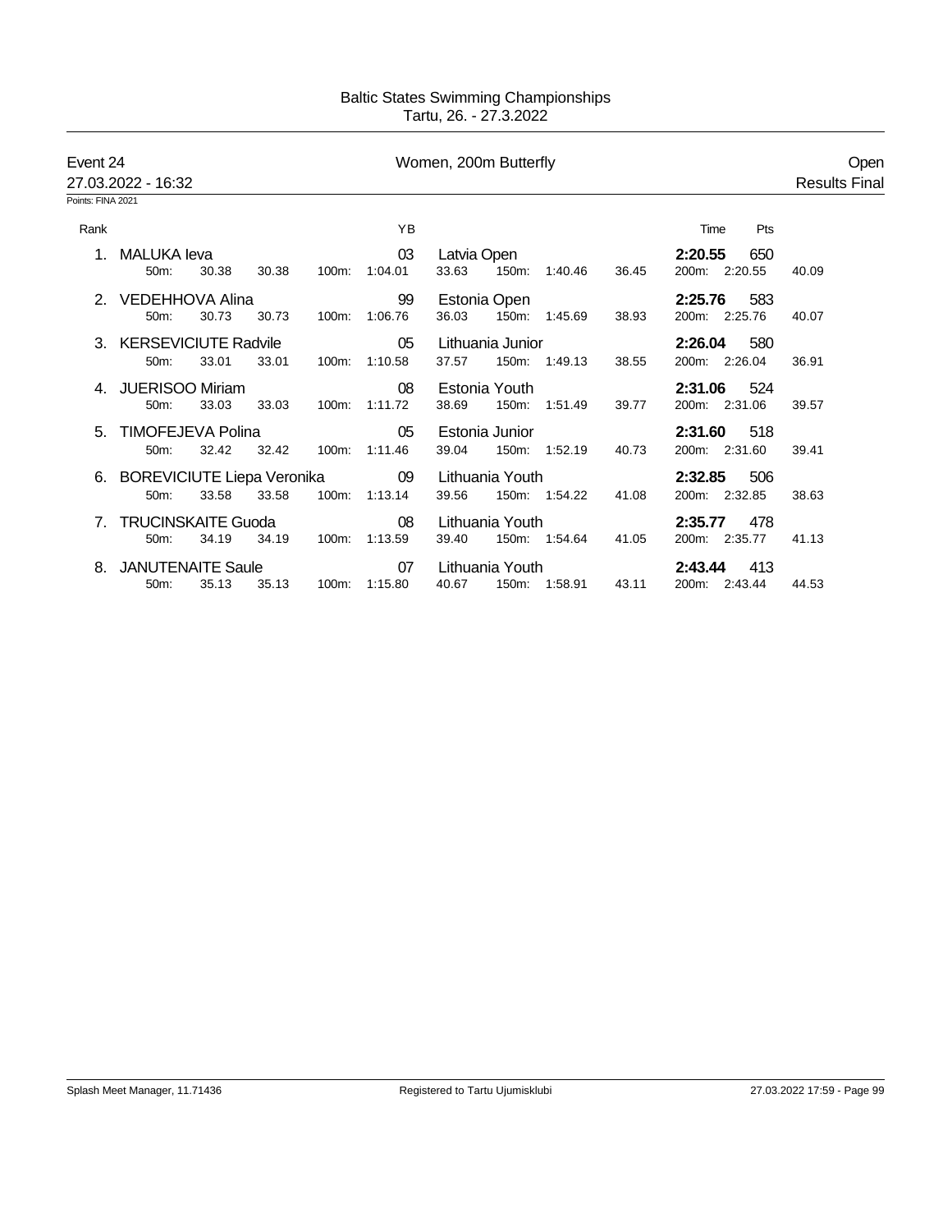Baltic States Swimming Championships
Tartu, 26. - 27.3.2022

## Event 24 — Women, 200m Butterfly — Open

27.03.2022 - 16:32 — Results Final

Points: FINA 2021

| Rank | Name | YB | Club | Time | Pts |
|---|---|---|---|---|---|
| 1. | MALUKA Ieva | 03 | Latvia Open | **2:20.55** | 650 |
| | 50m: 30.38 30.38 | 100m: 1:04.01 | 33.63 150m: 1:40.46 36.45 | 200m: 2:20.55 | 40.09 |
| 2. | VEDEHHOVA Alina | 99 | Estonia Open | **2:25.76** | 583 |
| | 50m: 30.73 30.73 | 100m: 1:06.76 | 36.03 150m: 1:45.69 38.93 | 200m: 2:25.76 | 40.07 |
| 3. | KERSEVICIUTE Radvile | 05 | Lithuania Junior | **2:26.04** | 580 |
| | 50m: 33.01 33.01 | 100m: 1:10.58 | 37.57 150m: 1:49.13 38.55 | 200m: 2:26.04 | 36.91 |
| 4. | JUERISOO Miriam | 08 | Estonia Youth | **2:31.06** | 524 |
| | 50m: 33.03 33.03 | 100m: 1:11.72 | 38.69 150m: 1:51.49 39.77 | 200m: 2:31.06 | 39.57 |
| 5. | TIMOFEJEVA Polina | 05 | Estonia Junior | **2:31.60** | 518 |
| | 50m: 32.42 32.42 | 100m: 1:11.46 | 39.04 150m: 1:52.19 40.73 | 200m: 2:31.60 | 39.41 |
| 6. | BOREVICIUTE Liepa Veronika | 09 | Lithuania Youth | **2:32.85** | 506 |
| | 50m: 33.58 33.58 | 100m: 1:13.14 | 39.56 150m: 1:54.22 41.08 | 200m: 2:32.85 | 38.63 |
| 7. | TRUCINSKAITE Guoda | 08 | Lithuania Youth | **2:35.77** | 478 |
| | 50m: 34.19 34.19 | 100m: 1:13.59 | 39.40 150m: 1:54.64 41.05 | 200m: 2:35.77 | 41.13 |
| 8. | JANUTENAITE Saule | 07 | Lithuania Youth | **2:43.44** | 413 |
| | 50m: 35.13 35.13 | 100m: 1:15.80 | 40.67 150m: 1:58.91 43.11 | 200m: 2:43.44 | 44.53 |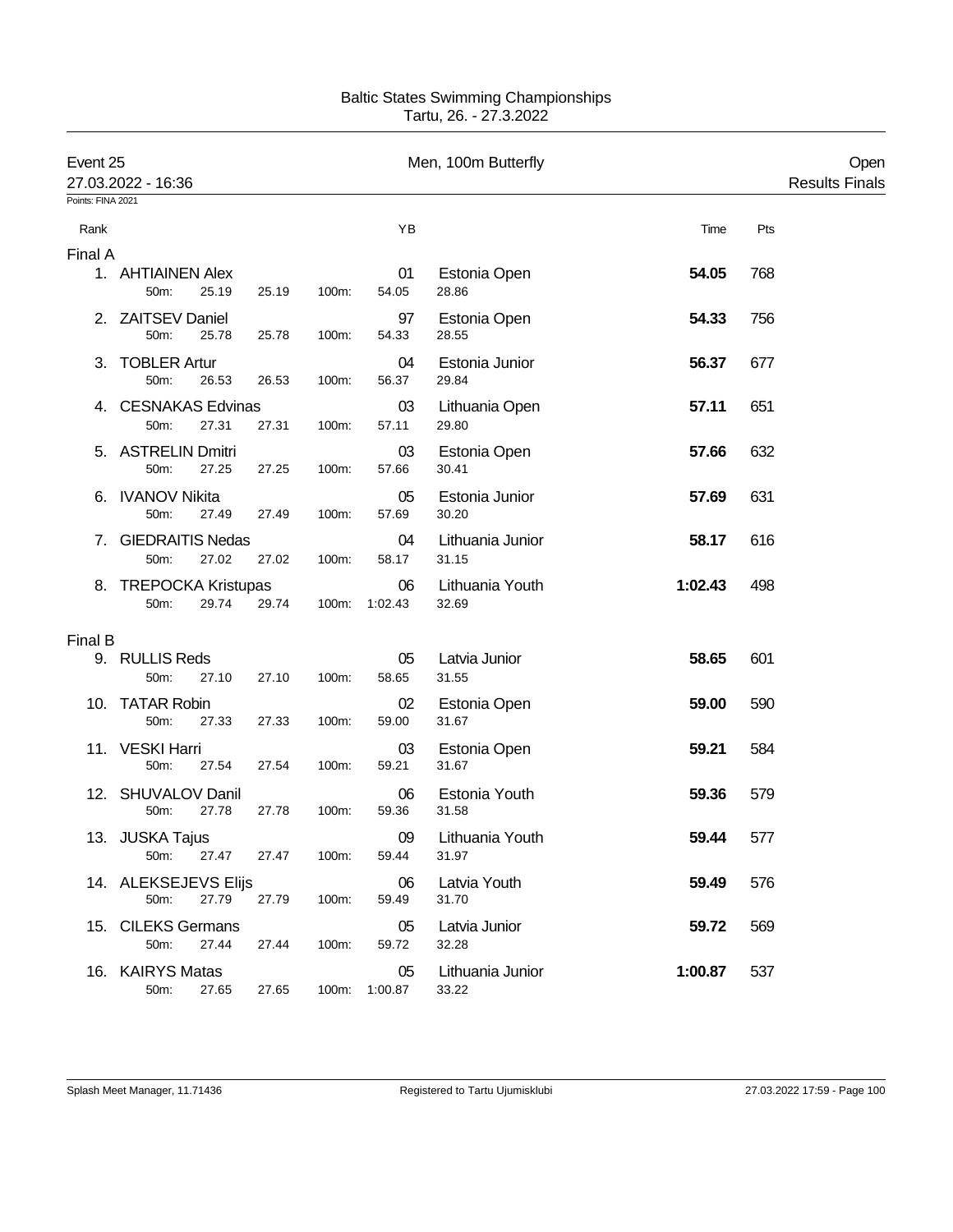Baltic States Swimming Championships
Tartu, 26. - 27.3.2022

## Event 25 — Men, 100m Butterfly — Open

27.03.2022 - 16:36 — Results Finals

Points: FINA 2021

### Final A

| Rank | Name | YB | Club | 50m | 100m | Split | Time | Pts |
|---|---|---|---|---|---|---|---|---|
| 1. | AHTIAINEN Alex | 01 | Estonia Open | 25.19 | 54.05 | 28.86 | **54.05** | 768 |
| 2. | ZAITSEV Daniel | 97 | Estonia Open | 25.78 | 54.33 | 28.55 | **54.33** | 756 |
| 3. | TOBLER Artur | 04 | Estonia Junior | 26.53 | 56.37 | 29.84 | **56.37** | 677 |
| 4. | CESNAKAS Edvinas | 03 | Lithuania Open | 27.31 | 57.11 | 29.80 | **57.11** | 651 |
| 5. | ASTRELIN Dmitri | 03 | Estonia Open | 27.25 | 57.66 | 30.41 | **57.66** | 632 |
| 6. | IVANOV Nikita | 05 | Estonia Junior | 27.49 | 57.69 | 30.20 | **57.69** | 631 |
| 7. | GIEDRAITIS Nedas | 04 | Lithuania Junior | 27.02 | 58.17 | 31.15 | **58.17** | 616 |
| 8. | TREPOCKA Kristupas | 06 | Lithuania Youth | 29.74 | 1:02.43 | 32.69 | **1:02.43** | 498 |

### Final B

| Rank | Name | YB | Club | 50m | 100m | Split | Time | Pts |
|---|---|---|---|---|---|---|---|---|
| 9. | RULLIS Reds | 05 | Latvia Junior | 27.10 | 58.65 | 31.55 | **58.65** | 601 |
| 10. | TATAR Robin | 02 | Estonia Open | 27.33 | 59.00 | 31.67 | **59.00** | 590 |
| 11. | VESKI Harri | 03 | Estonia Open | 27.54 | 59.21 | 31.67 | **59.21** | 584 |
| 12. | SHUVALOV Danil | 06 | Estonia Youth | 27.78 | 59.36 | 31.58 | **59.36** | 579 |
| 13. | JUSKA Tajus | 09 | Lithuania Youth | 27.47 | 59.44 | 31.97 | **59.44** | 577 |
| 14. | ALEKSEJEVS Elijs | 06 | Latvia Youth | 27.79 | 59.49 | 31.70 | **59.49** | 576 |
| 15. | CILEKS Germans | 05 | Latvia Junior | 27.44 | 59.72 | 32.28 | **59.72** | 569 |
| 16. | KAIRYS Matas | 05 | Lithuania Junior | 27.65 | 1:00.87 | 33.22 | **1:00.87** | 537 |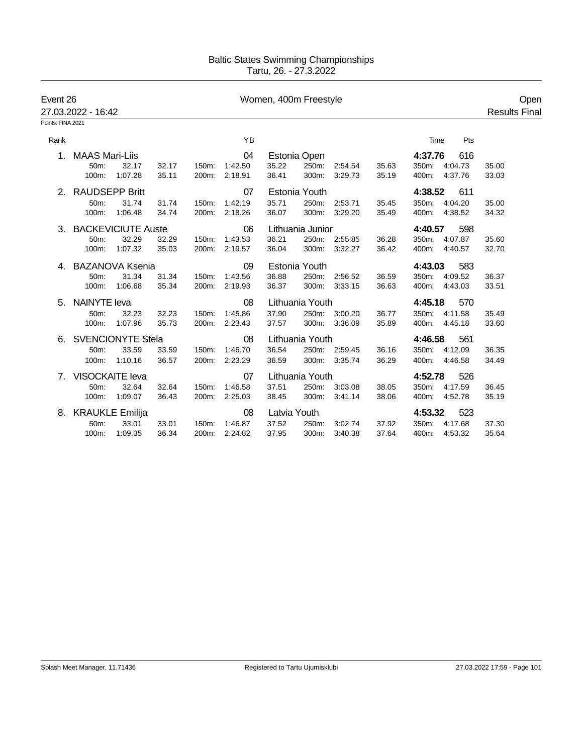# Baltic States Swimming Championships

Tartu, 26. - 27.3.2022

## Event 26 — Women, 400m Freestyle — Open

27.03.2022 - 16:42 — Results Final

Points: FINA 2021

| Rank | Name | YB | Club | Time | Pts |
|---|---|---|---|---|---|
| 1. | MAAS Mari-Liis | 04 | Estonia Open | **4:37.76** | 616 |
| 2. | RAUDSEPP Britt | 07 | Estonia Youth | **4:38.52** | 611 |
| 3. | BACKEVICIUTE Auste | 06 | Lithuania Junior | **4:40.57** | 598 |
| 4. | BAZANOVA Ksenia | 09 | Estonia Youth | **4:43.03** | 583 |
| 5. | NAINYTE Ieva | 08 | Lithuania Youth | **4:45.18** | 570 |
| 6. | SVENCIONYTE Stela | 08 | Lithuania Youth | **4:46.58** | 561 |
| 7. | VISOCKAITE Ieva | 07 | Lithuania Youth | **4:52.78** | 526 |
| 8. | KRAUKLE Emilija | 08 | Latvia Youth | **4:53.32** | 523 |

### Splits

| Rank | Name | 50m | 100m | 150m | 200m | 250m | 300m | 350m | 400m |
|---|---|---|---|---|---|---|---|---|---|
| 1. | MAAS Mari-Liis | 32.17 (32.17) | 1:07.28 (35.11) | 1:42.50 (35.22) | 2:18.91 (36.41) | 2:54.54 (35.63) | 3:29.73 (35.19) | 4:04.73 (35.00) | 4:37.76 (33.03) |
| 2. | RAUDSEPP Britt | 31.74 (31.74) | 1:06.48 (34.74) | 1:42.19 (35.71) | 2:18.26 (36.07) | 2:53.71 (35.45) | 3:29.20 (35.49) | 4:04.20 (35.00) | 4:38.52 (34.32) |
| 3. | BACKEVICIUTE Auste | 32.29 (32.29) | 1:07.32 (35.03) | 1:43.53 (36.21) | 2:19.57 (36.04) | 2:55.85 (36.28) | 3:32.27 (36.42) | 4:07.87 (35.60) | 4:40.57 (32.70) |
| 4. | BAZANOVA Ksenia | 31.34 (31.34) | 1:06.68 (35.34) | 1:43.56 (36.88) | 2:19.93 (36.37) | 2:56.52 (36.59) | 3:33.15 (36.63) | 4:09.52 (36.37) | 4:43.03 (33.51) |
| 5. | NAINYTE Ieva | 32.23 (32.23) | 1:07.96 (35.73) | 1:45.86 (37.90) | 2:23.43 (37.57) | 3:00.20 (36.77) | 3:36.09 (35.89) | 4:11.58 (35.49) | 4:45.18 (33.60) |
| 6. | SVENCIONYTE Stela | 33.59 (33.59) | 1:10.16 (36.57) | 1:46.70 (36.54) | 2:23.29 (36.59) | 2:59.45 (36.16) | 3:35.74 (36.29) | 4:12.09 (36.35) | 4:46.58 (34.49) |
| 7. | VISOCKAITE Ieva | 32.64 (32.64) | 1:09.07 (36.43) | 1:46.58 (37.51) | 2:25.03 (38.45) | 3:03.08 (38.05) | 3:41.14 (38.06) | 4:17.59 (36.45) | 4:52.78 (35.19) |
| 8. | KRAUKLE Emilija | 33.01 (33.01) | 1:09.35 (36.34) | 1:46.87 (37.52) | 2:24.82 (37.95) | 3:02.74 (37.92) | 3:40.38 (37.64) | 4:17.68 (37.30) | 4:53.32 (35.64) |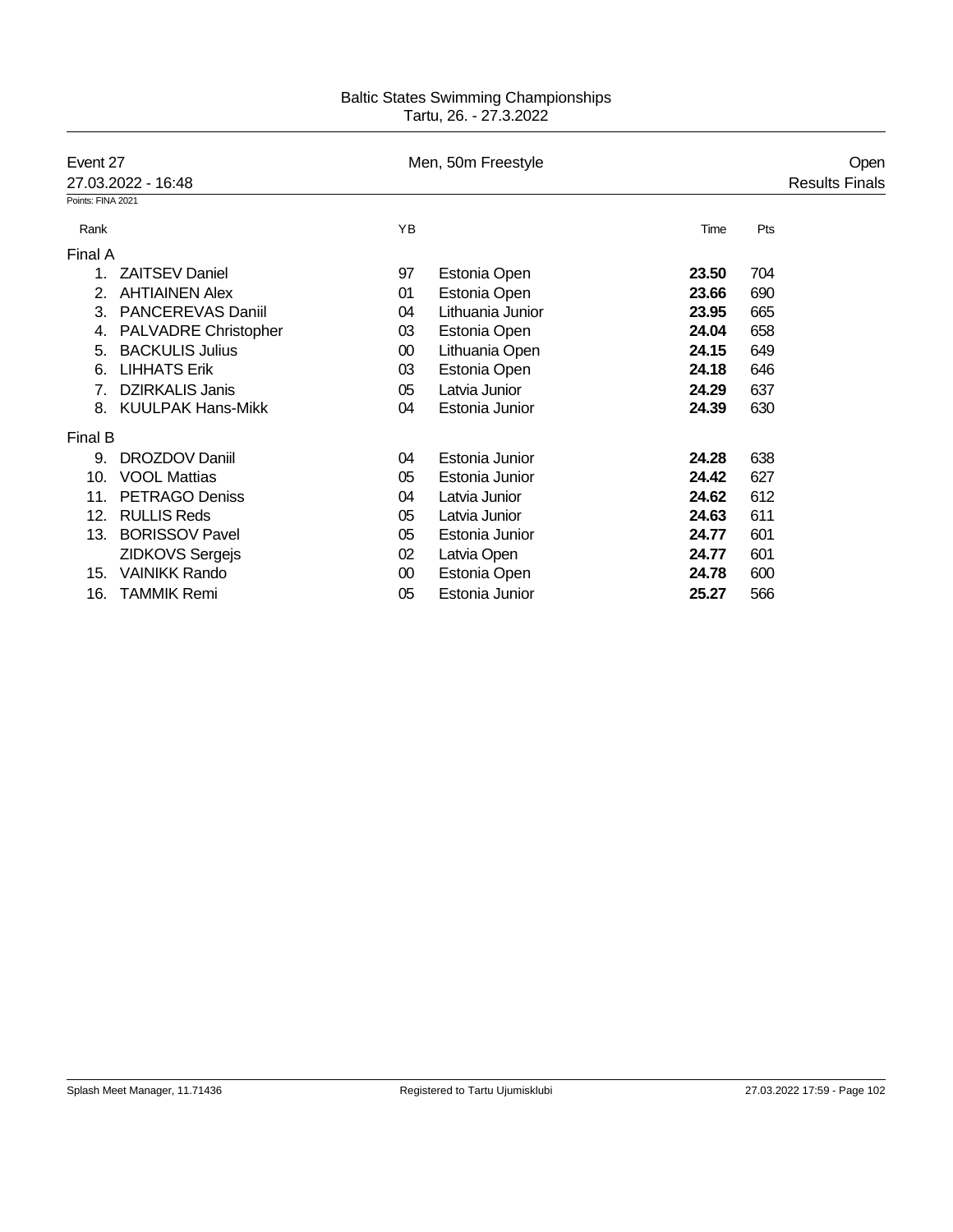Baltic States Swimming Championships
Tartu, 26. - 27.3.2022

## Event 27 — Men, 50m Freestyle — Open

27.03.2022 - 16:48 — Results Finals

Points: FINA 2021

| Rank | | YB | | Time | Pts |
|---|---|---|---|---|---|
| **Final A** | | | | | |
| 1. | ZAITSEV Daniel | 97 | Estonia Open | **23.50** | 704 |
| 2. | AHTIAINEN Alex | 01 | Estonia Open | **23.66** | 690 |
| 3. | PANCEREVAS Daniil | 04 | Lithuania Junior | **23.95** | 665 |
| 4. | PALVADRE Christopher | 03 | Estonia Open | **24.04** | 658 |
| 5. | BACKULIS Julius | 00 | Lithuania Open | **24.15** | 649 |
| 6. | LIHHATS Erik | 03 | Estonia Open | **24.18** | 646 |
| 7. | DZIRKALIS Janis | 05 | Latvia Junior | **24.29** | 637 |
| 8. | KUULPAK Hans-Mikk | 04 | Estonia Junior | **24.39** | 630 |
| **Final B** | | | | | |
| 9. | DROZDOV Daniil | 04 | Estonia Junior | **24.28** | 638 |
| 10. | VOOL Mattias | 05 | Estonia Junior | **24.42** | 627 |
| 11. | PETRAGO Deniss | 04 | Latvia Junior | **24.62** | 612 |
| 12. | RULLIS Reds | 05 | Latvia Junior | **24.63** | 611 |
| 13. | BORISSOV Pavel | 05 | Estonia Junior | **24.77** | 601 |
| | ZIDKOVS Sergejs | 02 | Latvia Open | **24.77** | 601 |
| 15. | VAINIKK Rando | 00 | Estonia Open | **24.78** | 600 |
| 16. | TAMMIK Remi | 05 | Estonia Junior | **25.27** | 566 |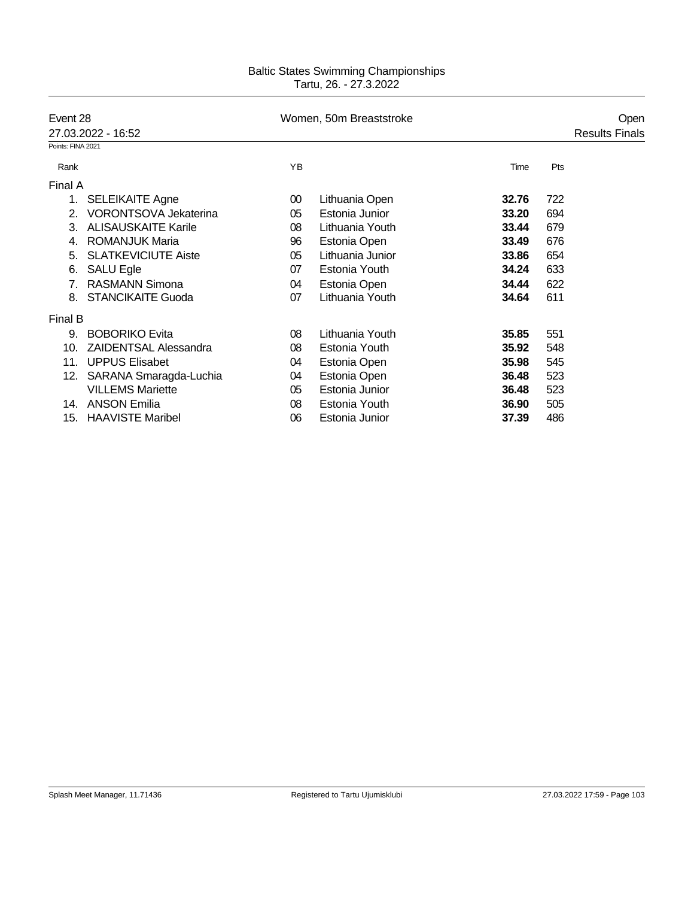Baltic States Swimming Championships
Tartu, 26. - 27.3.2022

Event 28 — Women, 50m Breaststroke — Open

27.03.2022 - 16:52 — Results Finals

Points: FINA 2021

| Rank | | YB | | Time | Pts |
|---|---|---|---|---|---|
| **Final A** | | | | | |
| 1. | SELEIKAITE Agne | 00 | Lithuania Open | **32.76** | 722 |
| 2. | VORONTSOVA Jekaterina | 05 | Estonia Junior | **33.20** | 694 |
| 3. | ALISAUSKAITE Karile | 08 | Lithuania Youth | **33.44** | 679 |
| 4. | ROMANJUK Maria | 96 | Estonia Open | **33.49** | 676 |
| 5. | SLATKEVICIUTE Aiste | 05 | Lithuania Junior | **33.86** | 654 |
| 6. | SALU Egle | 07 | Estonia Youth | **34.24** | 633 |
| 7. | RASMANN Simona | 04 | Estonia Open | **34.44** | 622 |
| 8. | STANCIKAITE Guoda | 07 | Lithuania Youth | **34.64** | 611 |
| **Final B** | | | | | |
| 9. | BOBORIKO Evita | 08 | Lithuania Youth | **35.85** | 551 |
| 10. | ZAIDENTSAL Alessandra | 08 | Estonia Youth | **35.92** | 548 |
| 11. | UPPUS Elisabet | 04 | Estonia Open | **35.98** | 545 |
| 12. | SARANA Smaragda-Luchia | 04 | Estonia Open | **36.48** | 523 |
| | VILLEMS Mariette | 05 | Estonia Junior | **36.48** | 523 |
| 14. | ANSON Emilia | 08 | Estonia Youth | **36.90** | 505 |
| 15. | HAAVISTE Maribel | 06 | Estonia Junior | **37.39** | 486 |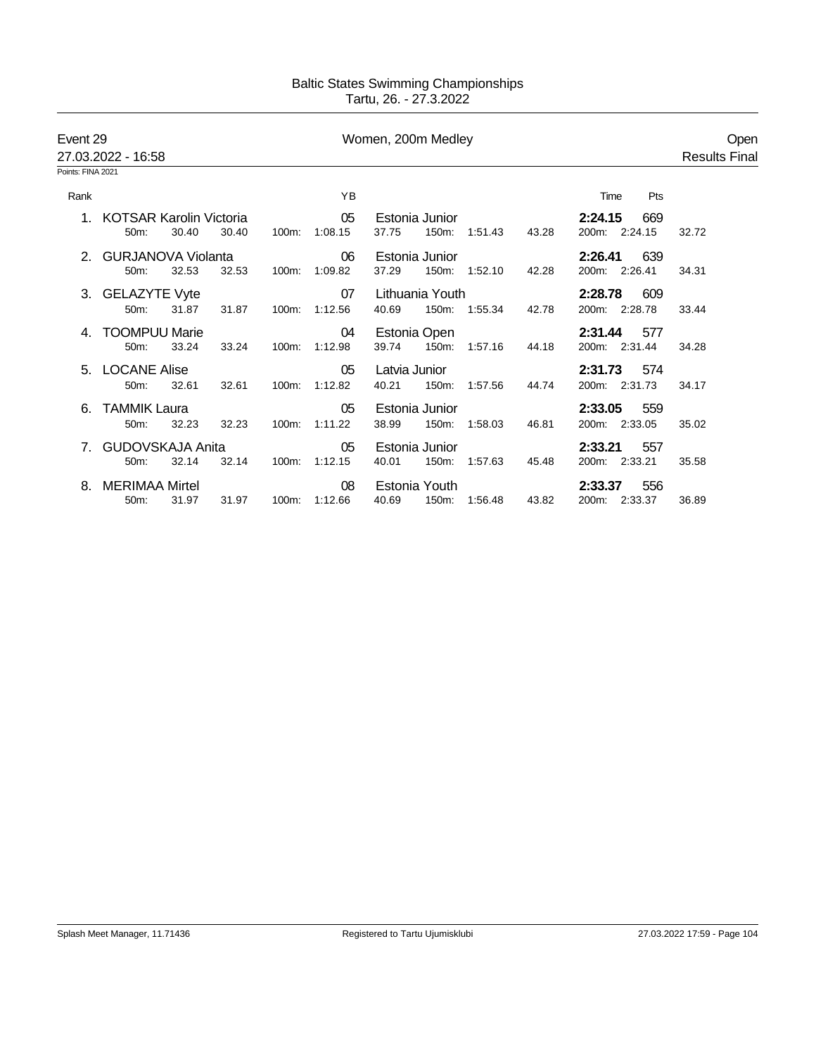Baltic States Swimming Championships
Tartu, 26. - 27.3.2022

Event 29 — Women, 200m Medley — Open

27.03.2022 - 16:58 — Results Final

Points: FINA 2021

| Rank | Name | YB | Club | Time | Pts |
|---|---|---|---|---|---|
| 1. | KOTSAR Karolin Victoria | 05 | Estonia Junior | 2:24.15 | 669 |
| | 50m: 30.40 30.40 / 100m: 1:08.15 37.75 / 150m: 1:51.43 43.28 / 200m: 2:24.15 32.72 | | | | |
| 2. | GURJANOVA Violanta | 06 | Estonia Junior | 2:26.41 | 639 |
| | 50m: 32.53 32.53 / 100m: 1:09.82 37.29 / 150m: 1:52.10 42.28 / 200m: 2:26.41 34.31 | | | | |
| 3. | GELAZYTE Vyte | 07 | Lithuania Youth | 2:28.78 | 609 |
| | 50m: 31.87 31.87 / 100m: 1:12.56 40.69 / 150m: 1:55.34 42.78 / 200m: 2:28.78 33.44 | | | | |
| 4. | TOOMPUU Marie | 04 | Estonia Open | 2:31.44 | 577 |
| | 50m: 33.24 33.24 / 100m: 1:12.98 39.74 / 150m: 1:57.16 44.18 / 200m: 2:31.44 34.28 | | | | |
| 5. | LOCANE Alise | 05 | Latvia Junior | 2:31.73 | 574 |
| | 50m: 32.61 32.61 / 100m: 1:12.82 40.21 / 150m: 1:57.56 44.74 / 200m: 2:31.73 34.17 | | | | |
| 6. | TAMMIK Laura | 05 | Estonia Junior | 2:33.05 | 559 |
| | 50m: 32.23 32.23 / 100m: 1:11.22 38.99 / 150m: 1:58.03 46.81 / 200m: 2:33.05 35.02 | | | | |
| 7. | GUDOVSKAJA Anita | 05 | Estonia Junior | 2:33.21 | 557 |
| | 50m: 32.14 32.14 / 100m: 1:12.15 40.01 / 150m: 1:57.63 45.48 / 200m: 2:33.21 35.58 | | | | |
| 8. | MERIMAA Mirtel | 08 | Estonia Youth | 2:33.37 | 556 |
| | 50m: 31.97 31.97 / 100m: 1:12.66 40.69 / 150m: 1:56.48 43.82 / 200m: 2:33.37 36.89 | | | | |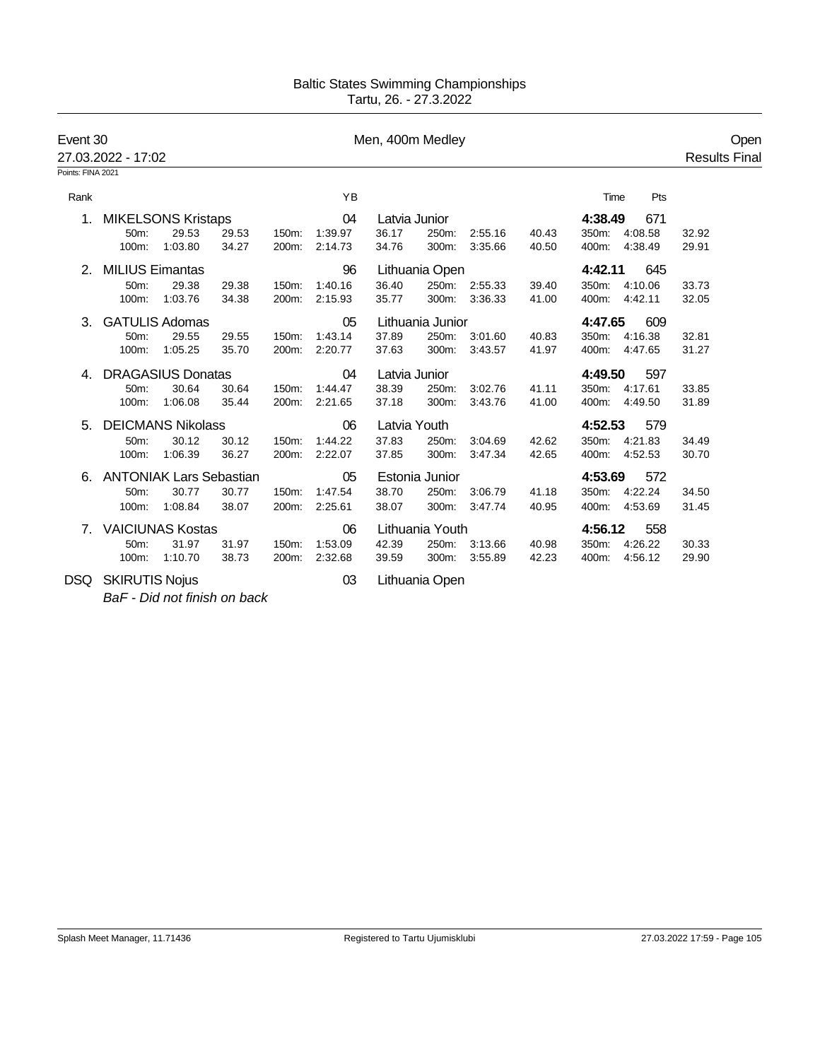Baltic States Swimming Championships
Tartu, 26. - 27.3.2022

**Event 30** — Men, 400m Medley — Open

27.03.2022 - 17:02 — Results Final

Points: FINA 2021

| Rank | Name | YB | Club | Time | Pts |
|---|---|---|---|---|---|
| 1. | MIKELSONS Kristaps | 04 | Latvia Junior | **4:38.49** | 671 |
| | 50m: 29.53 29.53 / 100m: 1:03.80 34.27 | 150m: 1:39.97 36.17 / 200m: 2:14.73 34.76 | 250m: 2:55.16 40.43 / 300m: 3:35.66 40.50 | 350m: 4:08.58 32.92 / 400m: 4:38.49 29.91 | |
| 2. | MILIUS Eimantas | 96 | Lithuania Open | **4:42.11** | 645 |
| | 50m: 29.38 29.38 / 100m: 1:03.76 34.38 | 150m: 1:40.16 36.40 / 200m: 2:15.93 35.77 | 250m: 2:55.33 39.40 / 300m: 3:36.33 41.00 | 350m: 4:10.06 33.73 / 400m: 4:42.11 32.05 | |
| 3. | GATULIS Adomas | 05 | Lithuania Junior | **4:47.65** | 609 |
| | 50m: 29.55 29.55 / 100m: 1:05.25 35.70 | 150m: 1:43.14 37.89 / 200m: 2:20.77 37.63 | 250m: 3:01.60 40.83 / 300m: 3:43.57 41.97 | 350m: 4:16.38 32.81 / 400m: 4:47.65 31.27 | |
| 4. | DRAGASIUS Donatas | 04 | Latvia Junior | **4:49.50** | 597 |
| | 50m: 30.64 30.64 / 100m: 1:06.08 35.44 | 150m: 1:44.47 38.39 / 200m: 2:21.65 37.18 | 250m: 3:02.76 41.11 / 300m: 3:43.76 41.00 | 350m: 4:17.61 33.85 / 400m: 4:49.50 31.89 | |
| 5. | DEICMANS Nikolass | 06 | Latvia Youth | **4:52.53** | 579 |
| | 50m: 30.12 30.12 / 100m: 1:06.39 36.27 | 150m: 1:44.22 37.83 / 200m: 2:22.07 37.85 | 250m: 3:04.69 42.62 / 300m: 3:47.34 42.65 | 350m: 4:21.83 34.49 / 400m: 4:52.53 30.70 | |
| 6. | ANTONIAK Lars Sebastian | 05 | Estonia Junior | **4:53.69** | 572 |
| | 50m: 30.77 30.77 / 100m: 1:08.84 38.07 | 150m: 1:47.54 38.70 / 200m: 2:25.61 38.07 | 250m: 3:06.79 41.18 / 300m: 3:47.74 40.95 | 350m: 4:22.24 34.50 / 400m: 4:53.69 31.45 | |
| 7. | VAICIUNAS Kostas | 06 | Lithuania Youth | **4:56.12** | 558 |
| | 50m: 31.97 31.97 / 100m: 1:10.70 38.73 | 150m: 1:53.09 42.39 / 200m: 2:32.68 39.59 | 250m: 3:13.66 40.98 / 300m: 3:55.89 42.23 | 350m: 4:26.22 30.33 / 400m: 4:56.12 29.90 | |
| DSQ | SKIRUTIS Nojus | 03 | Lithuania Open | | |

*BaF - Did not finish on back*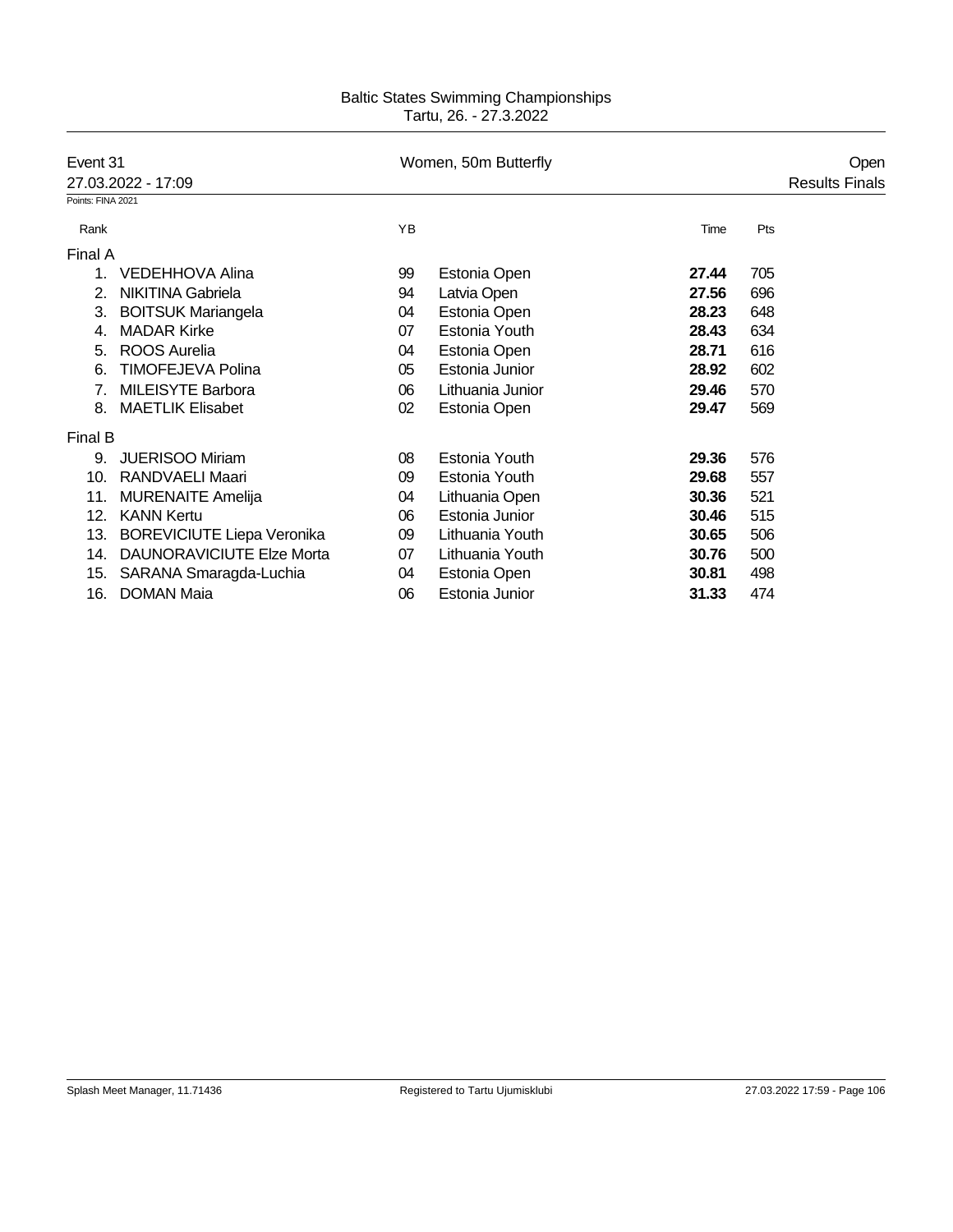Baltic States Swimming Championships
Tartu, 26. - 27.3.2022

Event 31 — Women, 50m Butterfly — Open

27.03.2022 - 17:09 — Results Finals

Points: FINA 2021

| Rank | | YB | | Time | Pts |
|---|---|---|---|---|---|
| **Final A** | | | | | |
| 1. | VEDEHHOVA Alina | 99 | Estonia Open | **27.44** | 705 |
| 2. | NIKITINA Gabriela | 94 | Latvia Open | **27.56** | 696 |
| 3. | BOITSUK Mariangela | 04 | Estonia Open | **28.23** | 648 |
| 4. | MADAR Kirke | 07 | Estonia Youth | **28.43** | 634 |
| 5. | ROOS Aurelia | 04 | Estonia Open | **28.71** | 616 |
| 6. | TIMOFEJEVA Polina | 05 | Estonia Junior | **28.92** | 602 |
| 7. | MILEISYTE Barbora | 06 | Lithuania Junior | **29.46** | 570 |
| 8. | MAETLIK Elisabet | 02 | Estonia Open | **29.47** | 569 |
| **Final B** | | | | | |
| 9. | JUERISOO Miriam | 08 | Estonia Youth | **29.36** | 576 |
| 10. | RANDVAELI Maari | 09 | Estonia Youth | **29.68** | 557 |
| 11. | MURENAITE Amelija | 04 | Lithuania Open | **30.36** | 521 |
| 12. | KANN Kertu | 06 | Estonia Junior | **30.46** | 515 |
| 13. | BOREVICIUTE Liepa Veronika | 09 | Lithuania Youth | **30.65** | 506 |
| 14. | DAUNORAVICIUTE Elze Morta | 07 | Lithuania Youth | **30.76** | 500 |
| 15. | SARANA Smaragda-Luchia | 04 | Estonia Open | **30.81** | 498 |
| 16. | DOMAN Maia | 06 | Estonia Junior | **31.33** | 474 |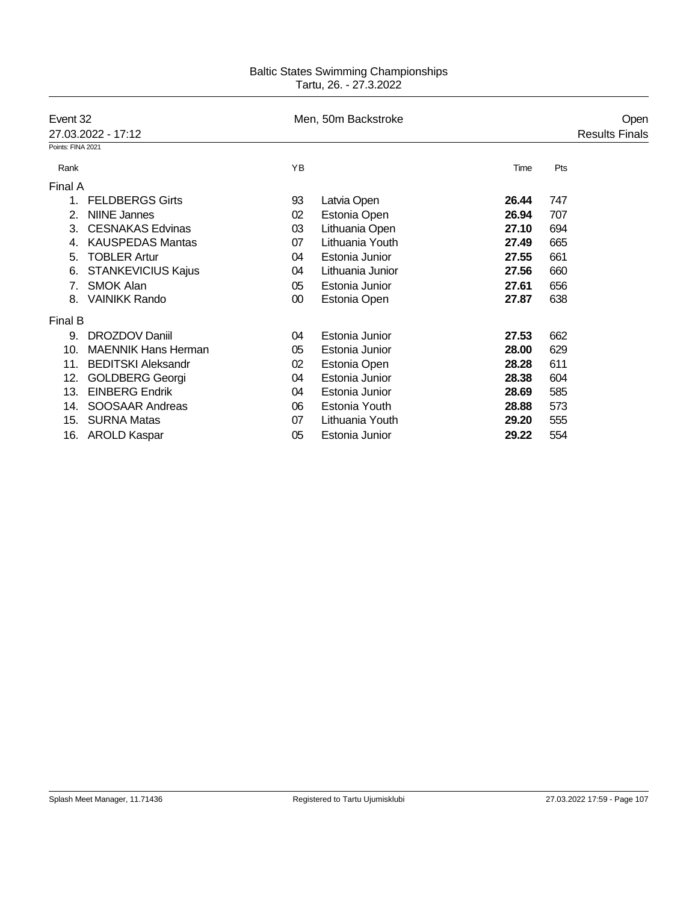# Baltic States Swimming Championships

Tartu, 26. - 27.3.2022

**Event 32** — Men, 50m Backstroke — Open

27.03.2022 - 17:12 — Results Finals

Points: FINA 2021

| Rank | | YB | | Time | Pts |
|---|---|---|---|---|---|
| **Final A** | | | | | |
| 1. | FELDBERGS Girts | 93 | Latvia Open | **26.44** | 747 |
| 2. | NIINE Jannes | 02 | Estonia Open | **26.94** | 707 |
| 3. | CESNAKAS Edvinas | 03 | Lithuania Open | **27.10** | 694 |
| 4. | KAUSPEDAS Mantas | 07 | Lithuania Youth | **27.49** | 665 |
| 5. | TOBLER Artur | 04 | Estonia Junior | **27.55** | 661 |
| 6. | STANKEVICIUS Kajus | 04 | Lithuania Junior | **27.56** | 660 |
| 7. | SMOK Alan | 05 | Estonia Junior | **27.61** | 656 |
| 8. | VAINIKK Rando | 00 | Estonia Open | **27.87** | 638 |
| **Final B** | | | | | |
| 9. | DROZDOV Daniil | 04 | Estonia Junior | **27.53** | 662 |
| 10. | MAENNIK Hans Herman | 05 | Estonia Junior | **28.00** | 629 |
| 11. | BEDITSKI Aleksandr | 02 | Estonia Open | **28.28** | 611 |
| 12. | GOLDBERG Georgi | 04 | Estonia Junior | **28.38** | 604 |
| 13. | EINBERG Endrik | 04 | Estonia Junior | **28.69** | 585 |
| 14. | SOOSAAR Andreas | 06 | Estonia Youth | **28.88** | 573 |
| 15. | SURNA Matas | 07 | Lithuania Youth | **29.20** | 555 |
| 16. | AROLD Kaspar | 05 | Estonia Junior | **29.22** | 554 |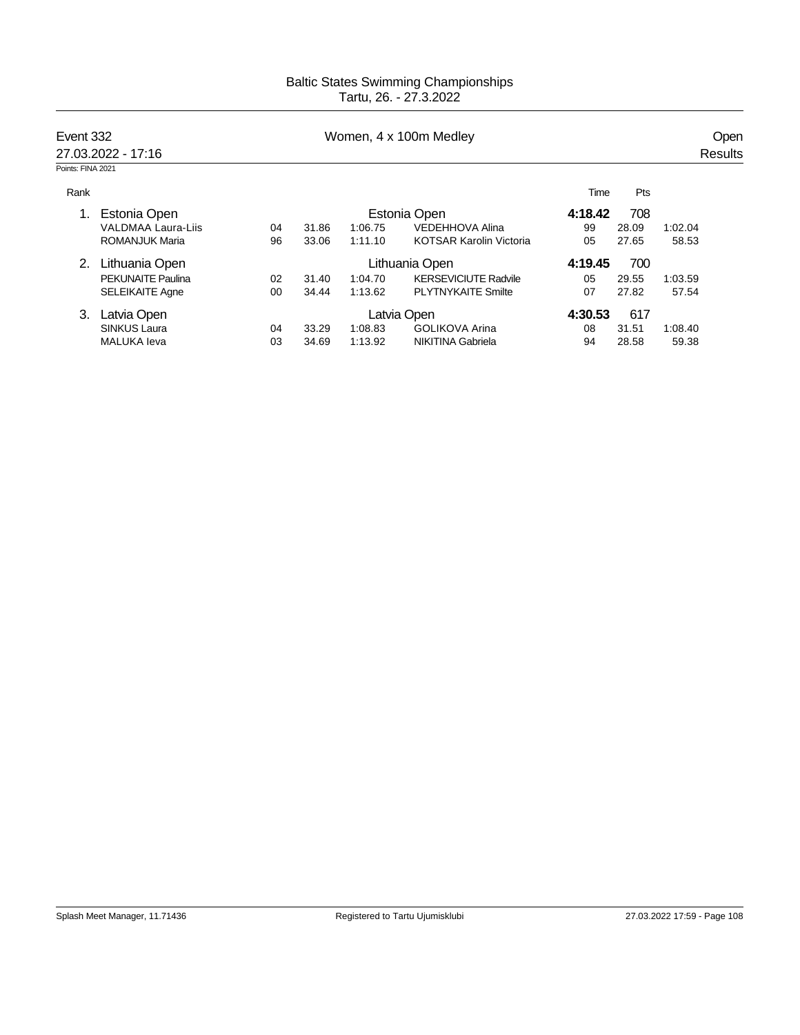# Baltic States Swimming Championships

Tartu, 26. - 27.3.2022

**Event 332** — Women, 4 x 100m Medley — Open

27.03.2022 - 17:16 — Results

Points: FINA 2021

| Rank | | | | | | Time | Pts | |
|---|---|---|---|---|---|---|---|---|
| 1. | Estonia Open | | | | Estonia Open | **4:18.42** | 708 | |
| | VALDMAA Laura-Liis | 04 | 31.86 | 1:06.75 | VEDEHHOVA Alina | 99 | 28.09 | 1:02.04 |
| | ROMANJUK Maria | 96 | 33.06 | 1:11.10 | KOTSAR Karolin Victoria | 05 | 27.65 | 58.53 |
| 2. | Lithuania Open | | | | Lithuania Open | **4:19.45** | 700 | |
| | PEKUNAITE Paulina | 02 | 31.40 | 1:04.70 | KERSEVICIUTE Radvile | 05 | 29.55 | 1:03.59 |
| | SELEIKAITE Agne | 00 | 34.44 | 1:13.62 | PLYTNYKAITE Smilte | 07 | 27.82 | 57.54 |
| 3. | Latvia Open | | | | Latvia Open | **4:30.53** | 617 | |
| | SINKUS Laura | 04 | 33.29 | 1:08.83 | GOLIKOVA Arina | 08 | 31.51 | 1:08.40 |
| | MALUKA Ieva | 03 | 34.69 | 1:13.92 | NIKITINA Gabriela | 94 | 28.58 | 59.38 |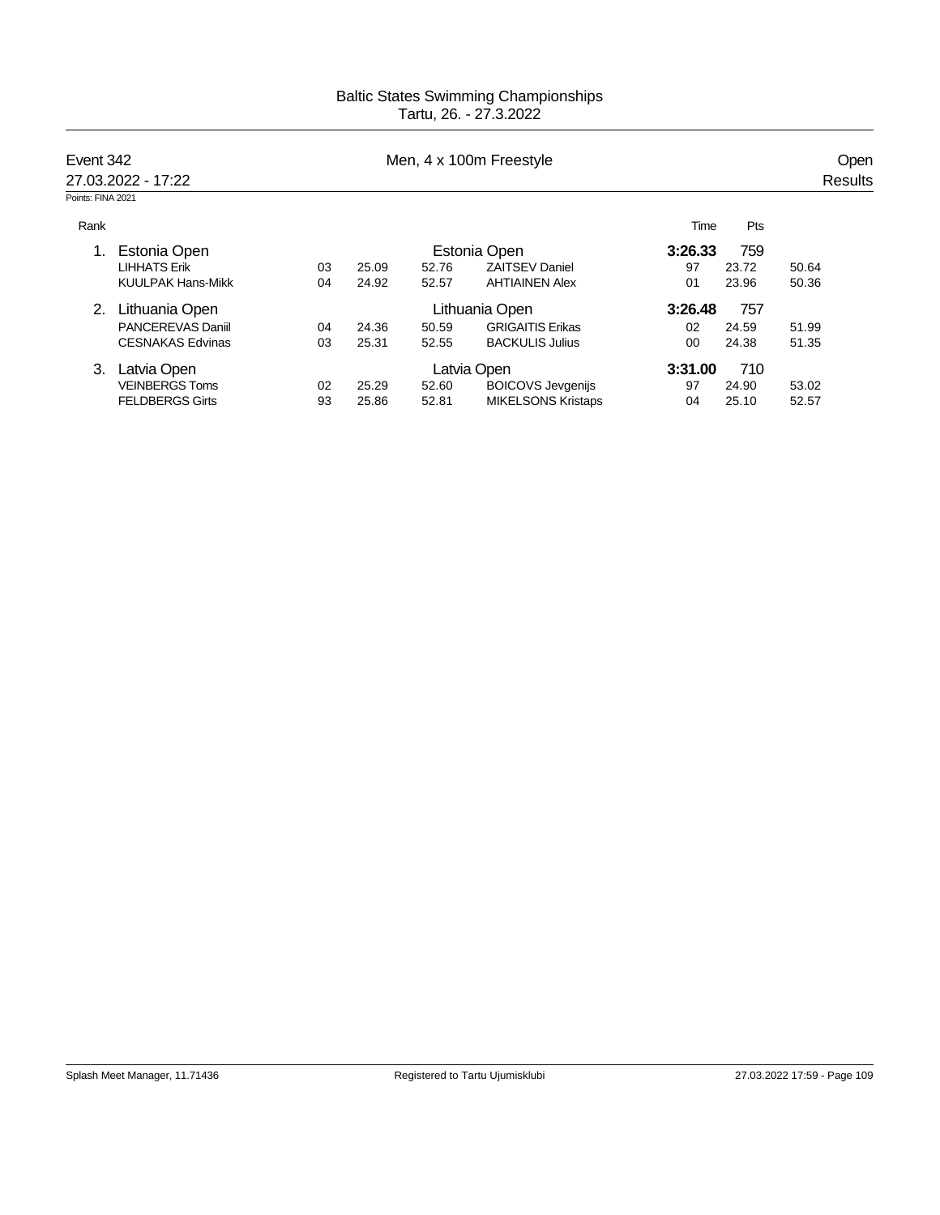Baltic States Swimming Championships
Tartu, 26. - 27.3.2022

Event 342 — Men, 4 x 100m Freestyle — Open

27.03.2022 - 17:22 — Results

Points: FINA 2021

| Rank | | | | | | | Time | Pts | |
|---|---|---|---|---|---|---|---|---|---|
| 1. | Estonia Open | | | | Estonia Open | | **3:26.33** | 759 | |
| | LIHHATS Erik | 03 | 25.09 | 52.76 | ZAITSEV Daniel | | 97 | 23.72 | 50.64 |
| | KUULPAK Hans-Mikk | 04 | 24.92 | 52.57 | AHTIAINEN Alex | | 01 | 23.96 | 50.36 |
| 2. | Lithuania Open | | | | Lithuania Open | | **3:26.48** | 757 | |
| | PANCEREVAS Daniil | 04 | 24.36 | 50.59 | GRIGAITIS Erikas | | 02 | 24.59 | 51.99 |
| | CESNAKAS Edvinas | 03 | 25.31 | 52.55 | BACKULIS Julius | | 00 | 24.38 | 51.35 |
| 3. | Latvia Open | | | | Latvia Open | | **3:31.00** | 710 | |
| | VEINBERGS Toms | 02 | 25.29 | 52.60 | BOICOVS Jevgenijs | | 97 | 24.90 | 53.02 |
| | FELDBERGS Girts | 93 | 25.86 | 52.81 | MIKELSONS Kristaps | | 04 | 25.10 | 52.57 |

Splash Meet Manager, 11.71436 — Registered to Tartu Ujumisklubi — 27.03.2022 17:59